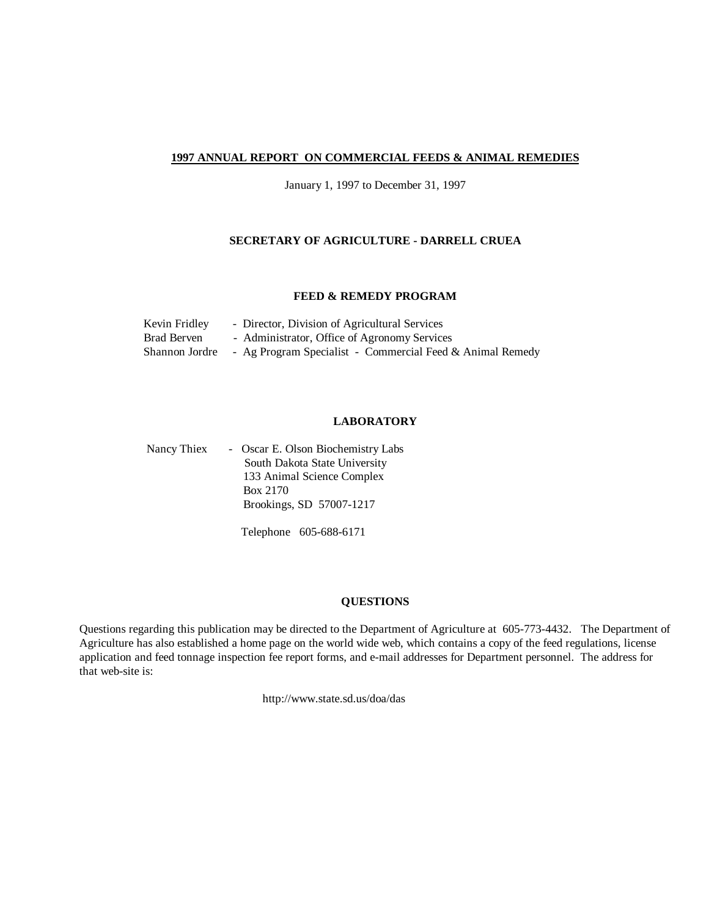# 1997 ANNUAL REPORT ON COMMERCIAL FEEDS & ANIMAL REMEDIES

January 1, 1997 to December 31, 1997

## SECRETARY OF AGRICULTURE - DARRELL CRUEA

## FEED & REMEDY PROGRAM

| | |
|---|---|
| Kevin Fridley | - Director, Division of Agricultural Services |
| Brad Berven | - Administrator, Office of Agronomy Services |
| Shannon Jordre | - Ag Program Specialist - Commercial Feed & Animal Remedy |

## LABORATORY

Nancy Thiex - Oscar E. Olson Biochemistry Labs
South Dakota State University
133 Animal Science Complex
Box 2170
Brookings, SD 57007-1217

Telephone 605-688-6171

## QUESTIONS

Questions regarding this publication may be directed to the Department of Agriculture at 605-773-4432. The Department of Agriculture has also established a home page on the world wide web, which contains a copy of the feed regulations, license application and feed tonnage inspection fee report forms, and e-mail addresses for Department personnel. The address for that web-site is:

http://www.state.sd.us/doa/das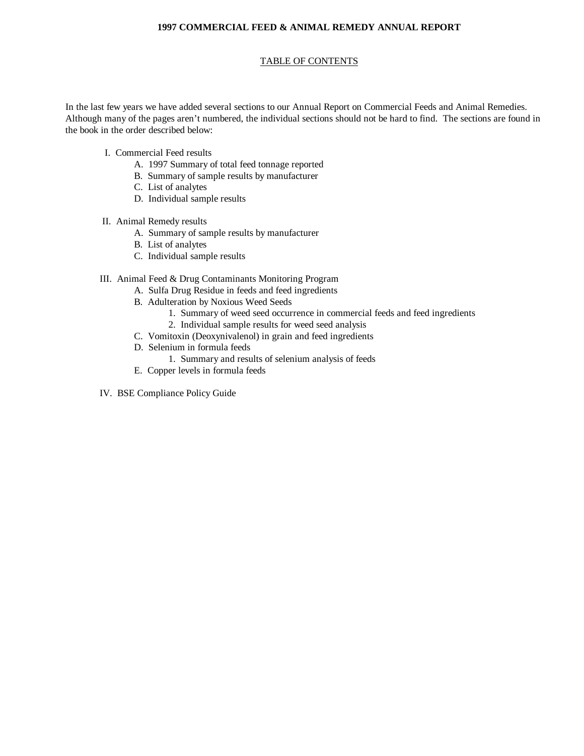**1997 COMMERCIAL FEED & ANIMAL REMEDY ANNUAL REPORT**

TABLE OF CONTENTS

In the last few years we have added several sections to our Annual Report on Commercial Feeds and Animal Remedies. Although many of the pages aren't numbered, the individual sections should not be hard to find. The sections are found in the book in the order described below:

- I. Commercial Feed results
  - A. 1997 Summary of total feed tonnage reported
  - B. Summary of sample results by manufacturer
  - C. List of analytes
  - D. Individual sample results
- II. Animal Remedy results
  - A. Summary of sample results by manufacturer
  - B. List of analytes
  - C. Individual sample results
- III. Animal Feed & Drug Contaminants Monitoring Program
  - A. Sulfa Drug Residue in feeds and feed ingredients
  - B. Adulteration by Noxious Weed Seeds
    - 1. Summary of weed seed occurrence in commercial feeds and feed ingredients
    - 2. Individual sample results for weed seed analysis
  - C. Vomitoxin (Deoxynivalenol) in grain and feed ingredients
  - D. Selenium in formula feeds
    - 1. Summary and results of selenium analysis of feeds
  - E. Copper levels in formula feeds
- IV. BSE Compliance Policy Guide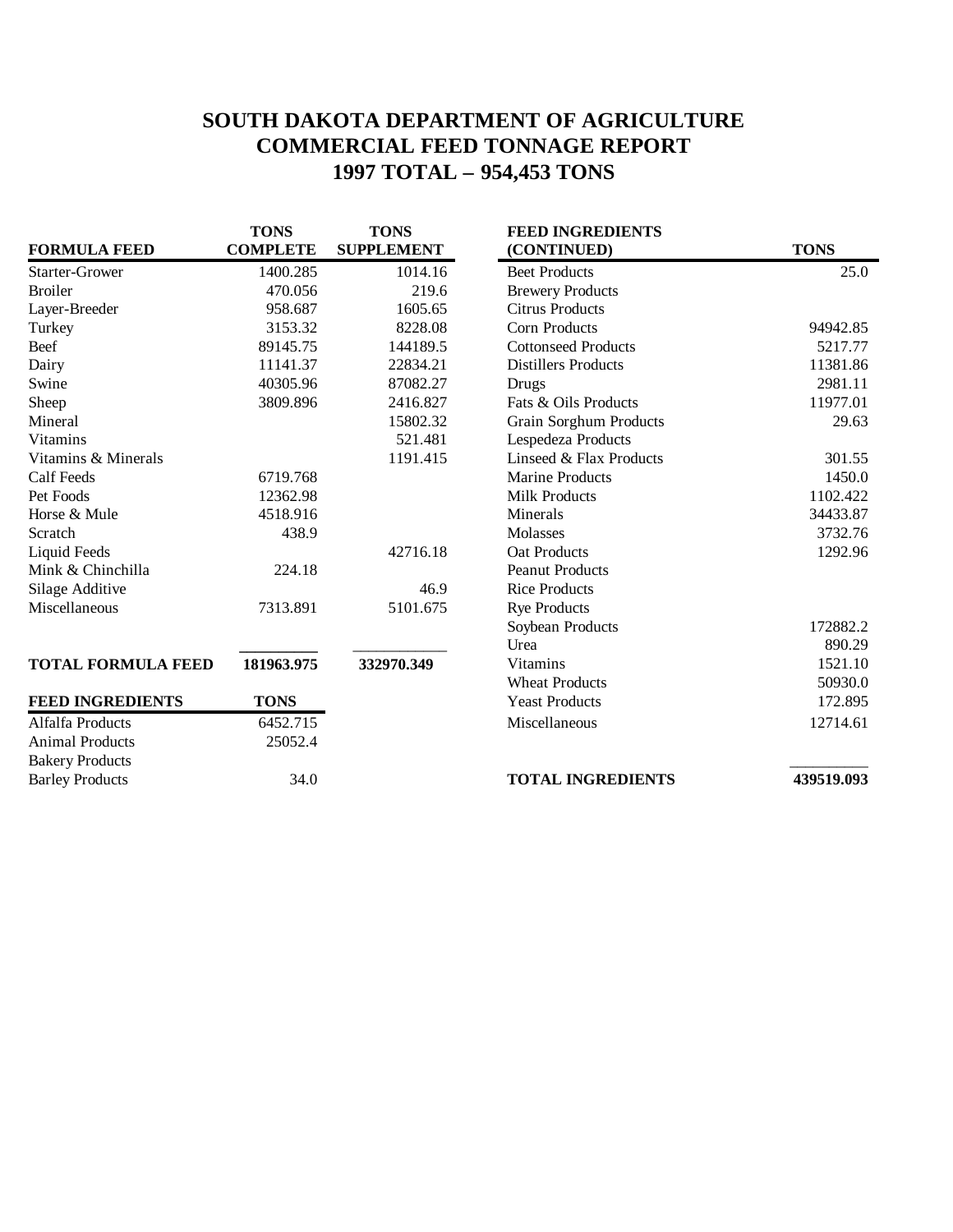# SOUTH DAKOTA DEPARTMENT OF AGRICULTURE
# COMMERCIAL FEED TONNAGE REPORT
# 1997 TOTAL – 954,453 TONS

| FORMULA FEED | TONS COMPLETE | TONS SUPPLEMENT |
|---|---|---|
| Starter-Grower | 1400.285 | 1014.16 |
| Broiler | 470.056 | 219.6 |
| Layer-Breeder | 958.687 | 1605.65 |
| Turkey | 3153.32 | 8228.08 |
| Beef | 89145.75 | 144189.5 |
| Dairy | 11141.37 | 22834.21 |
| Swine | 40305.96 | 87082.27 |
| Sheep | 3809.896 | 2416.827 |
| Mineral | | 15802.32 |
| Vitamins | | 521.481 |
| Vitamins & Minerals | | 1191.415 |
| Calf Feeds | 6719.768 | |
| Pet Foods | 12362.98 | |
| Horse & Mule | 4518.916 | |
| Scratch | 438.9 | |
| Liquid Feeds | | 42716.18 |
| Mink & Chinchilla | 224.18 | |
| Silage Additive | | 46.9 |
| Miscellaneous | 7313.891 | 5101.675 |
| **TOTAL FORMULA FEED** | **181963.975** | **332970.349** |

| FEED INGREDIENTS | TONS |
|---|---|
| Alfalfa Products | 6452.715 |
| Animal Products | 25052.4 |
| Bakery Products | |
| Barley Products | 34.0 |

| FEED INGREDIENTS (CONTINUED) | TONS |
|---|---|
| Beet Products | 25.0 |
| Brewery Products | |
| Citrus Products | |
| Corn Products | 94942.85 |
| Cottonseed Products | 5217.77 |
| Distillers Products | 11381.86 |
| Drugs | 2981.11 |
| Fats & Oils Products | 11977.01 |
| Grain Sorghum Products | 29.63 |
| Lespedeza Products | |
| Linseed & Flax Products | 301.55 |
| Marine Products | 1450.0 |
| Milk Products | 1102.422 |
| Minerals | 34433.87 |
| Molasses | 3732.76 |
| Oat Products | 1292.96 |
| Peanut Products | |
| Rice Products | |
| Rye Products | |
| Soybean Products | 172882.2 |
| Urea | 890.29 |
| Vitamins | 1521.10 |
| Wheat Products | 50930.0 |
| Yeast Products | 172.895 |
| Miscellaneous | 12714.61 |
| **TOTAL INGREDIENTS** | **439519.093** |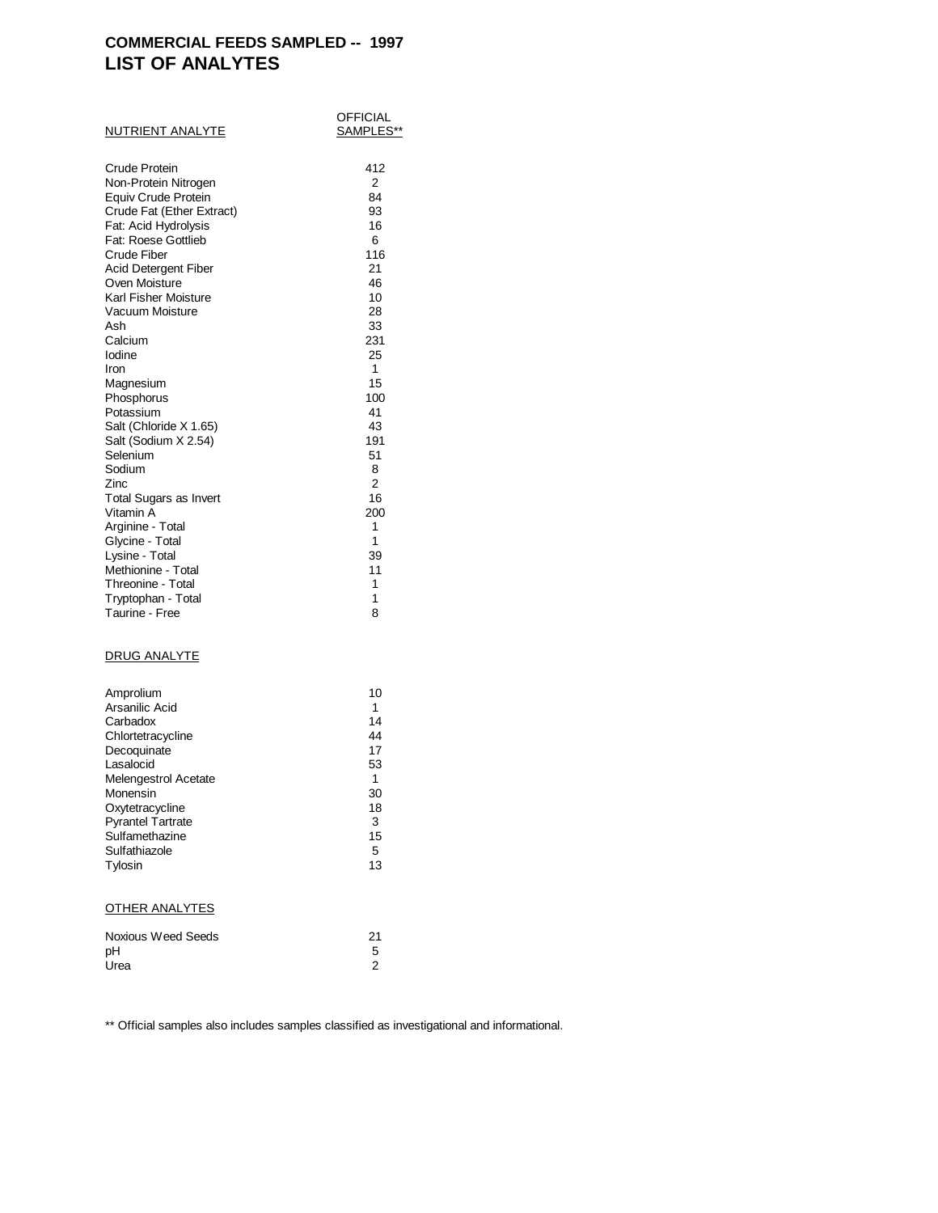# COMMERCIAL FEEDS SAMPLED -- 1997
# LIST OF ANALYTES

| NUTRIENT ANALYTE | OFFICIAL SAMPLES** |
|---|---|
| Crude Protein | 412 |
| Non-Protein Nitrogen | 2 |
| Equiv Crude Protein | 84 |
| Crude Fat (Ether Extract) | 93 |
| Fat: Acid Hydrolysis | 16 |
| Fat: Roese Gottlieb | 6 |
| Crude Fiber | 116 |
| Acid Detergent Fiber | 21 |
| Oven Moisture | 46 |
| Karl Fisher Moisture | 10 |
| Vacuum Moisture | 28 |
| Ash | 33 |
| Calcium | 231 |
| Iodine | 25 |
| Iron | 1 |
| Magnesium | 15 |
| Phosphorus | 100 |
| Potassium | 41 |
| Salt (Chloride X 1.65) | 43 |
| Salt (Sodium X 2.54) | 191 |
| Selenium | 51 |
| Sodium | 8 |
| Zinc | 2 |
| Total Sugars as Invert | 16 |
| Vitamin A | 200 |
| Arginine - Total | 1 |
| Glycine - Total | 1 |
| Lysine - Total | 39 |
| Methionine - Total | 11 |
| Threonine - Total | 1 |
| Tryptophan - Total | 1 |
| Taurine - Free | 8 |

| DRUG ANALYTE | |
|---|---|
| Amprolium | 10 |
| Arsanilic Acid | 1 |
| Carbadox | 14 |
| Chlortetracycline | 44 |
| Decoquinate | 17 |
| Lasalocid | 53 |
| Melengestrol Acetate | 1 |
| Monensin | 30 |
| Oxytetracycline | 18 |
| Pyrantel Tartrate | 3 |
| Sulfamethazine | 15 |
| Sulfathiazole | 5 |
| Tylosin | 13 |

| OTHER ANALYTES | |
|---|---|
| Noxious Weed Seeds | 21 |
| pH | 5 |
| Urea | 2 |

** Official samples also includes samples classified as investigational and informational.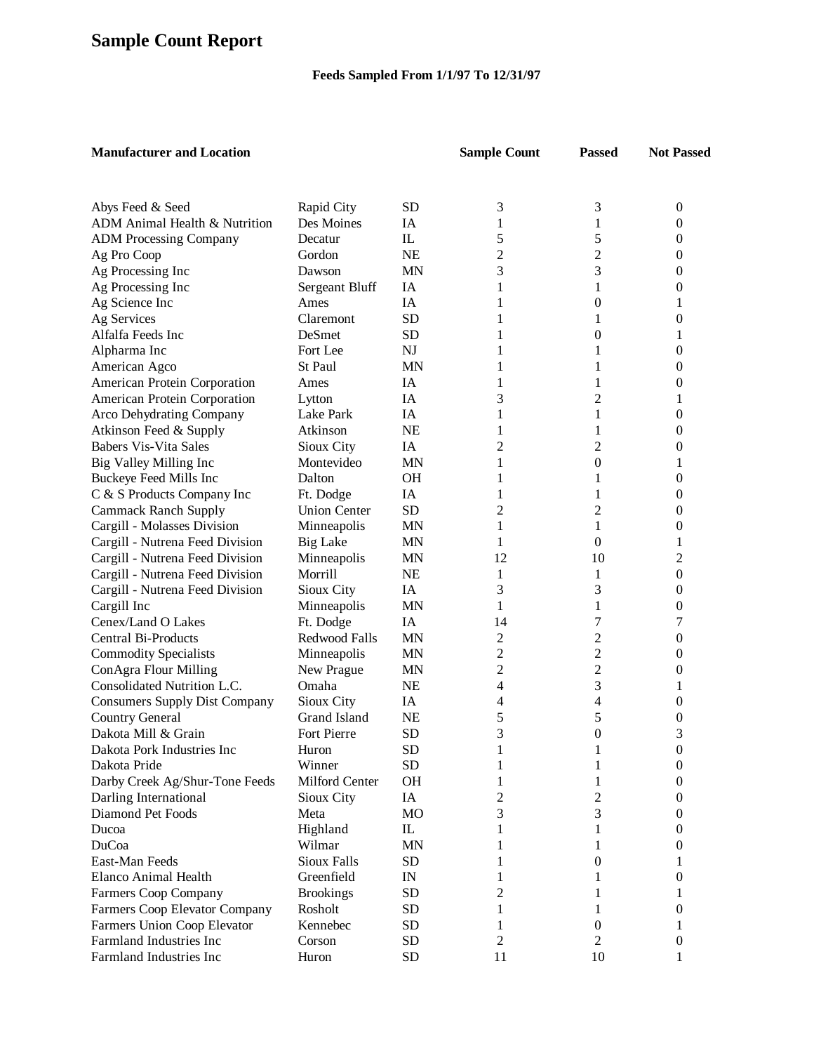# Sample Count Report

**Feeds Sampled From 1/1/97 To 12/31/97**

| Manufacturer and Location | | | Sample Count | Passed | Not Passed |
|---|---|---|---|---|---|
| Abys Feed & Seed | Rapid City | SD | 3 | 3 | 0 |
| ADM Animal Health & Nutrition | Des Moines | IA | 1 | 1 | 0 |
| ADM Processing Company | Decatur | IL | 5 | 5 | 0 |
| Ag Pro Coop | Gordon | NE | 2 | 2 | 0 |
| Ag Processing Inc | Dawson | MN | 3 | 3 | 0 |
| Ag Processing Inc | Sergeant Bluff | IA | 1 | 1 | 0 |
| Ag Science Inc | Ames | IA | 1 | 0 | 1 |
| Ag Services | Claremont | SD | 1 | 1 | 0 |
| Alfalfa Feeds Inc | DeSmet | SD | 1 | 0 | 1 |
| Alpharma Inc | Fort Lee | NJ | 1 | 1 | 0 |
| American Agco | St Paul | MN | 1 | 1 | 0 |
| American Protein Corporation | Ames | IA | 1 | 1 | 0 |
| American Protein Corporation | Lytton | IA | 3 | 2 | 1 |
| Arco Dehydrating Company | Lake Park | IA | 1 | 1 | 0 |
| Atkinson Feed & Supply | Atkinson | NE | 1 | 1 | 0 |
| Babers Vis-Vita Sales | Sioux City | IA | 2 | 2 | 0 |
| Big Valley Milling Inc | Montevideo | MN | 1 | 0 | 1 |
| Buckeye Feed Mills Inc | Dalton | OH | 1 | 1 | 0 |
| C & S Products Company Inc | Ft. Dodge | IA | 1 | 1 | 0 |
| Cammack Ranch Supply | Union Center | SD | 2 | 2 | 0 |
| Cargill - Molasses Division | Minneapolis | MN | 1 | 1 | 0 |
| Cargill - Nutrena Feed Division | Big Lake | MN | 1 | 0 | 1 |
| Cargill - Nutrena Feed Division | Minneapolis | MN | 12 | 10 | 2 |
| Cargill - Nutrena Feed Division | Morrill | NE | 1 | 1 | 0 |
| Cargill - Nutrena Feed Division | Sioux City | IA | 3 | 3 | 0 |
| Cargill Inc | Minneapolis | MN | 1 | 1 | 0 |
| Cenex/Land O Lakes | Ft. Dodge | IA | 14 | 7 | 7 |
| Central Bi-Products | Redwood Falls | MN | 2 | 2 | 0 |
| Commodity Specialists | Minneapolis | MN | 2 | 2 | 0 |
| ConAgra Flour Milling | New Prague | MN | 2 | 2 | 0 |
| Consolidated Nutrition L.C. | Omaha | NE | 4 | 3 | 1 |
| Consumers Supply Dist Company | Sioux City | IA | 4 | 4 | 0 |
| Country General | Grand Island | NE | 5 | 5 | 0 |
| Dakota Mill & Grain | Fort Pierre | SD | 3 | 0 | 3 |
| Dakota Pork Industries Inc | Huron | SD | 1 | 1 | 0 |
| Dakota Pride | Winner | SD | 1 | 1 | 0 |
| Darby Creek Ag/Shur-Tone Feeds | Milford Center | OH | 1 | 1 | 0 |
| Darling International | Sioux City | IA | 2 | 2 | 0 |
| Diamond Pet Foods | Meta | MO | 3 | 3 | 0 |
| Ducoa | Highland | IL | 1 | 1 | 0 |
| DuCoa | Wilmar | MN | 1 | 1 | 0 |
| East-Man Feeds | Sioux Falls | SD | 1 | 0 | 1 |
| Elanco Animal Health | Greenfield | IN | 1 | 1 | 0 |
| Farmers Coop Company | Brookings | SD | 2 | 1 | 1 |
| Farmers Coop Elevator Company | Rosholt | SD | 1 | 1 | 0 |
| Farmers Union Coop Elevator | Kennebec | SD | 1 | 0 | 1 |
| Farmland Industries Inc | Corson | SD | 2 | 2 | 0 |
| Farmland Industries Inc | Huron | SD | 11 | 10 | 1 |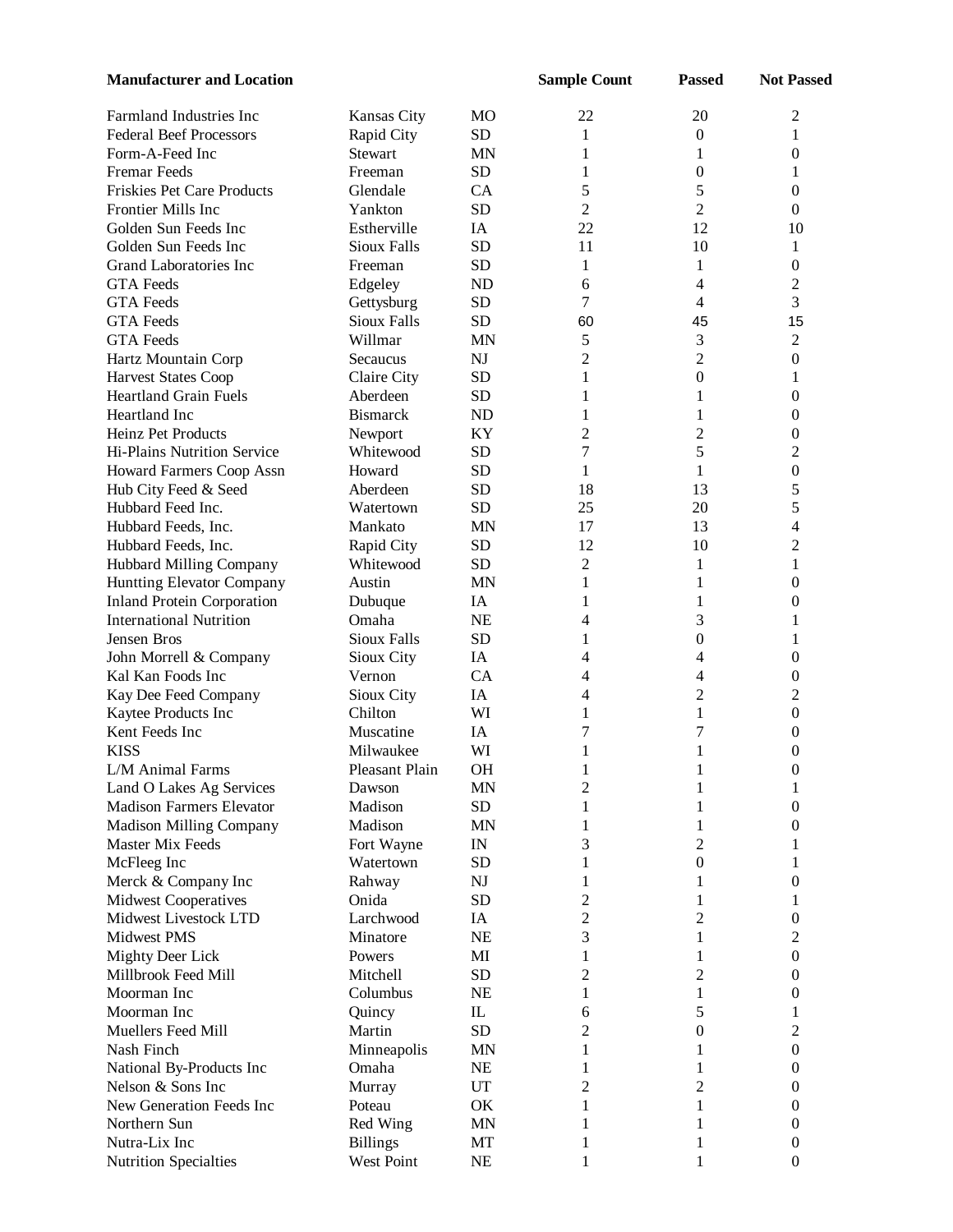| Manufacturer and Location | | | Sample Count | Passed | Not Passed |
|---|---|---|---|---|---|
| Farmland Industries Inc | Kansas City | MO | 22 | 20 | 2 |
| Federal Beef Processors | Rapid City | SD | 1 | 0 | 1 |
| Form-A-Feed Inc | Stewart | MN | 1 | 1 | 0 |
| Fremar Feeds | Freeman | SD | 1 | 0 | 1 |
| Friskies Pet Care Products | Glendale | CA | 5 | 5 | 0 |
| Frontier Mills Inc | Yankton | SD | 2 | 2 | 0 |
| Golden Sun Feeds Inc | Estherville | IA | 22 | 12 | 10 |
| Golden Sun Feeds Inc | Sioux Falls | SD | 11 | 10 | 1 |
| Grand Laboratories Inc | Freeman | SD | 1 | 1 | 0 |
| GTA Feeds | Edgeley | ND | 6 | 4 | 2 |
| GTA Feeds | Gettysburg | SD | 7 | 4 | 3 |
| GTA Feeds | Sioux Falls | SD | 60 | 45 | 15 |
| GTA Feeds | Willmar | MN | 5 | 3 | 2 |
| Hartz Mountain Corp | Secaucus | NJ | 2 | 2 | 0 |
| Harvest States Coop | Claire City | SD | 1 | 0 | 1 |
| Heartland Grain Fuels | Aberdeen | SD | 1 | 1 | 0 |
| Heartland Inc | Bismarck | ND | 1 | 1 | 0 |
| Heinz Pet Products | Newport | KY | 2 | 2 | 0 |
| Hi-Plains Nutrition Service | Whitewood | SD | 7 | 5 | 2 |
| Howard Farmers Coop Assn | Howard | SD | 1 | 1 | 0 |
| Hub City Feed & Seed | Aberdeen | SD | 18 | 13 | 5 |
| Hubbard Feed Inc. | Watertown | SD | 25 | 20 | 5 |
| Hubbard Feeds, Inc. | Mankato | MN | 17 | 13 | 4 |
| Hubbard Feeds, Inc. | Rapid City | SD | 12 | 10 | 2 |
| Hubbard Milling Company | Whitewood | SD | 2 | 1 | 1 |
| Huntting Elevator Company | Austin | MN | 1 | 1 | 0 |
| Inland Protein Corporation | Dubuque | IA | 1 | 1 | 0 |
| International Nutrition | Omaha | NE | 4 | 3 | 1 |
| Jensen Bros | Sioux Falls | SD | 1 | 0 | 1 |
| John Morrell & Company | Sioux City | IA | 4 | 4 | 0 |
| Kal Kan Foods Inc | Vernon | CA | 4 | 4 | 0 |
| Kay Dee Feed Company | Sioux City | IA | 4 | 2 | 2 |
| Kaytee Products Inc | Chilton | WI | 1 | 1 | 0 |
| Kent Feeds Inc | Muscatine | IA | 7 | 7 | 0 |
| KISS | Milwaukee | WI | 1 | 1 | 0 |
| L/M Animal Farms | Pleasant Plain | OH | 1 | 1 | 0 |
| Land O Lakes Ag Services | Dawson | MN | 2 | 1 | 1 |
| Madison Farmers Elevator | Madison | SD | 1 | 1 | 0 |
| Madison Milling Company | Madison | MN | 1 | 1 | 0 |
| Master Mix Feeds | Fort Wayne | IN | 3 | 2 | 1 |
| McFleeg Inc | Watertown | SD | 1 | 0 | 1 |
| Merck & Company Inc | Rahway | NJ | 1 | 1 | 0 |
| Midwest Cooperatives | Onida | SD | 2 | 1 | 1 |
| Midwest Livestock LTD | Larchwood | IA | 2 | 2 | 0 |
| Midwest PMS | Minatore | NE | 3 | 1 | 2 |
| Mighty Deer Lick | Powers | MI | 1 | 1 | 0 |
| Millbrook Feed Mill | Mitchell | SD | 2 | 2 | 0 |
| Moorman Inc | Columbus | NE | 1 | 1 | 0 |
| Moorman Inc | Quincy | IL | 6 | 5 | 1 |
| Muellers Feed Mill | Martin | SD | 2 | 0 | 2 |
| Nash Finch | Minneapolis | MN | 1 | 1 | 0 |
| National By-Products Inc | Omaha | NE | 1 | 1 | 0 |
| Nelson & Sons Inc | Murray | UT | 2 | 2 | 0 |
| New Generation Feeds Inc | Poteau | OK | 1 | 1 | 0 |
| Northern Sun | Red Wing | MN | 1 | 1 | 0 |
| Nutra-Lix Inc | Billings | MT | 1 | 1 | 0 |
| Nutrition Specialties | West Point | NE | 1 | 1 | 0 |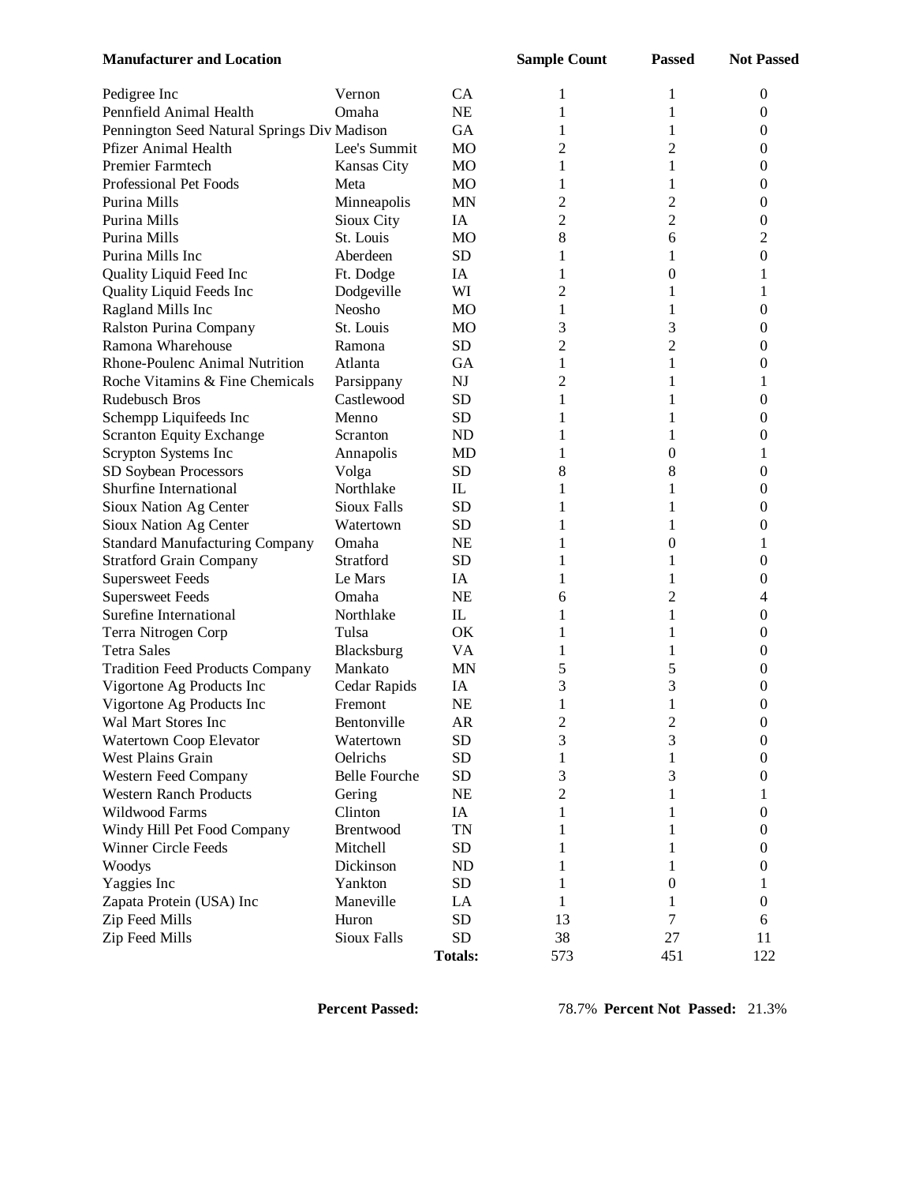| Manufacturer and Location | | | Sample Count | Passed | Not Passed |
|---|---|---|---|---|---|
| Pedigree Inc | Vernon | CA | 1 | 1 | 0 |
| Pennfield Animal Health | Omaha | NE | 1 | 1 | 0 |
| Pennington Seed Natural Springs Div | Madison | GA | 1 | 1 | 0 |
| Pfizer Animal Health | Lee's Summit | MO | 2 | 2 | 0 |
| Premier Farmtech | Kansas City | MO | 1 | 1 | 0 |
| Professional Pet Foods | Meta | MO | 1 | 1 | 0 |
| Purina Mills | Minneapolis | MN | 2 | 2 | 0 |
| Purina Mills | Sioux City | IA | 2 | 2 | 0 |
| Purina Mills | St. Louis | MO | 8 | 6 | 2 |
| Purina Mills Inc | Aberdeen | SD | 1 | 1 | 0 |
| Quality Liquid Feed Inc | Ft. Dodge | IA | 1 | 0 | 1 |
| Quality Liquid Feeds Inc | Dodgeville | WI | 2 | 1 | 1 |
| Ragland Mills Inc | Neosho | MO | 1 | 1 | 0 |
| Ralston Purina Company | St. Louis | MO | 3 | 3 | 0 |
| Ramona Wharehouse | Ramona | SD | 2 | 2 | 0 |
| Rhone-Poulenc Animal Nutrition | Atlanta | GA | 1 | 1 | 0 |
| Roche Vitamins & Fine Chemicals | Parsippany | NJ | 2 | 1 | 1 |
| Rudebusch Bros | Castlewood | SD | 1 | 1 | 0 |
| Schempp Liquifeeds Inc | Menno | SD | 1 | 1 | 0 |
| Scranton Equity Exchange | Scranton | ND | 1 | 1 | 0 |
| Scrypton Systems Inc | Annapolis | MD | 1 | 0 | 1 |
| SD Soybean Processors | Volga | SD | 8 | 8 | 0 |
| Shurfine International | Northlake | IL | 1 | 1 | 0 |
| Sioux Nation Ag Center | Sioux Falls | SD | 1 | 1 | 0 |
| Sioux Nation Ag Center | Watertown | SD | 1 | 1 | 0 |
| Standard Manufacturing Company | Omaha | NE | 1 | 0 | 1 |
| Stratford Grain Company | Stratford | SD | 1 | 1 | 0 |
| Supersweet Feeds | Le Mars | IA | 1 | 1 | 0 |
| Supersweet Feeds | Omaha | NE | 6 | 2 | 4 |
| Surefine International | Northlake | IL | 1 | 1 | 0 |
| Terra Nitrogen Corp | Tulsa | OK | 1 | 1 | 0 |
| Tetra Sales | Blacksburg | VA | 1 | 1 | 0 |
| Tradition Feed Products Company | Mankato | MN | 5 | 5 | 0 |
| Vigortone Ag Products Inc | Cedar Rapids | IA | 3 | 3 | 0 |
| Vigortone Ag Products Inc | Fremont | NE | 1 | 1 | 0 |
| Wal Mart Stores Inc | Bentonville | AR | 2 | 2 | 0 |
| Watertown Coop Elevator | Watertown | SD | 3 | 3 | 0 |
| West Plains Grain | Oelrichs | SD | 1 | 1 | 0 |
| Western Feed Company | Belle Fourche | SD | 3 | 3 | 0 |
| Western Ranch Products | Gering | NE | 2 | 1 | 1 |
| Wildwood Farms | Clinton | IA | 1 | 1 | 0 |
| Windy Hill Pet Food Company | Brentwood | TN | 1 | 1 | 0 |
| Winner Circle Feeds | Mitchell | SD | 1 | 1 | 0 |
| Woodys | Dickinson | ND | 1 | 1 | 0 |
| Yaggies Inc | Yankton | SD | 1 | 0 | 1 |
| Zapata Protein (USA) Inc | Maneville | LA | 1 | 1 | 0 |
| Zip Feed Mills | Huron | SD | 13 | 7 | 6 |
| Zip Feed Mills | Sioux Falls | SD | 38 | 27 | 11 |
| | | **Totals:** | 573 | 451 | 122 |

**Percent Passed:** 78.7% **Percent Not Passed:** 21.3%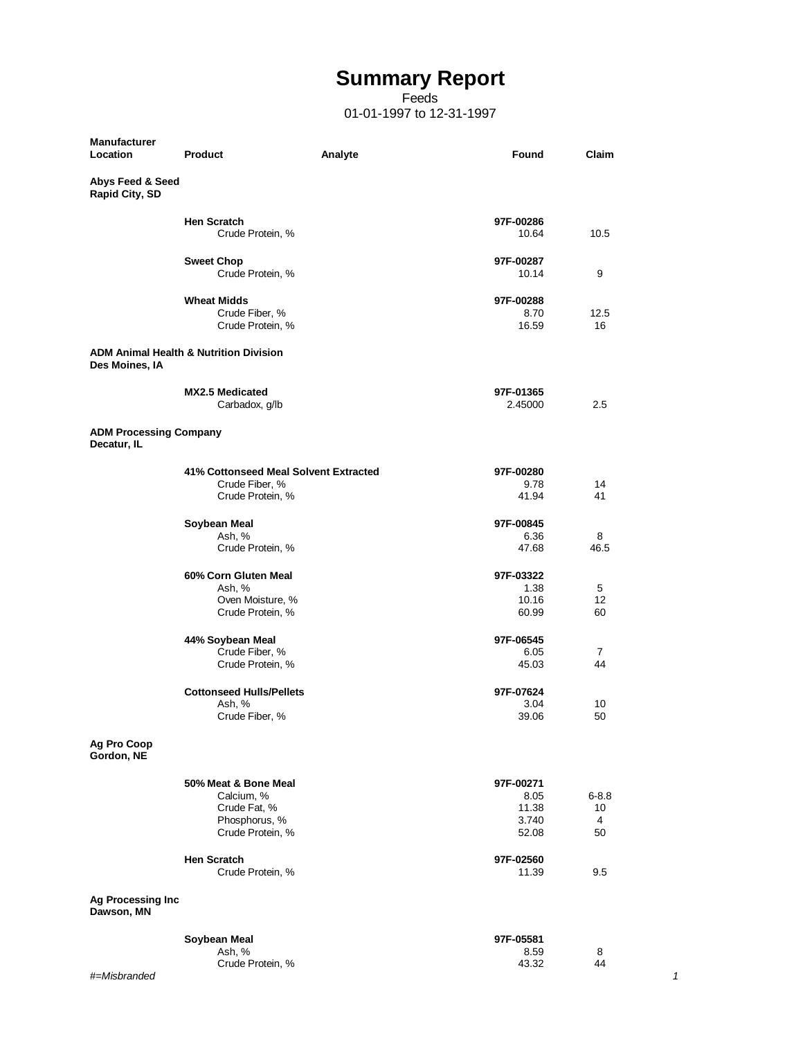# Summary Report

Feeds

01-01-1997 to 12-31-1997

| Manufacturer Location | Product | Analyte | Found | Claim |
|---|---|---|---|---|
| **Abys Feed & Seed Rapid City, SD** | | | | |
| | **Hen Scratch** | | **97F-00286** | |
| | | Crude Protein, % | 10.64 | 10.5 |
| | **Sweet Chop** | | **97F-00287** | |
| | | Crude Protein, % | 10.14 | 9 |
| | **Wheat Midds** | | **97F-00288** | |
| | | Crude Fiber, % | 8.70 | 12.5 |
| | | Crude Protein, % | 16.59 | 16 |
| **ADM Animal Health & Nutrition Division Des Moines, IA** | | | | |
| | **MX2.5 Medicated** | | **97F-01365** | |
| | | Carbadox, g/lb | 2.45000 | 2.5 |
| **ADM Processing Company Decatur, IL** | | | | |
| | **41% Cottonseed Meal Solvent Extracted** | | **97F-00280** | |
| | | Crude Fiber, % | 9.78 | 14 |
| | | Crude Protein, % | 41.94 | 41 |
| | **Soybean Meal** | | **97F-00845** | |
| | | Ash, % | 6.36 | 8 |
| | | Crude Protein, % | 47.68 | 46.5 |
| | **60% Corn Gluten Meal** | | **97F-03322** | |
| | | Ash, % | 1.38 | 5 |
| | | Oven Moisture, % | 10.16 | 12 |
| | | Crude Protein, % | 60.99 | 60 |
| | **44% Soybean Meal** | | **97F-06545** | |
| | | Crude Fiber, % | 6.05 | 7 |
| | | Crude Protein, % | 45.03 | 44 |
| | **Cottonseed Hulls/Pellets** | | **97F-07624** | |
| | | Ash, % | 3.04 | 10 |
| | | Crude Fiber, % | 39.06 | 50 |
| **Ag Pro Coop Gordon, NE** | | | | |
| | **50% Meat & Bone Meal** | | **97F-00271** | |
| | | Calcium, % | 8.05 | 6-8.8 |
| | | Crude Fat, % | 11.38 | 10 |
| | | Phosphorus, % | 3.740 | 4 |
| | | Crude Protein, % | 52.08 | 50 |
| | **Hen Scratch** | | **97F-02560** | |
| | | Crude Protein, % | 11.39 | 9.5 |
| **Ag Processing Inc Dawson, MN** | | | | |
| | **Soybean Meal** | | **97F-05581** | |
| | | Ash, % | 8.59 | 8 |
| | | Crude Protein, % | 43.32 | 44 |

*#=Misbranded*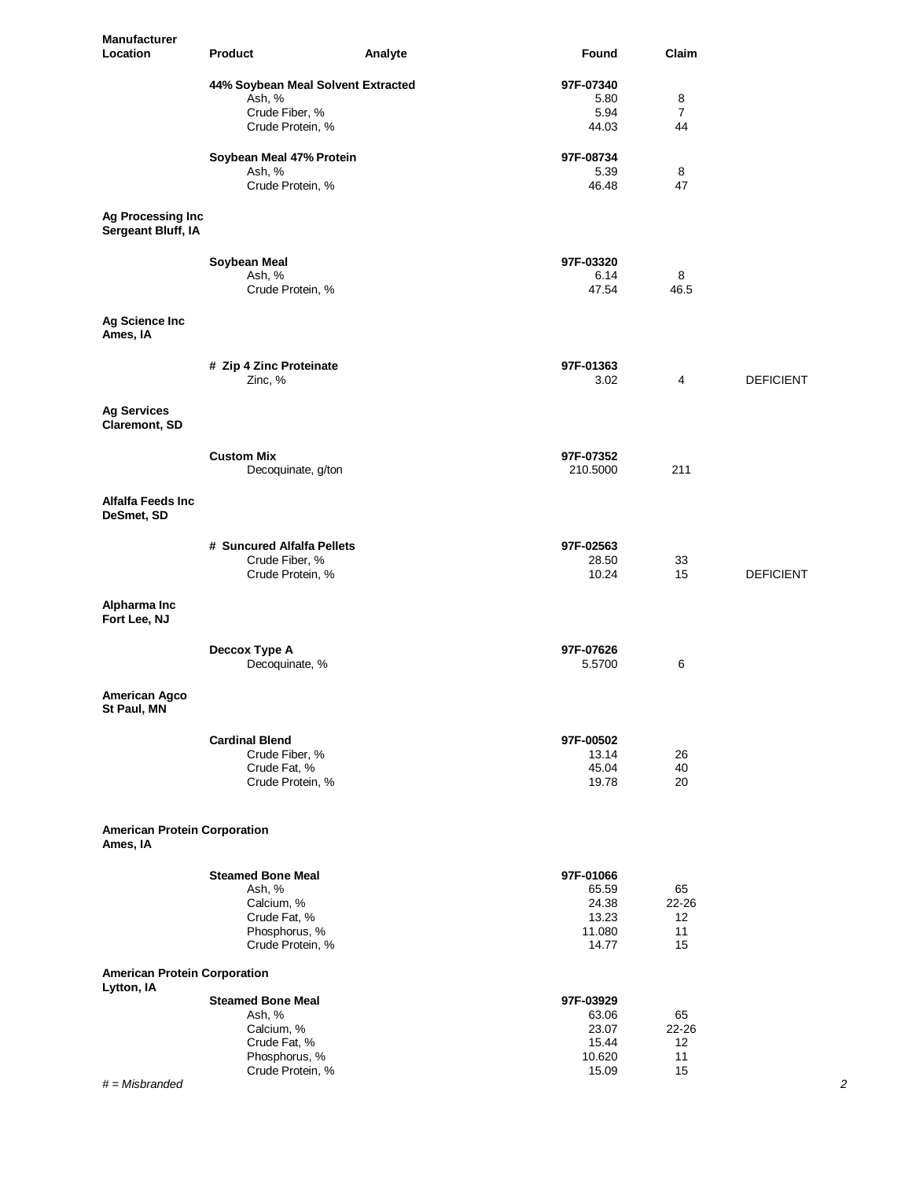| Manufacturer Location | Product | Analyte | Found | Claim | |
|---|---|---|---|---|---|
| | **44% Soybean Meal Solvent Extracted** | | **97F-07340** | | |
| | | Ash, % | 5.80 | 8 | |
| | | Crude Fiber, % | 5.94 | 7 | |
| | | Crude Protein, % | 44.03 | 44 | |
| | **Soybean Meal 47% Protein** | | **97F-08734** | | |
| | | Ash, % | 5.39 | 8 | |
| | | Crude Protein, % | 46.48 | 47 | |
| **Ag Processing Inc Sergeant Bluff, IA** | | | | | |
| | **Soybean Meal** | | **97F-03320** | | |
| | | Ash, % | 6.14 | 8 | |
| | | Crude Protein, % | 47.54 | 46.5 | |
| **Ag Science Inc Ames, IA** | | | | | |
| | **# Zip 4 Zinc Proteinate** | | **97F-01363** | | |
| | | Zinc, % | 3.02 | 4 | DEFICIENT |
| **Ag Services Claremont, SD** | | | | | |
| | **Custom Mix** | | **97F-07352** | | |
| | | Decoquinate, g/ton | 210.5000 | 211 | |
| **Alfalfa Feeds Inc DeSmet, SD** | | | | | |
| | **# Suncured Alfalfa Pellets** | | **97F-02563** | | |
| | | Crude Fiber, % | 28.50 | 33 | |
| | | Crude Protein, % | 10.24 | 15 | DEFICIENT |
| **Alpharma Inc Fort Lee, NJ** | | | | | |
| | **Deccox Type A** | | **97F-07626** | | |
| | | Decoquinate, % | 5.5700 | 6 | |
| **American Agco St Paul, MN** | | | | | |
| | **Cardinal Blend** | | **97F-00502** | | |
| | | Crude Fiber, % | 13.14 | 26 | |
| | | Crude Fat, % | 45.04 | 40 | |
| | | Crude Protein, % | 19.78 | 20 | |
| **American Protein Corporation Ames, IA** | | | | | |
| | **Steamed Bone Meal** | | **97F-01066** | | |
| | | Ash, % | 65.59 | 65 | |
| | | Calcium, % | 24.38 | 22-26 | |
| | | Crude Fat, % | 13.23 | 12 | |
| | | Phosphorus, % | 11.080 | 11 | |
| | | Crude Protein, % | 14.77 | 15 | |
| **American Protein Corporation Lytton, IA** | | | | | |
| | **Steamed Bone Meal** | | **97F-03929** | | |
| | | Ash, % | 63.06 | 65 | |
| | | Calcium, % | 23.07 | 22-26 | |
| | | Crude Fat, % | 15.44 | 12 | |
| | | Phosphorus, % | 10.620 | 11 | |
| | | Crude Protein, % | 15.09 | 15 | |

*# = Misbranded*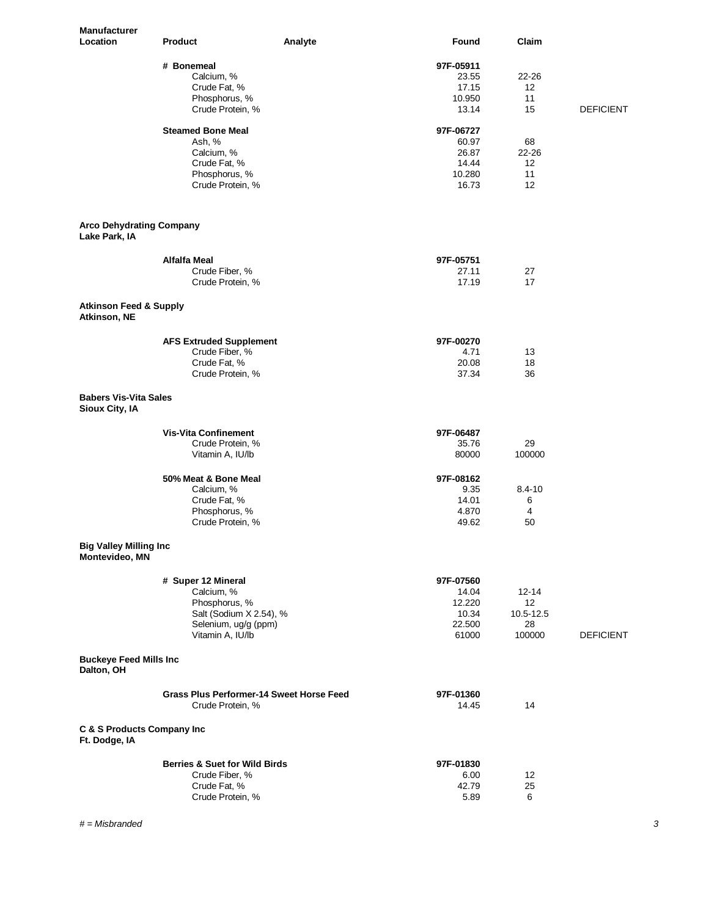| Manufacturer Location | Product | Analyte | Found | Claim | |
|---|---|---|---|---|---|
| | # Bonemeal | | 97F-05911 | | |
| | | Calcium, % | 23.55 | 22-26 | |
| | | Crude Fat, % | 17.15 | 12 | |
| | | Phosphorus, % | 10.950 | 11 | |
| | | Crude Protein, % | 13.14 | 15 | DEFICIENT |
| | **Steamed Bone Meal** | | 97F-06727 | | |
| | | Ash, % | 60.97 | 68 | |
| | | Calcium, % | 26.87 | 22-26 | |
| | | Crude Fat, % | 14.44 | 12 | |
| | | Phosphorus, % | 10.280 | 11 | |
| | | Crude Protein, % | 16.73 | 12 | |
| **Arco Dehydrating Company**<br>**Lake Park, IA** | | | | | |
| | **Alfalfa Meal** | | 97F-05751 | | |
| | | Crude Fiber, % | 27.11 | 27 | |
| | | Crude Protein, % | 17.19 | 17 | |
| **Atkinson Feed & Supply**<br>**Atkinson, NE** | | | | | |
| | **AFS Extruded Supplement** | | 97F-00270 | | |
| | | Crude Fiber, % | 4.71 | 13 | |
| | | Crude Fat, % | 20.08 | 18 | |
| | | Crude Protein, % | 37.34 | 36 | |
| **Babers Vis-Vita Sales**<br>**Sioux City, IA** | | | | | |
| | **Vis-Vita Confinement** | | 97F-06487 | | |
| | | Crude Protein, % | 35.76 | 29 | |
| | | Vitamin A, IU/lb | 80000 | 100000 | |
| | **50% Meat & Bone Meal** | | 97F-08162 | | |
| | | Calcium, % | 9.35 | 8.4-10 | |
| | | Crude Fat, % | 14.01 | 6 | |
| | | Phosphorus, % | 4.870 | 4 | |
| | | Crude Protein, % | 49.62 | 50 | |
| **Big Valley Milling Inc**<br>**Montevideo, MN** | | | | | |
| | # Super 12 Mineral | | 97F-07560 | | |
| | | Calcium, % | 14.04 | 12-14 | |
| | | Phosphorus, % | 12.220 | 12 | |
| | | Salt (Sodium X 2.54), % | 10.34 | 10.5-12.5 | |
| | | Selenium, ug/g (ppm) | 22.500 | 28 | |
| | | Vitamin A, IU/lb | 61000 | 100000 | DEFICIENT |
| **Buckeye Feed Mills Inc**<br>**Dalton, OH** | | | | | |
| | **Grass Plus Performer-14 Sweet Horse Feed** | | 97F-01360 | | |
| | | Crude Protein, % | 14.45 | 14 | |
| **C & S Products Company Inc**<br>**Ft. Dodge, IA** | | | | | |
| | **Berries & Suet for Wild Birds** | | 97F-01830 | | |
| | | Crude Fiber, % | 6.00 | 12 | |
| | | Crude Fat, % | 42.79 | 25 | |
| | | Crude Protein, % | 5.89 | 6 | |

*# = Misbranded*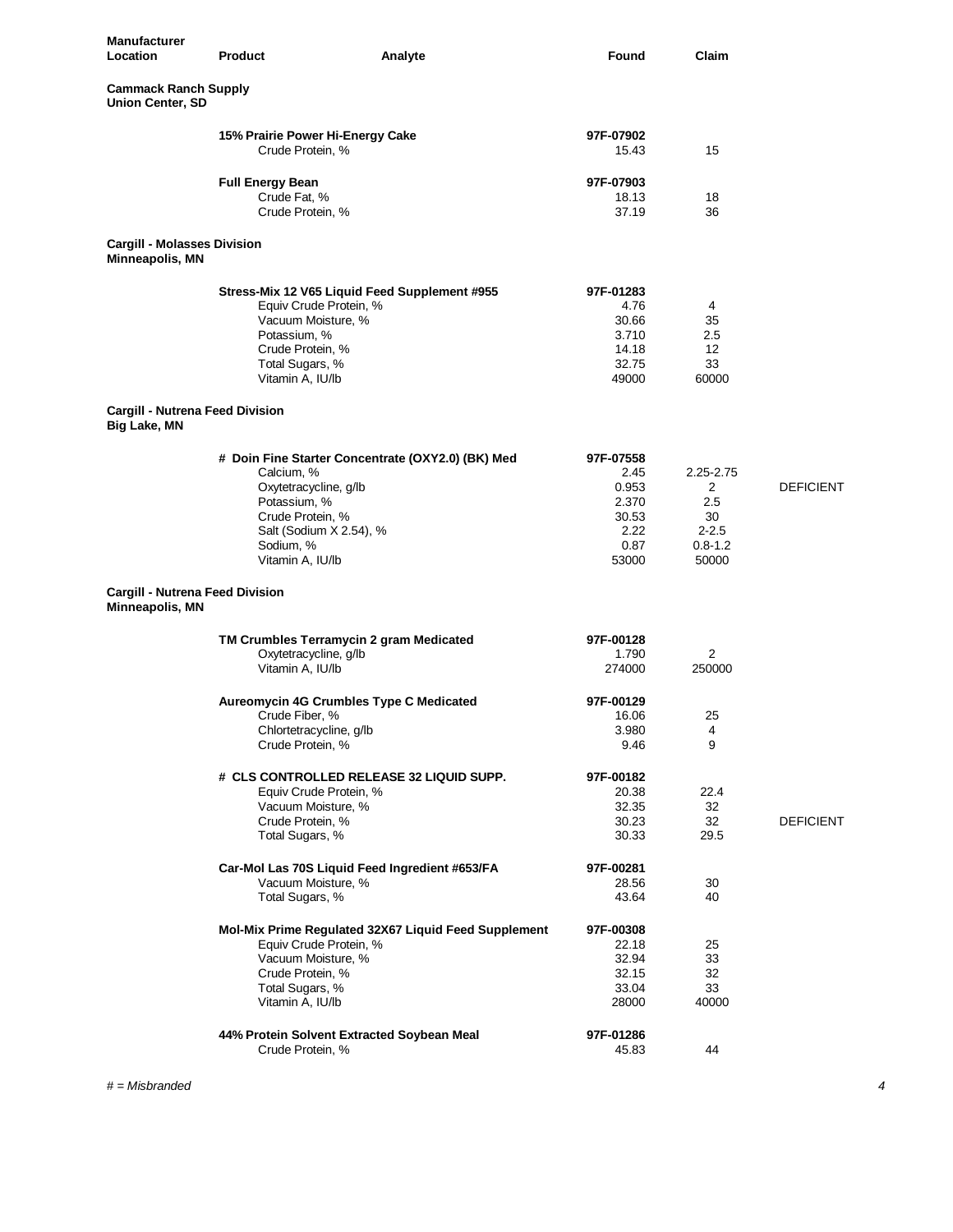| Manufacturer Location | Product | Analyte | Found | Claim | |
|---|---|---|---|---|---|
| **Cammack Ranch Supply** | | | | | |
| **Union Center, SD** | | | | | |
| | **15% Prairie Power Hi-Energy Cake** | | **97F-07902** | | |
| | | Crude Protein, % | 15.43 | 15 | |
| | **Full Energy Bean** | | **97F-07903** | | |
| | | Crude Fat, % | 18.13 | 18 | |
| | | Crude Protein, % | 37.19 | 36 | |
| **Cargill - Molasses Division** | | | | | |
| **Minneapolis, MN** | | | | | |
| | **Stress-Mix 12 V65 Liquid Feed Supplement #955** | | **97F-01283** | | |
| | | Equiv Crude Protein, % | 4.76 | 4 | |
| | | Vacuum Moisture, % | 30.66 | 35 | |
| | | Potassium, % | 3.710 | 2.5 | |
| | | Crude Protein, % | 14.18 | 12 | |
| | | Total Sugars, % | 32.75 | 33 | |
| | | Vitamin A, IU/lb | 49000 | 60000 | |
| **Cargill - Nutrena Feed Division** | | | | | |
| **Big Lake, MN** | | | | | |
| | **# Doin Fine Starter Concentrate (OXY2.0) (BK) Med** | | **97F-07558** | | |
| | | Calcium, % | 2.45 | 2.25-2.75 | |
| | | Oxytetracycline, g/lb | 0.953 | 2 | DEFICIENT |
| | | Potassium, % | 2.370 | 2.5 | |
| | | Crude Protein, % | 30.53 | 30 | |
| | | Salt (Sodium X 2.54), % | 2.22 | 2-2.5 | |
| | | Sodium, % | 0.87 | 0.8-1.2 | |
| | | Vitamin A, IU/lb | 53000 | 50000 | |
| **Cargill - Nutrena Feed Division** | | | | | |
| **Minneapolis, MN** | | | | | |
| | **TM Crumbles Terramycin 2 gram Medicated** | | **97F-00128** | | |
| | | Oxytetracycline, g/lb | 1.790 | 2 | |
| | | Vitamin A, IU/lb | 274000 | 250000 | |
| | **Aureomycin 4G Crumbles Type C Medicated** | | **97F-00129** | | |
| | | Crude Fiber, % | 16.06 | 25 | |
| | | Chlortetracycline, g/lb | 3.980 | 4 | |
| | | Crude Protein, % | 9.46 | 9 | |
| | **# CLS CONTROLLED RELEASE 32 LIQUID SUPP.** | | **97F-00182** | | |
| | | Equiv Crude Protein, % | 20.38 | 22.4 | |
| | | Vacuum Moisture, % | 32.35 | 32 | |
| | | Crude Protein, % | 30.23 | 32 | DEFICIENT |
| | | Total Sugars, % | 30.33 | 29.5 | |
| | **Car-Mol Las 70S Liquid Feed Ingredient #653/FA** | | **97F-00281** | | |
| | | Vacuum Moisture, % | 28.56 | 30 | |
| | | Total Sugars, % | 43.64 | 40 | |
| | **Mol-Mix Prime Regulated 32X67 Liquid Feed Supplement** | | **97F-00308** | | |
| | | Equiv Crude Protein, % | 22.18 | 25 | |
| | | Vacuum Moisture, % | 32.94 | 33 | |
| | | Crude Protein, % | 32.15 | 32 | |
| | | Total Sugars, % | 33.04 | 33 | |
| | | Vitamin A, IU/lb | 28000 | 40000 | |
| | **44% Protein Solvent Extracted Soybean Meal** | | **97F-01286** | | |
| | | Crude Protein, % | 45.83 | 44 | |

*# = Misbranded*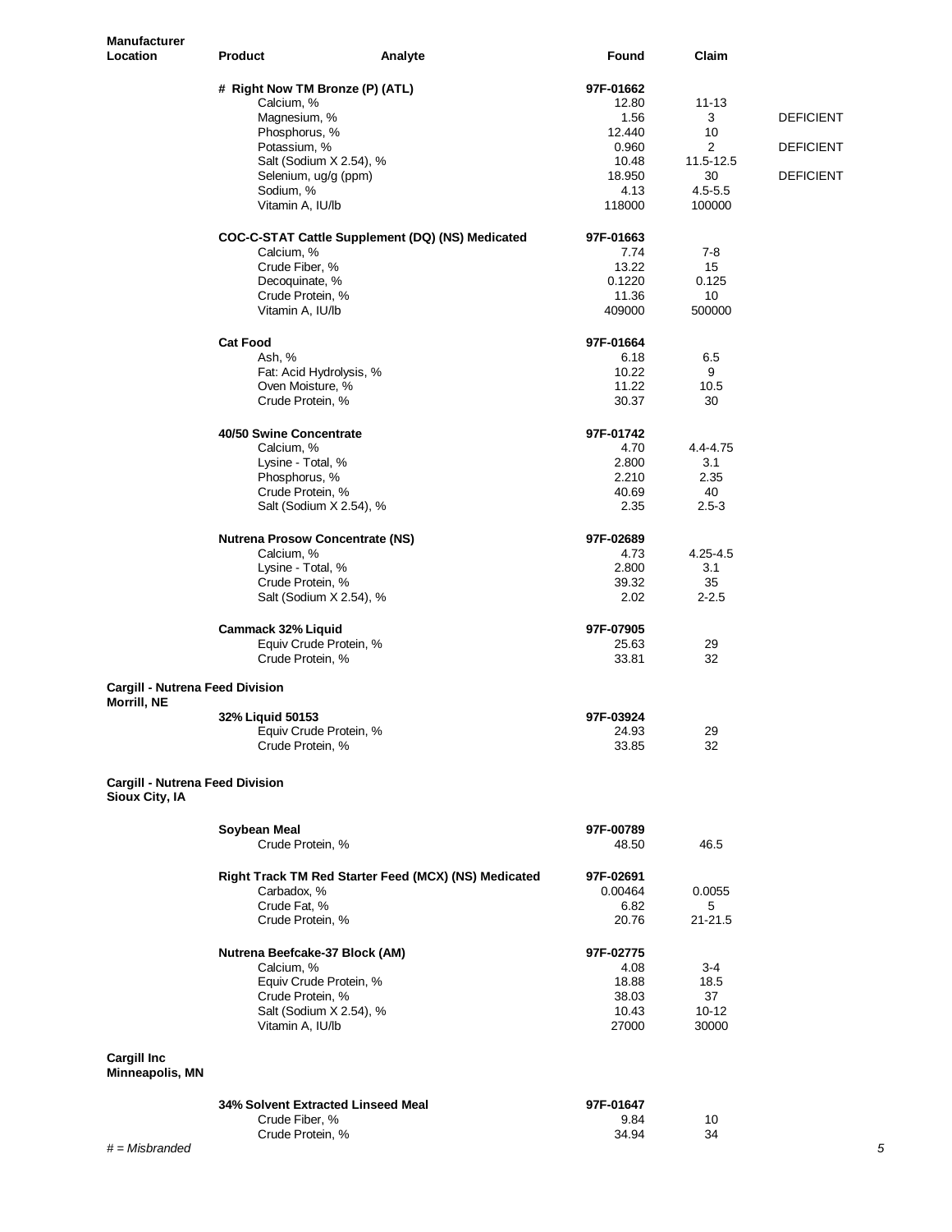| Manufacturer Location | Product | Analyte | Found | Claim | |
|---|---|---|---|---|---|
| | # Right Now TM Bronze (P) (ATL) | | 97F-01662 | | |
| | | Calcium, % | 12.80 | 11-13 | |
| | | Magnesium, % | 1.56 | 3 | DEFICIENT |
| | | Phosphorus, % | 12.440 | 10 | |
| | | Potassium, % | 0.960 | 2 | DEFICIENT |
| | | Salt (Sodium X 2.54), % | 10.48 | 11.5-12.5 | |
| | | Selenium, ug/g (ppm) | 18.950 | 30 | DEFICIENT |
| | | Sodium, % | 4.13 | 4.5-5.5 | |
| | | Vitamin A, IU/lb | 118000 | 100000 | |
| | COC-C-STAT Cattle Supplement (DQ) (NS) Medicated | | 97F-01663 | | |
| | | Calcium, % | 7.74 | 7-8 | |
| | | Crude Fiber, % | 13.22 | 15 | |
| | | Decoquinate, % | 0.1220 | 0.125 | |
| | | Crude Protein, % | 11.36 | 10 | |
| | | Vitamin A, IU/lb | 409000 | 500000 | |
| | Cat Food | | 97F-01664 | | |
| | | Ash, % | 6.18 | 6.5 | |
| | | Fat: Acid Hydrolysis, % | 10.22 | 9 | |
| | | Oven Moisture, % | 11.22 | 10.5 | |
| | | Crude Protein, % | 30.37 | 30 | |
| | 40/50 Swine Concentrate | | 97F-01742 | | |
| | | Calcium, % | 4.70 | 4.4-4.75 | |
| | | Lysine - Total, % | 2.800 | 3.1 | |
| | | Phosphorus, % | 2.210 | 2.35 | |
| | | Crude Protein, % | 40.69 | 40 | |
| | | Salt (Sodium X 2.54), % | 2.35 | 2.5-3 | |
| | Nutrena Prosow Concentrate (NS) | | 97F-02689 | | |
| | | Calcium, % | 4.73 | 4.25-4.5 | |
| | | Lysine - Total, % | 2.800 | 3.1 | |
| | | Crude Protein, % | 39.32 | 35 | |
| | | Salt (Sodium X 2.54), % | 2.02 | 2-2.5 | |
| | Cammack 32% Liquid | | 97F-07905 | | |
| | | Equiv Crude Protein, % | 25.63 | 29 | |
| | | Crude Protein, % | 33.81 | 32 | |
| Cargill - Nutrena Feed Division Morrill, NE | | | | | |
| | 32% Liquid 50153 | | 97F-03924 | | |
| | | Equiv Crude Protein, % | 24.93 | 29 | |
| | | Crude Protein, % | 33.85 | 32 | |
| Cargill - Nutrena Feed Division Sioux City, IA | | | | | |
| | Soybean Meal | | 97F-00789 | | |
| | | Crude Protein, % | 48.50 | 46.5 | |
| | Right Track TM Red Starter Feed (MCX) (NS) Medicated | | 97F-02691 | | |
| | | Carbadox, % | 0.00464 | 0.0055 | |
| | | Crude Fat, % | 6.82 | 5 | |
| | | Crude Protein, % | 20.76 | 21-21.5 | |
| | Nutrena Beefcake-37 Block (AM) | | 97F-02775 | | |
| | | Calcium, % | 4.08 | 3-4 | |
| | | Equiv Crude Protein, % | 18.88 | 18.5 | |
| | | Crude Protein, % | 38.03 | 37 | |
| | | Salt (Sodium X 2.54), % | 10.43 | 10-12 | |
| | | Vitamin A, IU/lb | 27000 | 30000 | |
| Cargill Inc Minneapolis, MN | | | | | |
| | 34% Solvent Extracted Linseed Meal | | 97F-01647 | | |
| | | Crude Fiber, % | 9.84 | 10 | |
| | | Crude Protein, % | 34.94 | 34 | |

*# = Misbranded*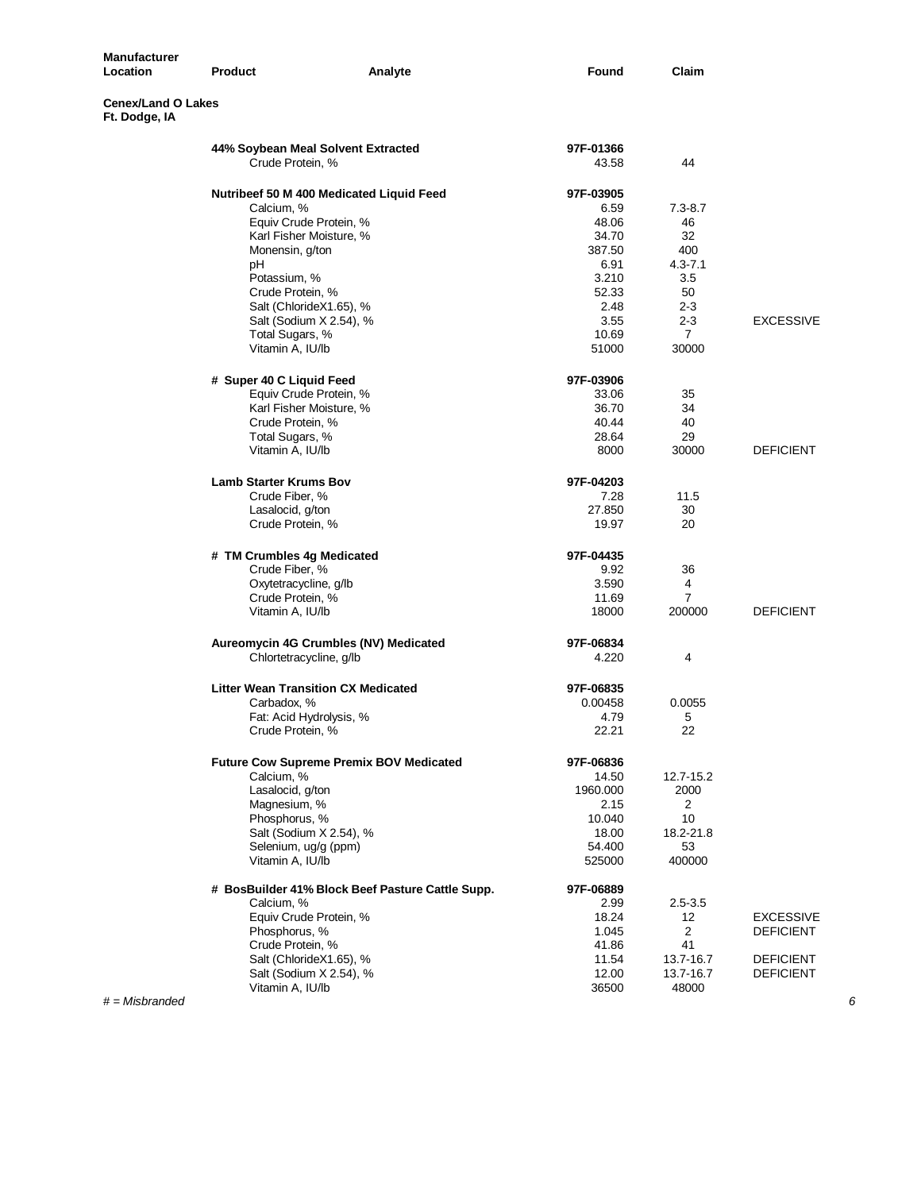| Manufacturer Location | Product | Analyte | Found | Claim | |
|---|---|---|---|---|---|
| **Cenex/Land O Lakes** | | | | | |
| **Ft. Dodge, IA** | | | | | |
| | **44% Soybean Meal Solvent Extracted** | | **97F-01366** | | |
| | | Crude Protein, % | 43.58 | 44 | |
| | **Nutribeef 50 M 400 Medicated Liquid Feed** | | **97F-03905** | | |
| | | Calcium, % | 6.59 | 7.3-8.7 | |
| | | Equiv Crude Protein, % | 48.06 | 46 | |
| | | Karl Fisher Moisture, % | 34.70 | 32 | |
| | | Monensin, g/ton | 387.50 | 400 | |
| | | pH | 6.91 | 4.3-7.1 | |
| | | Potassium, % | 3.210 | 3.5 | |
| | | Crude Protein, % | 52.33 | 50 | |
| | | Salt (ChlorideX1.65), % | 2.48 | 2-3 | |
| | | Salt (Sodium X 2.54), % | 3.55 | 2-3 | EXCESSIVE |
| | | Total Sugars, % | 10.69 | 7 | |
| | | Vitamin A, IU/lb | 51000 | 30000 | |
| | **# Super 40 C Liquid Feed** | | **97F-03906** | | |
| | | Equiv Crude Protein, % | 33.06 | 35 | |
| | | Karl Fisher Moisture, % | 36.70 | 34 | |
| | | Crude Protein, % | 40.44 | 40 | |
| | | Total Sugars, % | 28.64 | 29 | |
| | | Vitamin A, IU/lb | 8000 | 30000 | DEFICIENT |
| | **Lamb Starter Krums Bov** | | **97F-04203** | | |
| | | Crude Fiber, % | 7.28 | 11.5 | |
| | | Lasalocid, g/ton | 27.850 | 30 | |
| | | Crude Protein, % | 19.97 | 20 | |
| | **# TM Crumbles 4g Medicated** | | **97F-04435** | | |
| | | Crude Fiber, % | 9.92 | 36 | |
| | | Oxytetracycline, g/lb | 3.590 | 4 | |
| | | Crude Protein, % | 11.69 | 7 | |
| | | Vitamin A, IU/lb | 18000 | 200000 | DEFICIENT |
| | **Aureomycin 4G Crumbles (NV) Medicated** | | **97F-06834** | | |
| | | Chlortetracycline, g/lb | 4.220 | 4 | |
| | **Litter Wean Transition CX Medicated** | | **97F-06835** | | |
| | | Carbadox, % | 0.00458 | 0.0055 | |
| | | Fat: Acid Hydrolysis, % | 4.79 | 5 | |
| | | Crude Protein, % | 22.21 | 22 | |
| | **Future Cow Supreme Premix BOV Medicated** | | **97F-06836** | | |
| | | Calcium, % | 14.50 | 12.7-15.2 | |
| | | Lasalocid, g/ton | 1960.000 | 2000 | |
| | | Magnesium, % | 2.15 | 2 | |
| | | Phosphorus, % | 10.040 | 10 | |
| | | Salt (Sodium X 2.54), % | 18.00 | 18.2-21.8 | |
| | | Selenium, ug/g (ppm) | 54.400 | 53 | |
| | | Vitamin A, IU/lb | 525000 | 400000 | |
| | **# BosBuilder 41% Block Beef Pasture Cattle Supp.** | | **97F-06889** | | |
| | | Calcium, % | 2.99 | 2.5-3.5 | |
| | | Equiv Crude Protein, % | 18.24 | 12 | EXCESSIVE |
| | | Phosphorus, % | 1.045 | 2 | DEFICIENT |
| | | Crude Protein, % | 41.86 | 41 | |
| | | Salt (ChlorideX1.65), % | 11.54 | 13.7-16.7 | DEFICIENT |
| | | Salt (Sodium X 2.54), % | 12.00 | 13.7-16.7 | DEFICIENT |
| | | Vitamin A, IU/lb | 36500 | 48000 | |

*# = Misbranded*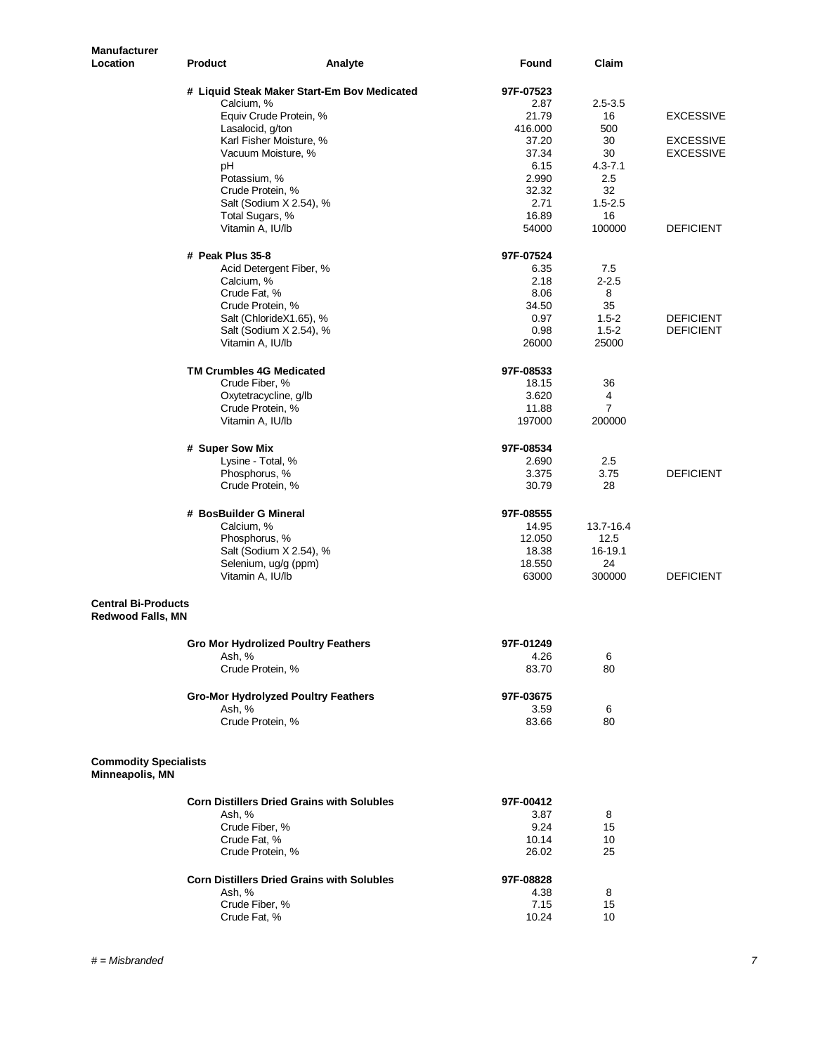| Manufacturer Location | Product | Analyte | Found | Claim | |
|---|---|---|---|---|---|
| | **# Liquid Steak Maker Start-Em Bov Medicated** | | **97F-07523** | | |
| | | Calcium, % | 2.87 | 2.5-3.5 | |
| | | Equiv Crude Protein, % | 21.79 | 16 | EXCESSIVE |
| | | Lasalocid, g/ton | 416.000 | 500 | |
| | | Karl Fisher Moisture, % | 37.20 | 30 | EXCESSIVE |
| | | Vacuum Moisture, % | 37.34 | 30 | EXCESSIVE |
| | | pH | 6.15 | 4.3-7.1 | |
| | | Potassium, % | 2.990 | 2.5 | |
| | | Crude Protein, % | 32.32 | 32 | |
| | | Salt (Sodium X 2.54), % | 2.71 | 1.5-2.5 | |
| | | Total Sugars, % | 16.89 | 16 | |
| | | Vitamin A, IU/lb | 54000 | 100000 | DEFICIENT |
| | **# Peak Plus 35-8** | | **97F-07524** | | |
| | | Acid Detergent Fiber, % | 6.35 | 7.5 | |
| | | Calcium, % | 2.18 | 2-2.5 | |
| | | Crude Fat, % | 8.06 | 8 | |
| | | Crude Protein, % | 34.50 | 35 | |
| | | Salt (ChlorideX1.65), % | 0.97 | 1.5-2 | DEFICIENT |
| | | Salt (Sodium X 2.54), % | 0.98 | 1.5-2 | DEFICIENT |
| | | Vitamin A, IU/lb | 26000 | 25000 | |
| | **TM Crumbles 4G Medicated** | | **97F-08533** | | |
| | | Crude Fiber, % | 18.15 | 36 | |
| | | Oxytetracycline, g/lb | 3.620 | 4 | |
| | | Crude Protein, % | 11.88 | 7 | |
| | | Vitamin A, IU/lb | 197000 | 200000 | |
| | **# Super Sow Mix** | | **97F-08534** | | |
| | | Lysine - Total, % | 2.690 | 2.5 | |
| | | Phosphorus, % | 3.375 | 3.75 | DEFICIENT |
| | | Crude Protein, % | 30.79 | 28 | |
| | **# BosBuilder G Mineral** | | **97F-08555** | | |
| | | Calcium, % | 14.95 | 13.7-16.4 | |
| | | Phosphorus, % | 12.050 | 12.5 | |
| | | Salt (Sodium X 2.54), % | 18.38 | 16-19.1 | |
| | | Selenium, ug/g (ppm) | 18.550 | 24 | |
| | | Vitamin A, IU/lb | 63000 | 300000 | DEFICIENT |
| **Central Bi-Products Redwood Falls, MN** | | | | | |
| | **Gro Mor Hydrolized Poultry Feathers** | | **97F-01249** | | |
| | | Ash, % | 4.26 | 6 | |
| | | Crude Protein, % | 83.70 | 80 | |
| | **Gro-Mor Hydrolyzed Poultry Feathers** | | **97F-03675** | | |
| | | Ash, % | 3.59 | 6 | |
| | | Crude Protein, % | 83.66 | 80 | |
| **Commodity Specialists Minneapolis, MN** | | | | | |
| | **Corn Distillers Dried Grains with Solubles** | | **97F-00412** | | |
| | | Ash, % | 3.87 | 8 | |
| | | Crude Fiber, % | 9.24 | 15 | |
| | | Crude Fat, % | 10.14 | 10 | |
| | | Crude Protein, % | 26.02 | 25 | |
| | **Corn Distillers Dried Grains with Solubles** | | **97F-08828** | | |
| | | Ash, % | 4.38 | 8 | |
| | | Crude Fiber, % | 7.15 | 15 | |
| | | Crude Fat, % | 10.24 | 10 | |

*# = Misbranded*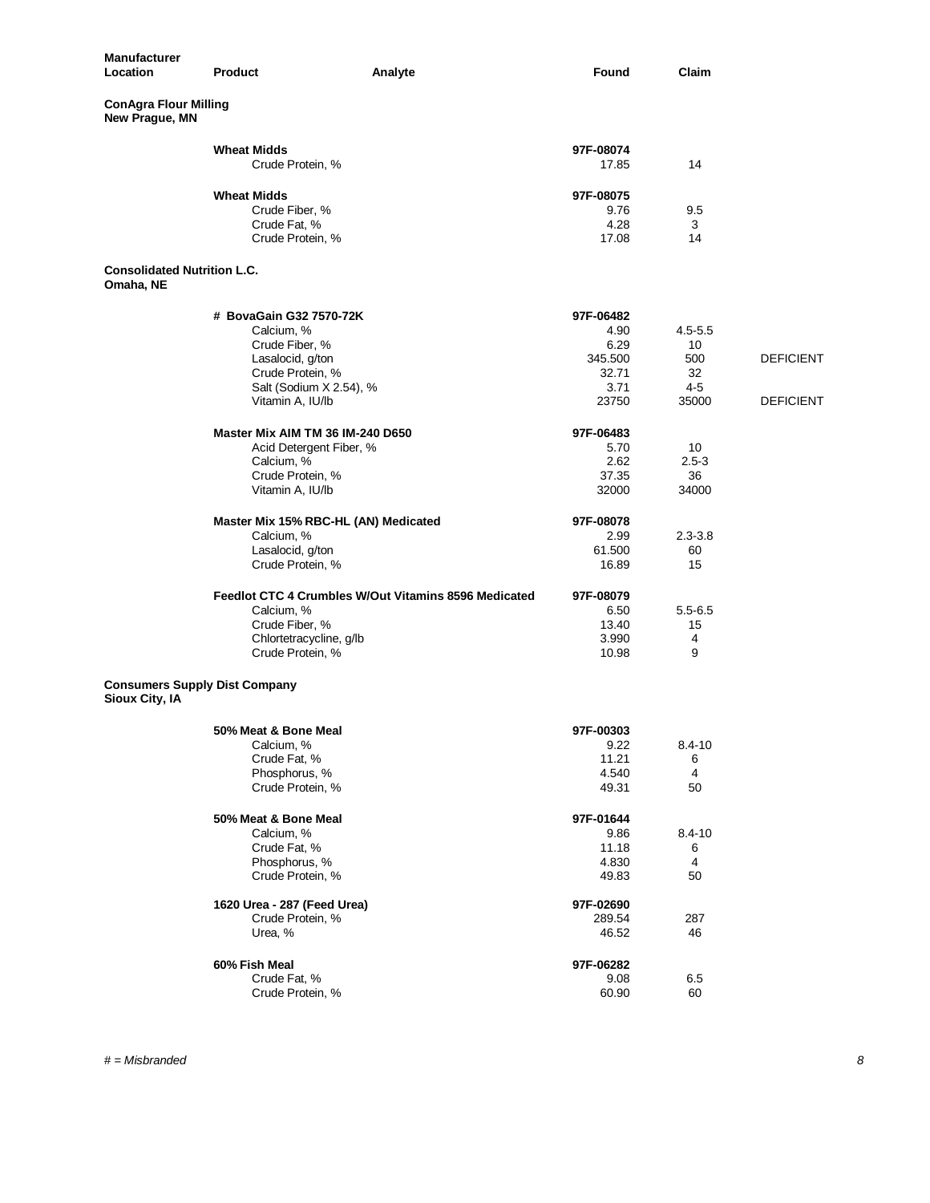| Manufacturer Location | Product | Analyte | Found | Claim | |
|---|---|---|---|---|---|
| **ConAgra Flour Milling** **New Prague, MN** | | | | | |
| | **Wheat Midds** | | **97F-08074** | | |
| | | Crude Protein, % | 17.85 | 14 | |
| | **Wheat Midds** | | **97F-08075** | | |
| | | Crude Fiber, % | 9.76 | 9.5 | |
| | | Crude Fat, % | 4.28 | 3 | |
| | | Crude Protein, % | 17.08 | 14 | |
| **Consolidated Nutrition L.C.** **Omaha, NE** | | | | | |
| | **# BovaGain G32 7570-72K** | | **97F-06482** | | |
| | | Calcium, % | 4.90 | 4.5-5.5 | |
| | | Crude Fiber, % | 6.29 | 10 | |
| | | Lasalocid, g/ton | 345.500 | 500 | DEFICIENT |
| | | Crude Protein, % | 32.71 | 32 | |
| | | Salt (Sodium X 2.54), % | 3.71 | 4-5 | |
| | | Vitamin A, IU/lb | 23750 | 35000 | DEFICIENT |
| | **Master Mix AIM TM 36 IM-240 D650** | | **97F-06483** | | |
| | | Acid Detergent Fiber, % | 5.70 | 10 | |
| | | Calcium, % | 2.62 | 2.5-3 | |
| | | Crude Protein, % | 37.35 | 36 | |
| | | Vitamin A, IU/lb | 32000 | 34000 | |
| | **Master Mix 15% RBC-HL (AN) Medicated** | | **97F-08078** | | |
| | | Calcium, % | 2.99 | 2.3-3.8 | |
| | | Lasalocid, g/ton | 61.500 | 60 | |
| | | Crude Protein, % | 16.89 | 15 | |
| | **Feedlot CTC 4 Crumbles W/Out Vitamins 8596 Medicated** | | **97F-08079** | | |
| | | Calcium, % | 6.50 | 5.5-6.5 | |
| | | Crude Fiber, % | 13.40 | 15 | |
| | | Chlortetracycline, g/lb | 3.990 | 4 | |
| | | Crude Protein, % | 10.98 | 9 | |
| **Consumers Supply Dist Company** **Sioux City, IA** | | | | | |
| | **50% Meat & Bone Meal** | | **97F-00303** | | |
| | | Calcium, % | 9.22 | 8.4-10 | |
| | | Crude Fat, % | 11.21 | 6 | |
| | | Phosphorus, % | 4.540 | 4 | |
| | | Crude Protein, % | 49.31 | 50 | |
| | **50% Meat & Bone Meal** | | **97F-01644** | | |
| | | Calcium, % | 9.86 | 8.4-10 | |
| | | Crude Fat, % | 11.18 | 6 | |
| | | Phosphorus, % | 4.830 | 4 | |
| | | Crude Protein, % | 49.83 | 50 | |
| | **1620 Urea - 287 (Feed Urea)** | | **97F-02690** | | |
| | | Crude Protein, % | 289.54 | 287 | |
| | | Urea, % | 46.52 | 46 | |
| | **60% Fish Meal** | | **97F-06282** | | |
| | | Crude Fat, % | 9.08 | 6.5 | |
| | | Crude Protein, % | 60.90 | 60 | |

*# = Misbranded*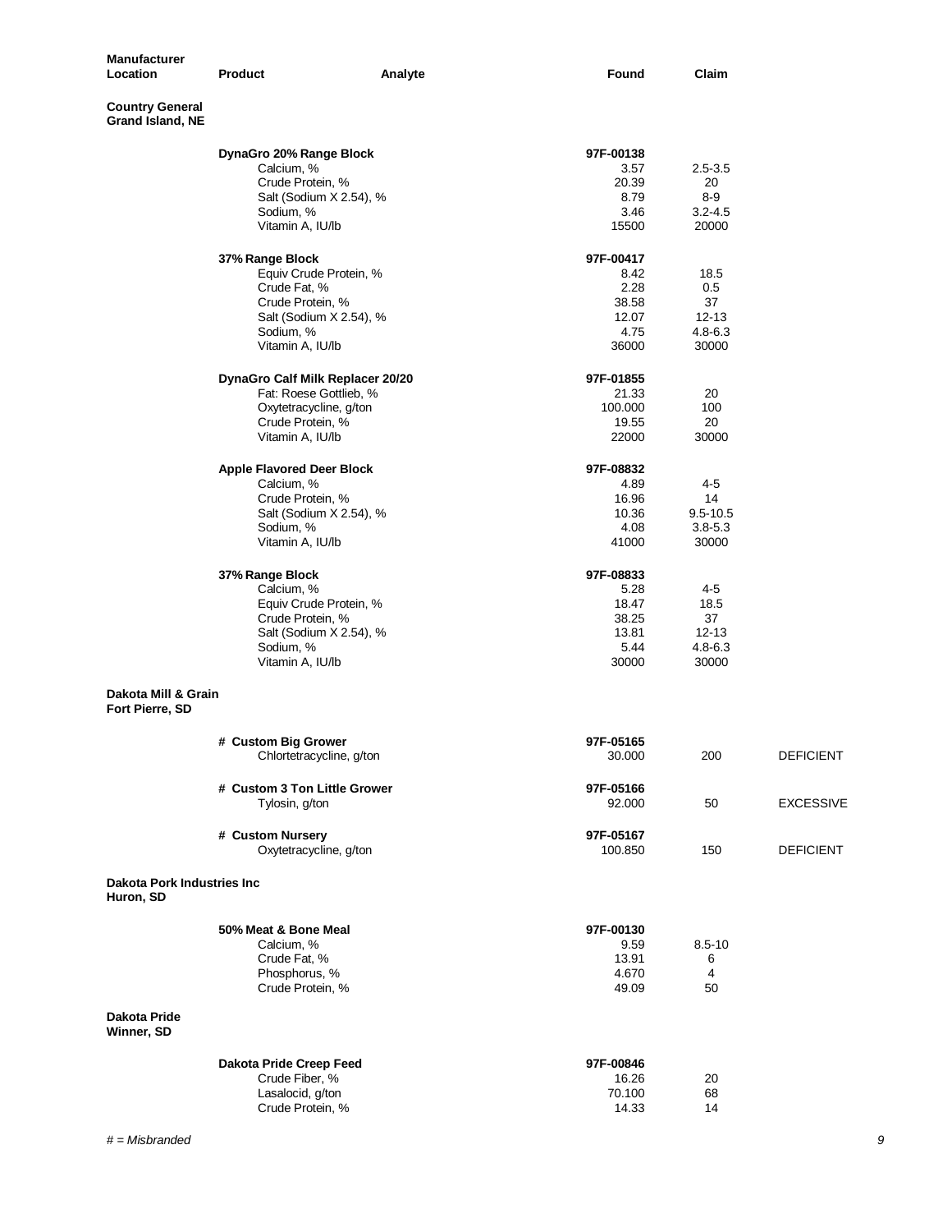| Manufacturer Location | Product | Analyte | Found | Claim | |
|---|---|---|---|---|---|
| **Country General Grand Island, NE** | | | | | |
| | **DynaGro 20% Range Block** | | 97F-00138 | | |
| | | Calcium, % | 3.57 | 2.5-3.5 | |
| | | Crude Protein, % | 20.39 | 20 | |
| | | Salt (Sodium X 2.54), % | 8.79 | 8-9 | |
| | | Sodium, % | 3.46 | 3.2-4.5 | |
| | | Vitamin A, IU/lb | 15500 | 20000 | |
| | **37% Range Block** | | 97F-00417 | | |
| | | Equiv Crude Protein, % | 8.42 | 18.5 | |
| | | Crude Fat, % | 2.28 | 0.5 | |
| | | Crude Protein, % | 38.58 | 37 | |
| | | Salt (Sodium X 2.54), % | 12.07 | 12-13 | |
| | | Sodium, % | 4.75 | 4.8-6.3 | |
| | | Vitamin A, IU/lb | 36000 | 30000 | |
| | **DynaGro Calf Milk Replacer 20/20** | | 97F-01855 | | |
| | | Fat: Roese Gottlieb, % | 21.33 | 20 | |
| | | Oxytetracycline, g/ton | 100.000 | 100 | |
| | | Crude Protein, % | 19.55 | 20 | |
| | | Vitamin A, IU/lb | 22000 | 30000 | |
| | **Apple Flavored Deer Block** | | 97F-08832 | | |
| | | Calcium, % | 4.89 | 4-5 | |
| | | Crude Protein, % | 16.96 | 14 | |
| | | Salt (Sodium X 2.54), % | 10.36 | 9.5-10.5 | |
| | | Sodium, % | 4.08 | 3.8-5.3 | |
| | | Vitamin A, IU/lb | 41000 | 30000 | |
| | **37% Range Block** | | 97F-08833 | | |
| | | Calcium, % | 5.28 | 4-5 | |
| | | Equiv Crude Protein, % | 18.47 | 18.5 | |
| | | Crude Protein, % | 38.25 | 37 | |
| | | Salt (Sodium X 2.54), % | 13.81 | 12-13 | |
| | | Sodium, % | 5.44 | 4.8-6.3 | |
| | | Vitamin A, IU/lb | 30000 | 30000 | |
| **Dakota Mill & Grain Fort Pierre, SD** | | | | | |
| | **# Custom Big Grower** | | 97F-05165 | | |
| | | Chlortetracycline, g/ton | 30.000 | 200 | DEFICIENT |
| | **# Custom 3 Ton Little Grower** | | 97F-05166 | | |
| | | Tylosin, g/ton | 92.000 | 50 | EXCESSIVE |
| | **# Custom Nursery** | | 97F-05167 | | |
| | | Oxytetracycline, g/ton | 100.850 | 150 | DEFICIENT |
| **Dakota Pork Industries Inc Huron, SD** | | | | | |
| | **50% Meat & Bone Meal** | | 97F-00130 | | |
| | | Calcium, % | 9.59 | 8.5-10 | |
| | | Crude Fat, % | 13.91 | 6 | |
| | | Phosphorus, % | 4.670 | 4 | |
| | | Crude Protein, % | 49.09 | 50 | |
| **Dakota Pride Winner, SD** | | | | | |
| | **Dakota Pride Creep Feed** | | 97F-00846 | | |
| | | Crude Fiber, % | 16.26 | 20 | |
| | | Lasalocid, g/ton | 70.100 | 68 | |
| | | Crude Protein, % | 14.33 | 14 | |

*# = Misbranded*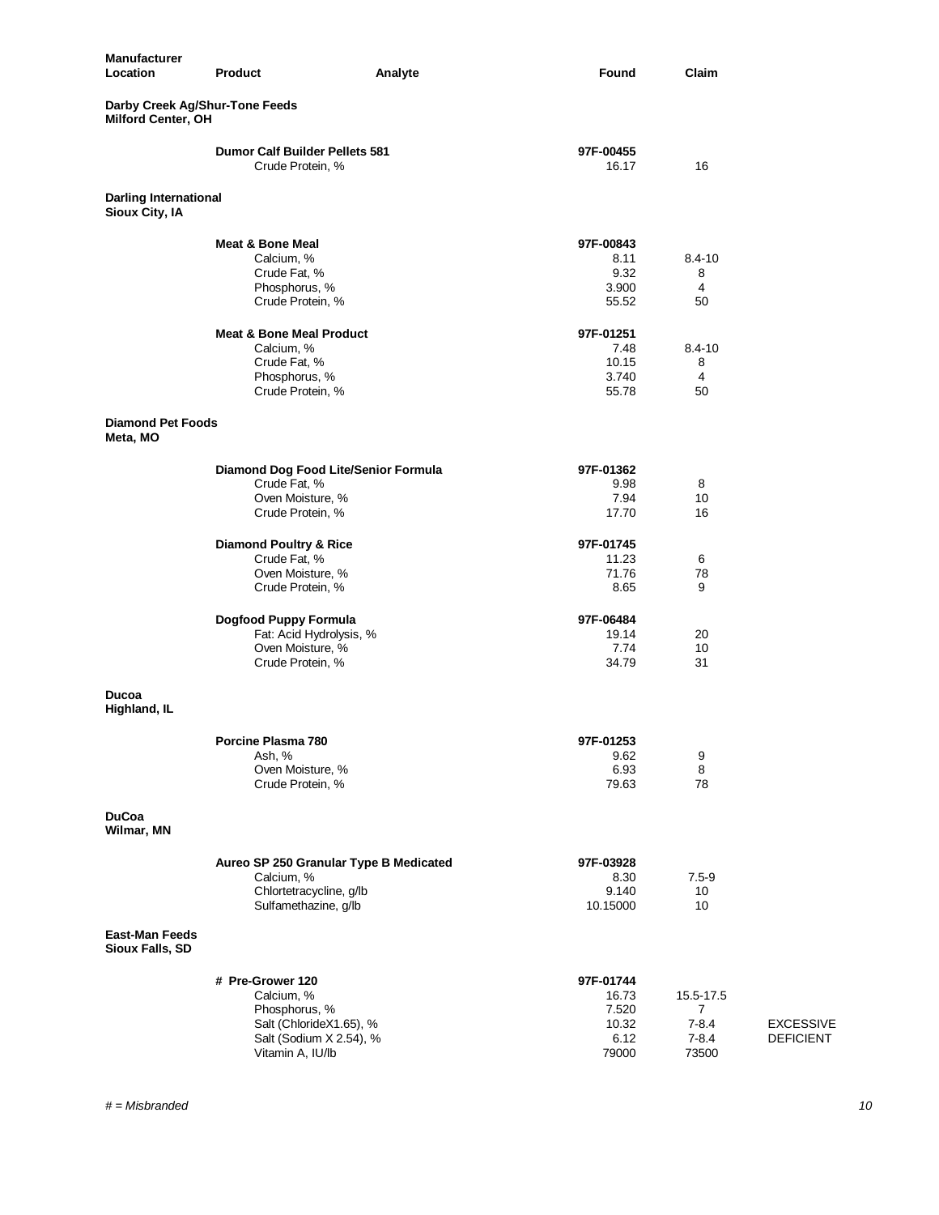| Manufacturer Location | Product | Analyte | Found | Claim | |
|---|---|---|---|---|---|
| **Darby Creek Ag/Shur-Tone Feeds** **Milford Center, OH** | | | | | |
| | **Dumor Calf Builder Pellets 581** | | **97F-00455** | | |
| | Crude Protein, % | | 16.17 | 16 | |
| **Darling International** **Sioux City, IA** | | | | | |
| | **Meat & Bone Meal** | | **97F-00843** | | |
| | Calcium, % | | 8.11 | 8.4-10 | |
| | Crude Fat, % | | 9.32 | 8 | |
| | Phosphorus, % | | 3.900 | 4 | |
| | Crude Protein, % | | 55.52 | 50 | |
| | **Meat & Bone Meal Product** | | **97F-01251** | | |
| | Calcium, % | | 7.48 | 8.4-10 | |
| | Crude Fat, % | | 10.15 | 8 | |
| | Phosphorus, % | | 3.740 | 4 | |
| | Crude Protein, % | | 55.78 | 50 | |
| **Diamond Pet Foods** **Meta, MO** | | | | | |
| | **Diamond Dog Food Lite/Senior Formula** | | **97F-01362** | | |
| | Crude Fat, % | | 9.98 | 8 | |
| | Oven Moisture, % | | 7.94 | 10 | |
| | Crude Protein, % | | 17.70 | 16 | |
| | **Diamond Poultry & Rice** | | **97F-01745** | | |
| | Crude Fat, % | | 11.23 | 6 | |
| | Oven Moisture, % | | 71.76 | 78 | |
| | Crude Protein, % | | 8.65 | 9 | |
| | **Dogfood Puppy Formula** | | **97F-06484** | | |
| | Fat: Acid Hydrolysis, % | | 19.14 | 20 | |
| | Oven Moisture, % | | 7.74 | 10 | |
| | Crude Protein, % | | 34.79 | 31 | |
| **Ducoa** **Highland, IL** | | | | | |
| | **Porcine Plasma 780** | | **97F-01253** | | |
| | Ash, % | | 9.62 | 9 | |
| | Oven Moisture, % | | 6.93 | 8 | |
| | Crude Protein, % | | 79.63 | 78 | |
| **DuCoa** **Wilmar, MN** | | | | | |
| | **Aureo SP 250 Granular Type B Medicated** | | **97F-03928** | | |
| | Calcium, % | | 8.30 | 7.5-9 | |
| | Chlortetracycline, g/lb | | 9.140 | 10 | |
| | Sulfamethazine, g/lb | | 10.15000 | 10 | |
| **East-Man Feeds** **Sioux Falls, SD** | | | | | |
| | **# Pre-Grower 120** | | **97F-01744** | | |
| | Calcium, % | | 16.73 | 15.5-17.5 | |
| | Phosphorus, % | | 7.520 | 7 | |
| | Salt (ChlorideX1.65), % | | 10.32 | 7-8.4 | EXCESSIVE |
| | Salt (Sodium X 2.54), % | | 6.12 | 7-8.4 | DEFICIENT |
| | Vitamin A, IU/lb | | 79000 | 73500 | |

*# = Misbranded*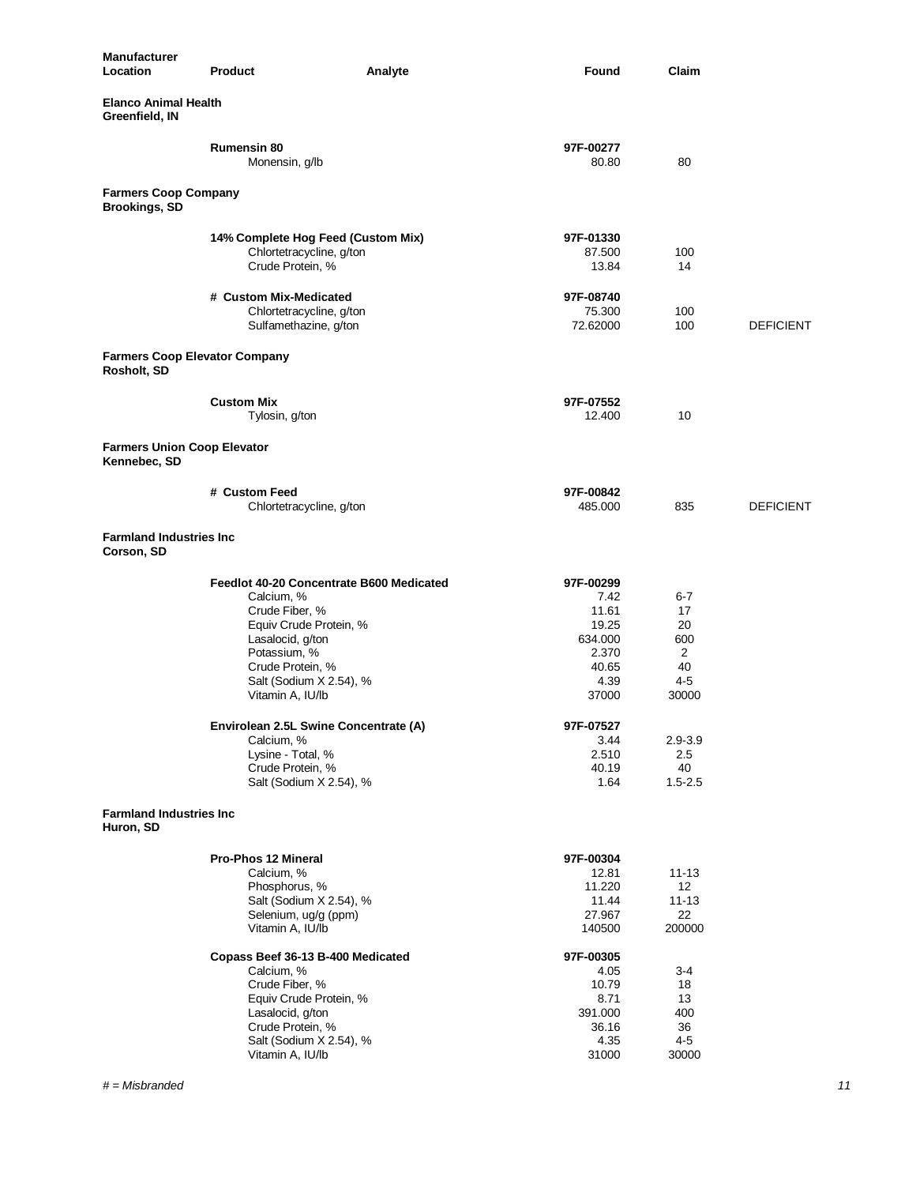| Manufacturer Location | Product | Analyte | Found | Claim | |
|---|---|---|---|---|---|
| **Elanco Animal Health** **Greenfield, IN** | | | | | |
| | **Rumensin 80** | | **97F-00277** | | |
| | | Monensin, g/lb | 80.80 | 80 | |
| **Farmers Coop Company** **Brookings, SD** | | | | | |
| | **14% Complete Hog Feed (Custom Mix)** | | **97F-01330** | | |
| | | Chlortetracycline, g/ton | 87.500 | 100 | |
| | | Crude Protein, % | 13.84 | 14 | |
| | **# Custom Mix-Medicated** | | **97F-08740** | | |
| | | Chlortetracycline, g/ton | 75.300 | 100 | |
| | | Sulfamethazine, g/ton | 72.62000 | 100 | DEFICIENT |
| **Farmers Coop Elevator Company** **Rosholt, SD** | | | | | |
| | **Custom Mix** | | **97F-07552** | | |
| | | Tylosin, g/ton | 12.400 | 10 | |
| **Farmers Union Coop Elevator** **Kennebec, SD** | | | | | |
| | **# Custom Feed** | | **97F-00842** | | |
| | | Chlortetracycline, g/ton | 485.000 | 835 | DEFICIENT |
| **Farmland Industries Inc** **Corson, SD** | | | | | |
| | **Feedlot 40-20 Concentrate B600 Medicated** | | **97F-00299** | | |
| | | Calcium, % | 7.42 | 6-7 | |
| | | Crude Fiber, % | 11.61 | 17 | |
| | | Equiv Crude Protein, % | 19.25 | 20 | |
| | | Lasalocid, g/ton | 634.000 | 600 | |
| | | Potassium, % | 2.370 | 2 | |
| | | Crude Protein, % | 40.65 | 40 | |
| | | Salt (Sodium X 2.54), % | 4.39 | 4-5 | |
| | | Vitamin A, IU/lb | 37000 | 30000 | |
| | **Envirolean 2.5L Swine Concentrate (A)** | | **97F-07527** | | |
| | | Calcium, % | 3.44 | 2.9-3.9 | |
| | | Lysine - Total, % | 2.510 | 2.5 | |
| | | Crude Protein, % | 40.19 | 40 | |
| | | Salt (Sodium X 2.54), % | 1.64 | 1.5-2.5 | |
| **Farmland Industries Inc** **Huron, SD** | | | | | |
| | **Pro-Phos 12 Mineral** | | **97F-00304** | | |
| | | Calcium, % | 12.81 | 11-13 | |
| | | Phosphorus, % | 11.220 | 12 | |
| | | Salt (Sodium X 2.54), % | 11.44 | 11-13 | |
| | | Selenium, ug/g (ppm) | 27.967 | 22 | |
| | | Vitamin A, IU/lb | 140500 | 200000 | |
| | **Copass Beef 36-13 B-400 Medicated** | | **97F-00305** | | |
| | | Calcium, % | 4.05 | 3-4 | |
| | | Crude Fiber, % | 10.79 | 18 | |
| | | Equiv Crude Protein, % | 8.71 | 13 | |
| | | Lasalocid, g/ton | 391.000 | 400 | |
| | | Crude Protein, % | 36.16 | 36 | |
| | | Salt (Sodium X 2.54), % | 4.35 | 4-5 | |
| | | Vitamin A, IU/lb | 31000 | 30000 | |

*# = Misbranded*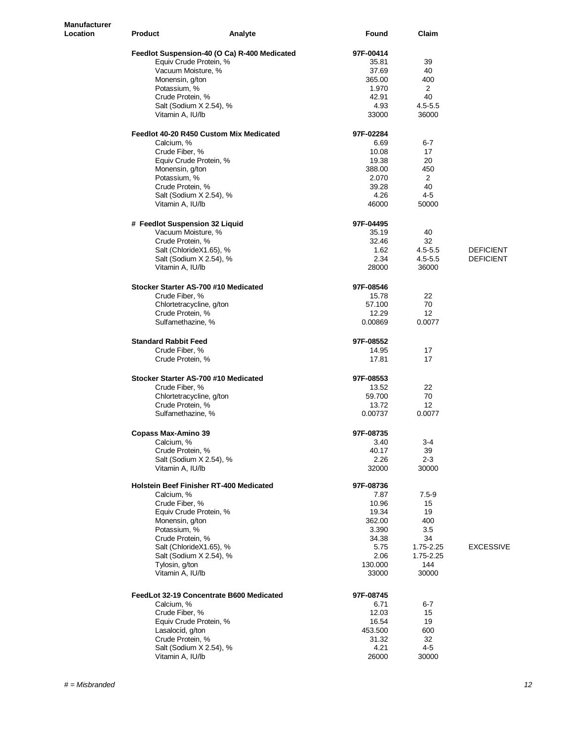| Manufacturer Location | Product | Analyte | Found | Claim | |
|---|---|---|---|---|---|
| | **Feedlot Suspension-40 (O Ca) R-400 Medicated** | | **97F-00414** | | |
| | | Equiv Crude Protein, % | 35.81 | 39 | |
| | | Vacuum Moisture, % | 37.69 | 40 | |
| | | Monensin, g/ton | 365.00 | 400 | |
| | | Potassium, % | 1.970 | 2 | |
| | | Crude Protein, % | 42.91 | 40 | |
| | | Salt (Sodium X 2.54), % | 4.93 | 4.5-5.5 | |
| | | Vitamin A, IU/lb | 33000 | 36000 | |
| | **Feedlot 40-20 R450 Custom Mix Medicated** | | **97F-02284** | | |
| | | Calcium, % | 6.69 | 6-7 | |
| | | Crude Fiber, % | 10.08 | 17 | |
| | | Equiv Crude Protein, % | 19.38 | 20 | |
| | | Monensin, g/ton | 388.00 | 450 | |
| | | Potassium, % | 2.070 | 2 | |
| | | Crude Protein, % | 39.28 | 40 | |
| | | Salt (Sodium X 2.54), % | 4.26 | 4-5 | |
| | | Vitamin A, IU/lb | 46000 | 50000 | |
| | **# Feedlot Suspension 32 Liquid** | | **97F-04495** | | |
| | | Vacuum Moisture, % | 35.19 | 40 | |
| | | Crude Protein, % | 32.46 | 32 | |
| | | Salt (ChlorideX1.65), % | 1.62 | 4.5-5.5 | DEFICIENT |
| | | Salt (Sodium X 2.54), % | 2.34 | 4.5-5.5 | DEFICIENT |
| | | Vitamin A, IU/lb | 28000 | 36000 | |
| | **Stocker Starter AS-700 #10 Medicated** | | **97F-08546** | | |
| | | Crude Fiber, % | 15.78 | 22 | |
| | | Chlortetracycline, g/ton | 57.100 | 70 | |
| | | Crude Protein, % | 12.29 | 12 | |
| | | Sulfamethazine, % | 0.00869 | 0.0077 | |
| | **Standard Rabbit Feed** | | **97F-08552** | | |
| | | Crude Fiber, % | 14.95 | 17 | |
| | | Crude Protein, % | 17.81 | 17 | |
| | **Stocker Starter AS-700 #10 Medicated** | | **97F-08553** | | |
| | | Crude Fiber, % | 13.52 | 22 | |
| | | Chlortetracycline, g/ton | 59.700 | 70 | |
| | | Crude Protein, % | 13.72 | 12 | |
| | | Sulfamethazine, % | 0.00737 | 0.0077 | |
| | **Copass Max-Amino 39** | | **97F-08735** | | |
| | | Calcium, % | 3.40 | 3-4 | |
| | | Crude Protein, % | 40.17 | 39 | |
| | | Salt (Sodium X 2.54), % | 2.26 | 2-3 | |
| | | Vitamin A, IU/lb | 32000 | 30000 | |
| | **Holstein Beef Finisher RT-400 Medicated** | | **97F-08736** | | |
| | | Calcium, % | 7.87 | 7.5-9 | |
| | | Crude Fiber, % | 10.96 | 15 | |
| | | Equiv Crude Protein, % | 19.34 | 19 | |
| | | Monensin, g/ton | 362.00 | 400 | |
| | | Potassium, % | 3.390 | 3.5 | |
| | | Crude Protein, % | 34.38 | 34 | |
| | | Salt (ChlorideX1.65), % | 5.75 | 1.75-2.25 | EXCESSIVE |
| | | Salt (Sodium X 2.54), % | 2.06 | 1.75-2.25 | |
| | | Tylosin, g/ton | 130.000 | 144 | |
| | | Vitamin A, IU/lb | 33000 | 30000 | |
| | **FeedLot 32-19 Concentrate B600 Medicated** | | **97F-08745** | | |
| | | Calcium, % | 6.71 | 6-7 | |
| | | Crude Fiber, % | 12.03 | 15 | |
| | | Equiv Crude Protein, % | 16.54 | 19 | |
| | | Lasalocid, g/ton | 453.500 | 600 | |
| | | Crude Protein, % | 31.32 | 32 | |
| | | Salt (Sodium X 2.54), % | 4.21 | 4-5 | |
| | | Vitamin A, IU/lb | 26000 | 30000 | |

*# = Misbranded*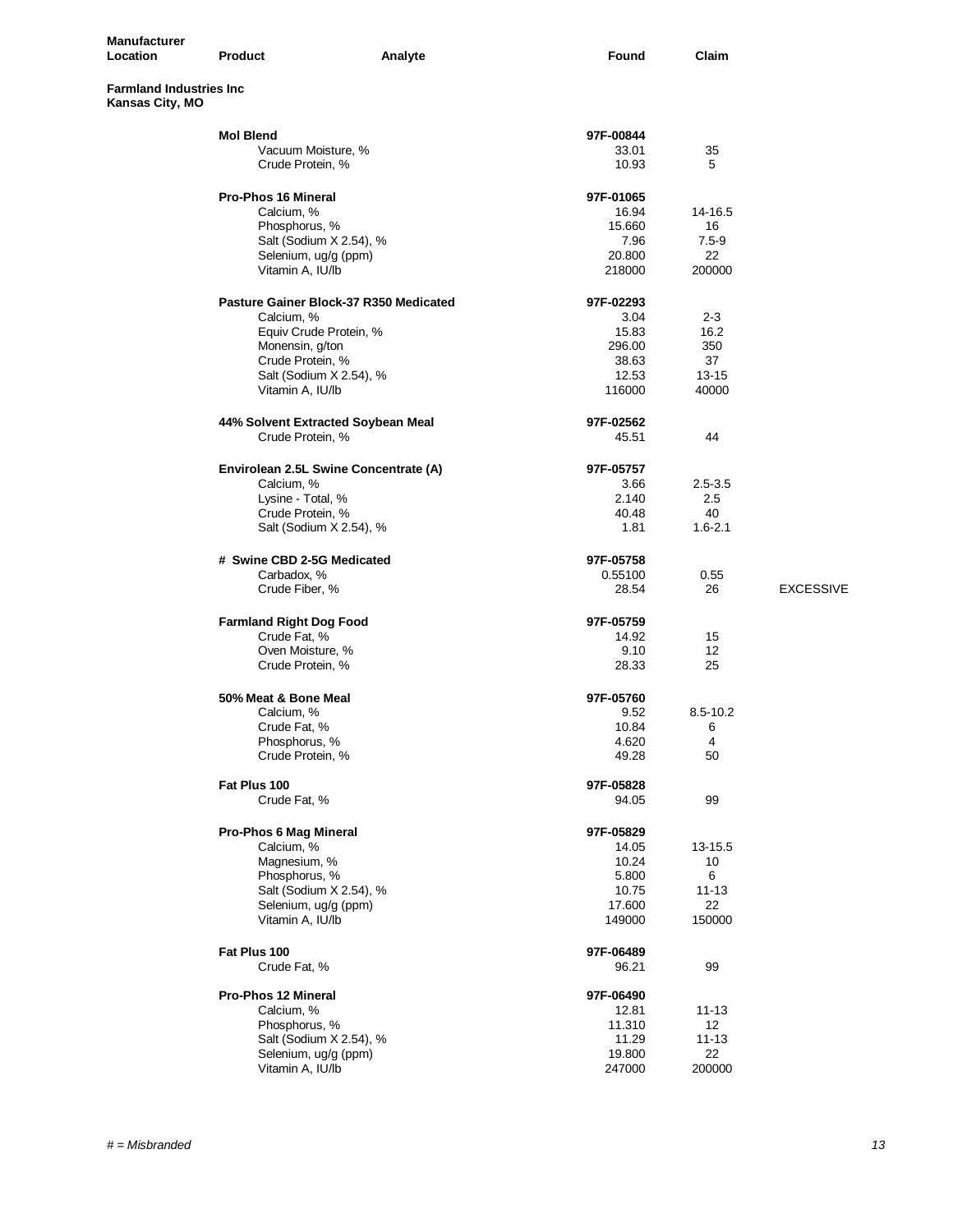| Manufacturer Location | Product | Analyte | Found | Claim | |
|---|---|---|---|---|---|
| **Farmland Industries Inc Kansas City, MO** | | | | | |
| | **Mol Blend** | | **97F-00844** | | |
| | | Vacuum Moisture, % | 33.01 | 35 | |
| | | Crude Protein, % | 10.93 | 5 | |
| | **Pro-Phos 16 Mineral** | | **97F-01065** | | |
| | | Calcium, % | 16.94 | 14-16.5 | |
| | | Phosphorus, % | 15.660 | 16 | |
| | | Salt (Sodium X 2.54), % | 7.96 | 7.5-9 | |
| | | Selenium, ug/g (ppm) | 20.800 | 22 | |
| | | Vitamin A, IU/lb | 218000 | 200000 | |
| | **Pasture Gainer Block-37 R350 Medicated** | | **97F-02293** | | |
| | | Calcium, % | 3.04 | 2-3 | |
| | | Equiv Crude Protein, % | 15.83 | 16.2 | |
| | | Monensin, g/ton | 296.00 | 350 | |
| | | Crude Protein, % | 38.63 | 37 | |
| | | Salt (Sodium X 2.54), % | 12.53 | 13-15 | |
| | | Vitamin A, IU/lb | 116000 | 40000 | |
| | **44% Solvent Extracted Soybean Meal** | | **97F-02562** | | |
| | | Crude Protein, % | 45.51 | 44 | |
| | **Envirolean 2.5L Swine Concentrate (A)** | | **97F-05757** | | |
| | | Calcium, % | 3.66 | 2.5-3.5 | |
| | | Lysine - Total, % | 2.140 | 2.5 | |
| | | Crude Protein, % | 40.48 | 40 | |
| | | Salt (Sodium X 2.54), % | 1.81 | 1.6-2.1 | |
| | **# Swine CBD 2-5G Medicated** | | **97F-05758** | | |
| | | Carbadox, % | 0.55100 | 0.55 | |
| | | Crude Fiber, % | 28.54 | 26 | EXCESSIVE |
| | **Farmland Right Dog Food** | | **97F-05759** | | |
| | | Crude Fat, % | 14.92 | 15 | |
| | | Oven Moisture, % | 9.10 | 12 | |
| | | Crude Protein, % | 28.33 | 25 | |
| | **50% Meat & Bone Meal** | | **97F-05760** | | |
| | | Calcium, % | 9.52 | 8.5-10.2 | |
| | | Crude Fat, % | 10.84 | 6 | |
| | | Phosphorus, % | 4.620 | 4 | |
| | | Crude Protein, % | 49.28 | 50 | |
| | **Fat Plus 100** | | **97F-05828** | | |
| | | Crude Fat, % | 94.05 | 99 | |
| | **Pro-Phos 6 Mag Mineral** | | **97F-05829** | | |
| | | Calcium, % | 14.05 | 13-15.5 | |
| | | Magnesium, % | 10.24 | 10 | |
| | | Phosphorus, % | 5.800 | 6 | |
| | | Salt (Sodium X 2.54), % | 10.75 | 11-13 | |
| | | Selenium, ug/g (ppm) | 17.600 | 22 | |
| | | Vitamin A, IU/lb | 149000 | 150000 | |
| | **Fat Plus 100** | | **97F-06489** | | |
| | | Crude Fat, % | 96.21 | 99 | |
| | **Pro-Phos 12 Mineral** | | **97F-06490** | | |
| | | Calcium, % | 12.81 | 11-13 | |
| | | Phosphorus, % | 11.310 | 12 | |
| | | Salt (Sodium X 2.54), % | 11.29 | 11-13 | |
| | | Selenium, ug/g (ppm) | 19.800 | 22 | |
| | | Vitamin A, IU/lb | 247000 | 200000 | |

*# = Misbranded*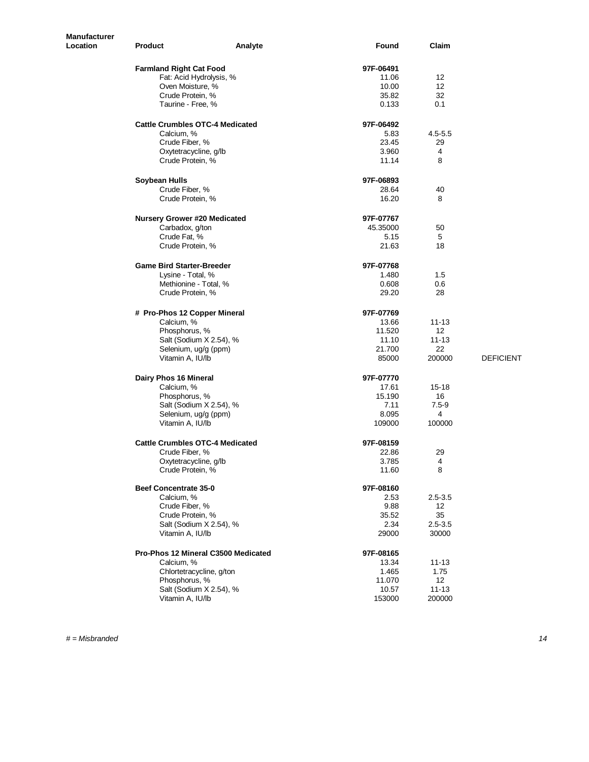| Manufacturer Location | Product | Analyte | Found | Claim | |
|---|---|---|---|---|---|
| | **Farmland Right Cat Food** | | 97F-06491 | | |
| | | Fat: Acid Hydrolysis, % | 11.06 | 12 | |
| | | Oven Moisture, % | 10.00 | 12 | |
| | | Crude Protein, % | 35.82 | 32 | |
| | | Taurine - Free, % | 0.133 | 0.1 | |
| | **Cattle Crumbles OTC-4 Medicated** | | 97F-06492 | | |
| | | Calcium, % | 5.83 | 4.5-5.5 | |
| | | Crude Fiber, % | 23.45 | 29 | |
| | | Oxytetracycline, g/lb | 3.960 | 4 | |
| | | Crude Protein, % | 11.14 | 8 | |
| | **Soybean Hulls** | | 97F-06893 | | |
| | | Crude Fiber, % | 28.64 | 40 | |
| | | Crude Protein, % | 16.20 | 8 | |
| | **Nursery Grower #20 Medicated** | | 97F-07767 | | |
| | | Carbadox, g/ton | 45.35000 | 50 | |
| | | Crude Fat, % | 5.15 | 5 | |
| | | Crude Protein, % | 21.63 | 18 | |
| | **Game Bird Starter-Breeder** | | 97F-07768 | | |
| | | Lysine - Total, % | 1.480 | 1.5 | |
| | | Methionine - Total, % | 0.608 | 0.6 | |
| | | Crude Protein, % | 29.20 | 28 | |
| | **# Pro-Phos 12 Copper Mineral** | | 97F-07769 | | |
| | | Calcium, % | 13.66 | 11-13 | |
| | | Phosphorus, % | 11.520 | 12 | |
| | | Salt (Sodium X 2.54), % | 11.10 | 11-13 | |
| | | Selenium, ug/g (ppm) | 21.700 | 22 | |
| | | Vitamin A, IU/lb | 85000 | 200000 | DEFICIENT |
| | **Dairy Phos 16 Mineral** | | 97F-07770 | | |
| | | Calcium, % | 17.61 | 15-18 | |
| | | Phosphorus, % | 15.190 | 16 | |
| | | Salt (Sodium X 2.54), % | 7.11 | 7.5-9 | |
| | | Selenium, ug/g (ppm) | 8.095 | 4 | |
| | | Vitamin A, IU/lb | 109000 | 100000 | |
| | **Cattle Crumbles OTC-4 Medicated** | | 97F-08159 | | |
| | | Crude Fiber, % | 22.86 | 29 | |
| | | Oxytetracycline, g/lb | 3.785 | 4 | |
| | | Crude Protein, % | 11.60 | 8 | |
| | **Beef Concentrate 35-0** | | 97F-08160 | | |
| | | Calcium, % | 2.53 | 2.5-3.5 | |
| | | Crude Fiber, % | 9.88 | 12 | |
| | | Crude Protein, % | 35.52 | 35 | |
| | | Salt (Sodium X 2.54), % | 2.34 | 2.5-3.5 | |
| | | Vitamin A, IU/lb | 29000 | 30000 | |
| | **Pro-Phos 12 Mineral C3500 Medicated** | | 97F-08165 | | |
| | | Calcium, % | 13.34 | 11-13 | |
| | | Chlortetracycline, g/ton | 1.465 | 1.75 | |
| | | Phosphorus, % | 11.070 | 12 | |
| | | Salt (Sodium X 2.54), % | 10.57 | 11-13 | |
| | | Vitamin A, IU/lb | 153000 | 200000 | |

*# = Misbranded*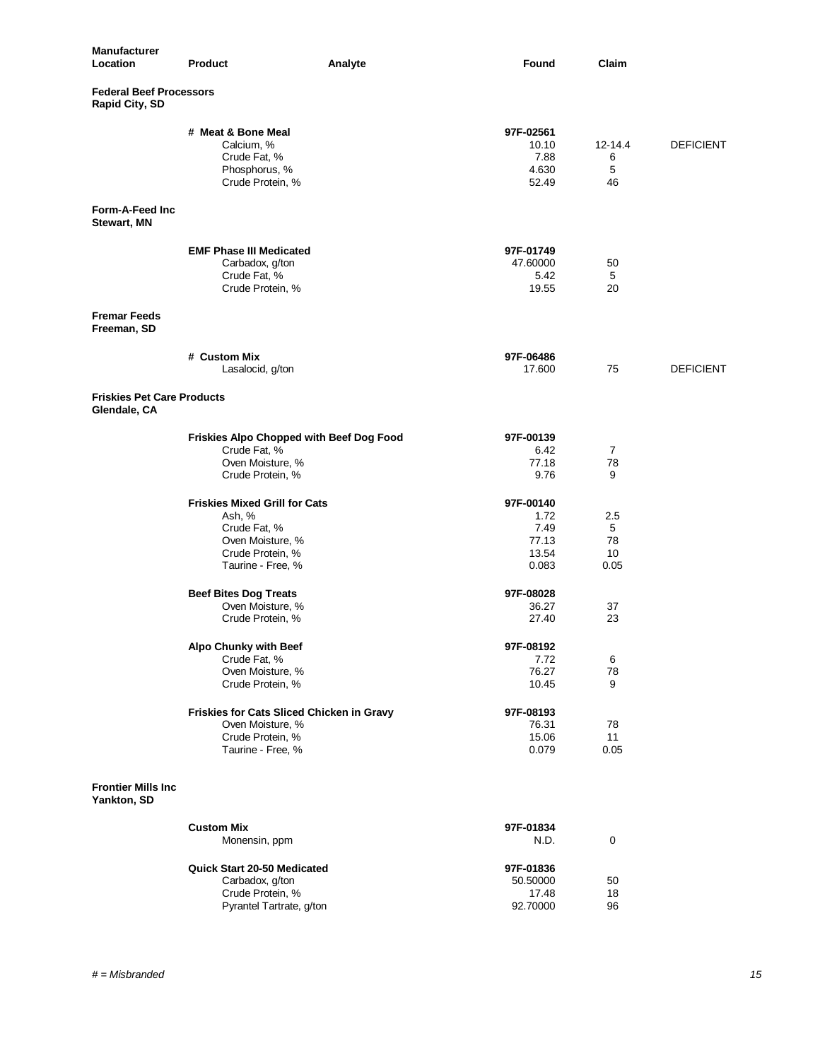| Manufacturer Location | Product | Analyte | Found | Claim | |
|---|---|---|---|---|---|
| **Federal Beef Processors** **Rapid City, SD** | | | | | |
| | **# Meat & Bone Meal** | | **97F-02561** | | |
| | | Calcium, % | 10.10 | 12-14.4 | DEFICIENT |
| | | Crude Fat, % | 7.88 | 6 | |
| | | Phosphorus, % | 4.630 | 5 | |
| | | Crude Protein, % | 52.49 | 46 | |
| **Form-A-Feed Inc** **Stewart, MN** | | | | | |
| | **EMF Phase III Medicated** | | **97F-01749** | | |
| | | Carbadox, g/ton | 47.60000 | 50 | |
| | | Crude Fat, % | 5.42 | 5 | |
| | | Crude Protein, % | 19.55 | 20 | |
| **Fremar Feeds** **Freeman, SD** | | | | | |
| | **# Custom Mix** | | **97F-06486** | | |
| | | Lasalocid, g/ton | 17.600 | 75 | DEFICIENT |
| **Friskies Pet Care Products** **Glendale, CA** | | | | | |
| | **Friskies Alpo Chopped with Beef Dog Food** | | **97F-00139** | | |
| | | Crude Fat, % | 6.42 | 7 | |
| | | Oven Moisture, % | 77.18 | 78 | |
| | | Crude Protein, % | 9.76 | 9 | |
| | **Friskies Mixed Grill for Cats** | | **97F-00140** | | |
| | | Ash, % | 1.72 | 2.5 | |
| | | Crude Fat, % | 7.49 | 5 | |
| | | Oven Moisture, % | 77.13 | 78 | |
| | | Crude Protein, % | 13.54 | 10 | |
| | | Taurine - Free, % | 0.083 | 0.05 | |
| | **Beef Bites Dog Treats** | | **97F-08028** | | |
| | | Oven Moisture, % | 36.27 | 37 | |
| | | Crude Protein, % | 27.40 | 23 | |
| | **Alpo Chunky with Beef** | | **97F-08192** | | |
| | | Crude Fat, % | 7.72 | 6 | |
| | | Oven Moisture, % | 76.27 | 78 | |
| | | Crude Protein, % | 10.45 | 9 | |
| | **Friskies for Cats Sliced Chicken in Gravy** | | **97F-08193** | | |
| | | Oven Moisture, % | 76.31 | 78 | |
| | | Crude Protein, % | 15.06 | 11 | |
| | | Taurine - Free, % | 0.079 | 0.05 | |
| **Frontier Mills Inc** **Yankton, SD** | | | | | |
| | **Custom Mix** | | **97F-01834** | | |
| | | Monensin, ppm | N.D. | 0 | |
| | **Quick Start 20-50 Medicated** | | **97F-01836** | | |
| | | Carbadox, g/ton | 50.50000 | 50 | |
| | | Crude Protein, % | 17.48 | 18 | |
| | | Pyrantel Tartrate, g/ton | 92.70000 | 96 | |

*# = Misbranded*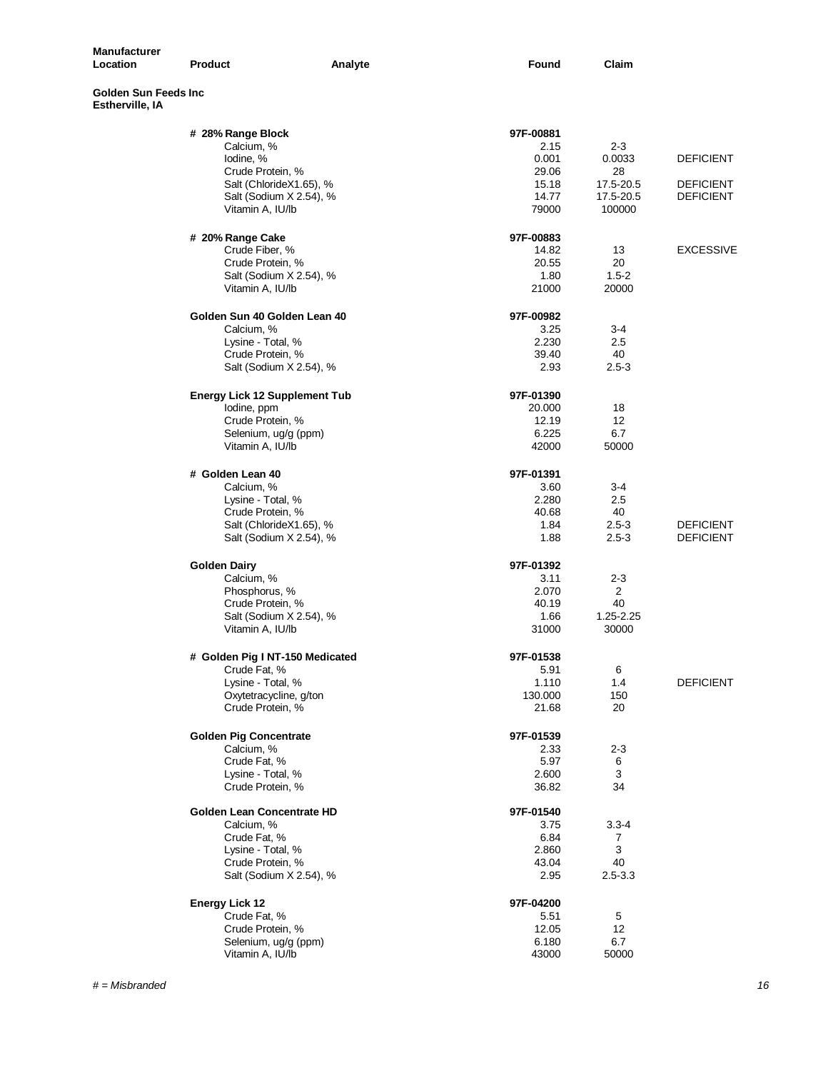| Manufacturer Location | Product | Analyte | Found | Claim | |
|---|---|---|---|---|---|
| **Golden Sun Feeds Inc** **Estherville, IA** | | | | | |
| | **# 28% Range Block** | | 97F-00881 | | |
| | | Calcium, % | 2.15 | 2-3 | |
| | | Iodine, % | 0.001 | 0.0033 | DEFICIENT |
| | | Crude Protein, % | 29.06 | 28 | |
| | | Salt (ChlorideX1.65), % | 15.18 | 17.5-20.5 | DEFICIENT |
| | | Salt (Sodium X 2.54), % | 14.77 | 17.5-20.5 | DEFICIENT |
| | | Vitamin A, IU/lb | 79000 | 100000 | |
| | **# 20% Range Cake** | | 97F-00883 | | |
| | | Crude Fiber, % | 14.82 | 13 | EXCESSIVE |
| | | Crude Protein, % | 20.55 | 20 | |
| | | Salt (Sodium X 2.54), % | 1.80 | 1.5-2 | |
| | | Vitamin A, IU/lb | 21000 | 20000 | |
| | **Golden Sun 40 Golden Lean 40** | | 97F-00982 | | |
| | | Calcium, % | 3.25 | 3-4 | |
| | | Lysine - Total, % | 2.230 | 2.5 | |
| | | Crude Protein, % | 39.40 | 40 | |
| | | Salt (Sodium X 2.54), % | 2.93 | 2.5-3 | |
| | **Energy Lick 12 Supplement Tub** | | 97F-01390 | | |
| | | Iodine, ppm | 20.000 | 18 | |
| | | Crude Protein, % | 12.19 | 12 | |
| | | Selenium, ug/g (ppm) | 6.225 | 6.7 | |
| | | Vitamin A, IU/lb | 42000 | 50000 | |
| | **# Golden Lean 40** | | 97F-01391 | | |
| | | Calcium, % | 3.60 | 3-4 | |
| | | Lysine - Total, % | 2.280 | 2.5 | |
| | | Crude Protein, % | 40.68 | 40 | |
| | | Salt (ChlorideX1.65), % | 1.84 | 2.5-3 | DEFICIENT |
| | | Salt (Sodium X 2.54), % | 1.88 | 2.5-3 | DEFICIENT |
| | **Golden Dairy** | | 97F-01392 | | |
| | | Calcium, % | 3.11 | 2-3 | |
| | | Phosphorus, % | 2.070 | 2 | |
| | | Crude Protein, % | 40.19 | 40 | |
| | | Salt (Sodium X 2.54), % | 1.66 | 1.25-2.25 | |
| | | Vitamin A, IU/lb | 31000 | 30000 | |
| | **# Golden Pig I NT-150 Medicated** | | 97F-01538 | | |
| | | Crude Fat, % | 5.91 | 6 | |
| | | Lysine - Total, % | 1.110 | 1.4 | DEFICIENT |
| | | Oxytetracycline, g/ton | 130.000 | 150 | |
| | | Crude Protein, % | 21.68 | 20 | |
| | **Golden Pig Concentrate** | | 97F-01539 | | |
| | | Calcium, % | 2.33 | 2-3 | |
| | | Crude Fat, % | 5.97 | 6 | |
| | | Lysine - Total, % | 2.600 | 3 | |
| | | Crude Protein, % | 36.82 | 34 | |
| | **Golden Lean Concentrate HD** | | 97F-01540 | | |
| | | Calcium, % | 3.75 | 3.3-4 | |
| | | Crude Fat, % | 6.84 | 7 | |
| | | Lysine - Total, % | 2.860 | 3 | |
| | | Crude Protein, % | 43.04 | 40 | |
| | | Salt (Sodium X 2.54), % | 2.95 | 2.5-3.3 | |
| | **Energy Lick 12** | | 97F-04200 | | |
| | | Crude Fat, % | 5.51 | 5 | |
| | | Crude Protein, % | 12.05 | 12 | |
| | | Selenium, ug/g (ppm) | 6.180 | 6.7 | |
| | | Vitamin A, IU/lb | 43000 | 50000 | |

*# = Misbranded*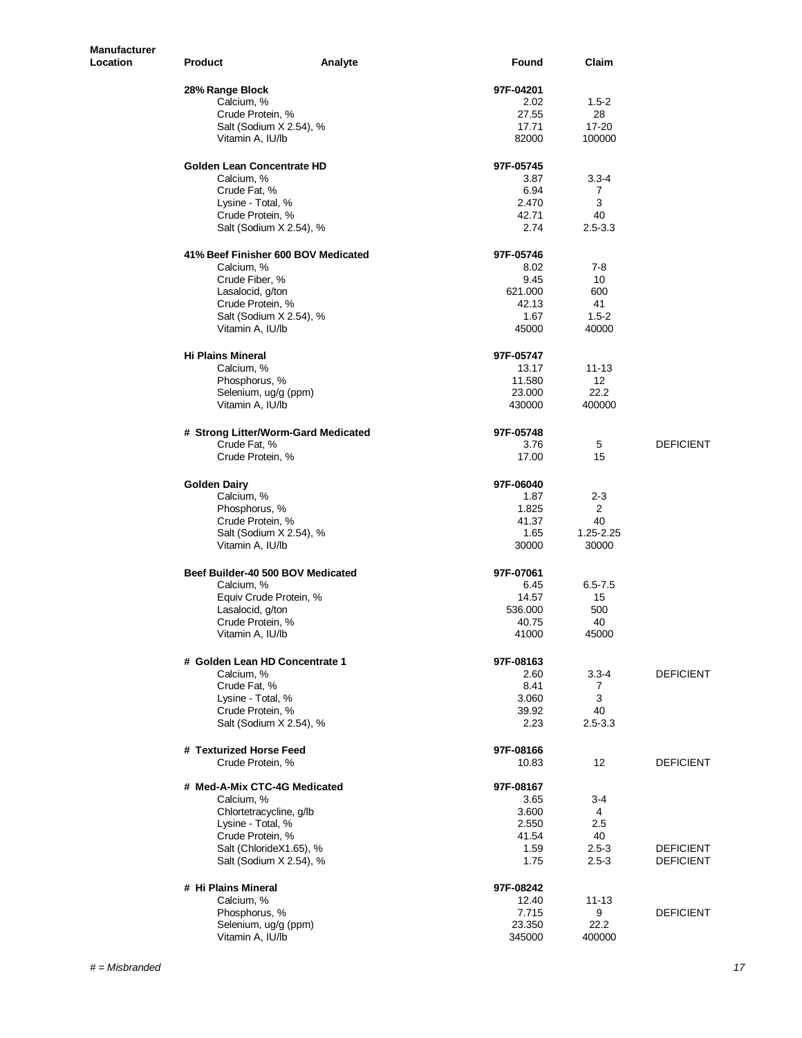| Manufacturer Location | Product | Analyte | Found | Claim | |
|---|---|---|---|---|---|
| | **28% Range Block** | | **97F-04201** | | |
| | | Calcium, % | 2.02 | 1.5-2 | |
| | | Crude Protein, % | 27.55 | 28 | |
| | | Salt (Sodium X 2.54), % | 17.71 | 17-20 | |
| | | Vitamin A, IU/lb | 82000 | 100000 | |
| | **Golden Lean Concentrate HD** | | **97F-05745** | | |
| | | Calcium, % | 3.87 | 3.3-4 | |
| | | Crude Fat, % | 6.94 | 7 | |
| | | Lysine - Total, % | 2.470 | 3 | |
| | | Crude Protein, % | 42.71 | 40 | |
| | | Salt (Sodium X 2.54), % | 2.74 | 2.5-3.3 | |
| | **41% Beef Finisher 600 BOV Medicated** | | **97F-05746** | | |
| | | Calcium, % | 8.02 | 7-8 | |
| | | Crude Fiber, % | 9.45 | 10 | |
| | | Lasalocid, g/ton | 621.000 | 600 | |
| | | Crude Protein, % | 42.13 | 41 | |
| | | Salt (Sodium X 2.54), % | 1.67 | 1.5-2 | |
| | | Vitamin A, IU/lb | 45000 | 40000 | |
| | **Hi Plains Mineral** | | **97F-05747** | | |
| | | Calcium, % | 13.17 | 11-13 | |
| | | Phosphorus, % | 11.580 | 12 | |
| | | Selenium, ug/g (ppm) | 23.000 | 22.2 | |
| | | Vitamin A, IU/lb | 430000 | 400000 | |
| | **# Strong Litter/Worm-Gard Medicated** | | **97F-05748** | | |
| | | Crude Fat, % | 3.76 | 5 | DEFICIENT |
| | | Crude Protein, % | 17.00 | 15 | |
| | **Golden Dairy** | | **97F-06040** | | |
| | | Calcium, % | 1.87 | 2-3 | |
| | | Phosphorus, % | 1.825 | 2 | |
| | | Crude Protein, % | 41.37 | 40 | |
| | | Salt (Sodium X 2.54), % | 1.65 | 1.25-2.25 | |
| | | Vitamin A, IU/lb | 30000 | 30000 | |
| | **Beef Builder-40 500 BOV Medicated** | | **97F-07061** | | |
| | | Calcium, % | 6.45 | 6.5-7.5 | |
| | | Equiv Crude Protein, % | 14.57 | 15 | |
| | | Lasalocid, g/ton | 536.000 | 500 | |
| | | Crude Protein, % | 40.75 | 40 | |
| | | Vitamin A, IU/lb | 41000 | 45000 | |
| | **# Golden Lean HD Concentrate 1** | | **97F-08163** | | |
| | | Calcium, % | 2.60 | 3.3-4 | DEFICIENT |
| | | Crude Fat, % | 8.41 | 7 | |
| | | Lysine - Total, % | 3.060 | 3 | |
| | | Crude Protein, % | 39.92 | 40 | |
| | | Salt (Sodium X 2.54), % | 2.23 | 2.5-3.3 | |
| | **# Texturized Horse Feed** | | **97F-08166** | | |
| | | Crude Protein, % | 10.83 | 12 | DEFICIENT |
| | **# Med-A-Mix CTC-4G Medicated** | | **97F-08167** | | |
| | | Calcium, % | 3.65 | 3-4 | |
| | | Chlortetracycline, g/lb | 3.600 | 4 | |
| | | Lysine - Total, % | 2.550 | 2.5 | |
| | | Crude Protein, % | 41.54 | 40 | |
| | | Salt (ChlorideX1.65), % | 1.59 | 2.5-3 | DEFICIENT |
| | | Salt (Sodium X 2.54), % | 1.75 | 2.5-3 | DEFICIENT |
| | **# Hi Plains Mineral** | | **97F-08242** | | |
| | | Calcium, % | 12.40 | 11-13 | |
| | | Phosphorus, % | 7.715 | 9 | DEFICIENT |
| | | Selenium, ug/g (ppm) | 23.350 | 22.2 | |
| | | Vitamin A, IU/lb | 345000 | 400000 | |

*# = Misbranded*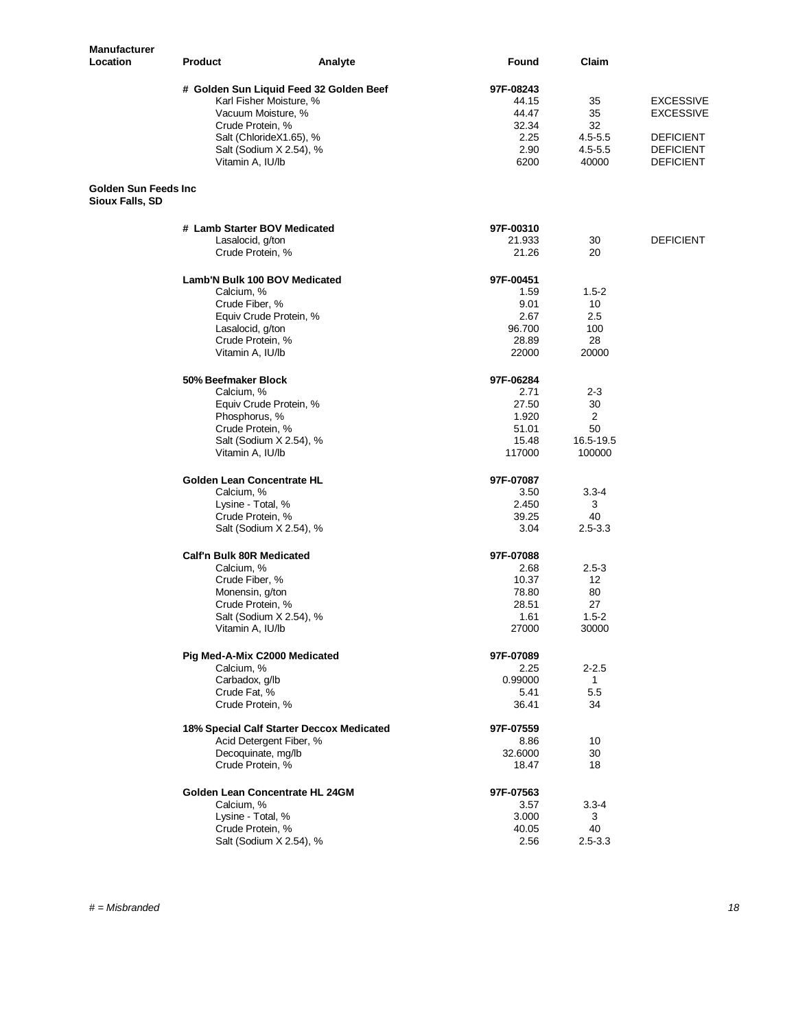| Manufacturer Location | Product | Analyte | Found | Claim | |
|---|---|---|---|---|---|
| | # Golden Sun Liquid Feed 32 Golden Beef | | 97F-08243 | | |
| | | Karl Fisher Moisture, % | 44.15 | 35 | EXCESSIVE |
| | | Vacuum Moisture, % | 44.47 | 35 | EXCESSIVE |
| | | Crude Protein, % | 32.34 | 32 | |
| | | Salt (ChlorideX1.65), % | 2.25 | 4.5-5.5 | DEFICIENT |
| | | Salt (Sodium X 2.54), % | 2.90 | 4.5-5.5 | DEFICIENT |
| | | Vitamin A, IU/lb | 6200 | 40000 | DEFICIENT |
| **Golden Sun Feeds Inc Sioux Falls, SD** | | | | | |
| | # Lamb Starter BOV Medicated | | 97F-00310 | | |
| | | Lasalocid, g/ton | 21.933 | 30 | DEFICIENT |
| | | Crude Protein, % | 21.26 | 20 | |
| | Lamb'N Bulk 100 BOV Medicated | | 97F-00451 | | |
| | | Calcium, % | 1.59 | 1.5-2 | |
| | | Crude Fiber, % | 9.01 | 10 | |
| | | Equiv Crude Protein, % | 2.67 | 2.5 | |
| | | Lasalocid, g/ton | 96.700 | 100 | |
| | | Crude Protein, % | 28.89 | 28 | |
| | | Vitamin A, IU/lb | 22000 | 20000 | |
| | 50% Beefmaker Block | | 97F-06284 | | |
| | | Calcium, % | 2.71 | 2-3 | |
| | | Equiv Crude Protein, % | 27.50 | 30 | |
| | | Phosphorus, % | 1.920 | 2 | |
| | | Crude Protein, % | 51.01 | 50 | |
| | | Salt (Sodium X 2.54), % | 15.48 | 16.5-19.5 | |
| | | Vitamin A, IU/lb | 117000 | 100000 | |
| | Golden Lean Concentrate HL | | 97F-07087 | | |
| | | Calcium, % | 3.50 | 3.3-4 | |
| | | Lysine - Total, % | 2.450 | 3 | |
| | | Crude Protein, % | 39.25 | 40 | |
| | | Salt (Sodium X 2.54), % | 3.04 | 2.5-3.3 | |
| | Calf'n Bulk 80R Medicated | | 97F-07088 | | |
| | | Calcium, % | 2.68 | 2.5-3 | |
| | | Crude Fiber, % | 10.37 | 12 | |
| | | Monensin, g/ton | 78.80 | 80 | |
| | | Crude Protein, % | 28.51 | 27 | |
| | | Salt (Sodium X 2.54), % | 1.61 | 1.5-2 | |
| | | Vitamin A, IU/lb | 27000 | 30000 | |
| | Pig Med-A-Mix C2000 Medicated | | 97F-07089 | | |
| | | Calcium, % | 2.25 | 2-2.5 | |
| | | Carbadox, g/lb | 0.99000 | 1 | |
| | | Crude Fat, % | 5.41 | 5.5 | |
| | | Crude Protein, % | 36.41 | 34 | |
| | 18% Special Calf Starter Deccox Medicated | | 97F-07559 | | |
| | | Acid Detergent Fiber, % | 8.86 | 10 | |
| | | Decoquinate, mg/lb | 32.6000 | 30 | |
| | | Crude Protein, % | 18.47 | 18 | |
| | Golden Lean Concentrate HL 24GM | | 97F-07563 | | |
| | | Calcium, % | 3.57 | 3.3-4 | |
| | | Lysine - Total, % | 3.000 | 3 | |
| | | Crude Protein, % | 40.05 | 40 | |
| | | Salt (Sodium X 2.54), % | 2.56 | 2.5-3.3 | |

*# = Misbranded*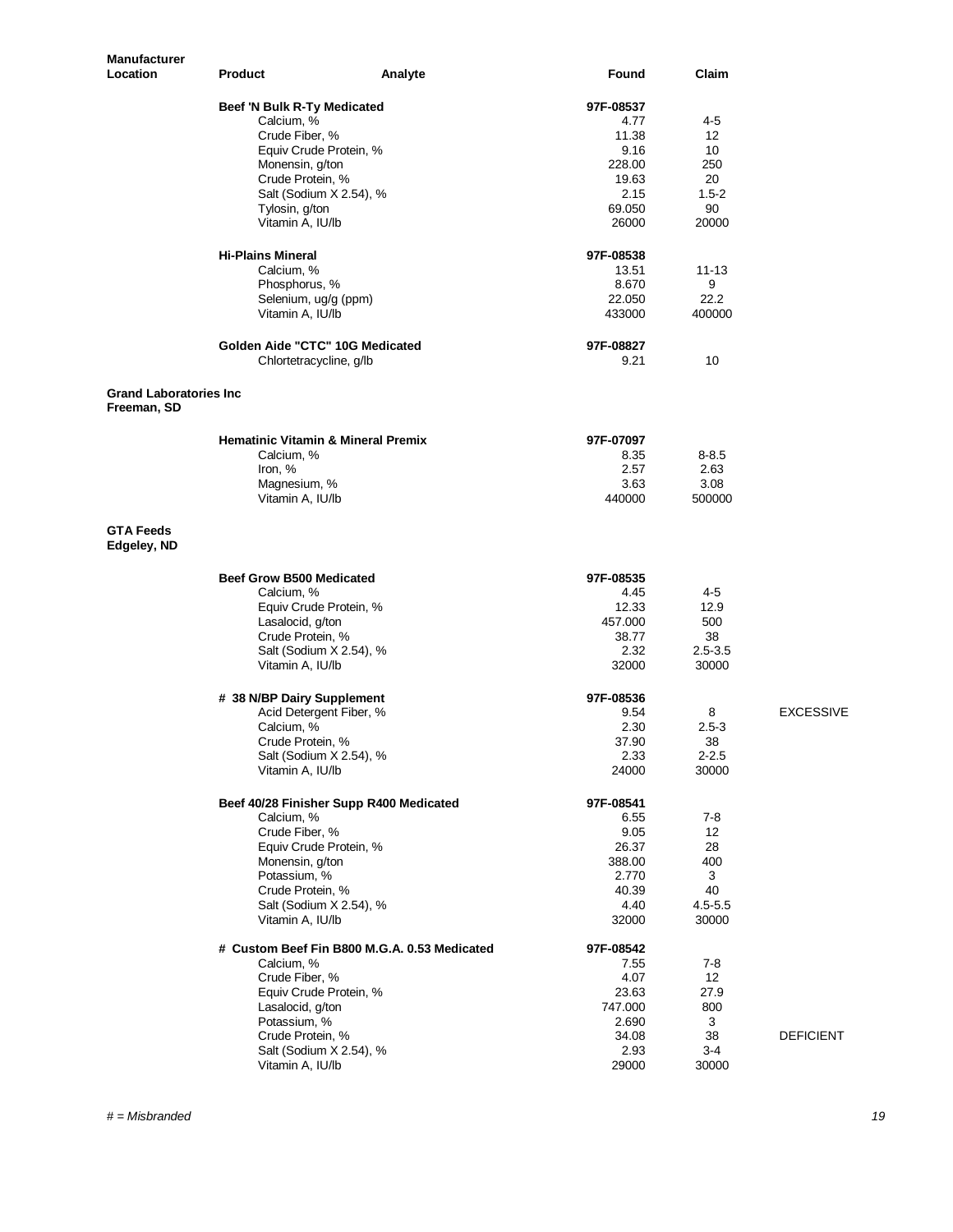| Manufacturer Location | Product | Analyte | Found | Claim | |
|---|---|---|---|---|---|
| | **Beef 'N Bulk R-Ty Medicated** | | **97F-08537** | | |
| | | Calcium, % | 4.77 | 4-5 | |
| | | Crude Fiber, % | 11.38 | 12 | |
| | | Equiv Crude Protein, % | 9.16 | 10 | |
| | | Monensin, g/ton | 228.00 | 250 | |
| | | Crude Protein, % | 19.63 | 20 | |
| | | Salt (Sodium X 2.54), % | 2.15 | 1.5-2 | |
| | | Tylosin, g/ton | 69.050 | 90 | |
| | | Vitamin A, IU/lb | 26000 | 20000 | |
| | **Hi-Plains Mineral** | | **97F-08538** | | |
| | | Calcium, % | 13.51 | 11-13 | |
| | | Phosphorus, % | 8.670 | 9 | |
| | | Selenium, ug/g (ppm) | 22.050 | 22.2 | |
| | | Vitamin A, IU/lb | 433000 | 400000 | |
| | **Golden Aide "CTC" 10G Medicated** | | **97F-08827** | | |
| | | Chlortetracycline, g/lb | 9.21 | 10 | |
| **Grand Laboratories Inc Freeman, SD** | | | | | |
| | **Hematinic Vitamin & Mineral Premix** | | **97F-07097** | | |
| | | Calcium, % | 8.35 | 8-8.5 | |
| | | Iron, % | 2.57 | 2.63 | |
| | | Magnesium, % | 3.63 | 3.08 | |
| | | Vitamin A, IU/lb | 440000 | 500000 | |
| **GTA Feeds Edgeley, ND** | | | | | |
| | **Beef Grow B500 Medicated** | | **97F-08535** | | |
| | | Calcium, % | 4.45 | 4-5 | |
| | | Equiv Crude Protein, % | 12.33 | 12.9 | |
| | | Lasalocid, g/ton | 457.000 | 500 | |
| | | Crude Protein, % | 38.77 | 38 | |
| | | Salt (Sodium X 2.54), % | 2.32 | 2.5-3.5 | |
| | | Vitamin A, IU/lb | 32000 | 30000 | |
| | **# 38 N/BP Dairy Supplement** | | **97F-08536** | | |
| | | Acid Detergent Fiber, % | 9.54 | 8 | EXCESSIVE |
| | | Calcium, % | 2.30 | 2.5-3 | |
| | | Crude Protein, % | 37.90 | 38 | |
| | | Salt (Sodium X 2.54), % | 2.33 | 2-2.5 | |
| | | Vitamin A, IU/lb | 24000 | 30000 | |
| | **Beef 40/28 Finisher Supp R400 Medicated** | | **97F-08541** | | |
| | | Calcium, % | 6.55 | 7-8 | |
| | | Crude Fiber, % | 9.05 | 12 | |
| | | Equiv Crude Protein, % | 26.37 | 28 | |
| | | Monensin, g/ton | 388.00 | 400 | |
| | | Potassium, % | 2.770 | 3 | |
| | | Crude Protein, % | 40.39 | 40 | |
| | | Salt (Sodium X 2.54), % | 4.40 | 4.5-5.5 | |
| | | Vitamin A, IU/lb | 32000 | 30000 | |
| | **# Custom Beef Fin B800 M.G.A. 0.53 Medicated** | | **97F-08542** | | |
| | | Calcium, % | 7.55 | 7-8 | |
| | | Crude Fiber, % | 4.07 | 12 | |
| | | Equiv Crude Protein, % | 23.63 | 27.9 | |
| | | Lasalocid, g/ton | 747.000 | 800 | |
| | | Potassium, % | 2.690 | 3 | |
| | | Crude Protein, % | 34.08 | 38 | DEFICIENT |
| | | Salt (Sodium X 2.54), % | 2.93 | 3-4 | |
| | | Vitamin A, IU/lb | 29000 | 30000 | |

*# = Misbranded*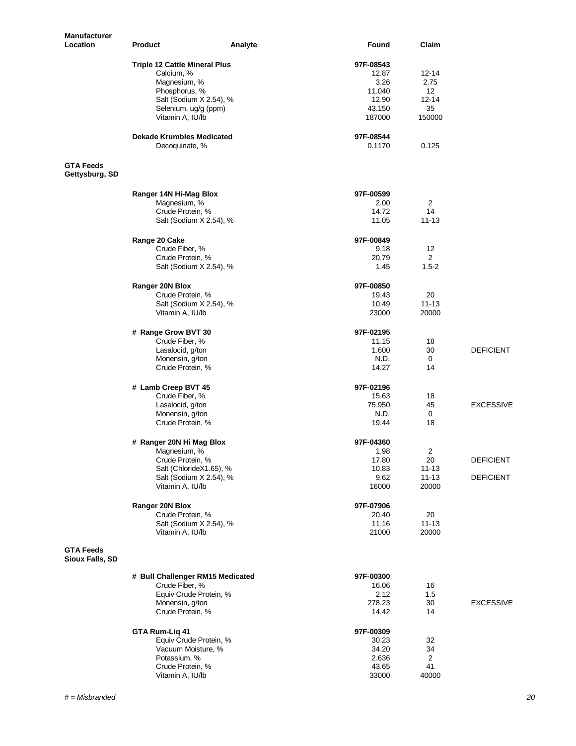| Manufacturer Location | Product | Analyte | Found | Claim | |
|---|---|---|---|---|---|
| | **Triple 12 Cattle Mineral Plus** | | 97F-08543 | | |
| | | Calcium, % | 12.87 | 12-14 | |
| | | Magnesium, % | 3.26 | 2.75 | |
| | | Phosphorus, % | 11.040 | 12 | |
| | | Salt (Sodium X 2.54), % | 12.90 | 12-14 | |
| | | Selenium, ug/g (ppm) | 43.150 | 35 | |
| | | Vitamin A, IU/lb | 187000 | 150000 | |
| | **Dekade Krumbles Medicated** | | 97F-08544 | | |
| | | Decoquinate, % | 0.1170 | 0.125 | |
| **GTA Feeds Gettysburg, SD** | | | | | |
| | **Ranger 14N Hi-Mag Blox** | | 97F-00599 | | |
| | | Magnesium, % | 2.00 | 2 | |
| | | Crude Protein, % | 14.72 | 14 | |
| | | Salt (Sodium X 2.54), % | 11.05 | 11-13 | |
| | **Range 20 Cake** | | 97F-00849 | | |
| | | Crude Fiber, % | 9.18 | 12 | |
| | | Crude Protein, % | 20.79 | 2 | |
| | | Salt (Sodium X 2.54), % | 1.45 | 1.5-2 | |
| | **Ranger 20N Blox** | | 97F-00850 | | |
| | | Crude Protein, % | 19.43 | 20 | |
| | | Salt (Sodium X 2.54), % | 10.49 | 11-13 | |
| | | Vitamin A, IU/lb | 23000 | 20000 | |
| | **# Range Grow BVT 30** | | 97F-02195 | | |
| | | Crude Fiber, % | 11.15 | 18 | |
| | | Lasalocid, g/ton | 1.600 | 30 | DEFICIENT |
| | | Monensin, g/ton | N.D. | 0 | |
| | | Crude Protein, % | 14.27 | 14 | |
| | **# Lamb Creep BVT 45** | | 97F-02196 | | |
| | | Crude Fiber, % | 15.63 | 18 | |
| | | Lasalocid, g/ton | 75.950 | 45 | EXCESSIVE |
| | | Monensin, g/ton | N.D. | 0 | |
| | | Crude Protein, % | 19.44 | 18 | |
| | **# Ranger 20N Hi Mag Blox** | | 97F-04360 | | |
| | | Magnesium, % | 1.98 | 2 | |
| | | Crude Protein, % | 17.80 | 20 | DEFICIENT |
| | | Salt (ChlorideX1.65), % | 10.83 | 11-13 | |
| | | Salt (Sodium X 2.54), % | 9.62 | 11-13 | DEFICIENT |
| | | Vitamin A, IU/lb | 16000 | 20000 | |
| | **Ranger 20N Blox** | | 97F-07906 | | |
| | | Crude Protein, % | 20.40 | 20 | |
| | | Salt (Sodium X 2.54), % | 11.16 | 11-13 | |
| | | Vitamin A, IU/lb | 21000 | 20000 | |
| **GTA Feeds Sioux Falls, SD** | | | | | |
| | **# Bull Challenger RM15 Medicated** | | 97F-00300 | | |
| | | Crude Fiber, % | 16.06 | 16 | |
| | | Equiv Crude Protein, % | 2.12 | 1.5 | |
| | | Monensin, g/ton | 278.23 | 30 | EXCESSIVE |
| | | Crude Protein, % | 14.42 | 14 | |
| | **GTA Rum-Liq 41** | | 97F-00309 | | |
| | | Equiv Crude Protein, % | 30.23 | 32 | |
| | | Vacuum Moisture, % | 34.20 | 34 | |
| | | Potassium, % | 2.636 | 2 | |
| | | Crude Protein, % | 43.65 | 41 | |
| | | Vitamin A, IU/lb | 33000 | 40000 | |

*# = Misbranded*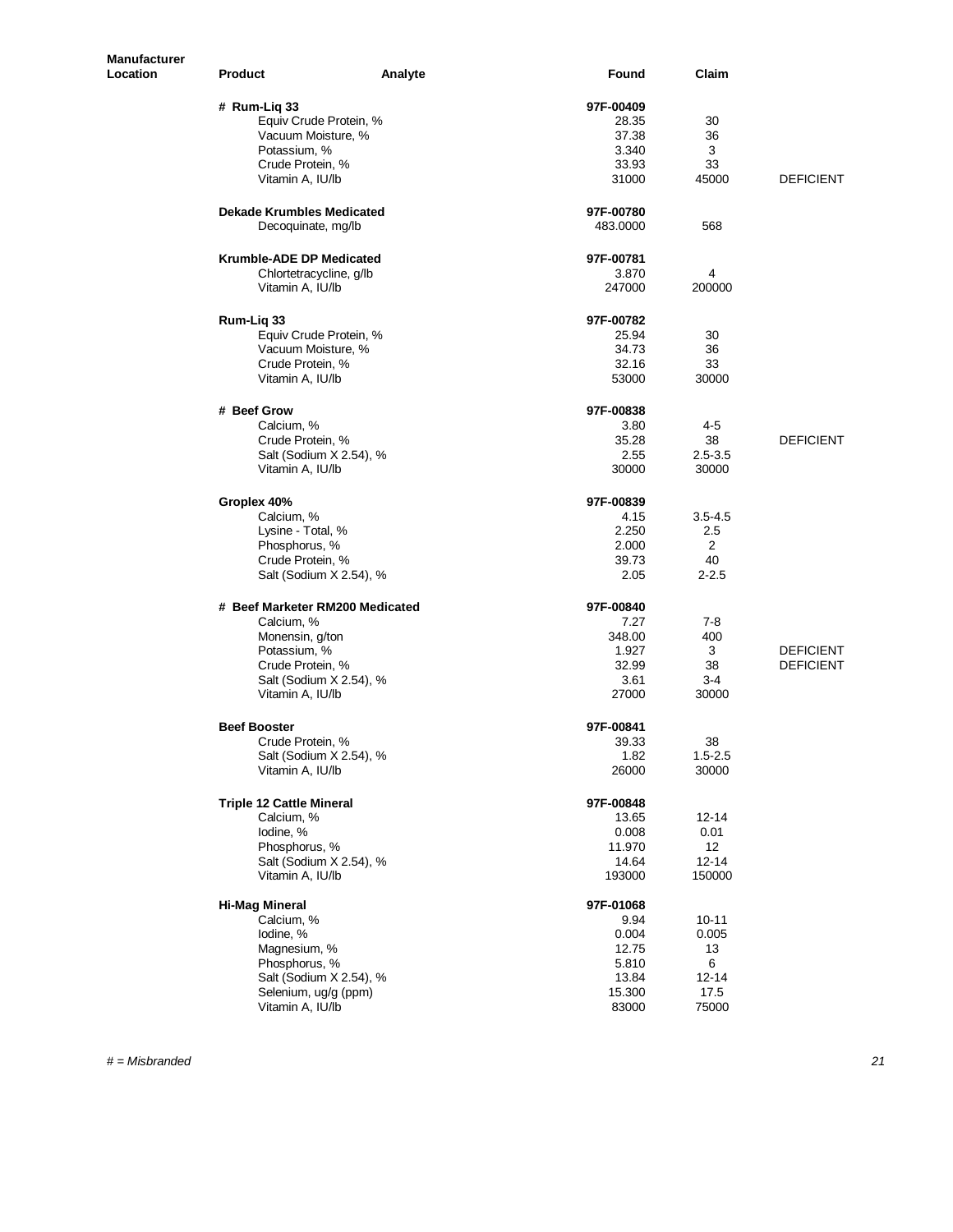| Manufacturer Location | Product | Analyte | Found | Claim | |
|---|---|---|---|---|---|
| | **# Rum-Liq 33** | | **97F-00409** | | |
| | | Equiv Crude Protein, % | 28.35 | 30 | |
| | | Vacuum Moisture, % | 37.38 | 36 | |
| | | Potassium, % | 3.340 | 3 | |
| | | Crude Protein, % | 33.93 | 33 | |
| | | Vitamin A, IU/lb | 31000 | 45000 | DEFICIENT |
| | **Dekade Krumbles Medicated** | | **97F-00780** | | |
| | | Decoquinate, mg/lb | 483.0000 | 568 | |
| | **Krumble-ADE DP Medicated** | | **97F-00781** | | |
| | | Chlortetracycline, g/lb | 3.870 | 4 | |
| | | Vitamin A, IU/lb | 247000 | 200000 | |
| | **Rum-Liq 33** | | **97F-00782** | | |
| | | Equiv Crude Protein, % | 25.94 | 30 | |
| | | Vacuum Moisture, % | 34.73 | 36 | |
| | | Crude Protein, % | 32.16 | 33 | |
| | | Vitamin A, IU/lb | 53000 | 30000 | |
| | **# Beef Grow** | | **97F-00838** | | |
| | | Calcium, % | 3.80 | 4-5 | |
| | | Crude Protein, % | 35.28 | 38 | DEFICIENT |
| | | Salt (Sodium X 2.54), % | 2.55 | 2.5-3.5 | |
| | | Vitamin A, IU/lb | 30000 | 30000 | |
| | **Groplex 40%** | | **97F-00839** | | |
| | | Calcium, % | 4.15 | 3.5-4.5 | |
| | | Lysine - Total, % | 2.250 | 2.5 | |
| | | Phosphorus, % | 2.000 | 2 | |
| | | Crude Protein, % | 39.73 | 40 | |
| | | Salt (Sodium X 2.54), % | 2.05 | 2-2.5 | |
| | **# Beef Marketer RM200 Medicated** | | **97F-00840** | | |
| | | Calcium, % | 7.27 | 7-8 | |
| | | Monensin, g/ton | 348.00 | 400 | |
| | | Potassium, % | 1.927 | 3 | DEFICIENT |
| | | Crude Protein, % | 32.99 | 38 | DEFICIENT |
| | | Salt (Sodium X 2.54), % | 3.61 | 3-4 | |
| | | Vitamin A, IU/lb | 27000 | 30000 | |
| | **Beef Booster** | | **97F-00841** | | |
| | | Crude Protein, % | 39.33 | 38 | |
| | | Salt (Sodium X 2.54), % | 1.82 | 1.5-2.5 | |
| | | Vitamin A, IU/lb | 26000 | 30000 | |
| | **Triple 12 Cattle Mineral** | | **97F-00848** | | |
| | | Calcium, % | 13.65 | 12-14 | |
| | | Iodine, % | 0.008 | 0.01 | |
| | | Phosphorus, % | 11.970 | 12 | |
| | | Salt (Sodium X 2.54), % | 14.64 | 12-14 | |
| | | Vitamin A, IU/lb | 193000 | 150000 | |
| | **Hi-Mag Mineral** | | **97F-01068** | | |
| | | Calcium, % | 9.94 | 10-11 | |
| | | Iodine, % | 0.004 | 0.005 | |
| | | Magnesium, % | 12.75 | 13 | |
| | | Phosphorus, % | 5.810 | 6 | |
| | | Salt (Sodium X 2.54), % | 13.84 | 12-14 | |
| | | Selenium, ug/g (ppm) | 15.300 | 17.5 | |
| | | Vitamin A, IU/lb | 83000 | 75000 | |

*# = Misbranded*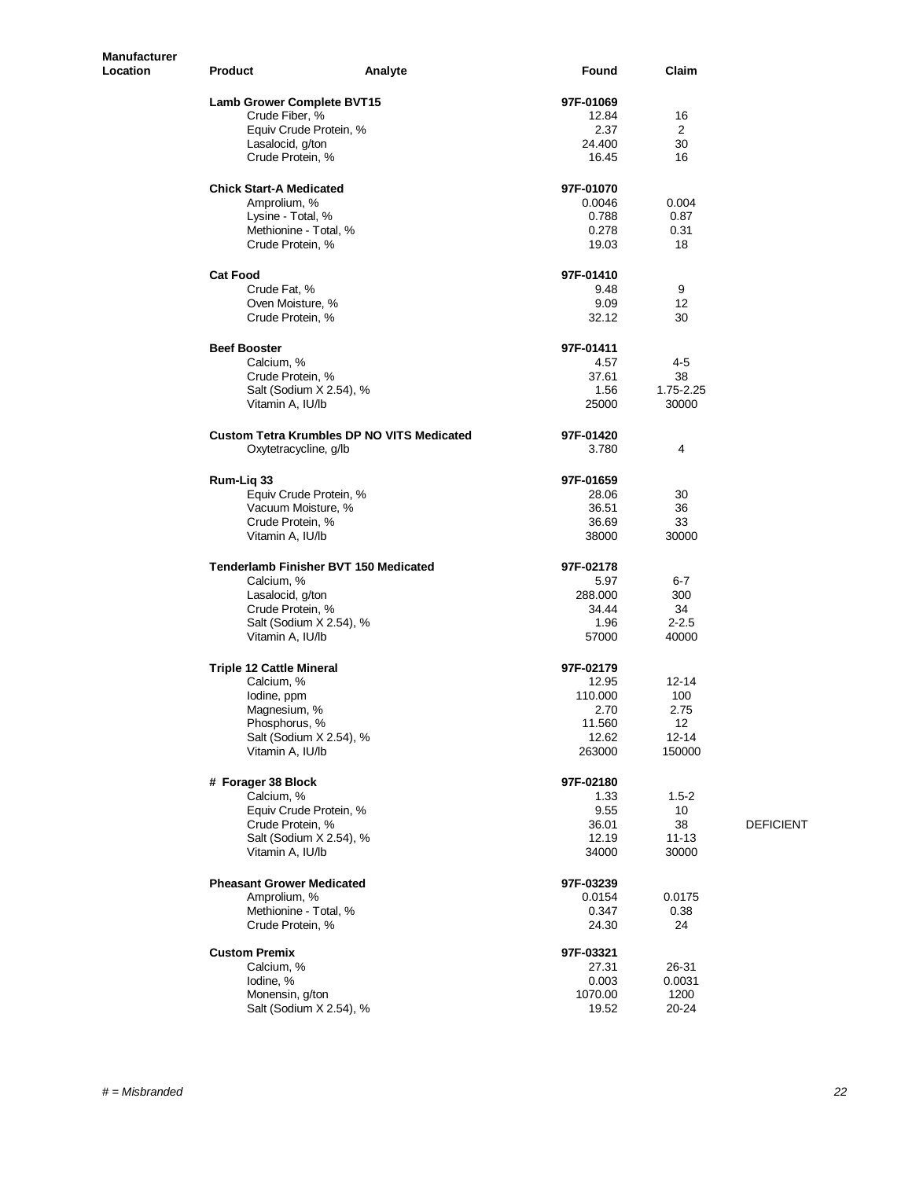| Manufacturer Location | Product | Analyte | Found | Claim | |
|---|---|---|---|---|---|
| | **Lamb Grower Complete BVT15** | | **97F-01069** | | |
| | | Crude Fiber, % | 12.84 | 16 | |
| | | Equiv Crude Protein, % | 2.37 | 2 | |
| | | Lasalocid, g/ton | 24.400 | 30 | |
| | | Crude Protein, % | 16.45 | 16 | |
| | **Chick Start-A Medicated** | | **97F-01070** | | |
| | | Amprolium, % | 0.0046 | 0.004 | |
| | | Lysine - Total, % | 0.788 | 0.87 | |
| | | Methionine - Total, % | 0.278 | 0.31 | |
| | | Crude Protein, % | 19.03 | 18 | |
| | **Cat Food** | | **97F-01410** | | |
| | | Crude Fat, % | 9.48 | 9 | |
| | | Oven Moisture, % | 9.09 | 12 | |
| | | Crude Protein, % | 32.12 | 30 | |
| | **Beef Booster** | | **97F-01411** | | |
| | | Calcium, % | 4.57 | 4-5 | |
| | | Crude Protein, % | 37.61 | 38 | |
| | | Salt (Sodium X 2.54), % | 1.56 | 1.75-2.25 | |
| | | Vitamin A, IU/lb | 25000 | 30000 | |
| | **Custom Tetra Krumbles DP NO VITS Medicated** | | **97F-01420** | | |
| | | Oxytetracycline, g/lb | 3.780 | 4 | |
| | **Rum-Liq 33** | | **97F-01659** | | |
| | | Equiv Crude Protein, % | 28.06 | 30 | |
| | | Vacuum Moisture, % | 36.51 | 36 | |
| | | Crude Protein, % | 36.69 | 33 | |
| | | Vitamin A, IU/lb | 38000 | 30000 | |
| | **Tenderlamb Finisher BVT 150 Medicated** | | **97F-02178** | | |
| | | Calcium, % | 5.97 | 6-7 | |
| | | Lasalocid, g/ton | 288.000 | 300 | |
| | | Crude Protein, % | 34.44 | 34 | |
| | | Salt (Sodium X 2.54), % | 1.96 | 2-2.5 | |
| | | Vitamin A, IU/lb | 57000 | 40000 | |
| | **Triple 12 Cattle Mineral** | | **97F-02179** | | |
| | | Calcium, % | 12.95 | 12-14 | |
| | | Iodine, ppm | 110.000 | 100 | |
| | | Magnesium, % | 2.70 | 2.75 | |
| | | Phosphorus, % | 11.560 | 12 | |
| | | Salt (Sodium X 2.54), % | 12.62 | 12-14 | |
| | | Vitamin A, IU/lb | 263000 | 150000 | |
| | **# Forager 38 Block** | | **97F-02180** | | |
| | | Calcium, % | 1.33 | 1.5-2 | |
| | | Equiv Crude Protein, % | 9.55 | 10 | |
| | | Crude Protein, % | 36.01 | 38 | DEFICIENT |
| | | Salt (Sodium X 2.54), % | 12.19 | 11-13 | |
| | | Vitamin A, IU/lb | 34000 | 30000 | |
| | **Pheasant Grower Medicated** | | **97F-03239** | | |
| | | Amprolium, % | 0.0154 | 0.0175 | |
| | | Methionine - Total, % | 0.347 | 0.38 | |
| | | Crude Protein, % | 24.30 | 24 | |
| | **Custom Premix** | | **97F-03321** | | |
| | | Calcium, % | 27.31 | 26-31 | |
| | | Iodine, % | 0.003 | 0.0031 | |
| | | Monensin, g/ton | 1070.00 | 1200 | |
| | | Salt (Sodium X 2.54), % | 19.52 | 20-24 | |

*# = Misbranded*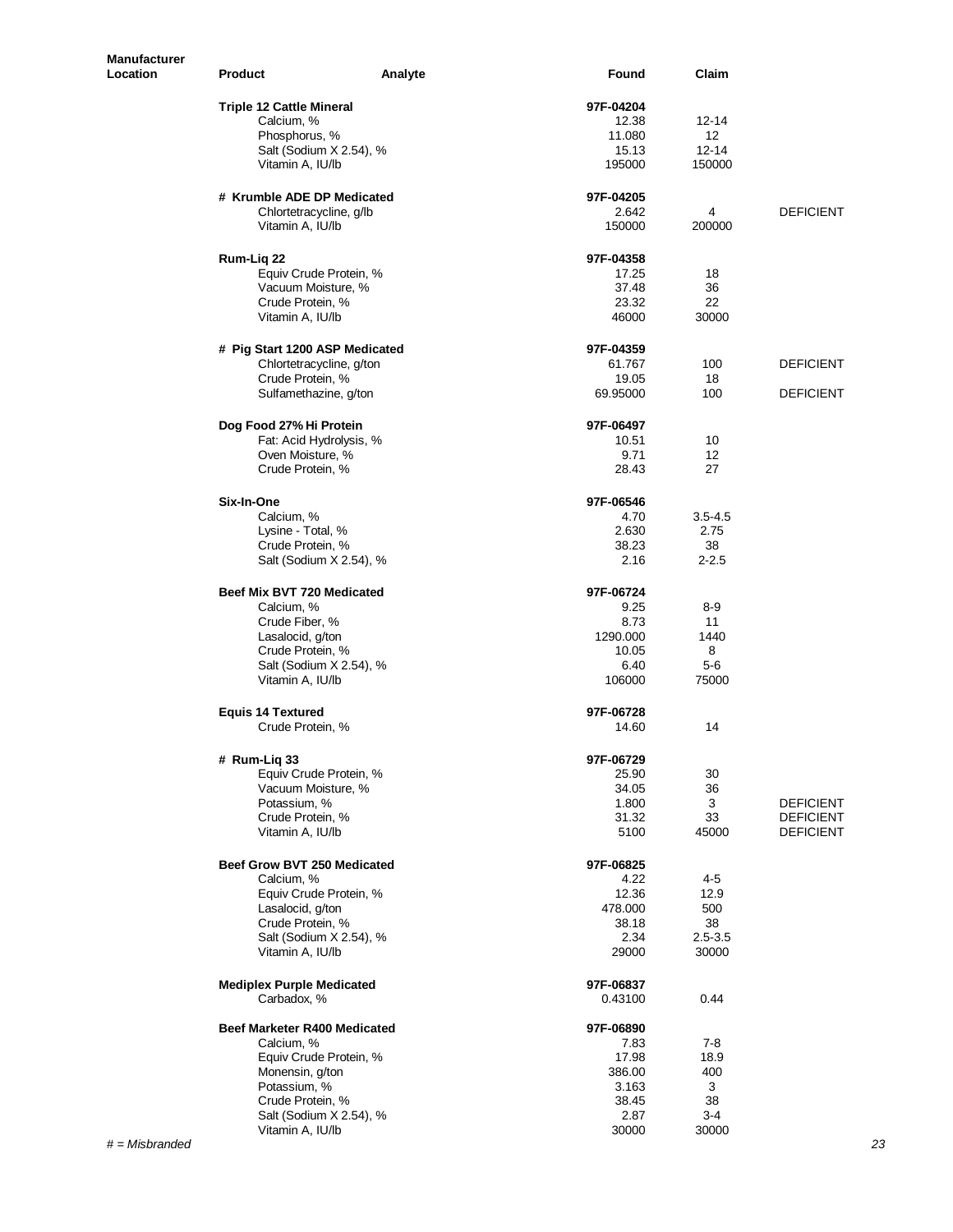| Manufacturer Location | Product | Analyte | Found | Claim | |
|---|---|---|---|---|---|
| | **Triple 12 Cattle Mineral** | | **97F-04204** | | |
| | | Calcium, % | 12.38 | 12-14 | |
| | | Phosphorus, % | 11.080 | 12 | |
| | | Salt (Sodium X 2.54), % | 15.13 | 12-14 | |
| | | Vitamin A, IU/lb | 195000 | 150000 | |
| | **# Krumble ADE DP Medicated** | | **97F-04205** | | |
| | | Chlortetracycline, g/lb | 2.642 | 4 | DEFICIENT |
| | | Vitamin A, IU/lb | 150000 | 200000 | |
| | **Rum-Liq 22** | | **97F-04358** | | |
| | | Equiv Crude Protein, % | 17.25 | 18 | |
| | | Vacuum Moisture, % | 37.48 | 36 | |
| | | Crude Protein, % | 23.32 | 22 | |
| | | Vitamin A, IU/lb | 46000 | 30000 | |
| | **# Pig Start 1200 ASP Medicated** | | **97F-04359** | | |
| | | Chlortetracycline, g/ton | 61.767 | 100 | DEFICIENT |
| | | Crude Protein, % | 19.05 | 18 | |
| | | Sulfamethazine, g/ton | 69.95000 | 100 | DEFICIENT |
| | **Dog Food 27% Hi Protein** | | **97F-06497** | | |
| | | Fat: Acid Hydrolysis, % | 10.51 | 10 | |
| | | Oven Moisture, % | 9.71 | 12 | |
| | | Crude Protein, % | 28.43 | 27 | |
| | **Six-In-One** | | **97F-06546** | | |
| | | Calcium, % | 4.70 | 3.5-4.5 | |
| | | Lysine - Total, % | 2.630 | 2.75 | |
| | | Crude Protein, % | 38.23 | 38 | |
| | | Salt (Sodium X 2.54), % | 2.16 | 2-2.5 | |
| | **Beef Mix BVT 720 Medicated** | | **97F-06724** | | |
| | | Calcium, % | 9.25 | 8-9 | |
| | | Crude Fiber, % | 8.73 | 11 | |
| | | Lasalocid, g/ton | 1290.000 | 1440 | |
| | | Crude Protein, % | 10.05 | 8 | |
| | | Salt (Sodium X 2.54), % | 6.40 | 5-6 | |
| | | Vitamin A, IU/lb | 106000 | 75000 | |
| | **Equis 14 Textured** | | **97F-06728** | | |
| | | Crude Protein, % | 14.60 | 14 | |
| | **# Rum-Liq 33** | | **97F-06729** | | |
| | | Equiv Crude Protein, % | 25.90 | 30 | |
| | | Vacuum Moisture, % | 34.05 | 36 | |
| | | Potassium, % | 1.800 | 3 | DEFICIENT |
| | | Crude Protein, % | 31.32 | 33 | DEFICIENT |
| | | Vitamin A, IU/lb | 5100 | 45000 | DEFICIENT |
| | **Beef Grow BVT 250 Medicated** | | **97F-06825** | | |
| | | Calcium, % | 4.22 | 4-5 | |
| | | Equiv Crude Protein, % | 12.36 | 12.9 | |
| | | Lasalocid, g/ton | 478.000 | 500 | |
| | | Crude Protein, % | 38.18 | 38 | |
| | | Salt (Sodium X 2.54), % | 2.34 | 2.5-3.5 | |
| | | Vitamin A, IU/lb | 29000 | 30000 | |
| | **Mediplex Purple Medicated** | | **97F-06837** | | |
| | | Carbadox, % | 0.43100 | 0.44 | |
| | **Beef Marketer R400 Medicated** | | **97F-06890** | | |
| | | Calcium, % | 7.83 | 7-8 | |
| | | Equiv Crude Protein, % | 17.98 | 18.9 | |
| | | Monensin, g/ton | 386.00 | 400 | |
| | | Potassium, % | 3.163 | 3 | |
| | | Crude Protein, % | 38.45 | 38 | |
| | | Salt (Sodium X 2.54), % | 2.87 | 3-4 | |
| | | Vitamin A, IU/lb | 30000 | 30000 | |

*# = Misbranded*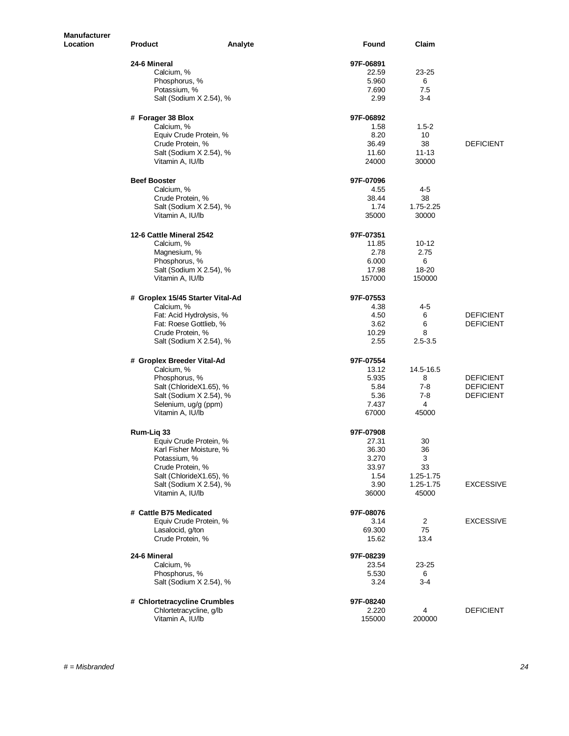| Manufacturer Location | Product | Analyte | Found | Claim | |
|---|---|---|---|---|---|
| | **24-6 Mineral** | | **97F-06891** | | |
| | | Calcium, % | 22.59 | 23-25 | |
| | | Phosphorus, % | 5.960 | 6 | |
| | | Potassium, % | 7.690 | 7.5 | |
| | | Salt (Sodium X 2.54), % | 2.99 | 3-4 | |
| | **# Forager 38 Blox** | | **97F-06892** | | |
| | | Calcium, % | 1.58 | 1.5-2 | |
| | | Equiv Crude Protein, % | 8.20 | 10 | |
| | | Crude Protein, % | 36.49 | 38 | DEFICIENT |
| | | Salt (Sodium X 2.54), % | 11.60 | 11-13 | |
| | | Vitamin A, IU/lb | 24000 | 30000 | |
| | **Beef Booster** | | **97F-07096** | | |
| | | Calcium, % | 4.55 | 4-5 | |
| | | Crude Protein, % | 38.44 | 38 | |
| | | Salt (Sodium X 2.54), % | 1.74 | 1.75-2.25 | |
| | | Vitamin A, IU/lb | 35000 | 30000 | |
| | **12-6 Cattle Mineral 2542** | | **97F-07351** | | |
| | | Calcium, % | 11.85 | 10-12 | |
| | | Magnesium, % | 2.78 | 2.75 | |
| | | Phosphorus, % | 6.000 | 6 | |
| | | Salt (Sodium X 2.54), % | 17.98 | 18-20 | |
| | | Vitamin A, IU/lb | 157000 | 150000 | |
| | **# Groplex 15/45 Starter Vital-Ad** | | **97F-07553** | | |
| | | Calcium, % | 4.38 | 4-5 | |
| | | Fat: Acid Hydrolysis, % | 4.50 | 6 | DEFICIENT |
| | | Fat: Roese Gottlieb, % | 3.62 | 6 | DEFICIENT |
| | | Crude Protein, % | 10.29 | 8 | |
| | | Salt (Sodium X 2.54), % | 2.55 | 2.5-3.5 | |
| | **# Groplex Breeder Vital-Ad** | | **97F-07554** | | |
| | | Calcium, % | 13.12 | 14.5-16.5 | |
| | | Phosphorus, % | 5.935 | 8 | DEFICIENT |
| | | Salt (ChlorideX1.65), % | 5.84 | 7-8 | DEFICIENT |
| | | Salt (Sodium X 2.54), % | 5.36 | 7-8 | DEFICIENT |
| | | Selenium, ug/g (ppm) | 7.437 | 4 | |
| | | Vitamin A, IU/lb | 67000 | 45000 | |
| | **Rum-Liq 33** | | **97F-07908** | | |
| | | Equiv Crude Protein, % | 27.31 | 30 | |
| | | Karl Fisher Moisture, % | 36.30 | 36 | |
| | | Potassium, % | 3.270 | 3 | |
| | | Crude Protein, % | 33.97 | 33 | |
| | | Salt (ChlorideX1.65), % | 1.54 | 1.25-1.75 | |
| | | Salt (Sodium X 2.54), % | 3.90 | 1.25-1.75 | EXCESSIVE |
| | | Vitamin A, IU/lb | 36000 | 45000 | |
| | **# Cattle B75 Medicated** | | **97F-08076** | | |
| | | Equiv Crude Protein, % | 3.14 | 2 | EXCESSIVE |
| | | Lasalocid, g/ton | 69.300 | 75 | |
| | | Crude Protein, % | 15.62 | 13.4 | |
| | **24-6 Mineral** | | **97F-08239** | | |
| | | Calcium, % | 23.54 | 23-25 | |
| | | Phosphorus, % | 5.530 | 6 | |
| | | Salt (Sodium X 2.54), % | 3.24 | 3-4 | |
| | **# Chlortetracycline Crumbles** | | **97F-08240** | | |
| | | Chlortetracycline, g/lb | 2.220 | 4 | DEFICIENT |
| | | Vitamin A, IU/lb | 155000 | 200000 | |

*# = Misbranded*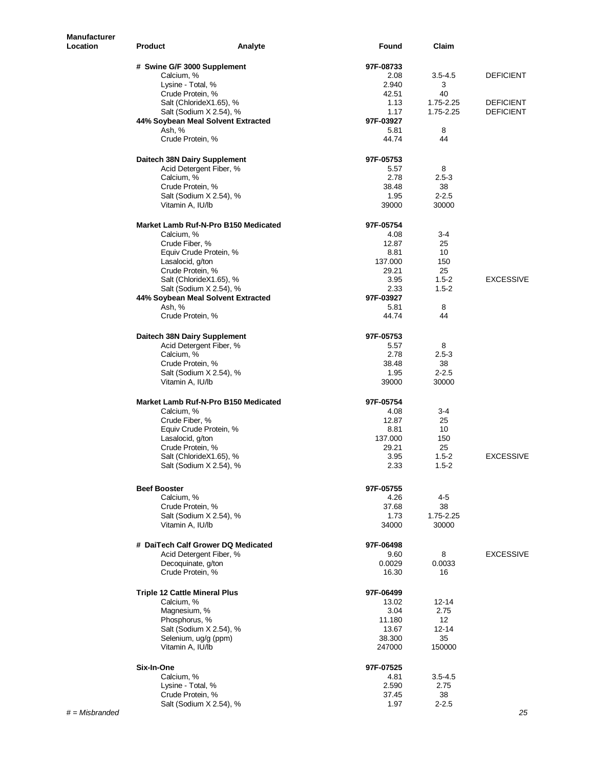| Manufacturer Location | Product | Analyte | Found | Claim | |
|---|---|---|---|---|---|
| | **# Swine G/F 3000 Supplement** | | **97F-08733** | | |
| | | Calcium, % | 2.08 | 3.5-4.5 | DEFICIENT |
| | | Lysine - Total, % | 2.940 | 3 | |
| | | Crude Protein, % | 42.51 | 40 | |
| | | Salt (ChlorideX1.65), % | 1.13 | 1.75-2.25 | DEFICIENT |
| | | Salt (Sodium X 2.54), % | 1.17 | 1.75-2.25 | DEFICIENT |
| | **44% Soybean Meal Solvent Extracted** | | **97F-03927** | | |
| | | Ash, % | 5.81 | 8 | |
| | | Crude Protein, % | 44.74 | 44 | |
| | **Daitech 38N Dairy Supplement** | | **97F-05753** | | |
| | | Acid Detergent Fiber, % | 5.57 | 8 | |
| | | Calcium, % | 2.78 | 2.5-3 | |
| | | Crude Protein, % | 38.48 | 38 | |
| | | Salt (Sodium X 2.54), % | 1.95 | 2-2.5 | |
| | | Vitamin A, IU/lb | 39000 | 30000 | |
| | **Market Lamb Ruf-N-Pro B150 Medicated** | | **97F-05754** | | |
| | | Calcium, % | 4.08 | 3-4 | |
| | | Crude Fiber, % | 12.87 | 25 | |
| | | Equiv Crude Protein, % | 8.81 | 10 | |
| | | Lasalocid, g/ton | 137.000 | 150 | |
| | | Crude Protein, % | 29.21 | 25 | |
| | | Salt (ChlorideX1.65), % | 3.95 | 1.5-2 | EXCESSIVE |
| | | Salt (Sodium X 2.54), % | 2.33 | 1.5-2 | |
| | **44% Soybean Meal Solvent Extracted** | | **97F-03927** | | |
| | | Ash, % | 5.81 | 8 | |
| | | Crude Protein, % | 44.74 | 44 | |
| | **Daitech 38N Dairy Supplement** | | **97F-05753** | | |
| | | Acid Detergent Fiber, % | 5.57 | 8 | |
| | | Calcium, % | 2.78 | 2.5-3 | |
| | | Crude Protein, % | 38.48 | 38 | |
| | | Salt (Sodium X 2.54), % | 1.95 | 2-2.5 | |
| | | Vitamin A, IU/lb | 39000 | 30000 | |
| | **Market Lamb Ruf-N-Pro B150 Medicated** | | **97F-05754** | | |
| | | Calcium, % | 4.08 | 3-4 | |
| | | Crude Fiber, % | 12.87 | 25 | |
| | | Equiv Crude Protein, % | 8.81 | 10 | |
| | | Lasalocid, g/ton | 137.000 | 150 | |
| | | Crude Protein, % | 29.21 | 25 | |
| | | Salt (ChlorideX1.65), % | 3.95 | 1.5-2 | EXCESSIVE |
| | | Salt (Sodium X 2.54), % | 2.33 | 1.5-2 | |
| | **Beef Booster** | | **97F-05755** | | |
| | | Calcium, % | 4.26 | 4-5 | |
| | | Crude Protein, % | 37.68 | 38 | |
| | | Salt (Sodium X 2.54), % | 1.73 | 1.75-2.25 | |
| | | Vitamin A, IU/lb | 34000 | 30000 | |
| | **# DaiTech Calf Grower DQ Medicated** | | **97F-06498** | | |
| | | Acid Detergent Fiber, % | 9.60 | 8 | EXCESSIVE |
| | | Decoquinate, g/ton | 0.0029 | 0.0033 | |
| | | Crude Protein, % | 16.30 | 16 | |
| | **Triple 12 Cattle Mineral Plus** | | **97F-06499** | | |
| | | Calcium, % | 13.02 | 12-14 | |
| | | Magnesium, % | 3.04 | 2.75 | |
| | | Phosphorus, % | 11.180 | 12 | |
| | | Salt (Sodium X 2.54), % | 13.67 | 12-14 | |
| | | Selenium, ug/g (ppm) | 38.300 | 35 | |
| | | Vitamin A, IU/lb | 247000 | 150000 | |
| | **Six-In-One** | | **97F-07525** | | |
| | | Calcium, % | 4.81 | 3.5-4.5 | |
| | | Lysine - Total, % | 2.590 | 2.75 | |
| | | Crude Protein, % | 37.45 | 38 | |
| | | Salt (Sodium X 2.54), % | 1.97 | 2-2.5 | |

*# = Misbranded*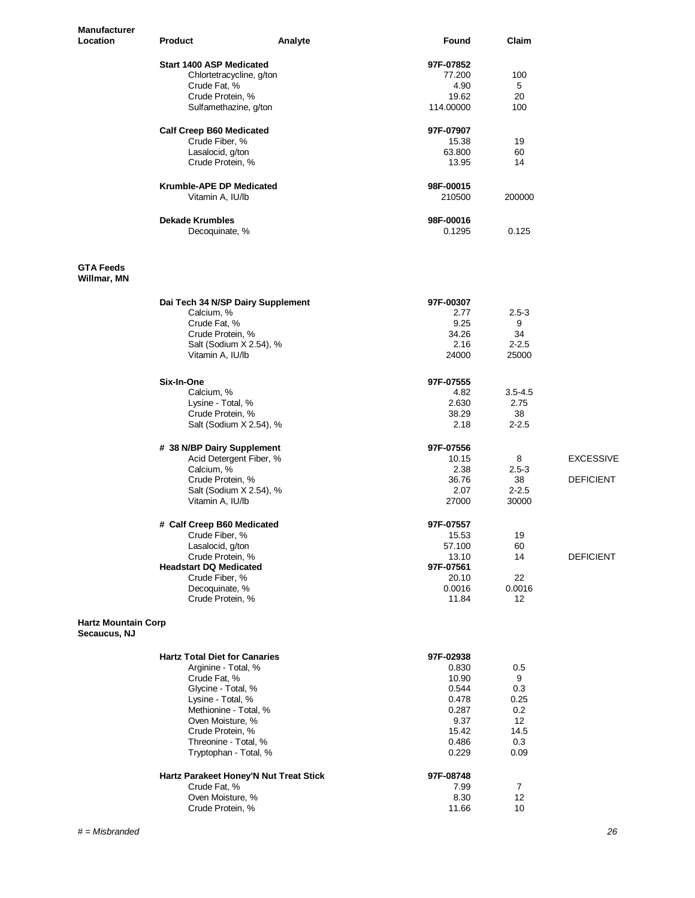| Manufacturer Location | Product | Analyte | Found | Claim | |
|---|---|---|---|---|---|
| | **Start 1400 ASP Medicated** | | **97F-07852** | | |
| | | Chlortetracycline, g/ton | 77.200 | 100 | |
| | | Crude Fat, % | 4.90 | 5 | |
| | | Crude Protein, % | 19.62 | 20 | |
| | | Sulfamethazine, g/ton | 114.00000 | 100 | |
| | **Calf Creep B60 Medicated** | | **97F-07907** | | |
| | | Crude Fiber, % | 15.38 | 19 | |
| | | Lasalocid, g/ton | 63.800 | 60 | |
| | | Crude Protein, % | 13.95 | 14 | |
| | **Krumble-APE DP Medicated** | | **98F-00015** | | |
| | | Vitamin A, IU/lb | 210500 | 200000 | |
| | **Dekade Krumbles** | | **98F-00016** | | |
| | | Decoquinate, % | 0.1295 | 0.125 | |
| **GTA Feeds Willmar, MN** | | | | | |
| | **Dai Tech 34 N/SP Dairy Supplement** | | **97F-00307** | | |
| | | Calcium, % | 2.77 | 2.5-3 | |
| | | Crude Fat, % | 9.25 | 9 | |
| | | Crude Protein, % | 34.26 | 34 | |
| | | Salt (Sodium X 2.54), % | 2.16 | 2-2.5 | |
| | | Vitamin A, IU/lb | 24000 | 25000 | |
| | **Six-In-One** | | **97F-07555** | | |
| | | Calcium, % | 4.82 | 3.5-4.5 | |
| | | Lysine - Total, % | 2.630 | 2.75 | |
| | | Crude Protein, % | 38.29 | 38 | |
| | | Salt (Sodium X 2.54), % | 2.18 | 2-2.5 | |
| | **# 38 N/BP Dairy Supplement** | | **97F-07556** | | |
| | | Acid Detergent Fiber, % | 10.15 | 8 | EXCESSIVE |
| | | Calcium, % | 2.38 | 2.5-3 | |
| | | Crude Protein, % | 36.76 | 38 | DEFICIENT |
| | | Salt (Sodium X 2.54), % | 2.07 | 2-2.5 | |
| | | Vitamin A, IU/lb | 27000 | 30000 | |
| | **# Calf Creep B60 Medicated** | | **97F-07557** | | |
| | | Crude Fiber, % | 15.53 | 19 | |
| | | Lasalocid, g/ton | 57.100 | 60 | |
| | | Crude Protein, % | 13.10 | 14 | DEFICIENT |
| | **Headstart DQ Medicated** | | **97F-07561** | | |
| | | Crude Fiber, % | 20.10 | 22 | |
| | | Decoquinate, % | 0.0016 | 0.0016 | |
| | | Crude Protein, % | 11.84 | 12 | |
| **Hartz Mountain Corp Secaucus, NJ** | | | | | |
| | **Hartz Total Diet for Canaries** | | **97F-02938** | | |
| | | Arginine - Total, % | 0.830 | 0.5 | |
| | | Crude Fat, % | 10.90 | 9 | |
| | | Glycine - Total, % | 0.544 | 0.3 | |
| | | Lysine - Total, % | 0.478 | 0.25 | |
| | | Methionine - Total, % | 0.287 | 0.2 | |
| | | Oven Moisture, % | 9.37 | 12 | |
| | | Crude Protein, % | 15.42 | 14.5 | |
| | | Threonine - Total, % | 0.486 | 0.3 | |
| | | Tryptophan - Total, % | 0.229 | 0.09 | |
| | **Hartz Parakeet Honey'N Nut Treat Stick** | | **97F-08748** | | |
| | | Crude Fat, % | 7.99 | 7 | |
| | | Oven Moisture, % | 8.30 | 12 | |
| | | Crude Protein, % | 11.66 | 10 | |

*# = Misbranded*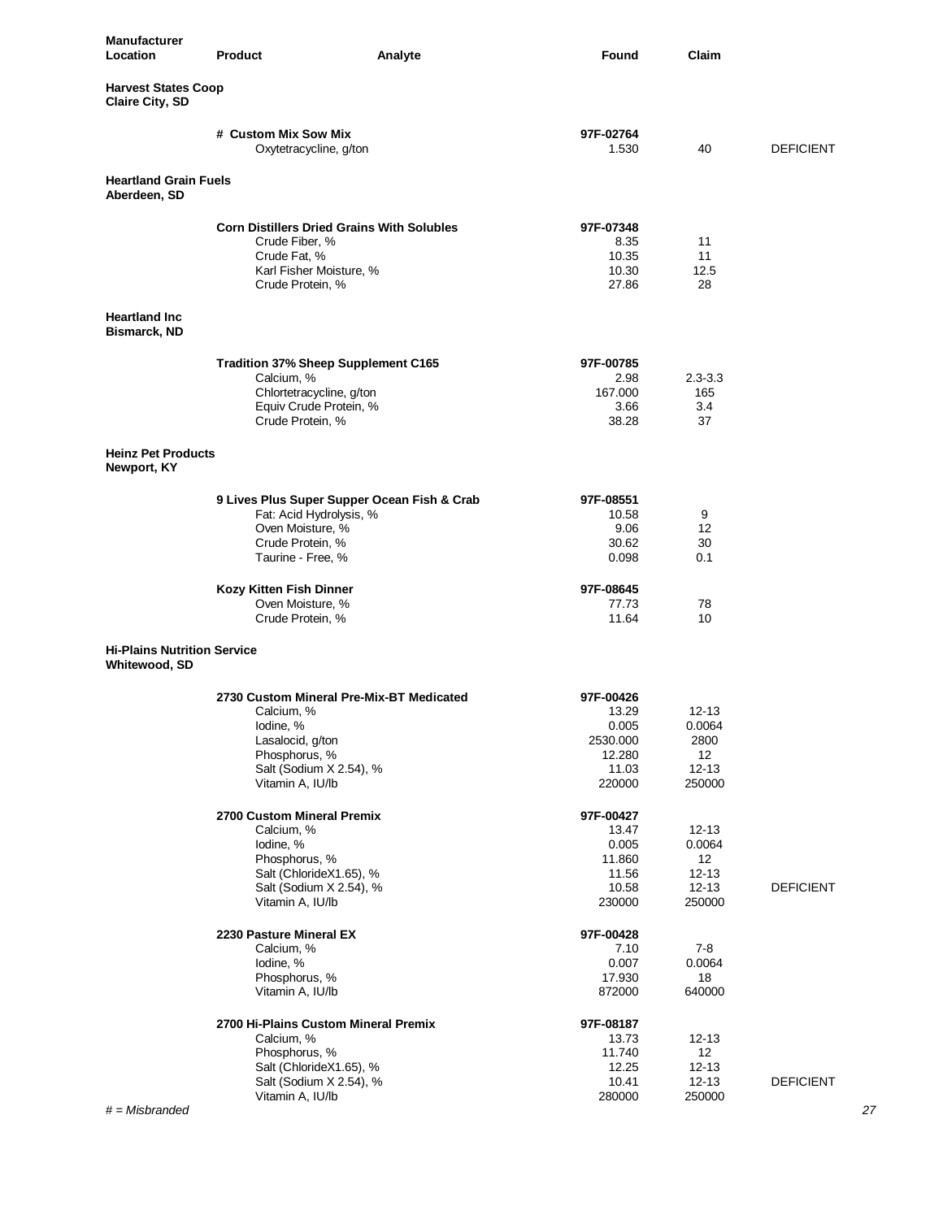| Manufacturer Location | Product | Analyte | Found | Claim | |
|---|---|---|---|---|---|
| **Harvest States Coop** **Claire City, SD** | | | | | |
| | **# Custom Mix Sow Mix** | | **97F-02764** | | |
| | | Oxytetracycline, g/ton | 1.530 | 40 | DEFICIENT |
| **Heartland Grain Fuels** **Aberdeen, SD** | | | | | |
| | **Corn Distillers Dried Grains With Solubles** | | **97F-07348** | | |
| | | Crude Fiber, % | 8.35 | 11 | |
| | | Crude Fat, % | 10.35 | 11 | |
| | | Karl Fisher Moisture, % | 10.30 | 12.5 | |
| | | Crude Protein, % | 27.86 | 28 | |
| **Heartland Inc** **Bismarck, ND** | | | | | |
| | **Tradition 37% Sheep Supplement C165** | | **97F-00785** | | |
| | | Calcium, % | 2.98 | 2.3-3.3 | |
| | | Chlortetracycline, g/ton | 167.000 | 165 | |
| | | Equiv Crude Protein, % | 3.66 | 3.4 | |
| | | Crude Protein, % | 38.28 | 37 | |
| **Heinz Pet Products** **Newport, KY** | | | | | |
| | **9 Lives Plus Super Supper Ocean Fish & Crab** | | **97F-08551** | | |
| | | Fat: Acid Hydrolysis, % | 10.58 | 9 | |
| | | Oven Moisture, % | 9.06 | 12 | |
| | | Crude Protein, % | 30.62 | 30 | |
| | | Taurine - Free, % | 0.098 | 0.1 | |
| | **Kozy Kitten Fish Dinner** | | **97F-08645** | | |
| | | Oven Moisture, % | 77.73 | 78 | |
| | | Crude Protein, % | 11.64 | 10 | |
| **Hi-Plains Nutrition Service** **Whitewood, SD** | | | | | |
| | **2730 Custom Mineral Pre-Mix-BT Medicated** | | **97F-00426** | | |
| | | Calcium, % | 13.29 | 12-13 | |
| | | Iodine, % | 0.005 | 0.0064 | |
| | | Lasalocid, g/ton | 2530.000 | 2800 | |
| | | Phosphorus, % | 12.280 | 12 | |
| | | Salt (Sodium X 2.54), % | 11.03 | 12-13 | |
| | | Vitamin A, IU/lb | 220000 | 250000 | |
| | **2700 Custom Mineral Premix** | | **97F-00427** | | |
| | | Calcium, % | 13.47 | 12-13 | |
| | | Iodine, % | 0.005 | 0.0064 | |
| | | Phosphorus, % | 11.860 | 12 | |
| | | Salt (ChlorideX1.65), % | 11.56 | 12-13 | |
| | | Salt (Sodium X 2.54), % | 10.58 | 12-13 | DEFICIENT |
| | | Vitamin A, IU/lb | 230000 | 250000 | |
| | **2230 Pasture Mineral EX** | | **97F-00428** | | |
| | | Calcium, % | 7.10 | 7-8 | |
| | | Iodine, % | 0.007 | 0.0064 | |
| | | Phosphorus, % | 17.930 | 18 | |
| | | Vitamin A, IU/lb | 872000 | 640000 | |
| | **2700 Hi-Plains Custom Mineral Premix** | | **97F-08187** | | |
| | | Calcium, % | 13.73 | 12-13 | |
| | | Phosphorus, % | 11.740 | 12 | |
| | | Salt (ChlorideX1.65), % | 12.25 | 12-13 | |
| | | Salt (Sodium X 2.54), % | 10.41 | 12-13 | DEFICIENT |
| | | Vitamin A, IU/lb | 280000 | 250000 | |

*# = Misbranded*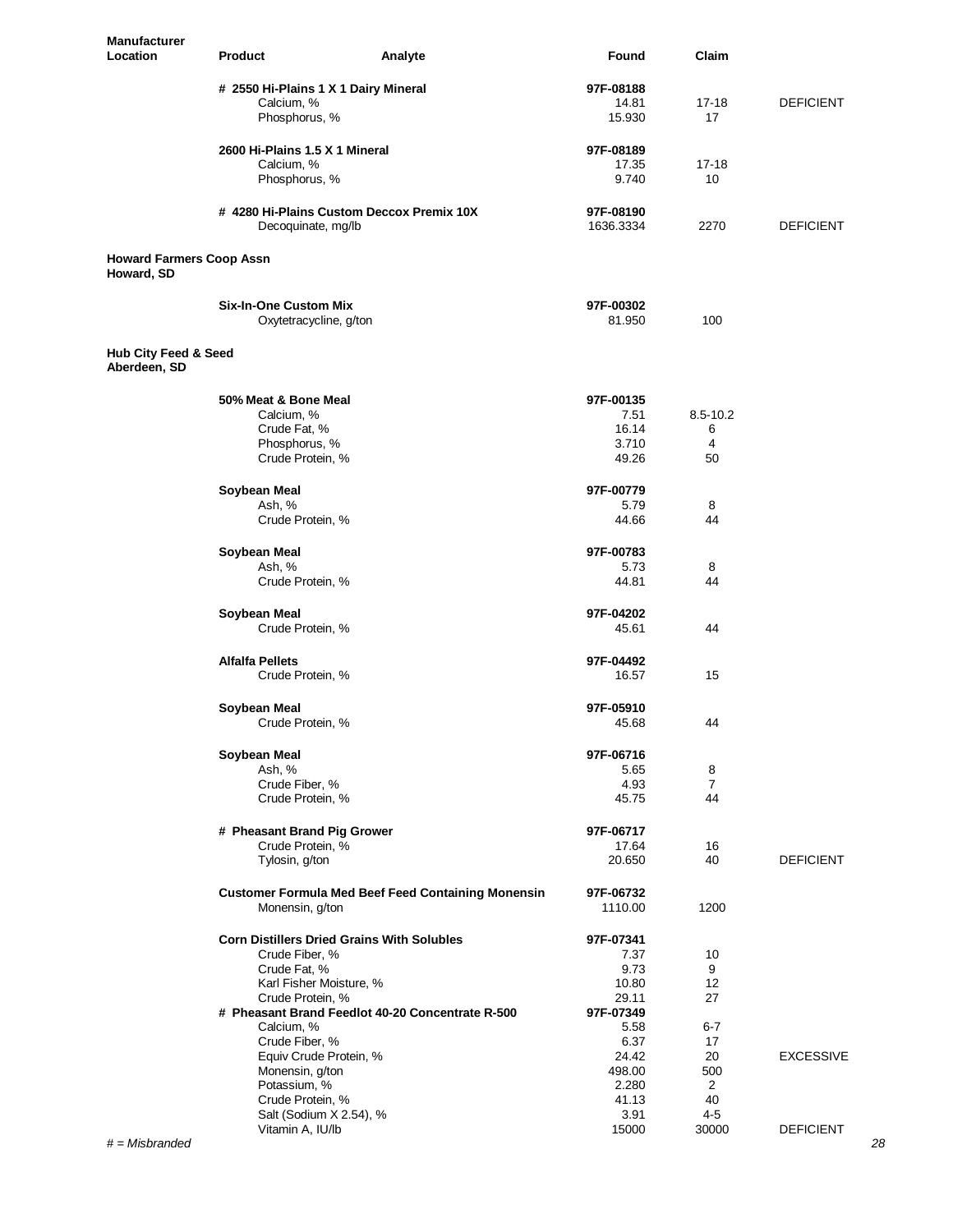| Manufacturer Location | Product | Analyte | Found | Claim | |
|---|---|---|---|---|---|
| | # 2550 Hi-Plains 1 X 1 Dairy Mineral | | 97F-08188 | | |
| | | Calcium, % | 14.81 | 17-18 | DEFICIENT |
| | | Phosphorus, % | 15.930 | 17 | |
| | 2600 Hi-Plains 1.5 X 1 Mineral | | 97F-08189 | | |
| | | Calcium, % | 17.35 | 17-18 | |
| | | Phosphorus, % | 9.740 | 10 | |
| | # 4280 Hi-Plains Custom Deccox Premix 10X | | 97F-08190 | | |
| | | Decoquinate, mg/lb | 1636.3334 | 2270 | DEFICIENT |
| **Howard Farmers Coop Assn** Howard, SD | | | | | |
| | Six-In-One Custom Mix | | 97F-00302 | | |
| | | Oxytetracycline, g/ton | 81.950 | 100 | |
| **Hub City Feed & Seed** Aberdeen, SD | | | | | |
| | 50% Meat & Bone Meal | | 97F-00135 | | |
| | | Calcium, % | 7.51 | 8.5-10.2 | |
| | | Crude Fat, % | 16.14 | 6 | |
| | | Phosphorus, % | 3.710 | 4 | |
| | | Crude Protein, % | 49.26 | 50 | |
| | Soybean Meal | | 97F-00779 | | |
| | | Ash, % | 5.79 | 8 | |
| | | Crude Protein, % | 44.66 | 44 | |
| | Soybean Meal | | 97F-00783 | | |
| | | Ash, % | 5.73 | 8 | |
| | | Crude Protein, % | 44.81 | 44 | |
| | Soybean Meal | | 97F-04202 | | |
| | | Crude Protein, % | 45.61 | 44 | |
| | Alfalfa Pellets | | 97F-04492 | | |
| | | Crude Protein, % | 16.57 | 15 | |
| | Soybean Meal | | 97F-05910 | | |
| | | Crude Protein, % | 45.68 | 44 | |
| | Soybean Meal | | 97F-06716 | | |
| | | Ash, % | 5.65 | 8 | |
| | | Crude Fiber, % | 4.93 | 7 | |
| | | Crude Protein, % | 45.75 | 44 | |
| | # Pheasant Brand Pig Grower | | 97F-06717 | | |
| | | Crude Protein, % | 17.64 | 16 | |
| | | Tylosin, g/ton | 20.650 | 40 | DEFICIENT |
| | Customer Formula Med Beef Feed Containing Monensin | | 97F-06732 | | |
| | | Monensin, g/ton | 1110.00 | 1200 | |
| | Corn Distillers Dried Grains With Solubles | | 97F-07341 | | |
| | | Crude Fiber, % | 7.37 | 10 | |
| | | Crude Fat, % | 9.73 | 9 | |
| | | Karl Fisher Moisture, % | 10.80 | 12 | |
| | | Crude Protein, % | 29.11 | 27 | |
| | # Pheasant Brand Feedlot 40-20 Concentrate R-500 | | 97F-07349 | | |
| | | Calcium, % | 5.58 | 6-7 | |
| | | Crude Fiber, % | 6.37 | 17 | |
| | | Equiv Crude Protein, % | 24.42 | 20 | EXCESSIVE |
| | | Monensin, g/ton | 498.00 | 500 | |
| | | Potassium, % | 2.280 | 2 | |
| | | Crude Protein, % | 41.13 | 40 | |
| | | Salt (Sodium X 2.54), % | 3.91 | 4-5 | |
| | | Vitamin A, IU/lb | 15000 | 30000 | DEFICIENT |

*# = Misbranded*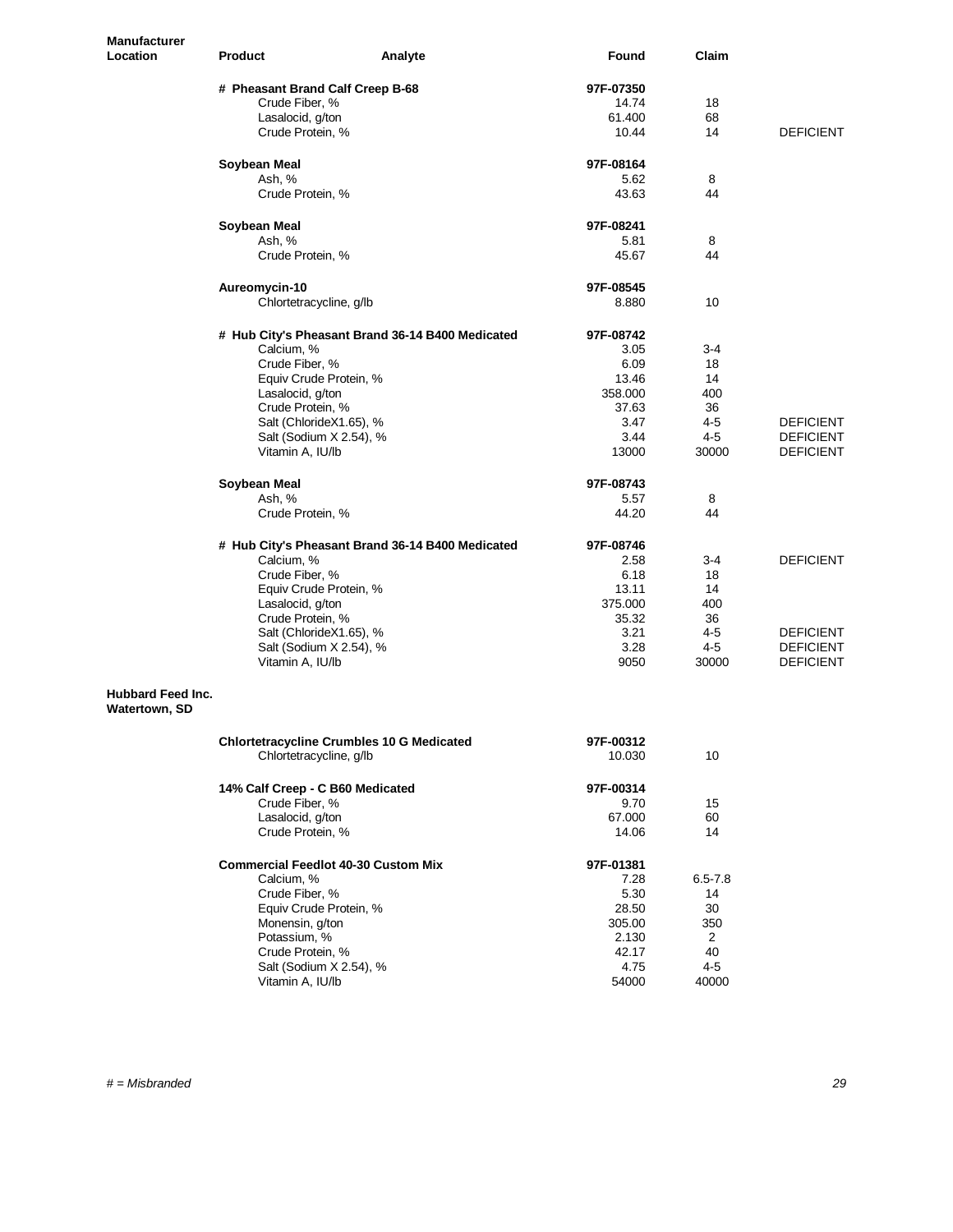| Manufacturer Location | Product | Analyte | Found | Claim | |
|---|---|---|---|---|---|
| | # Pheasant Brand Calf Creep B-68 | | 97F-07350 | | |
| | | Crude Fiber, % | 14.74 | 18 | |
| | | Lasalocid, g/ton | 61.400 | 68 | |
| | | Crude Protein, % | 10.44 | 14 | DEFICIENT |
| | Soybean Meal | | 97F-08164 | | |
| | | Ash, % | 5.62 | 8 | |
| | | Crude Protein, % | 43.63 | 44 | |
| | Soybean Meal | | 97F-08241 | | |
| | | Ash, % | 5.81 | 8 | |
| | | Crude Protein, % | 45.67 | 44 | |
| | Aureomycin-10 | | 97F-08545 | | |
| | | Chlortetracycline, g/lb | 8.880 | 10 | |
| | # Hub City's Pheasant Brand 36-14 B400 Medicated | | 97F-08742 | | |
| | | Calcium, % | 3.05 | 3-4 | |
| | | Crude Fiber, % | 6.09 | 18 | |
| | | Equiv Crude Protein, % | 13.46 | 14 | |
| | | Lasalocid, g/ton | 358.000 | 400 | |
| | | Crude Protein, % | 37.63 | 36 | |
| | | Salt (ChlorideX1.65), % | 3.47 | 4-5 | DEFICIENT |
| | | Salt (Sodium X 2.54), % | 3.44 | 4-5 | DEFICIENT |
| | | Vitamin A, IU/lb | 13000 | 30000 | DEFICIENT |
| | Soybean Meal | | 97F-08743 | | |
| | | Ash, % | 5.57 | 8 | |
| | | Crude Protein, % | 44.20 | 44 | |
| | # Hub City's Pheasant Brand 36-14 B400 Medicated | | 97F-08746 | | |
| | | Calcium, % | 2.58 | 3-4 | DEFICIENT |
| | | Crude Fiber, % | 6.18 | 18 | |
| | | Equiv Crude Protein, % | 13.11 | 14 | |
| | | Lasalocid, g/ton | 375.000 | 400 | |
| | | Crude Protein, % | 35.32 | 36 | |
| | | Salt (ChlorideX1.65), % | 3.21 | 4-5 | DEFICIENT |
| | | Salt (Sodium X 2.54), % | 3.28 | 4-5 | DEFICIENT |
| | | Vitamin A, IU/lb | 9050 | 30000 | DEFICIENT |
| **Hubbard Feed Inc. Watertown, SD** | | | | | |
| | Chlortetracycline Crumbles 10 G Medicated | | 97F-00312 | | |
| | | Chlortetracycline, g/lb | 10.030 | 10 | |
| | 14% Calf Creep - C B60 Medicated | | 97F-00314 | | |
| | | Crude Fiber, % | 9.70 | 15 | |
| | | Lasalocid, g/ton | 67.000 | 60 | |
| | | Crude Protein, % | 14.06 | 14 | |
| | Commercial Feedlot 40-30 Custom Mix | | 97F-01381 | | |
| | | Calcium, % | 7.28 | 6.5-7.8 | |
| | | Crude Fiber, % | 5.30 | 14 | |
| | | Equiv Crude Protein, % | 28.50 | 30 | |
| | | Monensin, g/ton | 305.00 | 350 | |
| | | Potassium, % | 2.130 | 2 | |
| | | Crude Protein, % | 42.17 | 40 | |
| | | Salt (Sodium X 2.54), % | 4.75 | 4-5 | |
| | | Vitamin A, IU/lb | 54000 | 40000 | |

*# = Misbranded*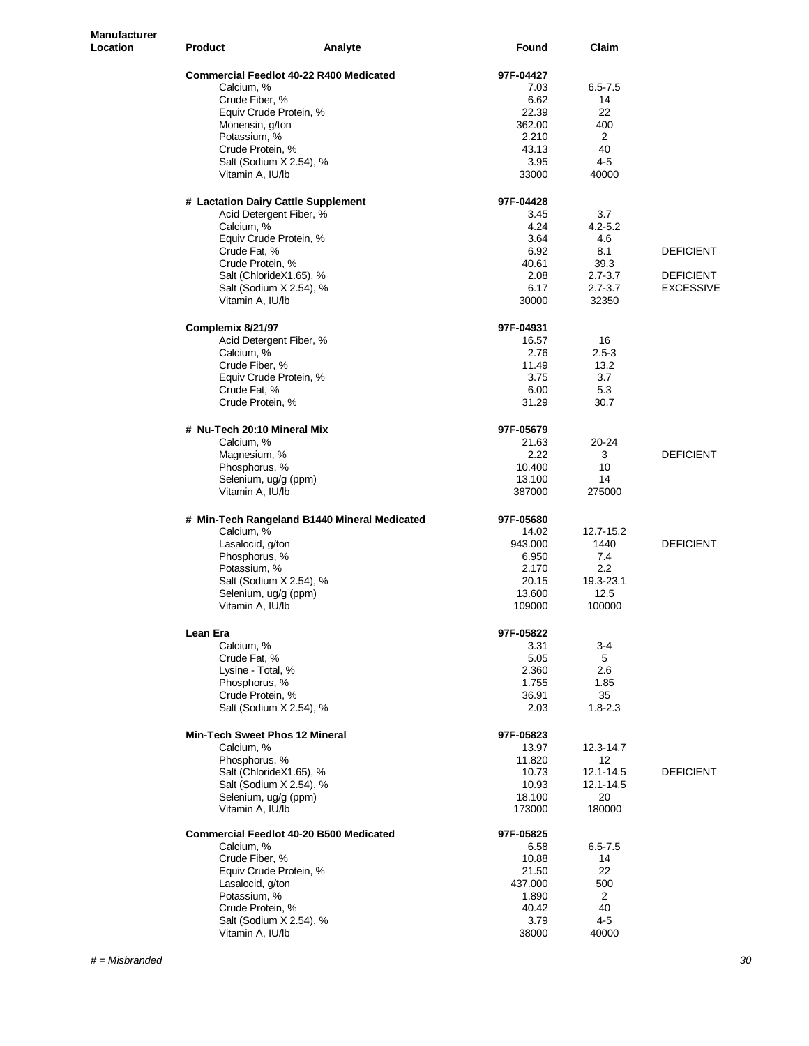| Manufacturer Location | Product | Analyte | Found | Claim | |
|---|---|---|---|---|---|
| | **Commercial Feedlot 40-22 R400 Medicated** | | **97F-04427** | | |
| | | Calcium, % | 7.03 | 6.5-7.5 | |
| | | Crude Fiber, % | 6.62 | 14 | |
| | | Equiv Crude Protein, % | 22.39 | 22 | |
| | | Monensin, g/ton | 362.00 | 400 | |
| | | Potassium, % | 2.210 | 2 | |
| | | Crude Protein, % | 43.13 | 40 | |
| | | Salt (Sodium X 2.54), % | 3.95 | 4-5 | |
| | | Vitamin A, IU/lb | 33000 | 40000 | |
| | **# Lactation Dairy Cattle Supplement** | | **97F-04428** | | |
| | | Acid Detergent Fiber, % | 3.45 | 3.7 | |
| | | Calcium, % | 4.24 | 4.2-5.2 | |
| | | Equiv Crude Protein, % | 3.64 | 4.6 | |
| | | Crude Fat, % | 6.92 | 8.1 | DEFICIENT |
| | | Crude Protein, % | 40.61 | 39.3 | |
| | | Salt (ChlorideX1.65), % | 2.08 | 2.7-3.7 | DEFICIENT |
| | | Salt (Sodium X 2.54), % | 6.17 | 2.7-3.7 | EXCESSIVE |
| | | Vitamin A, IU/lb | 30000 | 32350 | |
| | **Complemix 8/21/97** | | **97F-04931** | | |
| | | Acid Detergent Fiber, % | 16.57 | 16 | |
| | | Calcium, % | 2.76 | 2.5-3 | |
| | | Crude Fiber, % | 11.49 | 13.2 | |
| | | Equiv Crude Protein, % | 3.75 | 3.7 | |
| | | Crude Fat, % | 6.00 | 5.3 | |
| | | Crude Protein, % | 31.29 | 30.7 | |
| | **# Nu-Tech 20:10 Mineral Mix** | | **97F-05679** | | |
| | | Calcium, % | 21.63 | 20-24 | |
| | | Magnesium, % | 2.22 | 3 | DEFICIENT |
| | | Phosphorus, % | 10.400 | 10 | |
| | | Selenium, ug/g (ppm) | 13.100 | 14 | |
| | | Vitamin A, IU/lb | 387000 | 275000 | |
| | **# Min-Tech Rangeland B1440 Mineral Medicated** | | **97F-05680** | | |
| | | Calcium, % | 14.02 | 12.7-15.2 | |
| | | Lasalocid, g/ton | 943.000 | 1440 | DEFICIENT |
| | | Phosphorus, % | 6.950 | 7.4 | |
| | | Potassium, % | 2.170 | 2.2 | |
| | | Salt (Sodium X 2.54), % | 20.15 | 19.3-23.1 | |
| | | Selenium, ug/g (ppm) | 13.600 | 12.5 | |
| | | Vitamin A, IU/lb | 109000 | 100000 | |
| | **Lean Era** | | **97F-05822** | | |
| | | Calcium, % | 3.31 | 3-4 | |
| | | Crude Fat, % | 5.05 | 5 | |
| | | Lysine - Total, % | 2.360 | 2.6 | |
| | | Phosphorus, % | 1.755 | 1.85 | |
| | | Crude Protein, % | 36.91 | 35 | |
| | | Salt (Sodium X 2.54), % | 2.03 | 1.8-2.3 | |
| | **Min-Tech Sweet Phos 12 Mineral** | | **97F-05823** | | |
| | | Calcium, % | 13.97 | 12.3-14.7 | |
| | | Phosphorus, % | 11.820 | 12 | |
| | | Salt (ChlorideX1.65), % | 10.73 | 12.1-14.5 | DEFICIENT |
| | | Salt (Sodium X 2.54), % | 10.93 | 12.1-14.5 | |
| | | Selenium, ug/g (ppm) | 18.100 | 20 | |
| | | Vitamin A, IU/lb | 173000 | 180000 | |
| | **Commercial Feedlot 40-20 B500 Medicated** | | **97F-05825** | | |
| | | Calcium, % | 6.58 | 6.5-7.5 | |
| | | Crude Fiber, % | 10.88 | 14 | |
| | | Equiv Crude Protein, % | 21.50 | 22 | |
| | | Lasalocid, g/ton | 437.000 | 500 | |
| | | Potassium, % | 1.890 | 2 | |
| | | Crude Protein, % | 40.42 | 40 | |
| | | Salt (Sodium X 2.54), % | 3.79 | 4-5 | |
| | | Vitamin A, IU/lb | 38000 | 40000 | |

*# = Misbranded*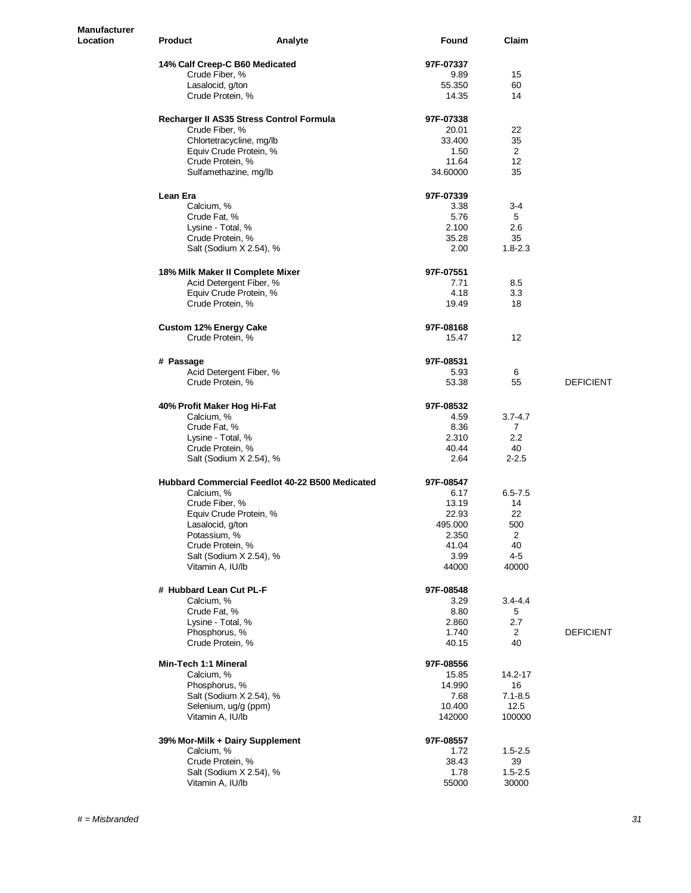| Manufacturer Location | Product | Analyte | Found | Claim | |
|---|---|---|---|---|---|
| | **14% Calf Creep-C B60 Medicated** | | **97F-07337** | | |
| | | Crude Fiber, % | 9.89 | 15 | |
| | | Lasalocid, g/ton | 55.350 | 60 | |
| | | Crude Protein, % | 14.35 | 14 | |
| | **Recharger II AS35 Stress Control Formula** | | **97F-07338** | | |
| | | Crude Fiber, % | 20.01 | 22 | |
| | | Chlortetracycline, mg/lb | 33.400 | 35 | |
| | | Equiv Crude Protein, % | 1.50 | 2 | |
| | | Crude Protein, % | 11.64 | 12 | |
| | | Sulfamethazine, mg/lb | 34.60000 | 35 | |
| | **Lean Era** | | **97F-07339** | | |
| | | Calcium, % | 3.38 | 3-4 | |
| | | Crude Fat, % | 5.76 | 5 | |
| | | Lysine - Total, % | 2.100 | 2.6 | |
| | | Crude Protein, % | 35.28 | 35 | |
| | | Salt (Sodium X 2.54), % | 2.00 | 1.8-2.3 | |
| | **18% Milk Maker II Complete Mixer** | | **97F-07551** | | |
| | | Acid Detergent Fiber, % | 7.71 | 8.5 | |
| | | Equiv Crude Protein, % | 4.18 | 3.3 | |
| | | Crude Protein, % | 19.49 | 18 | |
| | **Custom 12% Energy Cake** | | **97F-08168** | | |
| | | Crude Protein, % | 15.47 | 12 | |
| | **# Passage** | | **97F-08531** | | |
| | | Acid Detergent Fiber, % | 5.93 | 6 | |
| | | Crude Protein, % | 53.38 | 55 | DEFICIENT |
| | **40% Profit Maker Hog Hi-Fat** | | **97F-08532** | | |
| | | Calcium, % | 4.59 | 3.7-4.7 | |
| | | Crude Fat, % | 8.36 | 7 | |
| | | Lysine - Total, % | 2.310 | 2.2 | |
| | | Crude Protein, % | 40.44 | 40 | |
| | | Salt (Sodium X 2.54), % | 2.64 | 2-2.5 | |
| | **Hubbard Commercial Feedlot 40-22 B500 Medicated** | | **97F-08547** | | |
| | | Calcium, % | 6.17 | 6.5-7.5 | |
| | | Crude Fiber, % | 13.19 | 14 | |
| | | Equiv Crude Protein, % | 22.93 | 22 | |
| | | Lasalocid, g/ton | 495.000 | 500 | |
| | | Potassium, % | 2.350 | 2 | |
| | | Crude Protein, % | 41.04 | 40 | |
| | | Salt (Sodium X 2.54), % | 3.99 | 4-5 | |
| | | Vitamin A, IU/lb | 44000 | 40000 | |
| | **# Hubbard Lean Cut PL-F** | | **97F-08548** | | |
| | | Calcium, % | 3.29 | 3.4-4.4 | |
| | | Crude Fat, % | 8.80 | 5 | |
| | | Lysine - Total, % | 2.860 | 2.7 | |
| | | Phosphorus, % | 1.740 | 2 | DEFICIENT |
| | | Crude Protein, % | 40.15 | 40 | |
| | **Min-Tech 1:1 Mineral** | | **97F-08556** | | |
| | | Calcium, % | 15.85 | 14.2-17 | |
| | | Phosphorus, % | 14.990 | 16 | |
| | | Salt (Sodium X 2.54), % | 7.68 | 7.1-8.5 | |
| | | Selenium, ug/g (ppm) | 10.400 | 12.5 | |
| | | Vitamin A, IU/lb | 142000 | 100000 | |
| | **39% Mor-Milk + Dairy Supplement** | | **97F-08557** | | |
| | | Calcium, % | 1.72 | 1.5-2.5 | |
| | | Crude Protein, % | 38.43 | 39 | |
| | | Salt (Sodium X 2.54), % | 1.78 | 1.5-2.5 | |
| | | Vitamin A, IU/lb | 55000 | 30000 | |

*# = Misbranded*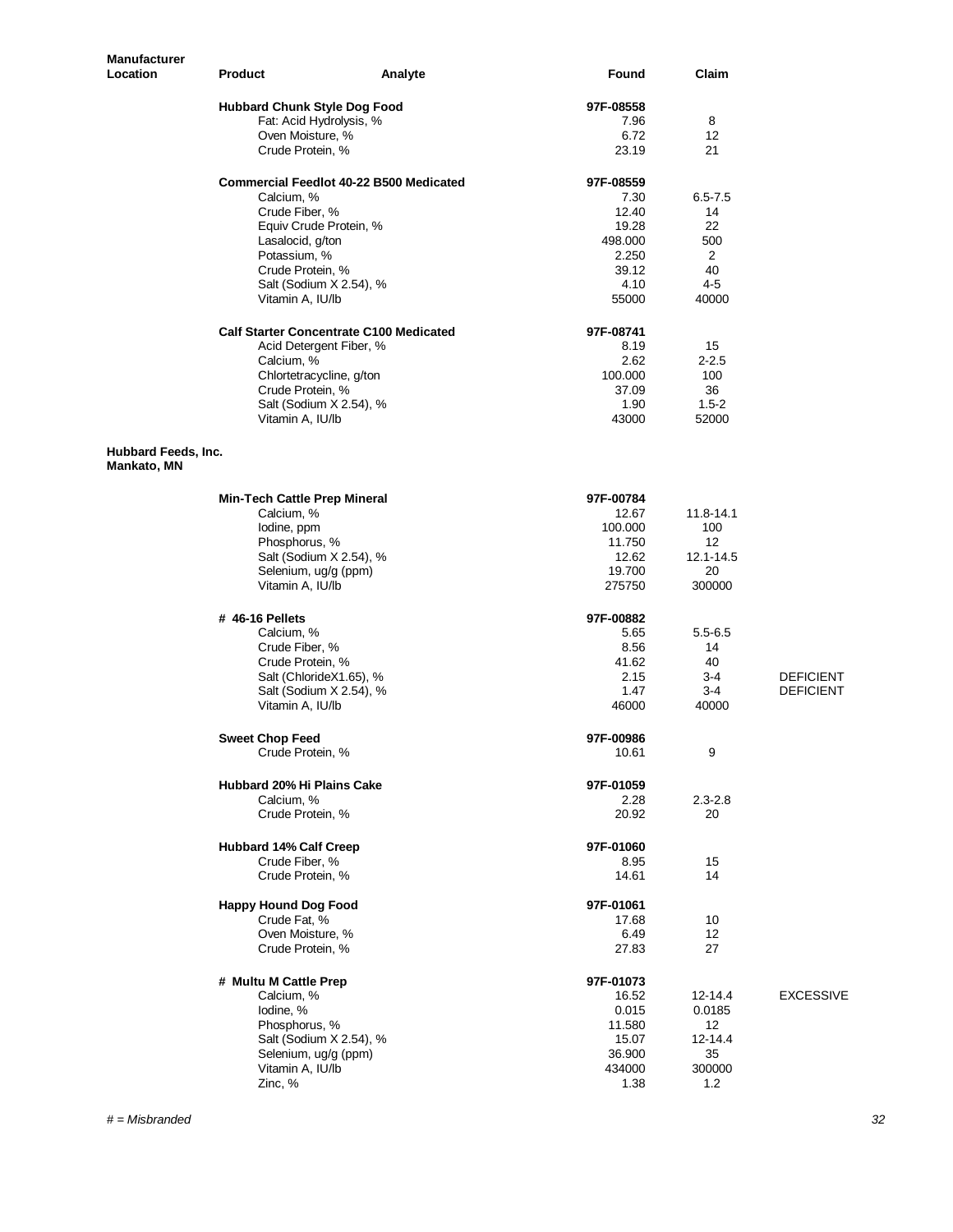| Manufacturer Location | Product | Analyte | Found | Claim | |
|---|---|---|---|---|---|
| | **Hubbard Chunk Style Dog Food** | | **97F-08558** | | |
| | | Fat: Acid Hydrolysis, % | 7.96 | 8 | |
| | | Oven Moisture, % | 6.72 | 12 | |
| | | Crude Protein, % | 23.19 | 21 | |
| | **Commercial Feedlot 40-22 B500 Medicated** | | **97F-08559** | | |
| | | Calcium, % | 7.30 | 6.5-7.5 | |
| | | Crude Fiber, % | 12.40 | 14 | |
| | | Equiv Crude Protein, % | 19.28 | 22 | |
| | | Lasalocid, g/ton | 498.000 | 500 | |
| | | Potassium, % | 2.250 | 2 | |
| | | Crude Protein, % | 39.12 | 40 | |
| | | Salt (Sodium X 2.54), % | 4.10 | 4-5 | |
| | | Vitamin A, IU/lb | 55000 | 40000 | |
| | **Calf Starter Concentrate C100 Medicated** | | **97F-08741** | | |
| | | Acid Detergent Fiber, % | 8.19 | 15 | |
| | | Calcium, % | 2.62 | 2-2.5 | |
| | | Chlortetracycline, g/ton | 100.000 | 100 | |
| | | Crude Protein, % | 37.09 | 36 | |
| | | Salt (Sodium X 2.54), % | 1.90 | 1.5-2 | |
| | | Vitamin A, IU/lb | 43000 | 52000 | |
| **Hubbard Feeds, Inc. Mankato, MN** | | | | | |
| | **Min-Tech Cattle Prep Mineral** | | **97F-00784** | | |
| | | Calcium, % | 12.67 | 11.8-14.1 | |
| | | Iodine, ppm | 100.000 | 100 | |
| | | Phosphorus, % | 11.750 | 12 | |
| | | Salt (Sodium X 2.54), % | 12.62 | 12.1-14.5 | |
| | | Selenium, ug/g (ppm) | 19.700 | 20 | |
| | | Vitamin A, IU/lb | 275750 | 300000 | |
| | **# 46-16 Pellets** | | **97F-00882** | | |
| | | Calcium, % | 5.65 | 5.5-6.5 | |
| | | Crude Fiber, % | 8.56 | 14 | |
| | | Crude Protein, % | 41.62 | 40 | |
| | | Salt (ChlorideX1.65), % | 2.15 | 3-4 | DEFICIENT |
| | | Salt (Sodium X 2.54), % | 1.47 | 3-4 | DEFICIENT |
| | | Vitamin A, IU/lb | 46000 | 40000 | |
| | **Sweet Chop Feed** | | **97F-00986** | | |
| | | Crude Protein, % | 10.61 | 9 | |
| | **Hubbard 20% Hi Plains Cake** | | **97F-01059** | | |
| | | Calcium, % | 2.28 | 2.3-2.8 | |
| | | Crude Protein, % | 20.92 | 20 | |
| | **Hubbard 14% Calf Creep** | | **97F-01060** | | |
| | | Crude Fiber, % | 8.95 | 15 | |
| | | Crude Protein, % | 14.61 | 14 | |
| | **Happy Hound Dog Food** | | **97F-01061** | | |
| | | Crude Fat, % | 17.68 | 10 | |
| | | Oven Moisture, % | 6.49 | 12 | |
| | | Crude Protein, % | 27.83 | 27 | |
| | **# Multu M Cattle Prep** | | **97F-01073** | | |
| | | Calcium, % | 16.52 | 12-14.4 | EXCESSIVE |
| | | Iodine, % | 0.015 | 0.0185 | |
| | | Phosphorus, % | 11.580 | 12 | |
| | | Salt (Sodium X 2.54), % | 15.07 | 12-14.4 | |
| | | Selenium, ug/g (ppm) | 36.900 | 35 | |
| | | Vitamin A, IU/lb | 434000 | 300000 | |
| | | Zinc, % | 1.38 | 1.2 | |

*# = Misbranded*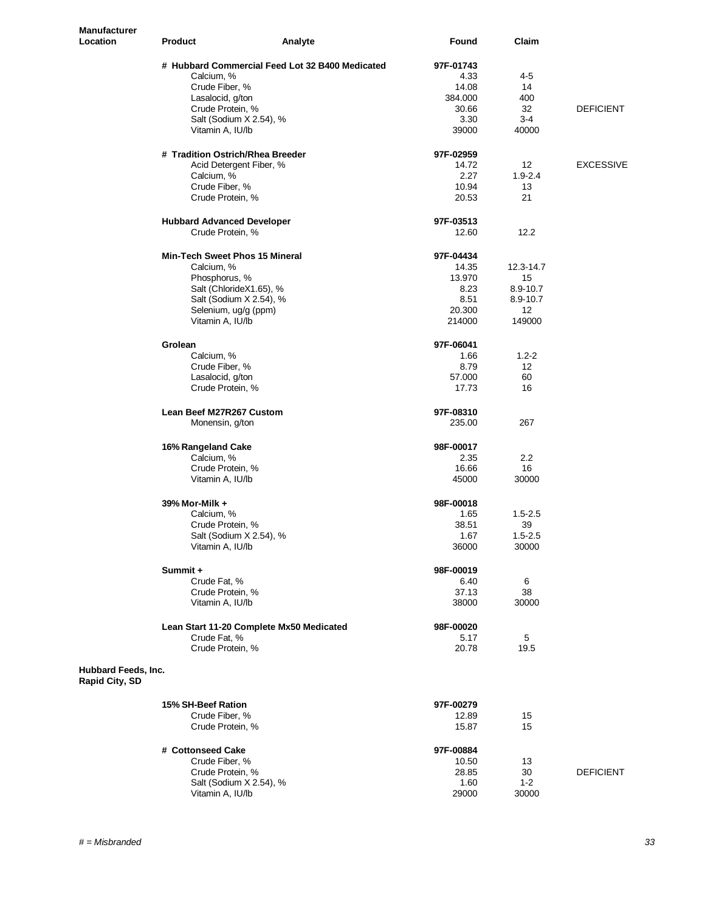| Manufacturer Location | Product | Analyte | Found | Claim | |
|---|---|---|---|---|---|
| | **# Hubbard Commercial Feed Lot 32 B400 Medicated** | | **97F-01743** | | |
| | | Calcium, % | 4.33 | 4-5 | |
| | | Crude Fiber, % | 14.08 | 14 | |
| | | Lasalocid, g/ton | 384.000 | 400 | |
| | | Crude Protein, % | 30.66 | 32 | DEFICIENT |
| | | Salt (Sodium X 2.54), % | 3.30 | 3-4 | |
| | | Vitamin A, IU/lb | 39000 | 40000 | |
| | **# Tradition Ostrich/Rhea Breeder** | | **97F-02959** | | |
| | | Acid Detergent Fiber, % | 14.72 | 12 | EXCESSIVE |
| | | Calcium, % | 2.27 | 1.9-2.4 | |
| | | Crude Fiber, % | 10.94 | 13 | |
| | | Crude Protein, % | 20.53 | 21 | |
| | **Hubbard Advanced Developer** | | **97F-03513** | | |
| | | Crude Protein, % | 12.60 | 12.2 | |
| | **Min-Tech Sweet Phos 15 Mineral** | | **97F-04434** | | |
| | | Calcium, % | 14.35 | 12.3-14.7 | |
| | | Phosphorus, % | 13.970 | 15 | |
| | | Salt (ChlorideX1.65), % | 8.23 | 8.9-10.7 | |
| | | Salt (Sodium X 2.54), % | 8.51 | 8.9-10.7 | |
| | | Selenium, ug/g (ppm) | 20.300 | 12 | |
| | | Vitamin A, IU/lb | 214000 | 149000 | |
| | **Grolean** | | **97F-06041** | | |
| | | Calcium, % | 1.66 | 1.2-2 | |
| | | Crude Fiber, % | 8.79 | 12 | |
| | | Lasalocid, g/ton | 57.000 | 60 | |
| | | Crude Protein, % | 17.73 | 16 | |
| | **Lean Beef M27R267 Custom** | | **97F-08310** | | |
| | | Monensin, g/ton | 235.00 | 267 | |
| | **16% Rangeland Cake** | | **98F-00017** | | |
| | | Calcium, % | 2.35 | 2.2 | |
| | | Crude Protein, % | 16.66 | 16 | |
| | | Vitamin A, IU/lb | 45000 | 30000 | |
| | **39% Mor-Milk +** | | **98F-00018** | | |
| | | Calcium, % | 1.65 | 1.5-2.5 | |
| | | Crude Protein, % | 38.51 | 39 | |
| | | Salt (Sodium X 2.54), % | 1.67 | 1.5-2.5 | |
| | | Vitamin A, IU/lb | 36000 | 30000 | |
| | **Summit +** | | **98F-00019** | | |
| | | Crude Fat, % | 6.40 | 6 | |
| | | Crude Protein, % | 37.13 | 38 | |
| | | Vitamin A, IU/lb | 38000 | 30000 | |
| | **Lean Start 11-20 Complete Mx50 Medicated** | | **98F-00020** | | |
| | | Crude Fat, % | 5.17 | 5 | |
| | | Crude Protein, % | 20.78 | 19.5 | |
| **Hubbard Feeds, Inc. Rapid City, SD** | | | | | |
| | **15% SH-Beef Ration** | | **97F-00279** | | |
| | | Crude Fiber, % | 12.89 | 15 | |
| | | Crude Protein, % | 15.87 | 15 | |
| | **# Cottonseed Cake** | | **97F-00884** | | |
| | | Crude Fiber, % | 10.50 | 13 | |
| | | Crude Protein, % | 28.85 | 30 | DEFICIENT |
| | | Salt (Sodium X 2.54), % | 1.60 | 1-2 | |
| | | Vitamin A, IU/lb | 29000 | 30000 | |

*# = Misbranded*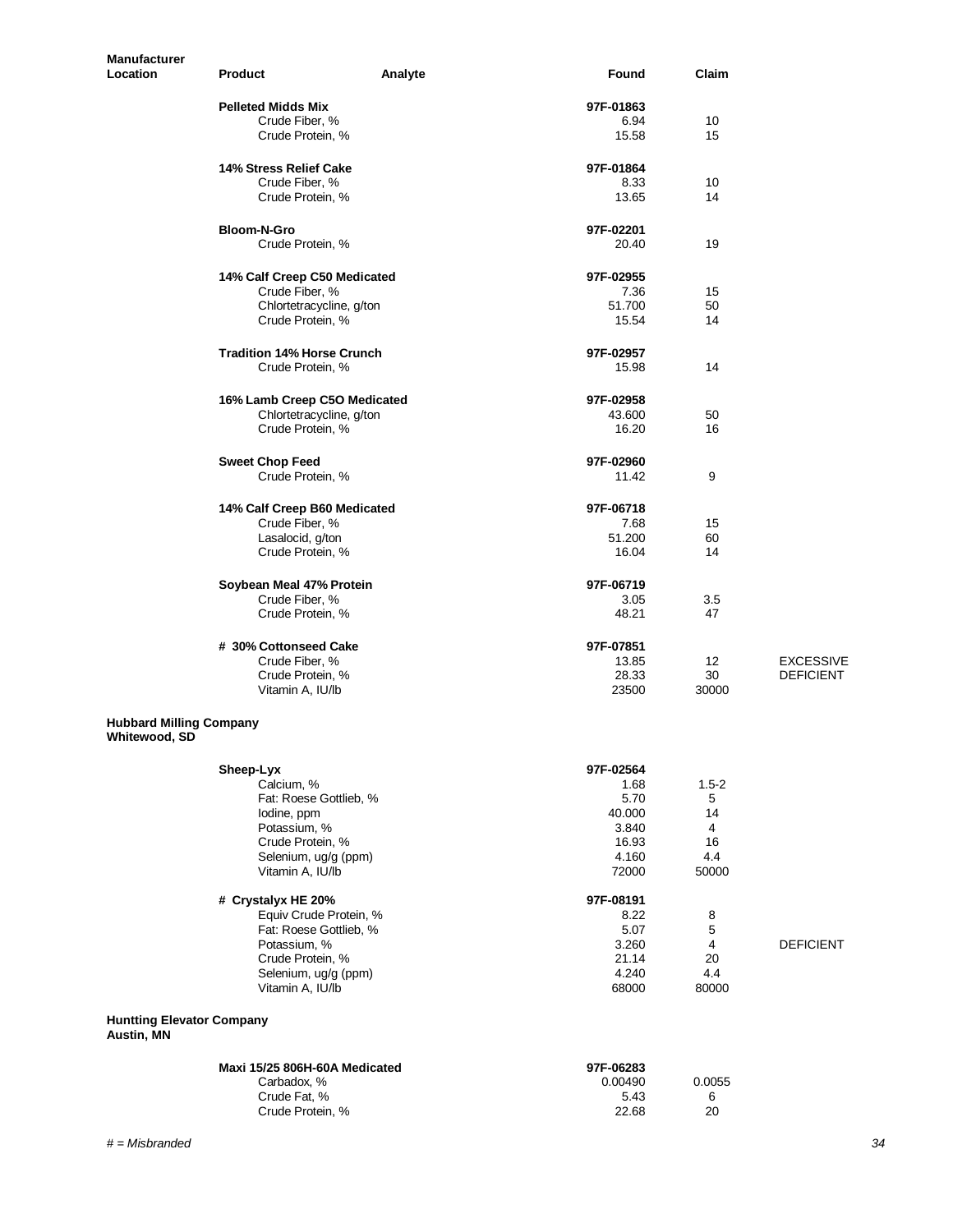| Manufacturer Location | Product | Analyte | Found | Claim | |
|---|---|---|---|---|---|
| | **Pelleted Midds Mix** | | **97F-01863** | | |
| | | Crude Fiber, % | 6.94 | 10 | |
| | | Crude Protein, % | 15.58 | 15 | |
| | **14% Stress Relief Cake** | | **97F-01864** | | |
| | | Crude Fiber, % | 8.33 | 10 | |
| | | Crude Protein, % | 13.65 | 14 | |
| | **Bloom-N-Gro** | | **97F-02201** | | |
| | | Crude Protein, % | 20.40 | 19 | |
| | **14% Calf Creep C50 Medicated** | | **97F-02955** | | |
| | | Crude Fiber, % | 7.36 | 15 | |
| | | Chlortetracycline, g/ton | 51.700 | 50 | |
| | | Crude Protein, % | 15.54 | 14 | |
| | **Tradition 14% Horse Crunch** | | **97F-02957** | | |
| | | Crude Protein, % | 15.98 | 14 | |
| | **16% Lamb Creep C5O Medicated** | | **97F-02958** | | |
| | | Chlortetracycline, g/ton | 43.600 | 50 | |
| | | Crude Protein, % | 16.20 | 16 | |
| | **Sweet Chop Feed** | | **97F-02960** | | |
| | | Crude Protein, % | 11.42 | 9 | |
| | **14% Calf Creep B60 Medicated** | | **97F-06718** | | |
| | | Crude Fiber, % | 7.68 | 15 | |
| | | Lasalocid, g/ton | 51.200 | 60 | |
| | | Crude Protein, % | 16.04 | 14 | |
| | **Soybean Meal 47% Protein** | | **97F-06719** | | |
| | | Crude Fiber, % | 3.05 | 3.5 | |
| | | Crude Protein, % | 48.21 | 47 | |
| | **# 30% Cottonseed Cake** | | **97F-07851** | | |
| | | Crude Fiber, % | 13.85 | 12 | EXCESSIVE |
| | | Crude Protein, % | 28.33 | 30 | DEFICIENT |
| | | Vitamin A, IU/lb | 23500 | 30000 | |
| **Hubbard Milling Company Whitewood, SD** | | | | | |
| | **Sheep-Lyx** | | **97F-02564** | | |
| | | Calcium, % | 1.68 | 1.5-2 | |
| | | Fat: Roese Gottlieb, % | 5.70 | 5 | |
| | | Iodine, ppm | 40.000 | 14 | |
| | | Potassium, % | 3.840 | 4 | |
| | | Crude Protein, % | 16.93 | 16 | |
| | | Selenium, ug/g (ppm) | 4.160 | 4.4 | |
| | | Vitamin A, IU/lb | 72000 | 50000 | |
| | **# Crystalyx HE 20%** | | **97F-08191** | | |
| | | Equiv Crude Protein, % | 8.22 | 8 | |
| | | Fat: Roese Gottlieb, % | 5.07 | 5 | |
| | | Potassium, % | 3.260 | 4 | DEFICIENT |
| | | Crude Protein, % | 21.14 | 20 | |
| | | Selenium, ug/g (ppm) | 4.240 | 4.4 | |
| | | Vitamin A, IU/lb | 68000 | 80000 | |
| **Huntting Elevator Company Austin, MN** | | | | | |
| | **Maxi 15/25 806H-60A Medicated** | | **97F-06283** | | |
| | | Carbadox, % | 0.00490 | 0.0055 | |
| | | Crude Fat, % | 5.43 | 6 | |
| | | Crude Protein, % | 22.68 | 20 | |

*# = Misbranded*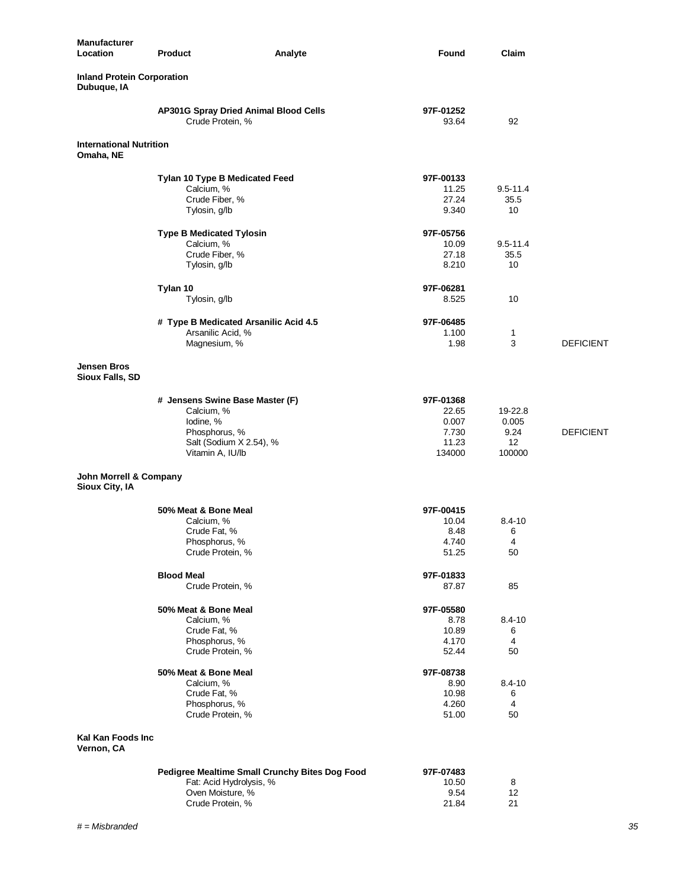| Manufacturer Location | Product | Analyte | Found | Claim | |
|---|---|---|---|---|---|
| **Inland Protein Corporation** **Dubuque, IA** | | | | | |
| | **AP301G Spray Dried Animal Blood Cells** | | **97F-01252** | | |
| | | Crude Protein, % | 93.64 | 92 | |
| **International Nutrition** **Omaha, NE** | | | | | |
| | **Tylan 10 Type B Medicated Feed** | | **97F-00133** | | |
| | | Calcium, % | 11.25 | 9.5-11.4 | |
| | | Crude Fiber, % | 27.24 | 35.5 | |
| | | Tylosin, g/lb | 9.340 | 10 | |
| | **Type B Medicated Tylosin** | | **97F-05756** | | |
| | | Calcium, % | 10.09 | 9.5-11.4 | |
| | | Crude Fiber, % | 27.18 | 35.5 | |
| | | Tylosin, g/lb | 8.210 | 10 | |
| | **Tylan 10** | | **97F-06281** | | |
| | | Tylosin, g/lb | 8.525 | 10 | |
| | **# Type B Medicated Arsanilic Acid 4.5** | | **97F-06485** | | |
| | | Arsanilic Acid, % | 1.100 | 1 | |
| | | Magnesium, % | 1.98 | 3 | DEFICIENT |
| **Jensen Bros** **Sioux Falls, SD** | | | | | |
| | **# Jensens Swine Base Master (F)** | | **97F-01368** | | |
| | | Calcium, % | 22.65 | 19-22.8 | |
| | | Iodine, % | 0.007 | 0.005 | |
| | | Phosphorus, % | 7.730 | 9.24 | DEFICIENT |
| | | Salt (Sodium X 2.54), % | 11.23 | 12 | |
| | | Vitamin A, IU/lb | 134000 | 100000 | |
| **John Morrell & Company** **Sioux City, IA** | | | | | |
| | **50% Meat & Bone Meal** | | **97F-00415** | | |
| | | Calcium, % | 10.04 | 8.4-10 | |
| | | Crude Fat, % | 8.48 | 6 | |
| | | Phosphorus, % | 4.740 | 4 | |
| | | Crude Protein, % | 51.25 | 50 | |
| | **Blood Meal** | | **97F-01833** | | |
| | | Crude Protein, % | 87.87 | 85 | |
| | **50% Meat & Bone Meal** | | **97F-05580** | | |
| | | Calcium, % | 8.78 | 8.4-10 | |
| | | Crude Fat, % | 10.89 | 6 | |
| | | Phosphorus, % | 4.170 | 4 | |
| | | Crude Protein, % | 52.44 | 50 | |
| | **50% Meat & Bone Meal** | | **97F-08738** | | |
| | | Calcium, % | 8.90 | 8.4-10 | |
| | | Crude Fat, % | 10.98 | 6 | |
| | | Phosphorus, % | 4.260 | 4 | |
| | | Crude Protein, % | 51.00 | 50 | |
| **Kal Kan Foods Inc** **Vernon, CA** | | | | | |
| | **Pedigree Mealtime Small Crunchy Bites Dog Food** | | **97F-07483** | | |
| | | Fat: Acid Hydrolysis, % | 10.50 | 8 | |
| | | Oven Moisture, % | 9.54 | 12 | |
| | | Crude Protein, % | 21.84 | 21 | |

*# = Misbranded*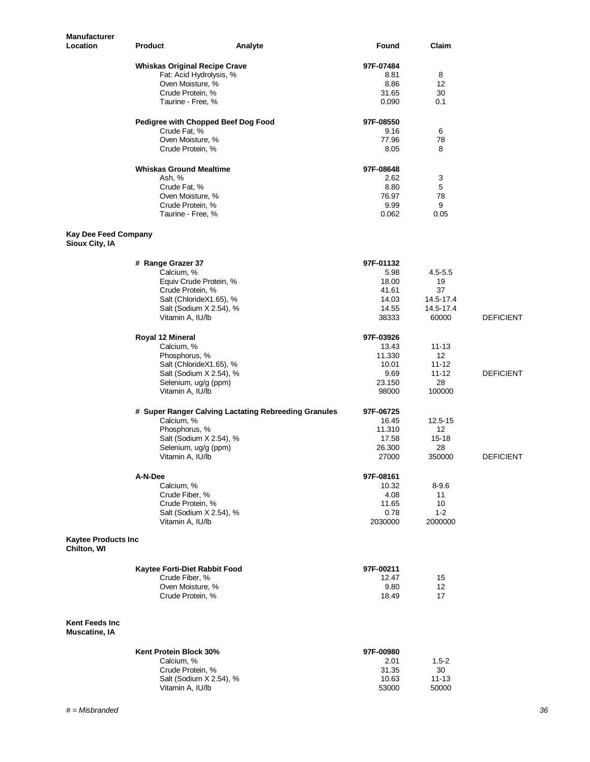| Manufacturer Location | Product | Analyte | Found | Claim | |
|---|---|---|---|---|---|
| | **Whiskas Original Recipe Crave** | | **97F-07484** | | |
| | | Fat: Acid Hydrolysis, % | 8.81 | 8 | |
| | | Oven Moisture, % | 8.86 | 12 | |
| | | Crude Protein, % | 31.65 | 30 | |
| | | Taurine - Free, % | 0.090 | 0.1 | |
| | **Pedigree with Chopped Beef Dog Food** | | **97F-08550** | | |
| | | Crude Fat, % | 9.16 | 6 | |
| | | Oven Moisture, % | 77.96 | 78 | |
| | | Crude Protein, % | 8.05 | 8 | |
| | **Whiskas Ground Mealtime** | | **97F-08648** | | |
| | | Ash, % | 2.62 | 3 | |
| | | Crude Fat, % | 8.80 | 5 | |
| | | Oven Moisture, % | 76.97 | 78 | |
| | | Crude Protein, % | 9.99 | 9 | |
| | | Taurine - Free, % | 0.062 | 0.05 | |
| **Kay Dee Feed Company Sioux City, IA** | | | | | |
| | **# Range Grazer 37** | | **97F-01132** | | |
| | | Calcium, % | 5.98 | 4.5-5.5 | |
| | | Equiv Crude Protein, % | 18.00 | 19 | |
| | | Crude Protein, % | 41.61 | 37 | |
| | | Salt (ChlorideX1.65), % | 14.03 | 14.5-17.4 | |
| | | Salt (Sodium X 2.54), % | 14.55 | 14.5-17.4 | |
| | | Vitamin A, IU/lb | 38333 | 60000 | DEFICIENT |
| | **Royal 12 Mineral** | | **97F-03926** | | |
| | | Calcium, % | 13.43 | 11-13 | |
| | | Phosphorus, % | 11.330 | 12 | |
| | | Salt (ChlorideX1.65), % | 10.01 | 11-12 | |
| | | Salt (Sodium X 2.54), % | 9.69 | 11-12 | DEFICIENT |
| | | Selenium, ug/g (ppm) | 23.150 | 28 | |
| | | Vitamin A, IU/lb | 98000 | 100000 | |
| | **# Super Ranger Calving Lactating Rebreeding Granules** | | **97F-06725** | | |
| | | Calcium, % | 16.45 | 12.5-15 | |
| | | Phosphorus, % | 11.310 | 12 | |
| | | Salt (Sodium X 2.54), % | 17.58 | 15-18 | |
| | | Selenium, ug/g (ppm) | 26.300 | 28 | |
| | | Vitamin A, IU/lb | 27000 | 350000 | DEFICIENT |
| | **A-N-Dee** | | **97F-08161** | | |
| | | Calcium, % | 10.32 | 8-9.6 | |
| | | Crude Fiber, % | 4.08 | 11 | |
| | | Crude Protein, % | 11.65 | 10 | |
| | | Salt (Sodium X 2.54), % | 0.78 | 1-2 | |
| | | Vitamin A, IU/lb | 2030000 | 2000000 | |
| **Kaytee Products Inc Chilton, WI** | | | | | |
| | **Kaytee Forti-Diet Rabbit Food** | | **97F-00211** | | |
| | | Crude Fiber, % | 12.47 | 15 | |
| | | Oven Moisture, % | 9.80 | 12 | |
| | | Crude Protein, % | 18.49 | 17 | |
| **Kent Feeds Inc Muscatine, IA** | | | | | |
| | **Kent Protein Block 30%** | | **97F-00980** | | |
| | | Calcium, % | 2.01 | 1.5-2 | |
| | | Crude Protein, % | 31.35 | 30 | |
| | | Salt (Sodium X 2.54), % | 10.63 | 11-13 | |
| | | Vitamin A, IU/lb | 53000 | 50000 | |

*# = Misbranded*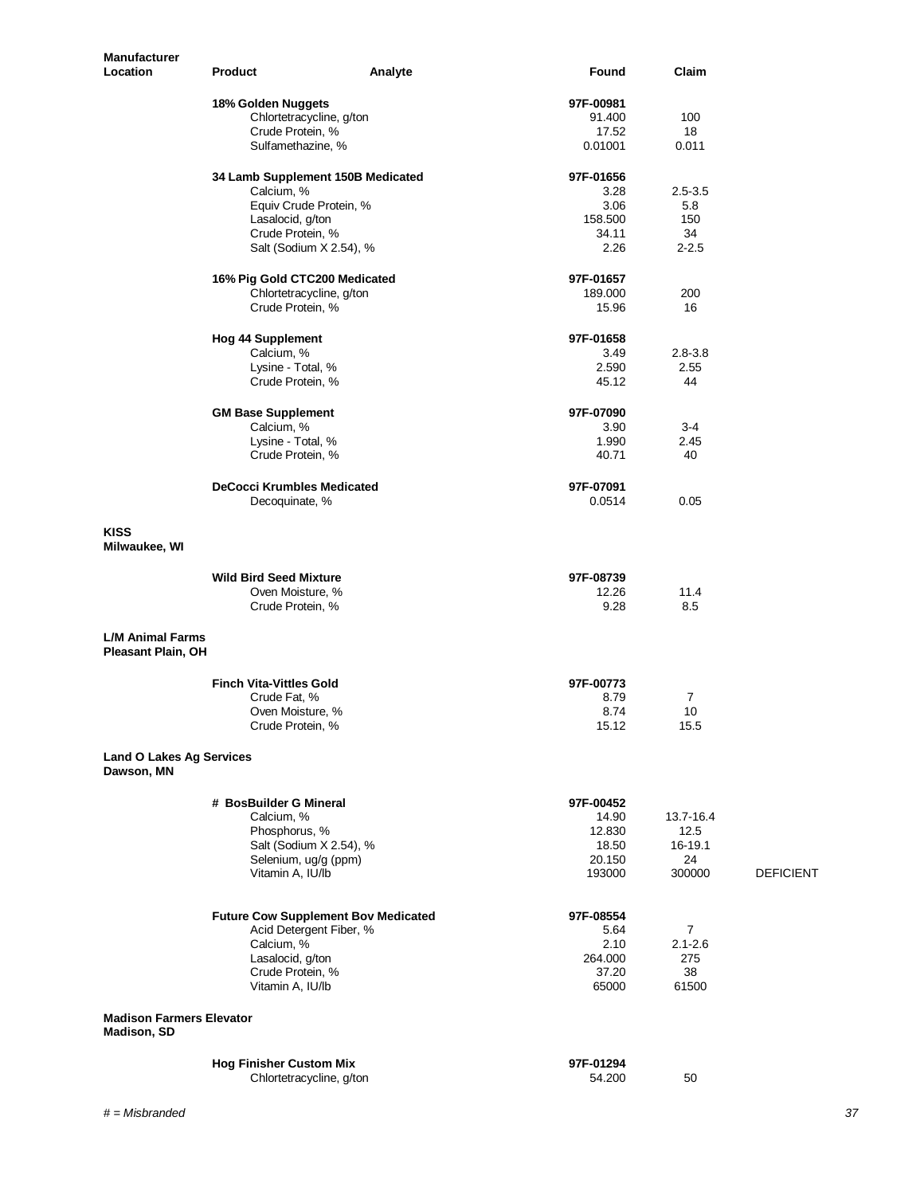| Manufacturer Location | Product | Analyte | Found | Claim | |
|---|---|---|---|---|---|
| | **18% Golden Nuggets** | | **97F-00981** | | |
| | | Chlortetracycline, g/ton | 91.400 | 100 | |
| | | Crude Protein, % | 17.52 | 18 | |
| | | Sulfamethazine, % | 0.01001 | 0.011 | |
| | **34 Lamb Supplement 150B Medicated** | | **97F-01656** | | |
| | | Calcium, % | 3.28 | 2.5-3.5 | |
| | | Equiv Crude Protein, % | 3.06 | 5.8 | |
| | | Lasalocid, g/ton | 158.500 | 150 | |
| | | Crude Protein, % | 34.11 | 34 | |
| | | Salt (Sodium X 2.54), % | 2.26 | 2-2.5 | |
| | **16% Pig Gold CTC200 Medicated** | | **97F-01657** | | |
| | | Chlortetracycline, g/ton | 189.000 | 200 | |
| | | Crude Protein, % | 15.96 | 16 | |
| | **Hog 44 Supplement** | | **97F-01658** | | |
| | | Calcium, % | 3.49 | 2.8-3.8 | |
| | | Lysine - Total, % | 2.590 | 2.55 | |
| | | Crude Protein, % | 45.12 | 44 | |
| | **GM Base Supplement** | | **97F-07090** | | |
| | | Calcium, % | 3.90 | 3-4 | |
| | | Lysine - Total, % | 1.990 | 2.45 | |
| | | Crude Protein, % | 40.71 | 40 | |
| | **DeCocci Krumbles Medicated** | | **97F-07091** | | |
| | | Decoquinate, % | 0.0514 | 0.05 | |
| **KISS Milwaukee, WI** | | | | | |
| | **Wild Bird Seed Mixture** | | **97F-08739** | | |
| | | Oven Moisture, % | 12.26 | 11.4 | |
| | | Crude Protein, % | 9.28 | 8.5 | |
| **L/M Animal Farms Pleasant Plain, OH** | | | | | |
| | **Finch Vita-Vittles Gold** | | **97F-00773** | | |
| | | Crude Fat, % | 8.79 | 7 | |
| | | Oven Moisture, % | 8.74 | 10 | |
| | | Crude Protein, % | 15.12 | 15.5 | |
| **Land O Lakes Ag Services Dawson, MN** | | | | | |
| | **# BosBuilder G Mineral** | | **97F-00452** | | |
| | | Calcium, % | 14.90 | 13.7-16.4 | |
| | | Phosphorus, % | 12.830 | 12.5 | |
| | | Salt (Sodium X 2.54), % | 18.50 | 16-19.1 | |
| | | Selenium, ug/g (ppm) | 20.150 | 24 | |
| | | Vitamin A, IU/lb | 193000 | 300000 | DEFICIENT |
| | **Future Cow Supplement Bov Medicated** | | **97F-08554** | | |
| | | Acid Detergent Fiber, % | 5.64 | 7 | |
| | | Calcium, % | 2.10 | 2.1-2.6 | |
| | | Lasalocid, g/ton | 264.000 | 275 | |
| | | Crude Protein, % | 37.20 | 38 | |
| | | Vitamin A, IU/lb | 65000 | 61500 | |
| **Madison Farmers Elevator Madison, SD** | | | | | |
| | **Hog Finisher Custom Mix** | | **97F-01294** | | |
| | | Chlortetracycline, g/ton | 54.200 | 50 | |

*# = Misbranded*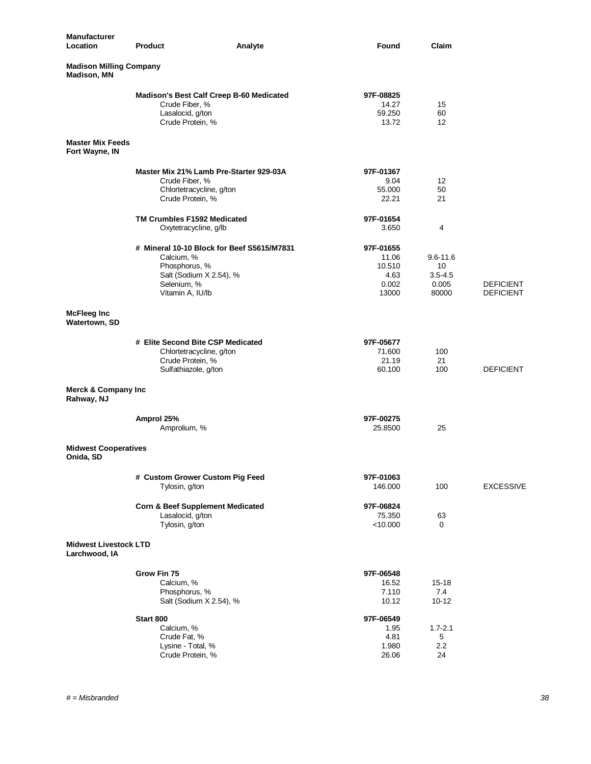| Manufacturer Location | Product | Analyte | Found | Claim | |
|---|---|---|---|---|---|
| **Madison Milling Company** **Madison, MN** | | | | | |
| | **Madison's Best Calf Creep B-60 Medicated** | | **97F-08825** | | |
| | | Crude Fiber, % | 14.27 | 15 | |
| | | Lasalocid, g/ton | 59.250 | 60 | |
| | | Crude Protein, % | 13.72 | 12 | |
| **Master Mix Feeds** **Fort Wayne, IN** | | | | | |
| | **Master Mix 21% Lamb Pre-Starter 929-03A** | | **97F-01367** | | |
| | | Crude Fiber, % | 9.04 | 12 | |
| | | Chlortetracycline, g/ton | 55.000 | 50 | |
| | | Crude Protein, % | 22.21 | 21 | |
| | **TM Crumbles F1592 Medicated** | | **97F-01654** | | |
| | | Oxytetracycline, g/lb | 3.650 | 4 | |
| | **# Mineral 10-10 Block for Beef S5615/M7831** | | **97F-01655** | | |
| | | Calcium, % | 11.06 | 9.6-11.6 | |
| | | Phosphorus, % | 10.510 | 10 | |
| | | Salt (Sodium X 2.54), % | 4.63 | 3.5-4.5 | |
| | | Selenium, % | 0.002 | 0.005 | DEFICIENT |
| | | Vitamin A, IU/lb | 13000 | 80000 | DEFICIENT |
| **McFleeg Inc** **Watertown, SD** | | | | | |
| | **# Elite Second Bite CSP Medicated** | | **97F-05677** | | |
| | | Chlortetracycline, g/ton | 71.600 | 100 | |
| | | Crude Protein, % | 21.19 | 21 | |
| | | Sulfathiazole, g/ton | 60.100 | 100 | DEFICIENT |
| **Merck & Company Inc** **Rahway, NJ** | | | | | |
| | **Amprol 25%** | | **97F-00275** | | |
| | | Amprolium, % | 25.8500 | 25 | |
| **Midwest Cooperatives** **Onida, SD** | | | | | |
| | **# Custom Grower Custom Pig Feed** | | **97F-01063** | | |
| | | Tylosin, g/ton | 146.000 | 100 | EXCESSIVE |
| | **Corn & Beef Supplement Medicated** | | **97F-06824** | | |
| | | Lasalocid, g/ton | 75.350 | 63 | |
| | | Tylosin, g/ton | <10.000 | 0 | |
| **Midwest Livestock LTD** **Larchwood, IA** | | | | | |
| | **Grow Fin 75** | | **97F-06548** | | |
| | | Calcium, % | 16.52 | 15-18 | |
| | | Phosphorus, % | 7.110 | 7.4 | |
| | | Salt (Sodium X 2.54), % | 10.12 | 10-12 | |
| | **Start 800** | | **97F-06549** | | |
| | | Calcium, % | 1.95 | 1.7-2.1 | |
| | | Crude Fat, % | 4.81 | 5 | |
| | | Lysine - Total, % | 1.980 | 2.2 | |
| | | Crude Protein, % | 26.06 | 24 | |

*# = Misbranded*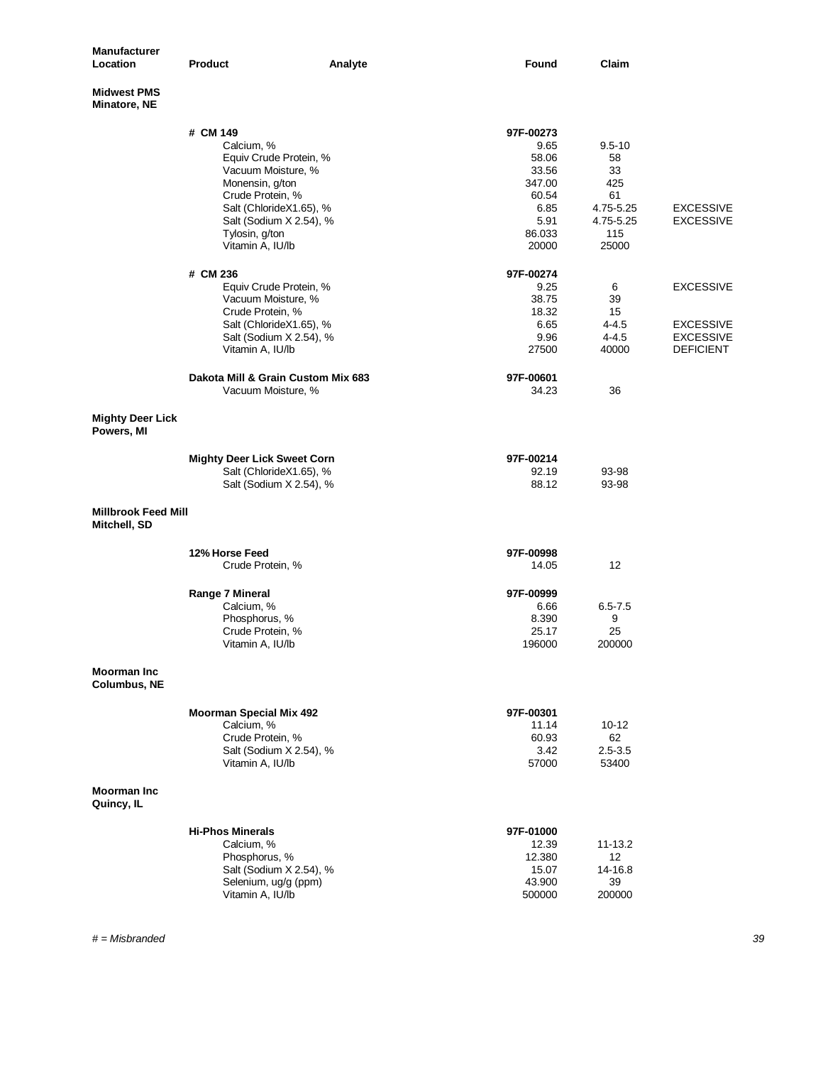| Manufacturer Location | Product | Analyte | Found | Claim | |
|---|---|---|---|---|---|
| **Midwest PMS Minatore, NE** | | | | | |
| | **# CM 149** | | 97F-00273 | | |
| | | Calcium, % | 9.65 | 9.5-10 | |
| | | Equiv Crude Protein, % | 58.06 | 58 | |
| | | Vacuum Moisture, % | 33.56 | 33 | |
| | | Monensin, g/ton | 347.00 | 425 | |
| | | Crude Protein, % | 60.54 | 61 | |
| | | Salt (ChlorideX1.65), % | 6.85 | 4.75-5.25 | EXCESSIVE |
| | | Salt (Sodium X 2.54), % | 5.91 | 4.75-5.25 | EXCESSIVE |
| | | Tylosin, g/ton | 86.033 | 115 | |
| | | Vitamin A, IU/lb | 20000 | 25000 | |
| | **# CM 236** | | 97F-00274 | | |
| | | Equiv Crude Protein, % | 9.25 | 6 | EXCESSIVE |
| | | Vacuum Moisture, % | 38.75 | 39 | |
| | | Crude Protein, % | 18.32 | 15 | |
| | | Salt (ChlorideX1.65), % | 6.65 | 4-4.5 | EXCESSIVE |
| | | Salt (Sodium X 2.54), % | 9.96 | 4-4.5 | EXCESSIVE |
| | | Vitamin A, IU/lb | 27500 | 40000 | DEFICIENT |
| | **Dakota Mill & Grain Custom Mix 683** | | 97F-00601 | | |
| | | Vacuum Moisture, % | 34.23 | 36 | |
| **Mighty Deer Lick Powers, MI** | | | | | |
| | **Mighty Deer Lick Sweet Corn** | | 97F-00214 | | |
| | | Salt (ChlorideX1.65), % | 92.19 | 93-98 | |
| | | Salt (Sodium X 2.54), % | 88.12 | 93-98 | |
| **Millbrook Feed Mill Mitchell, SD** | | | | | |
| | **12% Horse Feed** | | 97F-00998 | | |
| | | Crude Protein, % | 14.05 | 12 | |
| | **Range 7 Mineral** | | 97F-00999 | | |
| | | Calcium, % | 6.66 | 6.5-7.5 | |
| | | Phosphorus, % | 8.390 | 9 | |
| | | Crude Protein, % | 25.17 | 25 | |
| | | Vitamin A, IU/lb | 196000 | 200000 | |
| **Moorman Inc Columbus, NE** | | | | | |
| | **Moorman Special Mix 492** | | 97F-00301 | | |
| | | Calcium, % | 11.14 | 10-12 | |
| | | Crude Protein, % | 60.93 | 62 | |
| | | Salt (Sodium X 2.54), % | 3.42 | 2.5-3.5 | |
| | | Vitamin A, IU/lb | 57000 | 53400 | |
| **Moorman Inc Quincy, IL** | | | | | |
| | **Hi-Phos Minerals** | | 97F-01000 | | |
| | | Calcium, % | 12.39 | 11-13.2 | |
| | | Phosphorus, % | 12.380 | 12 | |
| | | Salt (Sodium X 2.54), % | 15.07 | 14-16.8 | |
| | | Selenium, ug/g (ppm) | 43.900 | 39 | |
| | | Vitamin A, IU/lb | 500000 | 200000 | |

*# = Misbranded*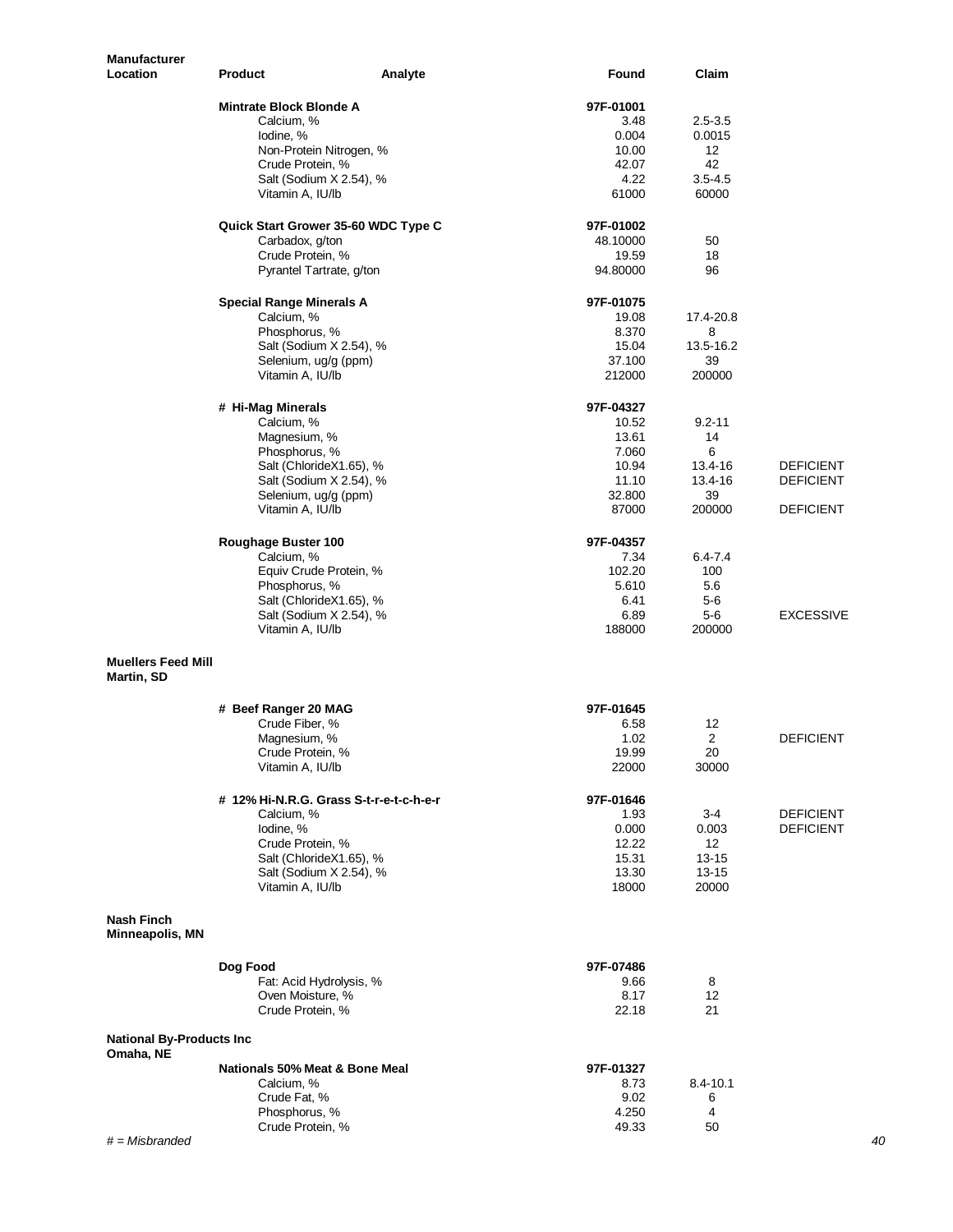| Manufacturer Location | Product | Analyte | Found | Claim | |
|---|---|---|---|---|---|
| | **Mintrate Block Blonde A** | | **97F-01001** | | |
| | | Calcium, % | 3.48 | 2.5-3.5 | |
| | | Iodine, % | 0.004 | 0.0015 | |
| | | Non-Protein Nitrogen, % | 10.00 | 12 | |
| | | Crude Protein, % | 42.07 | 42 | |
| | | Salt (Sodium X 2.54), % | 4.22 | 3.5-4.5 | |
| | | Vitamin A, IU/lb | 61000 | 60000 | |
| | **Quick Start Grower 35-60 WDC Type C** | | **97F-01002** | | |
| | | Carbadox, g/ton | 48.10000 | 50 | |
| | | Crude Protein, % | 19.59 | 18 | |
| | | Pyrantel Tartrate, g/ton | 94.80000 | 96 | |
| | **Special Range Minerals A** | | **97F-01075** | | |
| | | Calcium, % | 19.08 | 17.4-20.8 | |
| | | Phosphorus, % | 8.370 | 8 | |
| | | Salt (Sodium X 2.54), % | 15.04 | 13.5-16.2 | |
| | | Selenium, ug/g (ppm) | 37.100 | 39 | |
| | | Vitamin A, IU/lb | 212000 | 200000 | |
| | **# Hi-Mag Minerals** | | **97F-04327** | | |
| | | Calcium, % | 10.52 | 9.2-11 | |
| | | Magnesium, % | 13.61 | 14 | |
| | | Phosphorus, % | 7.060 | 6 | |
| | | Salt (ChlorideX1.65), % | 10.94 | 13.4-16 | DEFICIENT |
| | | Salt (Sodium X 2.54), % | 11.10 | 13.4-16 | DEFICIENT |
| | | Selenium, ug/g (ppm) | 32.800 | 39 | |
| | | Vitamin A, IU/lb | 87000 | 200000 | DEFICIENT |
| | **Roughage Buster 100** | | **97F-04357** | | |
| | | Calcium, % | 7.34 | 6.4-7.4 | |
| | | Equiv Crude Protein, % | 102.20 | 100 | |
| | | Phosphorus, % | 5.610 | 5.6 | |
| | | Salt (ChlorideX1.65), % | 6.41 | 5-6 | |
| | | Salt (Sodium X 2.54), % | 6.89 | 5-6 | EXCESSIVE |
| | | Vitamin A, IU/lb | 188000 | 200000 | |
| **Muellers Feed Mill Martin, SD** | | | | | |
| | **# Beef Ranger 20 MAG** | | **97F-01645** | | |
| | | Crude Fiber, % | 6.58 | 12 | |
| | | Magnesium, % | 1.02 | 2 | DEFICIENT |
| | | Crude Protein, % | 19.99 | 20 | |
| | | Vitamin A, IU/lb | 22000 | 30000 | |
| | **# 12% Hi-N.R.G. Grass S-t-r-e-t-c-h-e-r** | | **97F-01646** | | |
| | | Calcium, % | 1.93 | 3-4 | DEFICIENT |
| | | Iodine, % | 0.000 | 0.003 | DEFICIENT |
| | | Crude Protein, % | 12.22 | 12 | |
| | | Salt (ChlorideX1.65), % | 15.31 | 13-15 | |
| | | Salt (Sodium X 2.54), % | 13.30 | 13-15 | |
| | | Vitamin A, IU/lb | 18000 | 20000 | |
| **Nash Finch Minneapolis, MN** | | | | | |
| | **Dog Food** | | **97F-07486** | | |
| | | Fat: Acid Hydrolysis, % | 9.66 | 8 | |
| | | Oven Moisture, % | 8.17 | 12 | |
| | | Crude Protein, % | 22.18 | 21 | |
| **National By-Products Inc Omaha, NE** | | | | | |
| | **Nationals 50% Meat & Bone Meal** | | **97F-01327** | | |
| | | Calcium, % | 8.73 | 8.4-10.1 | |
| | | Crude Fat, % | 9.02 | 6 | |
| | | Phosphorus, % | 4.250 | 4 | |
| | | Crude Protein, % | 49.33 | 50 | |

*# = Misbranded*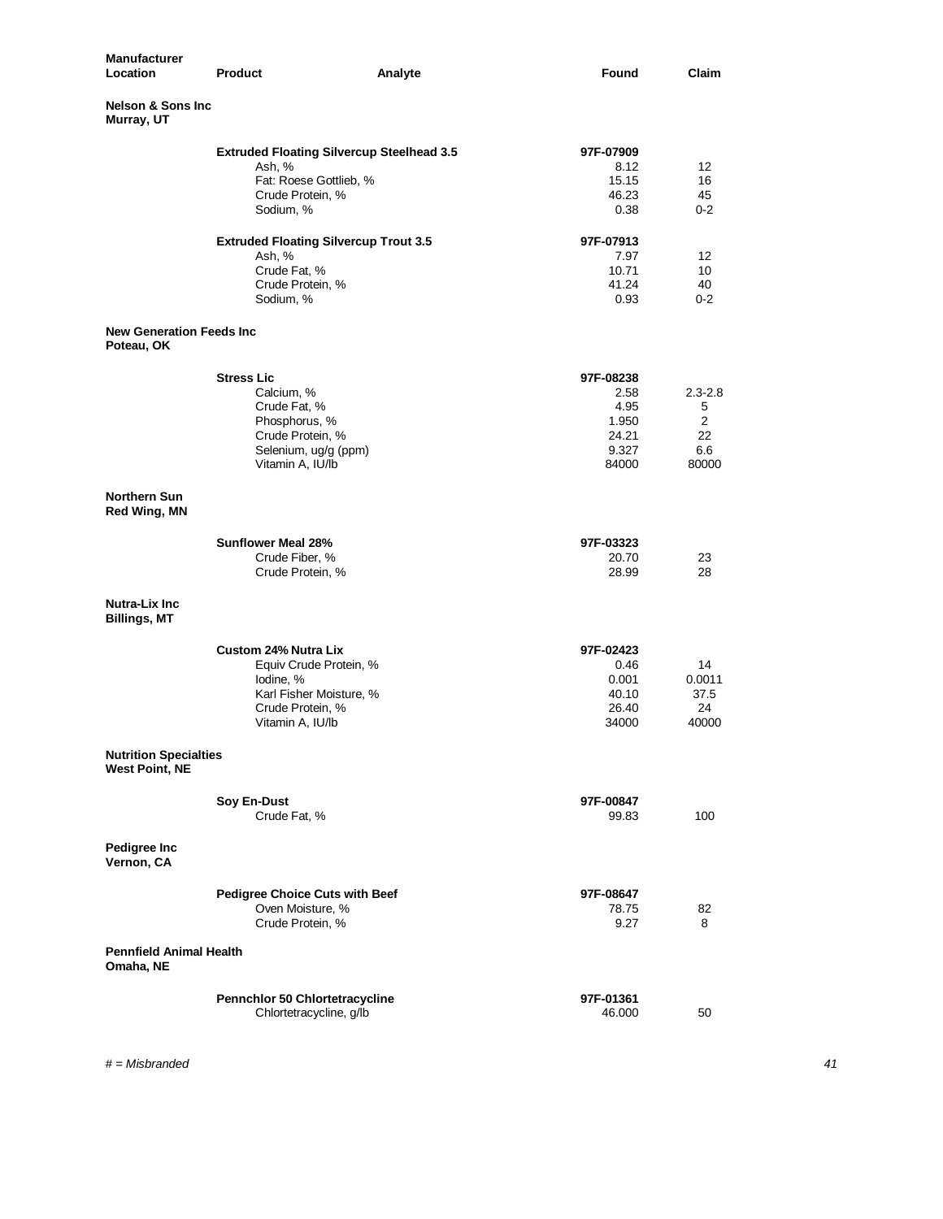| Manufacturer Location | Product | Analyte | Found | Claim |
|---|---|---|---|---|
| **Nelson & Sons Inc** Murray, UT | | | | |
| | **Extruded Floating Silvercup Steelhead 3.5** | | **97F-07909** | |
| | | Ash, % | 8.12 | 12 |
| | | Fat: Roese Gottlieb, % | 15.15 | 16 |
| | | Crude Protein, % | 46.23 | 45 |
| | | Sodium, % | 0.38 | 0-2 |
| | **Extruded Floating Silvercup Trout 3.5** | | **97F-07913** | |
| | | Ash, % | 7.97 | 12 |
| | | Crude Fat, % | 10.71 | 10 |
| | | Crude Protein, % | 41.24 | 40 |
| | | Sodium, % | 0.93 | 0-2 |
| **New Generation Feeds Inc** Poteau, OK | | | | |
| | **Stress Lic** | | **97F-08238** | |
| | | Calcium, % | 2.58 | 2.3-2.8 |
| | | Crude Fat, % | 4.95 | 5 |
| | | Phosphorus, % | 1.950 | 2 |
| | | Crude Protein, % | 24.21 | 22 |
| | | Selenium, ug/g (ppm) | 9.327 | 6.6 |
| | | Vitamin A, IU/lb | 84000 | 80000 |
| **Northern Sun** Red Wing, MN | | | | |
| | **Sunflower Meal 28%** | | **97F-03323** | |
| | | Crude Fiber, % | 20.70 | 23 |
| | | Crude Protein, % | 28.99 | 28 |
| **Nutra-Lix Inc** Billings, MT | | | | |
| | **Custom 24% Nutra Lix** | | **97F-02423** | |
| | | Equiv Crude Protein, % | 0.46 | 14 |
| | | Iodine, % | 0.001 | 0.0011 |
| | | Karl Fisher Moisture, % | 40.10 | 37.5 |
| | | Crude Protein, % | 26.40 | 24 |
| | | Vitamin A, IU/lb | 34000 | 40000 |
| **Nutrition Specialties** West Point, NE | | | | |
| | **Soy En-Dust** | | **97F-00847** | |
| | | Crude Fat, % | 99.83 | 100 |
| **Pedigree Inc** Vernon, CA | | | | |
| | **Pedigree Choice Cuts with Beef** | | **97F-08647** | |
| | | Oven Moisture, % | 78.75 | 82 |
| | | Crude Protein, % | 9.27 | 8 |
| **Pennfield Animal Health** Omaha, NE | | | | |
| | **Pennchlor 50 Chlortetracycline** | | **97F-01361** | |
| | | Chlortetracycline, g/lb | 46.000 | 50 |

*# = Misbranded*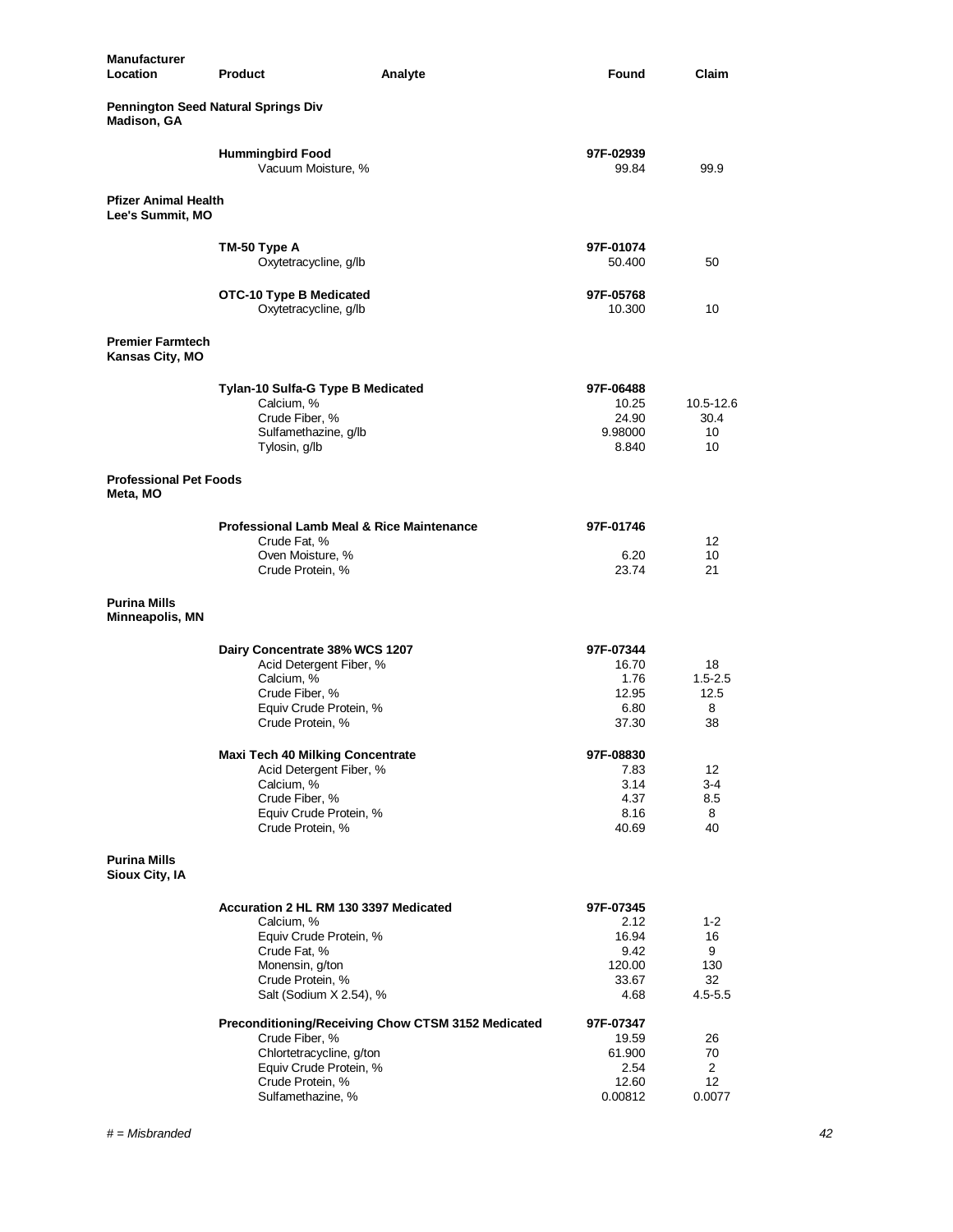| Manufacturer Location | Product | Analyte | Found | Claim |
|---|---|---|---|---|
| **Pennington Seed Natural Springs Div Madison, GA** | | | | |
| | **Hummingbird Food** | | **97F-02939** | |
| | | Vacuum Moisture, % | 99.84 | 99.9 |
| **Pfizer Animal Health Lee's Summit, MO** | | | | |
| | **TM-50 Type A** | | **97F-01074** | |
| | | Oxytetracycline, g/lb | 50.400 | 50 |
| | **OTC-10 Type B Medicated** | | **97F-05768** | |
| | | Oxytetracycline, g/lb | 10.300 | 10 |
| **Premier Farmtech Kansas City, MO** | | | | |
| | **Tylan-10 Sulfa-G Type B Medicated** | | **97F-06488** | |
| | | Calcium, % | 10.25 | 10.5-12.6 |
| | | Crude Fiber, % | 24.90 | 30.4 |
| | | Sulfamethazine, g/lb | 9.98000 | 10 |
| | | Tylosin, g/lb | 8.840 | 10 |
| **Professional Pet Foods Meta, MO** | | | | |
| | **Professional Lamb Meal & Rice Maintenance** | | **97F-01746** | |
| | | Crude Fat, % | | 12 |
| | | Oven Moisture, % | 6.20 | 10 |
| | | Crude Protein, % | 23.74 | 21 |
| **Purina Mills Minneapolis, MN** | | | | |
| | **Dairy Concentrate 38% WCS 1207** | | **97F-07344** | |
| | | Acid Detergent Fiber, % | 16.70 | 18 |
| | | Calcium, % | 1.76 | 1.5-2.5 |
| | | Crude Fiber, % | 12.95 | 12.5 |
| | | Equiv Crude Protein, % | 6.80 | 8 |
| | | Crude Protein, % | 37.30 | 38 |
| | **Maxi Tech 40 Milking Concentrate** | | **97F-08830** | |
| | | Acid Detergent Fiber, % | 7.83 | 12 |
| | | Calcium, % | 3.14 | 3-4 |
| | | Crude Fiber, % | 4.37 | 8.5 |
| | | Equiv Crude Protein, % | 8.16 | 8 |
| | | Crude Protein, % | 40.69 | 40 |
| **Purina Mills Sioux City, IA** | | | | |
| | **Accuration 2 HL RM 130 3397 Medicated** | | **97F-07345** | |
| | | Calcium, % | 2.12 | 1-2 |
| | | Equiv Crude Protein, % | 16.94 | 16 |
| | | Crude Fat, % | 9.42 | 9 |
| | | Monensin, g/ton | 120.00 | 130 |
| | | Crude Protein, % | 33.67 | 32 |
| | | Salt (Sodium X 2.54), % | 4.68 | 4.5-5.5 |
| | **Preconditioning/Receiving Chow CTSM 3152 Medicated** | | **97F-07347** | |
| | | Crude Fiber, % | 19.59 | 26 |
| | | Chlortetracycline, g/ton | 61.900 | 70 |
| | | Equiv Crude Protein, % | 2.54 | 2 |
| | | Crude Protein, % | 12.60 | 12 |
| | | Sulfamethazine, % | 0.00812 | 0.0077 |

*# = Misbranded*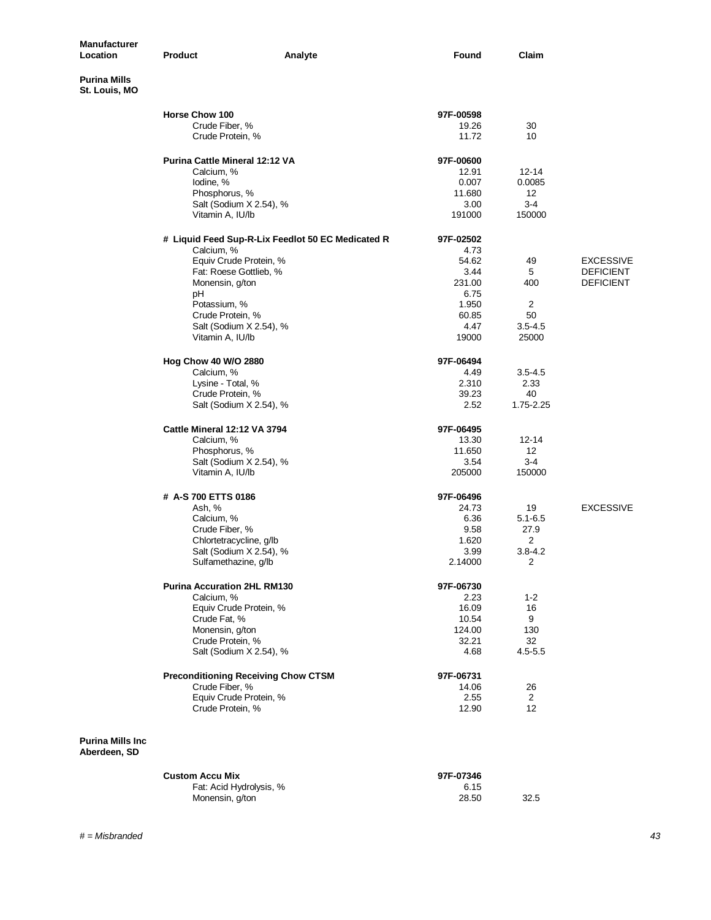| Manufacturer Location | Product | Analyte | Found | Claim | |
|---|---|---|---|---|---|
| **Purina Mills St. Louis, MO** | | | | | |
| | **Horse Chow 100** | | **97F-00598** | | |
| | | Crude Fiber, % | 19.26 | 30 | |
| | | Crude Protein, % | 11.72 | 10 | |
| | **Purina Cattle Mineral 12:12 VA** | | **97F-00600** | | |
| | | Calcium, % | 12.91 | 12-14 | |
| | | Iodine, % | 0.007 | 0.0085 | |
| | | Phosphorus, % | 11.680 | 12 | |
| | | Salt (Sodium X 2.54), % | 3.00 | 3-4 | |
| | | Vitamin A, IU/lb | 191000 | 150000 | |
| | **# Liquid Feed Sup-R-Lix Feedlot 50 EC Medicated R** | | **97F-02502** | | |
| | | Calcium, % | 4.73 | | |
| | | Equiv Crude Protein, % | 54.62 | 49 | EXCESSIVE |
| | | Fat: Roese Gottlieb, % | 3.44 | 5 | DEFICIENT |
| | | Monensin, g/ton | 231.00 | 400 | DEFICIENT |
| | | pH | 6.75 | | |
| | | Potassium, % | 1.950 | 2 | |
| | | Crude Protein, % | 60.85 | 50 | |
| | | Salt (Sodium X 2.54), % | 4.47 | 3.5-4.5 | |
| | | Vitamin A, IU/lb | 19000 | 25000 | |
| | **Hog Chow 40 W/O 2880** | | **97F-06494** | | |
| | | Calcium, % | 4.49 | 3.5-4.5 | |
| | | Lysine - Total, % | 2.310 | 2.33 | |
| | | Crude Protein, % | 39.23 | 40 | |
| | | Salt (Sodium X 2.54), % | 2.52 | 1.75-2.25 | |
| | **Cattle Mineral 12:12 VA 3794** | | **97F-06495** | | |
| | | Calcium, % | 13.30 | 12-14 | |
| | | Phosphorus, % | 11.650 | 12 | |
| | | Salt (Sodium X 2.54), % | 3.54 | 3-4 | |
| | | Vitamin A, IU/lb | 205000 | 150000 | |
| | **# A-S 700 ETTS 0186** | | **97F-06496** | | |
| | | Ash, % | 24.73 | 19 | EXCESSIVE |
| | | Calcium, % | 6.36 | 5.1-6.5 | |
| | | Crude Fiber, % | 9.58 | 27.9 | |
| | | Chlortetracycline, g/lb | 1.620 | 2 | |
| | | Salt (Sodium X 2.54), % | 3.99 | 3.8-4.2 | |
| | | Sulfamethazine, g/lb | 2.14000 | 2 | |
| | **Purina Accuration 2HL RM130** | | **97F-06730** | | |
| | | Calcium, % | 2.23 | 1-2 | |
| | | Equiv Crude Protein, % | 16.09 | 16 | |
| | | Crude Fat, % | 10.54 | 9 | |
| | | Monensin, g/ton | 124.00 | 130 | |
| | | Crude Protein, % | 32.21 | 32 | |
| | | Salt (Sodium X 2.54), % | 4.68 | 4.5-5.5 | |
| | **Preconditioning Receiving Chow CTSM** | | **97F-06731** | | |
| | | Crude Fiber, % | 14.06 | 26 | |
| | | Equiv Crude Protein, % | 2.55 | 2 | |
| | | Crude Protein, % | 12.90 | 12 | |
| **Purina Mills Inc Aberdeen, SD** | | | | | |
| | **Custom Accu Mix** | | **97F-07346** | | |
| | | Fat: Acid Hydrolysis, % | 6.15 | | |
| | | Monensin, g/ton | 28.50 | 32.5 | |

*# = Misbranded*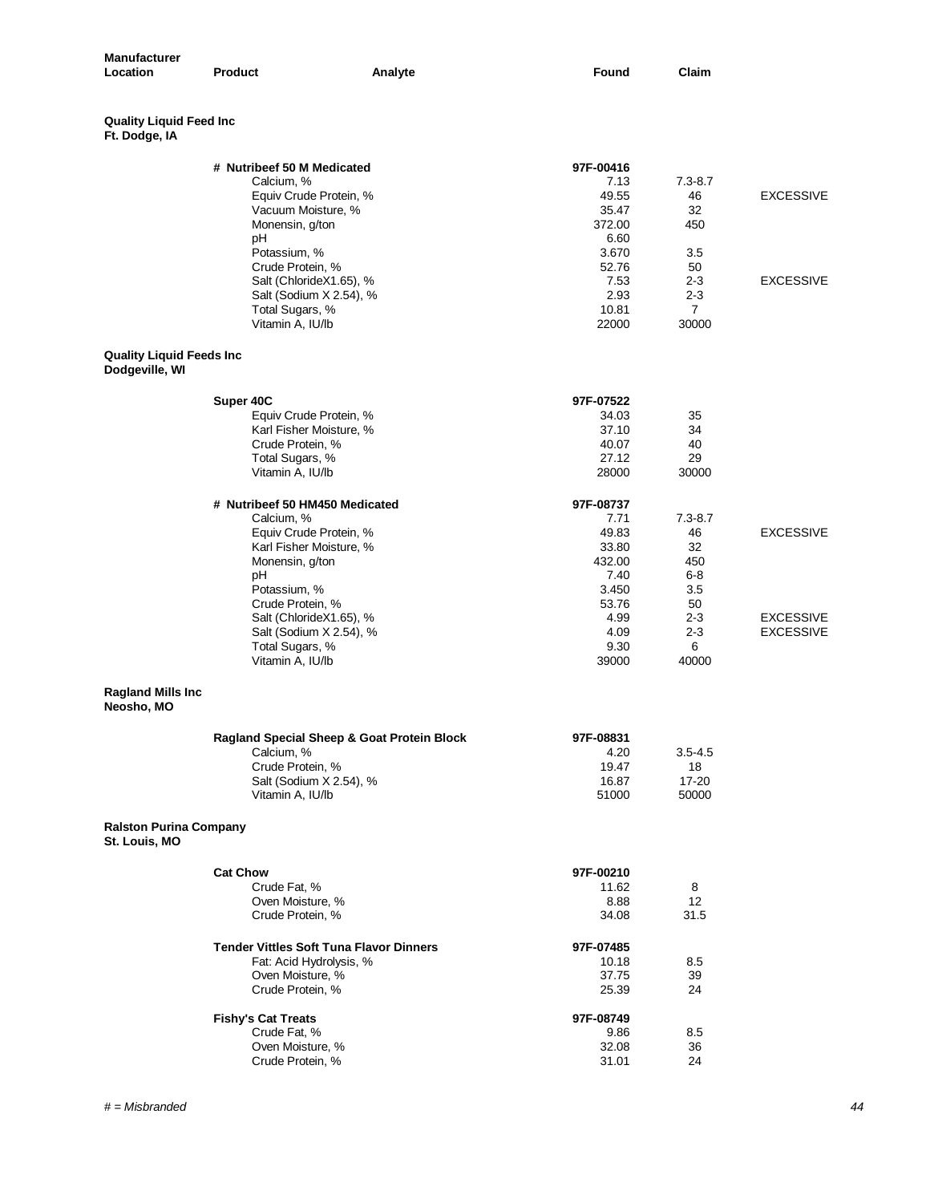| Manufacturer Location | Product | Analyte | Found | Claim | |
|---|---|---|---|---|---|
| **Quality Liquid Feed Inc** Ft. Dodge, IA | | | | | |
| | **# Nutribeef 50 M Medicated** | | **97F-00416** | | |
| | | Calcium, % | 7.13 | 7.3-8.7 | |
| | | Equiv Crude Protein, % | 49.55 | 46 | EXCESSIVE |
| | | Vacuum Moisture, % | 35.47 | 32 | |
| | | Monensin, g/ton | 372.00 | 450 | |
| | | pH | 6.60 | | |
| | | Potassium, % | 3.670 | 3.5 | |
| | | Crude Protein, % | 52.76 | 50 | |
| | | Salt (ChlorideX1.65), % | 7.53 | 2-3 | EXCESSIVE |
| | | Salt (Sodium X 2.54), % | 2.93 | 2-3 | |
| | | Total Sugars, % | 10.81 | 7 | |
| | | Vitamin A, IU/lb | 22000 | 30000 | |
| **Quality Liquid Feeds Inc** Dodgeville, WI | | | | | |
| | **Super 40C** | | **97F-07522** | | |
| | | Equiv Crude Protein, % | 34.03 | 35 | |
| | | Karl Fisher Moisture, % | 37.10 | 34 | |
| | | Crude Protein, % | 40.07 | 40 | |
| | | Total Sugars, % | 27.12 | 29 | |
| | | Vitamin A, IU/lb | 28000 | 30000 | |
| | **# Nutribeef 50 HM450 Medicated** | | **97F-08737** | | |
| | | Calcium, % | 7.71 | 7.3-8.7 | |
| | | Equiv Crude Protein, % | 49.83 | 46 | EXCESSIVE |
| | | Karl Fisher Moisture, % | 33.80 | 32 | |
| | | Monensin, g/ton | 432.00 | 450 | |
| | | pH | 7.40 | 6-8 | |
| | | Potassium, % | 3.450 | 3.5 | |
| | | Crude Protein, % | 53.76 | 50 | |
| | | Salt (ChlorideX1.65), % | 4.99 | 2-3 | EXCESSIVE |
| | | Salt (Sodium X 2.54), % | 4.09 | 2-3 | EXCESSIVE |
| | | Total Sugars, % | 9.30 | 6 | |
| | | Vitamin A, IU/lb | 39000 | 40000 | |
| **Ragland Mills Inc** Neosho, MO | | | | | |
| | **Ragland Special Sheep & Goat Protein Block** | | **97F-08831** | | |
| | | Calcium, % | 4.20 | 3.5-4.5 | |
| | | Crude Protein, % | 19.47 | 18 | |
| | | Salt (Sodium X 2.54), % | 16.87 | 17-20 | |
| | | Vitamin A, IU/lb | 51000 | 50000 | |
| **Ralston Purina Company** St. Louis, MO | | | | | |
| | **Cat Chow** | | **97F-00210** | | |
| | | Crude Fat, % | 11.62 | 8 | |
| | | Oven Moisture, % | 8.88 | 12 | |
| | | Crude Protein, % | 34.08 | 31.5 | |
| | **Tender Vittles Soft Tuna Flavor Dinners** | | **97F-07485** | | |
| | | Fat: Acid Hydrolysis, % | 10.18 | 8.5 | |
| | | Oven Moisture, % | 37.75 | 39 | |
| | | Crude Protein, % | 25.39 | 24 | |
| | **Fishy's Cat Treats** | | **97F-08749** | | |
| | | Crude Fat, % | 9.86 | 8.5 | |
| | | Oven Moisture, % | 32.08 | 36 | |
| | | Crude Protein, % | 31.01 | 24 | |

*# = Misbranded*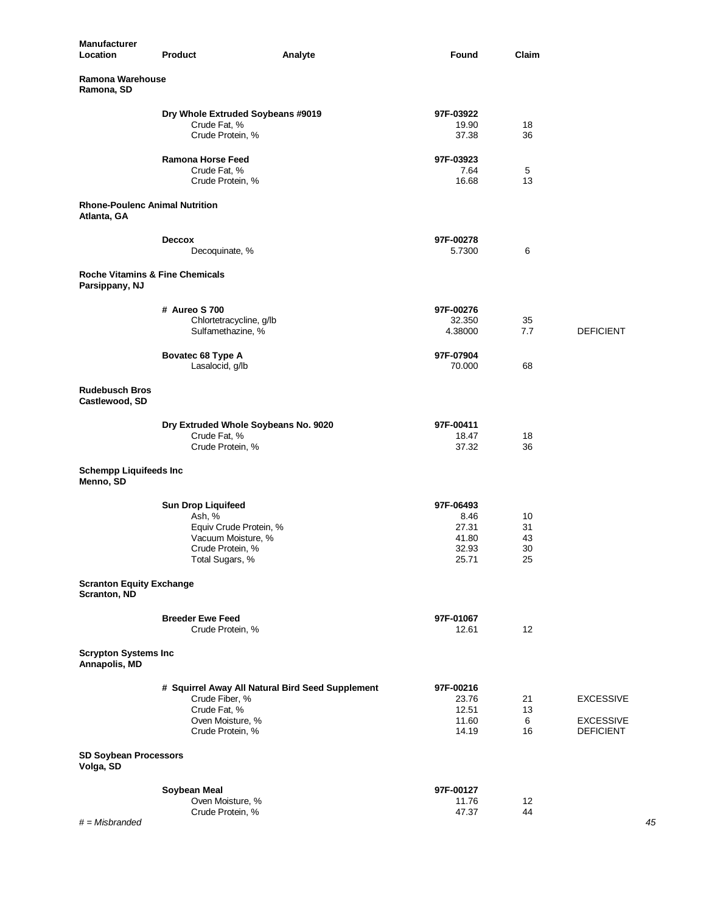| Manufacturer Location | Product | Analyte | Found | Claim | |
|---|---|---|---|---|---|
| **Ramona Warehouse** **Ramona, SD** | | | | | |
| | **Dry Whole Extruded Soybeans #9019** | | **97F-03922** | | |
| | | Crude Fat, % | 19.90 | 18 | |
| | | Crude Protein, % | 37.38 | 36 | |
| | **Ramona Horse Feed** | | **97F-03923** | | |
| | | Crude Fat, % | 7.64 | 5 | |
| | | Crude Protein, % | 16.68 | 13 | |
| **Rhone-Poulenc Animal Nutrition** **Atlanta, GA** | | | | | |
| | **Deccox** | | **97F-00278** | | |
| | | Decoquinate, % | 5.7300 | 6 | |
| **Roche Vitamins & Fine Chemicals** **Parsippany, NJ** | | | | | |
| | **# Aureo S 700** | | **97F-00276** | | |
| | | Chlortetracycline, g/lb | 32.350 | 35 | |
| | | Sulfamethazine, % | 4.38000 | 7.7 | DEFICIENT |
| | **Bovatec 68 Type A** | | **97F-07904** | | |
| | | Lasalocid, g/lb | 70.000 | 68 | |
| **Rudebusch Bros** **Castlewood, SD** | | | | | |
| | **Dry Extruded Whole Soybeans No. 9020** | | **97F-00411** | | |
| | | Crude Fat, % | 18.47 | 18 | |
| | | Crude Protein, % | 37.32 | 36 | |
| **Schempp Liquifeeds Inc** **Menno, SD** | | | | | |
| | **Sun Drop Liquifeed** | | **97F-06493** | | |
| | | Ash, % | 8.46 | 10 | |
| | | Equiv Crude Protein, % | 27.31 | 31 | |
| | | Vacuum Moisture, % | 41.80 | 43 | |
| | | Crude Protein, % | 32.93 | 30 | |
| | | Total Sugars, % | 25.71 | 25 | |
| **Scranton Equity Exchange** **Scranton, ND** | | | | | |
| | **Breeder Ewe Feed** | | **97F-01067** | | |
| | | Crude Protein, % | 12.61 | 12 | |
| **Scrypton Systems Inc** **Annapolis, MD** | | | | | |
| | **# Squirrel Away All Natural Bird Seed Supplement** | | **97F-00216** | | |
| | | Crude Fiber, % | 23.76 | 21 | EXCESSIVE |
| | | Crude Fat, % | 12.51 | 13 | |
| | | Oven Moisture, % | 11.60 | 6 | EXCESSIVE |
| | | Crude Protein, % | 14.19 | 16 | DEFICIENT |
| **SD Soybean Processors** **Volga, SD** | | | | | |
| | **Soybean Meal** | | **97F-00127** | | |
| | | Oven Moisture, % | 11.76 | 12 | |
| | | Crude Protein, % | 47.37 | 44 | |

*# = Misbranded*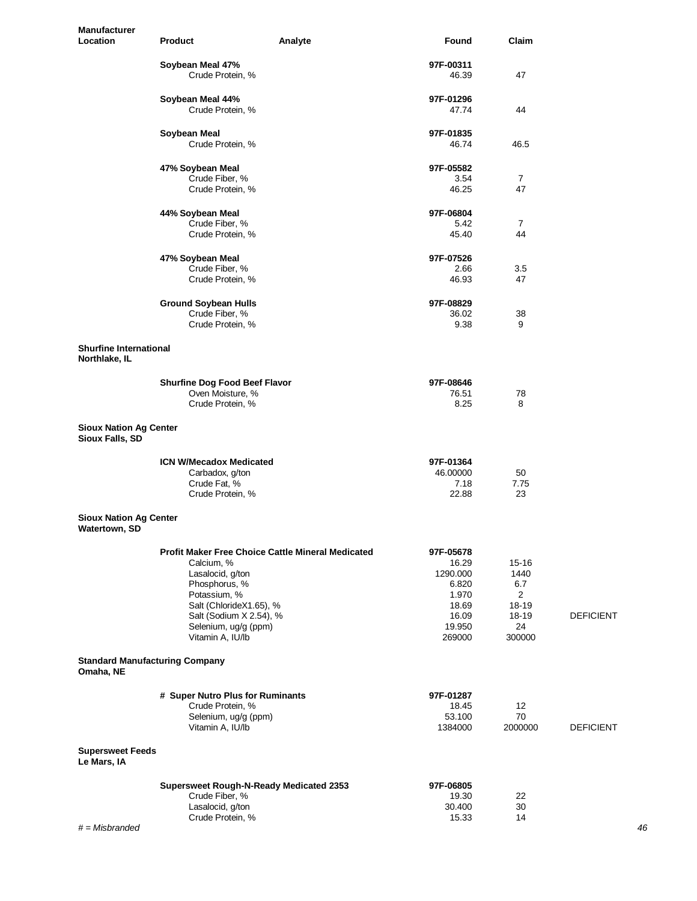| Manufacturer Location | Product | Analyte | Found | Claim | |
|---|---|---|---|---|---|
| | **Soybean Meal 47%** | | **97F-00311** | | |
| | | Crude Protein, % | 46.39 | 47 | |
| | **Soybean Meal 44%** | | **97F-01296** | | |
| | | Crude Protein, % | 47.74 | 44 | |
| | **Soybean Meal** | | **97F-01835** | | |
| | | Crude Protein, % | 46.74 | 46.5 | |
| | **47% Soybean Meal** | | **97F-05582** | | |
| | | Crude Fiber, % | 3.54 | 7 | |
| | | Crude Protein, % | 46.25 | 47 | |
| | **44% Soybean Meal** | | **97F-06804** | | |
| | | Crude Fiber, % | 5.42 | 7 | |
| | | Crude Protein, % | 45.40 | 44 | |
| | **47% Soybean Meal** | | **97F-07526** | | |
| | | Crude Fiber, % | 2.66 | 3.5 | |
| | | Crude Protein, % | 46.93 | 47 | |
| | **Ground Soybean Hulls** | | **97F-08829** | | |
| | | Crude Fiber, % | 36.02 | 38 | |
| | | Crude Protein, % | 9.38 | 9 | |
| **Shurfine International Northlake, IL** | | | | | |
| | **Shurfine Dog Food Beef Flavor** | | **97F-08646** | | |
| | | Oven Moisture, % | 76.51 | 78 | |
| | | Crude Protein, % | 8.25 | 8 | |
| **Sioux Nation Ag Center Sioux Falls, SD** | | | | | |
| | **ICN W/Mecadox Medicated** | | **97F-01364** | | |
| | | Carbadox, g/ton | 46.00000 | 50 | |
| | | Crude Fat, % | 7.18 | 7.75 | |
| | | Crude Protein, % | 22.88 | 23 | |
| **Sioux Nation Ag Center Watertown, SD** | | | | | |
| | **Profit Maker Free Choice Cattle Mineral Medicated** | | **97F-05678** | | |
| | | Calcium, % | 16.29 | 15-16 | |
| | | Lasalocid, g/ton | 1290.000 | 1440 | |
| | | Phosphorus, % | 6.820 | 6.7 | |
| | | Potassium, % | 1.970 | 2 | |
| | | Salt (ChlorideX1.65), % | 18.69 | 18-19 | |
| | | Salt (Sodium X 2.54), % | 16.09 | 18-19 | DEFICIENT |
| | | Selenium, ug/g (ppm) | 19.950 | 24 | |
| | | Vitamin A, IU/lb | 269000 | 300000 | |
| **Standard Manufacturing Company Omaha, NE** | | | | | |
| | **# Super Nutro Plus for Ruminants** | | **97F-01287** | | |
| | | Crude Protein, % | 18.45 | 12 | |
| | | Selenium, ug/g (ppm) | 53.100 | 70 | |
| | | Vitamin A, IU/lb | 1384000 | 2000000 | DEFICIENT |
| **Supersweet Feeds Le Mars, IA** | | | | | |
| | **Supersweet Rough-N-Ready Medicated 2353** | | **97F-06805** | | |
| | | Crude Fiber, % | 19.30 | 22 | |
| | | Lasalocid, g/ton | 30.400 | 30 | |
| | | Crude Protein, % | 15.33 | 14 | |

*# = Misbranded*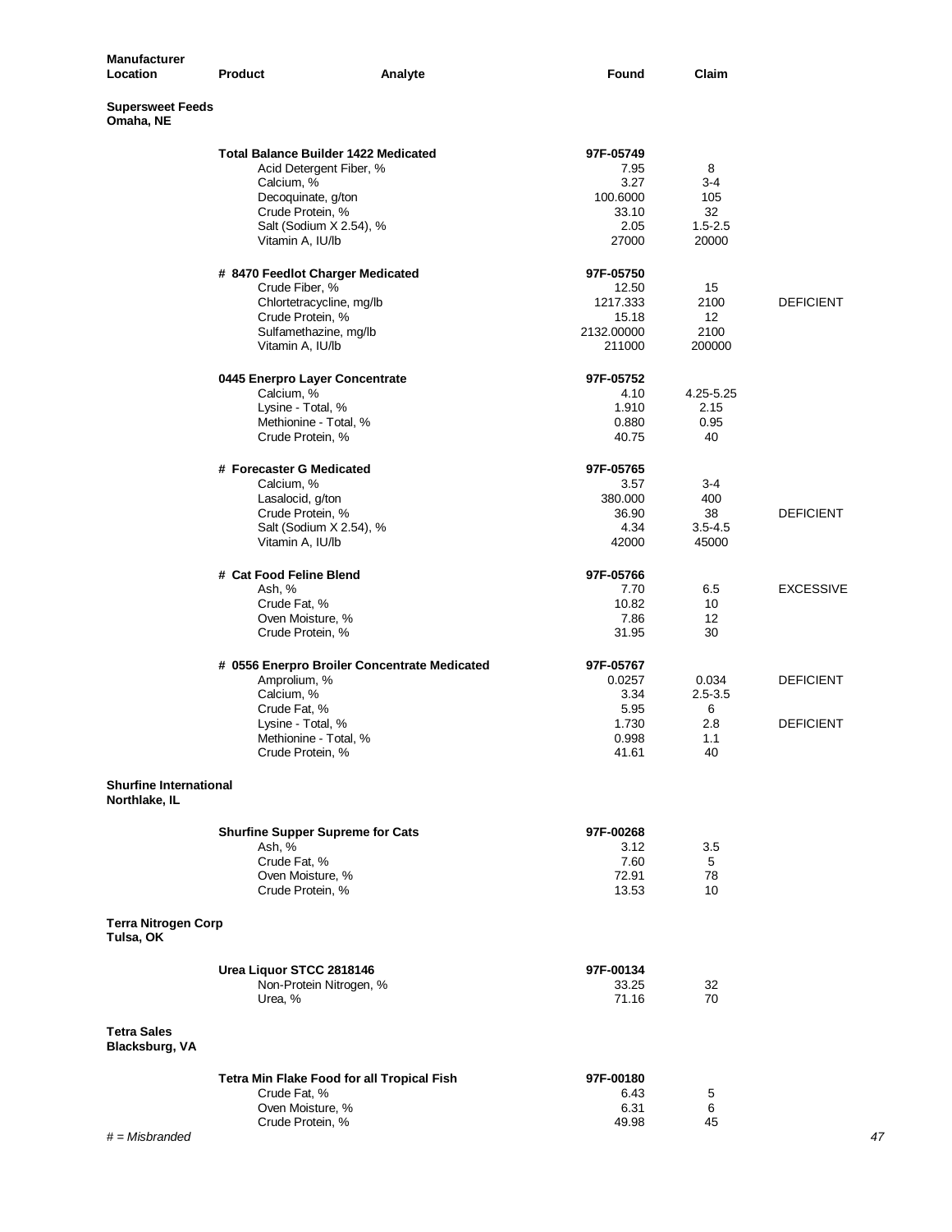| Manufacturer Location | Product | Analyte | Found | Claim | |
|---|---|---|---|---|---|
| **Supersweet Feeds Omaha, NE** | | | | | |
| | **Total Balance Builder 1422 Medicated** | | **97F-05749** | | |
| | | Acid Detergent Fiber, % | 7.95 | 8 | |
| | | Calcium, % | 3.27 | 3-4 | |
| | | Decoquinate, g/ton | 100.6000 | 105 | |
| | | Crude Protein, % | 33.10 | 32 | |
| | | Salt (Sodium X 2.54), % | 2.05 | 1.5-2.5 | |
| | | Vitamin A, IU/lb | 27000 | 20000 | |
| | **# 8470 Feedlot Charger Medicated** | | **97F-05750** | | |
| | | Crude Fiber, % | 12.50 | 15 | |
| | | Chlortetracycline, mg/lb | 1217.333 | 2100 | DEFICIENT |
| | | Crude Protein, % | 15.18 | 12 | |
| | | Sulfamethazine, mg/lb | 2132.00000 | 2100 | |
| | | Vitamin A, IU/lb | 211000 | 200000 | |
| | **0445 Enerpro Layer Concentrate** | | **97F-05752** | | |
| | | Calcium, % | 4.10 | 4.25-5.25 | |
| | | Lysine - Total, % | 1.910 | 2.15 | |
| | | Methionine - Total, % | 0.880 | 0.95 | |
| | | Crude Protein, % | 40.75 | 40 | |
| | **# Forecaster G Medicated** | | **97F-05765** | | |
| | | Calcium, % | 3.57 | 3-4 | |
| | | Lasalocid, g/ton | 380.000 | 400 | |
| | | Crude Protein, % | 36.90 | 38 | DEFICIENT |
| | | Salt (Sodium X 2.54), % | 4.34 | 3.5-4.5 | |
| | | Vitamin A, IU/lb | 42000 | 45000 | |
| | **# Cat Food Feline Blend** | | **97F-05766** | | |
| | | Ash, % | 7.70 | 6.5 | EXCESSIVE |
| | | Crude Fat, % | 10.82 | 10 | |
| | | Oven Moisture, % | 7.86 | 12 | |
| | | Crude Protein, % | 31.95 | 30 | |
| | **# 0556 Enerpro Broiler Concentrate Medicated** | | **97F-05767** | | |
| | | Amprolium, % | 0.0257 | 0.034 | DEFICIENT |
| | | Calcium, % | 3.34 | 2.5-3.5 | |
| | | Crude Fat, % | 5.95 | 6 | |
| | | Lysine - Total, % | 1.730 | 2.8 | DEFICIENT |
| | | Methionine - Total, % | 0.998 | 1.1 | |
| | | Crude Protein, % | 41.61 | 40 | |
| **Shurfine International Northlake, IL** | | | | | |
| | **Shurfine Supper Supreme for Cats** | | **97F-00268** | | |
| | | Ash, % | 3.12 | 3.5 | |
| | | Crude Fat, % | 7.60 | 5 | |
| | | Oven Moisture, % | 72.91 | 78 | |
| | | Crude Protein, % | 13.53 | 10 | |
| **Terra Nitrogen Corp Tulsa, OK** | | | | | |
| | **Urea Liquor STCC 2818146** | | **97F-00134** | | |
| | | Non-Protein Nitrogen, % | 33.25 | 32 | |
| | | Urea, % | 71.16 | 70 | |
| **Tetra Sales Blacksburg, VA** | | | | | |
| | **Tetra Min Flake Food for all Tropical Fish** | | **97F-00180** | | |
| | | Crude Fat, % | 6.43 | 5 | |
| | | Oven Moisture, % | 6.31 | 6 | |
| | | Crude Protein, % | 49.98 | 45 | |

*# = Misbranded*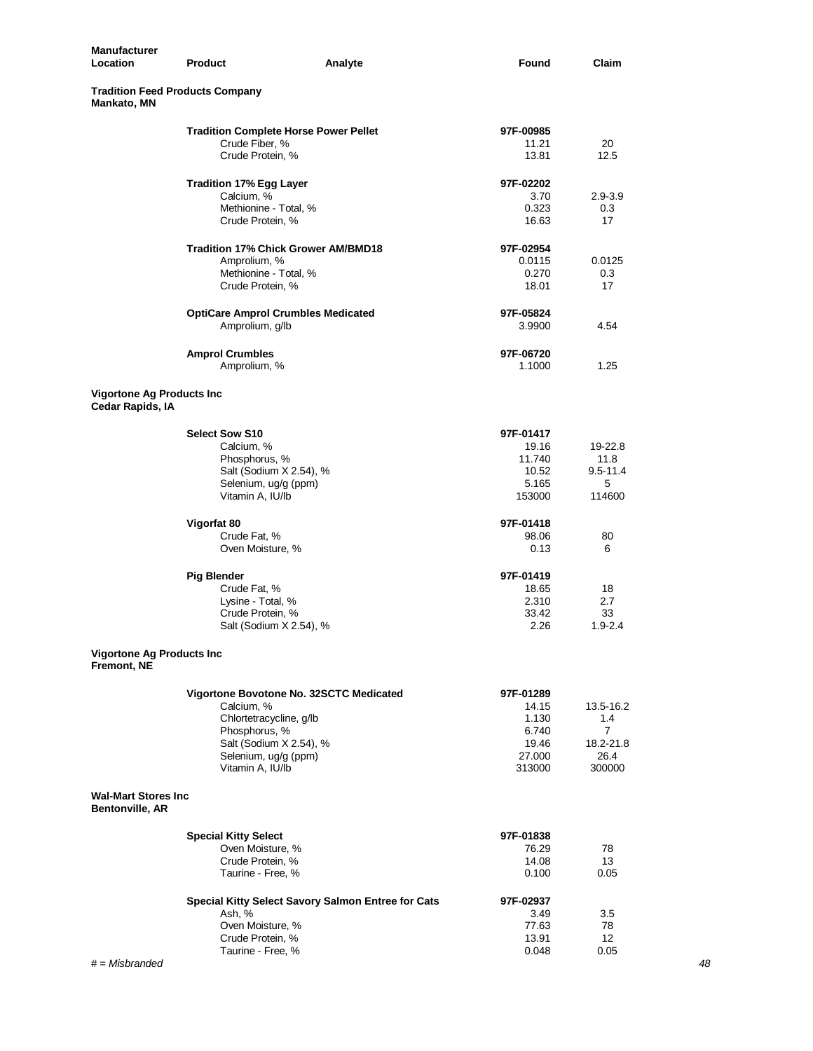| Manufacturer Location | Product | Analyte | Found | Claim |
|---|---|---|---|---|
| **Tradition Feed Products Company Mankato, MN** | | | | |
| | **Tradition Complete Horse Power Pellet** | | **97F-00985** | |
| | | Crude Fiber, % | 11.21 | 20 |
| | | Crude Protein, % | 13.81 | 12.5 |
| | **Tradition 17% Egg Layer** | | **97F-02202** | |
| | | Calcium, % | 3.70 | 2.9-3.9 |
| | | Methionine - Total, % | 0.323 | 0.3 |
| | | Crude Protein, % | 16.63 | 17 |
| | **Tradition 17% Chick Grower AM/BMD18** | | **97F-02954** | |
| | | Amprolium, % | 0.0115 | 0.0125 |
| | | Methionine - Total, % | 0.270 | 0.3 |
| | | Crude Protein, % | 18.01 | 17 |
| | **OptiCare Amprol Crumbles Medicated** | | **97F-05824** | |
| | | Amprolium, g/lb | 3.9900 | 4.54 |
| | **Amprol Crumbles** | | **97F-06720** | |
| | | Amprolium, % | 1.1000 | 1.25 |
| **Vigortone Ag Products Inc Cedar Rapids, IA** | | | | |
| | **Select Sow S10** | | **97F-01417** | |
| | | Calcium, % | 19.16 | 19-22.8 |
| | | Phosphorus, % | 11.740 | 11.8 |
| | | Salt (Sodium X 2.54), % | 10.52 | 9.5-11.4 |
| | | Selenium, ug/g (ppm) | 5.165 | 5 |
| | | Vitamin A, IU/lb | 153000 | 114600 |
| | **Vigorfat 80** | | **97F-01418** | |
| | | Crude Fat, % | 98.06 | 80 |
| | | Oven Moisture, % | 0.13 | 6 |
| | **Pig Blender** | | **97F-01419** | |
| | | Crude Fat, % | 18.65 | 18 |
| | | Lysine - Total, % | 2.310 | 2.7 |
| | | Crude Protein, % | 33.42 | 33 |
| | | Salt (Sodium X 2.54), % | 2.26 | 1.9-2.4 |
| **Vigortone Ag Products Inc Fremont, NE** | | | | |
| | **Vigortone Bovotone No. 32SCTC Medicated** | | **97F-01289** | |
| | | Calcium, % | 14.15 | 13.5-16.2 |
| | | Chlortetracycline, g/lb | 1.130 | 1.4 |
| | | Phosphorus, % | 6.740 | 7 |
| | | Salt (Sodium X 2.54), % | 19.46 | 18.2-21.8 |
| | | Selenium, ug/g (ppm) | 27.000 | 26.4 |
| | | Vitamin A, IU/lb | 313000 | 300000 |
| **Wal-Mart Stores Inc Bentonville, AR** | | | | |
| | **Special Kitty Select** | | **97F-01838** | |
| | | Oven Moisture, % | 76.29 | 78 |
| | | Crude Protein, % | 14.08 | 13 |
| | | Taurine - Free, % | 0.100 | 0.05 |
| | **Special Kitty Select Savory Salmon Entree for Cats** | | **97F-02937** | |
| | | Ash, % | 3.49 | 3.5 |
| | | Oven Moisture, % | 77.63 | 78 |
| | | Crude Protein, % | 13.91 | 12 |
| | | Taurine - Free, % | 0.048 | 0.05 |

*# = Misbranded*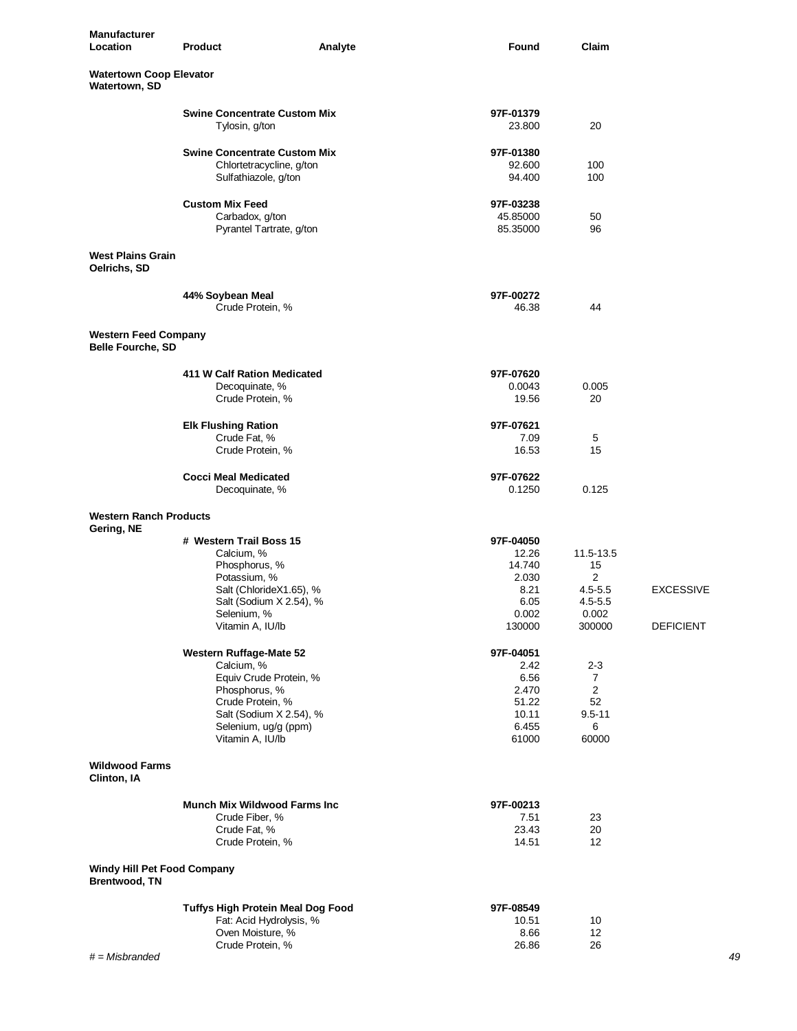| Manufacturer Location | Product | Analyte | Found | Claim | |
|---|---|---|---|---|---|
| **Watertown Coop Elevator** **Watertown, SD** | | | | | |
| | **Swine Concentrate Custom Mix** | | 97F-01379 | | |
| | | Tylosin, g/ton | 23.800 | 20 | |
| | **Swine Concentrate Custom Mix** | | 97F-01380 | | |
| | | Chlortetracycline, g/ton | 92.600 | 100 | |
| | | Sulfathiazole, g/ton | 94.400 | 100 | |
| | **Custom Mix Feed** | | 97F-03238 | | |
| | | Carbadox, g/ton | 45.85000 | 50 | |
| | | Pyrantel Tartrate, g/ton | 85.35000 | 96 | |
| **West Plains Grain** **Oelrichs, SD** | | | | | |
| | **44% Soybean Meal** | | 97F-00272 | | |
| | | Crude Protein, % | 46.38 | 44 | |
| **Western Feed Company** **Belle Fourche, SD** | | | | | |
| | **411 W Calf Ration Medicated** | | 97F-07620 | | |
| | | Decoquinate, % | 0.0043 | 0.005 | |
| | | Crude Protein, % | 19.56 | 20 | |
| | **Elk Flushing Ration** | | 97F-07621 | | |
| | | Crude Fat, % | 7.09 | 5 | |
| | | Crude Protein, % | 16.53 | 15 | |
| | **Cocci Meal Medicated** | | 97F-07622 | | |
| | | Decoquinate, % | 0.1250 | 0.125 | |
| **Western Ranch Products** **Gering, NE** | | | | | |
| | **# Western Trail Boss 15** | | 97F-04050 | | |
| | | Calcium, % | 12.26 | 11.5-13.5 | |
| | | Phosphorus, % | 14.740 | 15 | |
| | | Potassium, % | 2.030 | 2 | |
| | | Salt (ChlorideX1.65), % | 8.21 | 4.5-5.5 | EXCESSIVE |
| | | Salt (Sodium X 2.54), % | 6.05 | 4.5-5.5 | |
| | | Selenium, % | 0.002 | 0.002 | |
| | | Vitamin A, IU/lb | 130000 | 300000 | DEFICIENT |
| | **Western Ruffage-Mate 52** | | 97F-04051 | | |
| | | Calcium, % | 2.42 | 2-3 | |
| | | Equiv Crude Protein, % | 6.56 | 7 | |
| | | Phosphorus, % | 2.470 | 2 | |
| | | Crude Protein, % | 51.22 | 52 | |
| | | Salt (Sodium X 2.54), % | 10.11 | 9.5-11 | |
| | | Selenium, ug/g (ppm) | 6.455 | 6 | |
| | | Vitamin A, IU/lb | 61000 | 60000 | |
| **Wildwood Farms** **Clinton, IA** | | | | | |
| | **Munch Mix Wildwood Farms Inc** | | 97F-00213 | | |
| | | Crude Fiber, % | 7.51 | 23 | |
| | | Crude Fat, % | 23.43 | 20 | |
| | | Crude Protein, % | 14.51 | 12 | |
| **Windy Hill Pet Food Company** **Brentwood, TN** | | | | | |
| | **Tuffys High Protein Meal Dog Food** | | 97F-08549 | | |
| | | Fat: Acid Hydrolysis, % | 10.51 | 10 | |
| | | Oven Moisture, % | 8.66 | 12 | |
| | | Crude Protein, % | 26.86 | 26 | |

*# = Misbranded*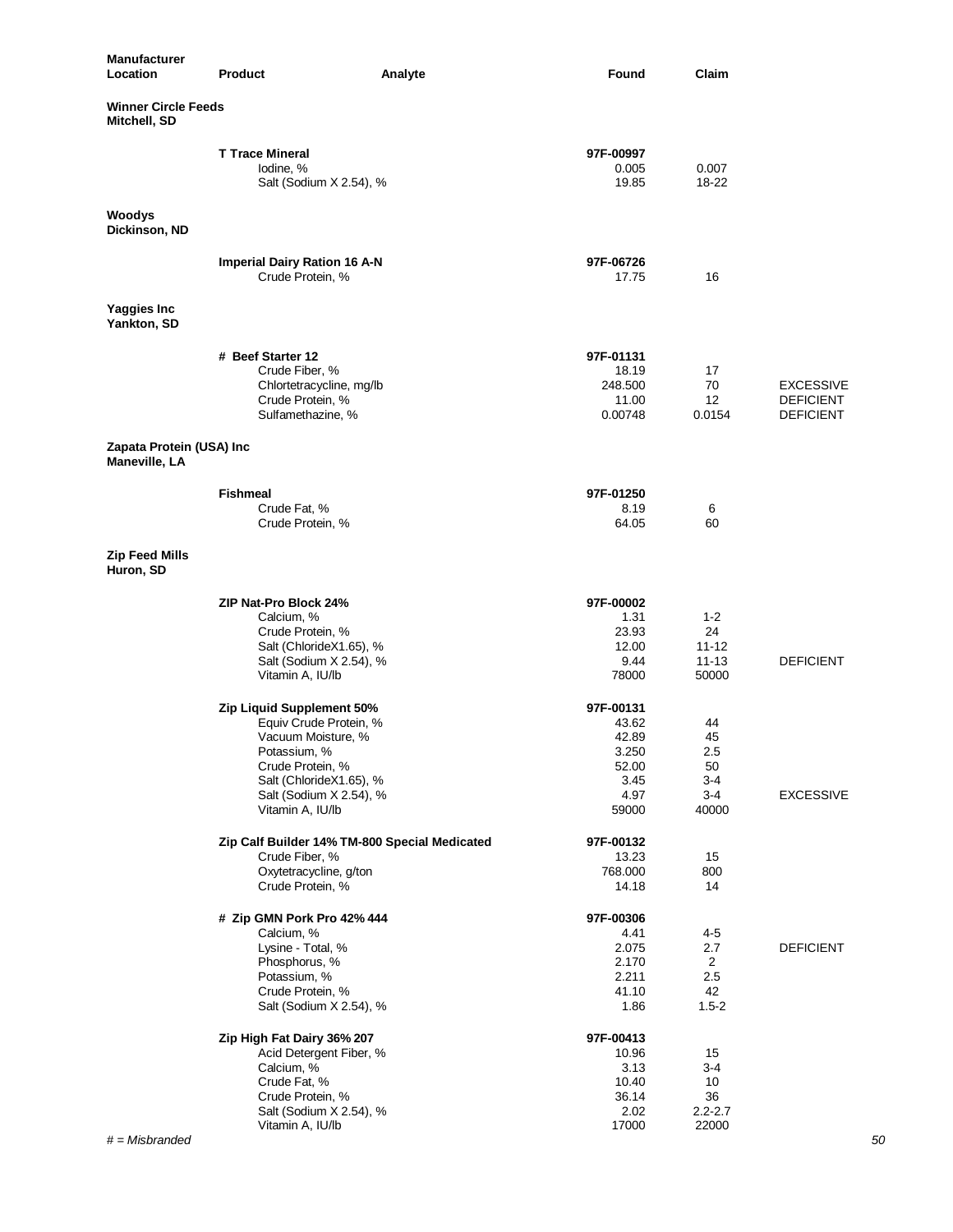| Manufacturer Location | Product | Analyte | Found | Claim | |
|---|---|---|---|---|---|
| **Winner Circle Feeds Mitchell, SD** | | | | | |
| | **T Trace Mineral** | | **97F-00997** | | |
| | | Iodine, % | 0.005 | 0.007 | |
| | | Salt (Sodium X 2.54), % | 19.85 | 18-22 | |
| **Woodys Dickinson, ND** | | | | | |
| | **Imperial Dairy Ration 16 A-N** | | **97F-06726** | | |
| | | Crude Protein, % | 17.75 | 16 | |
| **Yaggies Inc Yankton, SD** | | | | | |
| | **# Beef Starter 12** | | **97F-01131** | | |
| | | Crude Fiber, % | 18.19 | 17 | |
| | | Chlortetracycline, mg/lb | 248.500 | 70 | EXCESSIVE |
| | | Crude Protein, % | 11.00 | 12 | DEFICIENT |
| | | Sulfamethazine, % | 0.00748 | 0.0154 | DEFICIENT |
| **Zapata Protein (USA) Inc Maneville, LA** | | | | | |
| | **Fishmeal** | | **97F-01250** | | |
| | | Crude Fat, % | 8.19 | 6 | |
| | | Crude Protein, % | 64.05 | 60 | |
| **Zip Feed Mills Huron, SD** | | | | | |
| | **ZIP Nat-Pro Block 24%** | | **97F-00002** | | |
| | | Calcium, % | 1.31 | 1-2 | |
| | | Crude Protein, % | 23.93 | 24 | |
| | | Salt (ChlorideX1.65), % | 12.00 | 11-12 | |
| | | Salt (Sodium X 2.54), % | 9.44 | 11-13 | DEFICIENT |
| | | Vitamin A, IU/lb | 78000 | 50000 | |
| | **Zip Liquid Supplement 50%** | | **97F-00131** | | |
| | | Equiv Crude Protein, % | 43.62 | 44 | |
| | | Vacuum Moisture, % | 42.89 | 45 | |
| | | Potassium, % | 3.250 | 2.5 | |
| | | Crude Protein, % | 52.00 | 50 | |
| | | Salt (ChlorideX1.65), % | 3.45 | 3-4 | |
| | | Salt (Sodium X 2.54), % | 4.97 | 3-4 | EXCESSIVE |
| | | Vitamin A, IU/lb | 59000 | 40000 | |
| | **Zip Calf Builder 14% TM-800 Special Medicated** | | **97F-00132** | | |
| | | Crude Fiber, % | 13.23 | 15 | |
| | | Oxytetracycline, g/ton | 768.000 | 800 | |
| | | Crude Protein, % | 14.18 | 14 | |
| | **# Zip GMN Pork Pro 42% 444** | | **97F-00306** | | |
| | | Calcium, % | 4.41 | 4-5 | |
| | | Lysine - Total, % | 2.075 | 2.7 | DEFICIENT |
| | | Phosphorus, % | 2.170 | 2 | |
| | | Potassium, % | 2.211 | 2.5 | |
| | | Crude Protein, % | 41.10 | 42 | |
| | | Salt (Sodium X 2.54), % | 1.86 | 1.5-2 | |
| | **Zip High Fat Dairy 36% 207** | | **97F-00413** | | |
| | | Acid Detergent Fiber, % | 10.96 | 15 | |
| | | Calcium, % | 3.13 | 3-4 | |
| | | Crude Fat, % | 10.40 | 10 | |
| | | Crude Protein, % | 36.14 | 36 | |
| | | Salt (Sodium X 2.54), % | 2.02 | 2.2-2.7 | |
| | | Vitamin A, IU/lb | 17000 | 22000 | |

*# = Misbranded*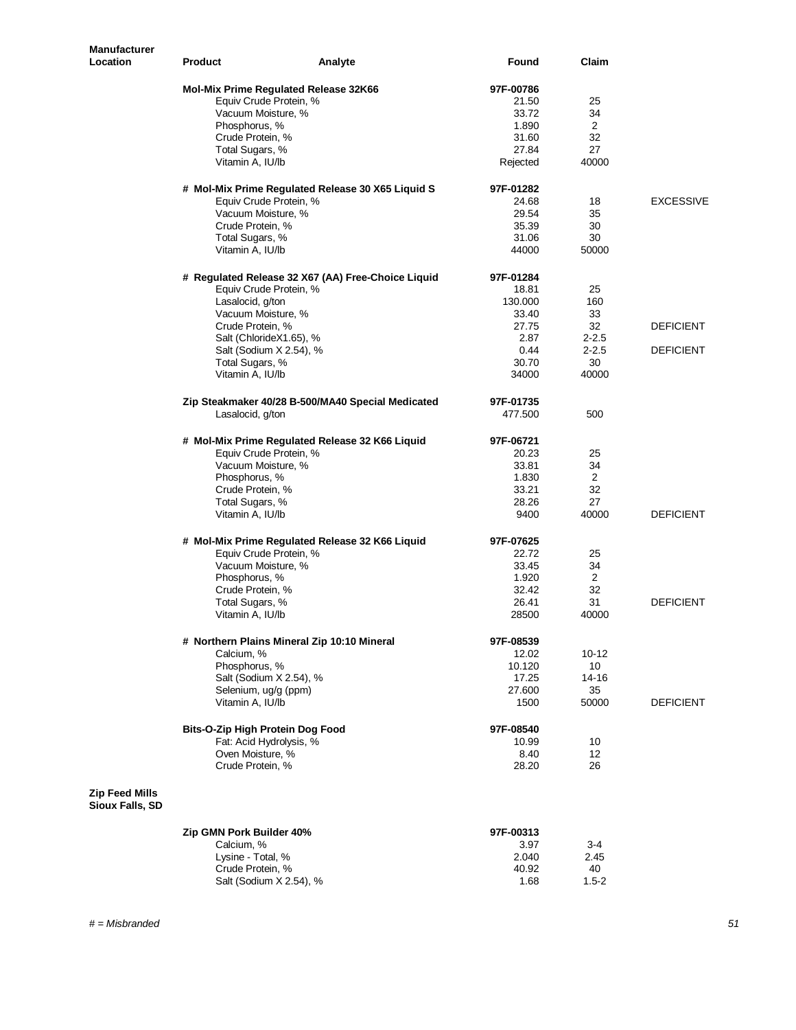| Manufacturer Location | Product | Analyte | Found | Claim | |
|---|---|---|---|---|---|
| | **Mol-Mix Prime Regulated Release 32K66** | | **97F-00786** | | |
| | | Equiv Crude Protein, % | 21.50 | 25 | |
| | | Vacuum Moisture, % | 33.72 | 34 | |
| | | Phosphorus, % | 1.890 | 2 | |
| | | Crude Protein, % | 31.60 | 32 | |
| | | Total Sugars, % | 27.84 | 27 | |
| | | Vitamin A, IU/lb | Rejected | 40000 | |
| | **# Mol-Mix Prime Regulated Release 30 X65 Liquid S** | | **97F-01282** | | |
| | | Equiv Crude Protein, % | 24.68 | 18 | EXCESSIVE |
| | | Vacuum Moisture, % | 29.54 | 35 | |
| | | Crude Protein, % | 35.39 | 30 | |
| | | Total Sugars, % | 31.06 | 30 | |
| | | Vitamin A, IU/lb | 44000 | 50000 | |
| | **# Regulated Release 32 X67 (AA) Free-Choice Liquid** | | **97F-01284** | | |
| | | Equiv Crude Protein, % | 18.81 | 25 | |
| | | Lasalocid, g/ton | 130.000 | 160 | |
| | | Vacuum Moisture, % | 33.40 | 33 | |
| | | Crude Protein, % | 27.75 | 32 | DEFICIENT |
| | | Salt (ChlorideX1.65), % | 2.87 | 2-2.5 | |
| | | Salt (Sodium X 2.54), % | 0.44 | 2-2.5 | DEFICIENT |
| | | Total Sugars, % | 30.70 | 30 | |
| | | Vitamin A, IU/lb | 34000 | 40000 | |
| | **Zip Steakmaker 40/28 B-500/MA40 Special Medicated** | | **97F-01735** | | |
| | | Lasalocid, g/ton | 477.500 | 500 | |
| | **# Mol-Mix Prime Regulated Release 32 K66 Liquid** | | **97F-06721** | | |
| | | Equiv Crude Protein, % | 20.23 | 25 | |
| | | Vacuum Moisture, % | 33.81 | 34 | |
| | | Phosphorus, % | 1.830 | 2 | |
| | | Crude Protein, % | 33.21 | 32 | |
| | | Total Sugars, % | 28.26 | 27 | |
| | | Vitamin A, IU/lb | 9400 | 40000 | DEFICIENT |
| | **# Mol-Mix Prime Regulated Release 32 K66 Liquid** | | **97F-07625** | | |
| | | Equiv Crude Protein, % | 22.72 | 25 | |
| | | Vacuum Moisture, % | 33.45 | 34 | |
| | | Phosphorus, % | 1.920 | 2 | |
| | | Crude Protein, % | 32.42 | 32 | |
| | | Total Sugars, % | 26.41 | 31 | DEFICIENT |
| | | Vitamin A, IU/lb | 28500 | 40000 | |
| | **# Northern Plains Mineral Zip 10:10 Mineral** | | **97F-08539** | | |
| | | Calcium, % | 12.02 | 10-12 | |
| | | Phosphorus, % | 10.120 | 10 | |
| | | Salt (Sodium X 2.54), % | 17.25 | 14-16 | |
| | | Selenium, ug/g (ppm) | 27.600 | 35 | |
| | | Vitamin A, IU/lb | 1500 | 50000 | DEFICIENT |
| | **Bits-O-Zip High Protein Dog Food** | | **97F-08540** | | |
| | | Fat: Acid Hydrolysis, % | 10.99 | 10 | |
| | | Oven Moisture, % | 8.40 | 12 | |
| | | Crude Protein, % | 28.20 | 26 | |
| **Zip Feed Mills Sioux Falls, SD** | | | | | |
| | **Zip GMN Pork Builder 40%** | | **97F-00313** | | |
| | | Calcium, % | 3.97 | 3-4 | |
| | | Lysine - Total, % | 2.040 | 2.45 | |
| | | Crude Protein, % | 40.92 | 40 | |
| | | Salt (Sodium X 2.54), % | 1.68 | 1.5-2 | |

*# = Misbranded*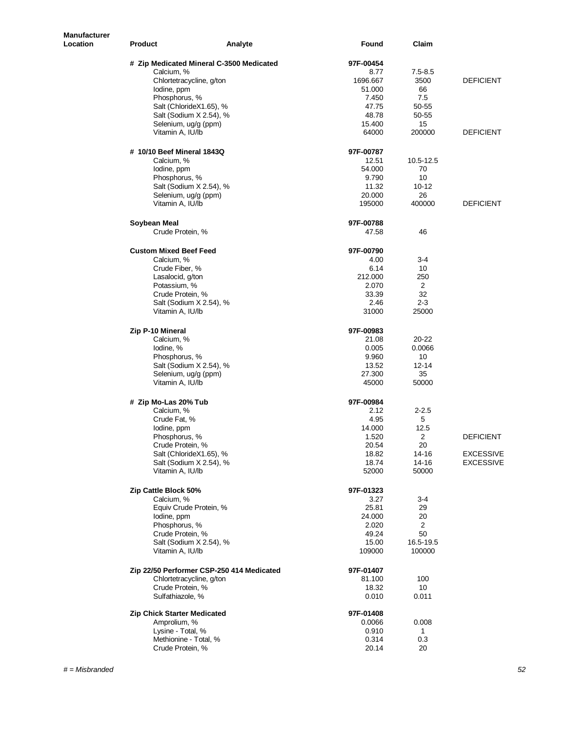| Manufacturer Location | Product | Analyte | Found | Claim | |
|---|---|---|---|---|---|
| | # Zip Medicated Mineral C-3500 Medicated | | 97F-00454 | | |
| | | Calcium, % | 8.77 | 7.5-8.5 | |
| | | Chlortetracycline, g/ton | 1696.667 | 3500 | DEFICIENT |
| | | Iodine, ppm | 51.000 | 66 | |
| | | Phosphorus, % | 7.450 | 7.5 | |
| | | Salt (ChlorideX1.65), % | 47.75 | 50-55 | |
| | | Salt (Sodium X 2.54), % | 48.78 | 50-55 | |
| | | Selenium, ug/g (ppm) | 15.400 | 15 | |
| | | Vitamin A, IU/lb | 64000 | 200000 | DEFICIENT |
| | # 10/10 Beef Mineral 1843Q | | 97F-00787 | | |
| | | Calcium, % | 12.51 | 10.5-12.5 | |
| | | Iodine, ppm | 54.000 | 70 | |
| | | Phosphorus, % | 9.790 | 10 | |
| | | Salt (Sodium X 2.54), % | 11.32 | 10-12 | |
| | | Selenium, ug/g (ppm) | 20.000 | 26 | |
| | | Vitamin A, IU/lb | 195000 | 400000 | DEFICIENT |
| | Soybean Meal | | 97F-00788 | | |
| | | Crude Protein, % | 47.58 | 46 | |
| | Custom Mixed Beef Feed | | 97F-00790 | | |
| | | Calcium, % | 4.00 | 3-4 | |
| | | Crude Fiber, % | 6.14 | 10 | |
| | | Lasalocid, g/ton | 212.000 | 250 | |
| | | Potassium, % | 2.070 | 2 | |
| | | Crude Protein, % | 33.39 | 32 | |
| | | Salt (Sodium X 2.54), % | 2.46 | 2-3 | |
| | | Vitamin A, IU/lb | 31000 | 25000 | |
| | Zip P-10 Mineral | | 97F-00983 | | |
| | | Calcium, % | 21.08 | 20-22 | |
| | | Iodine, % | 0.005 | 0.0066 | |
| | | Phosphorus, % | 9.960 | 10 | |
| | | Salt (Sodium X 2.54), % | 13.52 | 12-14 | |
| | | Selenium, ug/g (ppm) | 27.300 | 35 | |
| | | Vitamin A, IU/lb | 45000 | 50000 | |
| | # Zip Mo-Las 20% Tub | | 97F-00984 | | |
| | | Calcium, % | 2.12 | 2-2.5 | |
| | | Crude Fat, % | 4.95 | 5 | |
| | | Iodine, ppm | 14.000 | 12.5 | |
| | | Phosphorus, % | 1.520 | 2 | DEFICIENT |
| | | Crude Protein, % | 20.54 | 20 | |
| | | Salt (ChlorideX1.65), % | 18.82 | 14-16 | EXCESSIVE |
| | | Salt (Sodium X 2.54), % | 18.74 | 14-16 | EXCESSIVE |
| | | Vitamin A, IU/lb | 52000 | 50000 | |
| | Zip Cattle Block 50% | | 97F-01323 | | |
| | | Calcium, % | 3.27 | 3-4 | |
| | | Equiv Crude Protein, % | 25.81 | 29 | |
| | | Iodine, ppm | 24.000 | 20 | |
| | | Phosphorus, % | 2.020 | 2 | |
| | | Crude Protein, % | 49.24 | 50 | |
| | | Salt (Sodium X 2.54), % | 15.00 | 16.5-19.5 | |
| | | Vitamin A, IU/lb | 109000 | 100000 | |
| | Zip 22/50 Performer CSP-250 414 Medicated | | 97F-01407 | | |
| | | Chlortetracycline, g/ton | 81.100 | 100 | |
| | | Crude Protein, % | 18.32 | 10 | |
| | | Sulfathiazole, % | 0.010 | 0.011 | |
| | Zip Chick Starter Medicated | | 97F-01408 | | |
| | | Amprolium, % | 0.0066 | 0.008 | |
| | | Lysine - Total, % | 0.910 | 1 | |
| | | Methionine - Total, % | 0.314 | 0.3 | |
| | | Crude Protein, % | 20.14 | 20 | |

*# = Misbranded*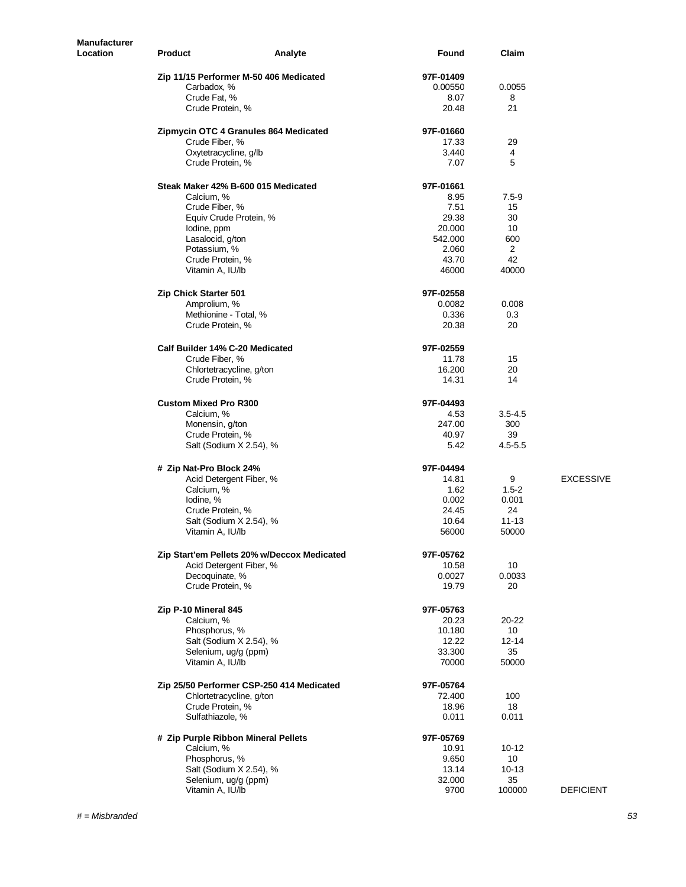| Manufacturer Location | Product | Analyte | Found | Claim | |
|---|---|---|---|---|---|
| | **Zip 11/15 Performer M-50 406 Medicated** | | **97F-01409** | | |
| | | Carbadox, % | 0.00550 | 0.0055 | |
| | | Crude Fat, % | 8.07 | 8 | |
| | | Crude Protein, % | 20.48 | 21 | |
| | **Zipmycin OTC 4 Granules 864 Medicated** | | **97F-01660** | | |
| | | Crude Fiber, % | 17.33 | 29 | |
| | | Oxytetracycline, g/lb | 3.440 | 4 | |
| | | Crude Protein, % | 7.07 | 5 | |
| | **Steak Maker 42% B-600 015 Medicated** | | **97F-01661** | | |
| | | Calcium, % | 8.95 | 7.5-9 | |
| | | Crude Fiber, % | 7.51 | 15 | |
| | | Equiv Crude Protein, % | 29.38 | 30 | |
| | | Iodine, ppm | 20.000 | 10 | |
| | | Lasalocid, g/ton | 542.000 | 600 | |
| | | Potassium, % | 2.060 | 2 | |
| | | Crude Protein, % | 43.70 | 42 | |
| | | Vitamin A, IU/lb | 46000 | 40000 | |
| | **Zip Chick Starter 501** | | **97F-02558** | | |
| | | Amprolium, % | 0.0082 | 0.008 | |
| | | Methionine - Total, % | 0.336 | 0.3 | |
| | | Crude Protein, % | 20.38 | 20 | |
| | **Calf Builder 14% C-20 Medicated** | | **97F-02559** | | |
| | | Crude Fiber, % | 11.78 | 15 | |
| | | Chlortetracycline, g/ton | 16.200 | 20 | |
| | | Crude Protein, % | 14.31 | 14 | |
| | **Custom Mixed Pro R300** | | **97F-04493** | | |
| | | Calcium, % | 4.53 | 3.5-4.5 | |
| | | Monensin, g/ton | 247.00 | 300 | |
| | | Crude Protein, % | 40.97 | 39 | |
| | | Salt (Sodium X 2.54), % | 5.42 | 4.5-5.5 | |
| | **# Zip Nat-Pro Block 24%** | | **97F-04494** | | |
| | | Acid Detergent Fiber, % | 14.81 | 9 | EXCESSIVE |
| | | Calcium, % | 1.62 | 1.5-2 | |
| | | Iodine, % | 0.002 | 0.001 | |
| | | Crude Protein, % | 24.45 | 24 | |
| | | Salt (Sodium X 2.54), % | 10.64 | 11-13 | |
| | | Vitamin A, IU/lb | 56000 | 50000 | |
| | **Zip Start'em Pellets 20% w/Deccox Medicated** | | **97F-05762** | | |
| | | Acid Detergent Fiber, % | 10.58 | 10 | |
| | | Decoquinate, % | 0.0027 | 0.0033 | |
| | | Crude Protein, % | 19.79 | 20 | |
| | **Zip P-10 Mineral 845** | | **97F-05763** | | |
| | | Calcium, % | 20.23 | 20-22 | |
| | | Phosphorus, % | 10.180 | 10 | |
| | | Salt (Sodium X 2.54), % | 12.22 | 12-14 | |
| | | Selenium, ug/g (ppm) | 33.300 | 35 | |
| | | Vitamin A, IU/lb | 70000 | 50000 | |
| | **Zip 25/50 Performer CSP-250 414 Medicated** | | **97F-05764** | | |
| | | Chlortetracycline, g/ton | 72.400 | 100 | |
| | | Crude Protein, % | 18.96 | 18 | |
| | | Sulfathiazole, % | 0.011 | 0.011 | |
| | **# Zip Purple Ribbon Mineral Pellets** | | **97F-05769** | | |
| | | Calcium, % | 10.91 | 10-12 | |
| | | Phosphorus, % | 9.650 | 10 | |
| | | Salt (Sodium X 2.54), % | 13.14 | 10-13 | |
| | | Selenium, ug/g (ppm) | 32.000 | 35 | |
| | | Vitamin A, IU/lb | 9700 | 100000 | DEFICIENT |

*# = Misbranded*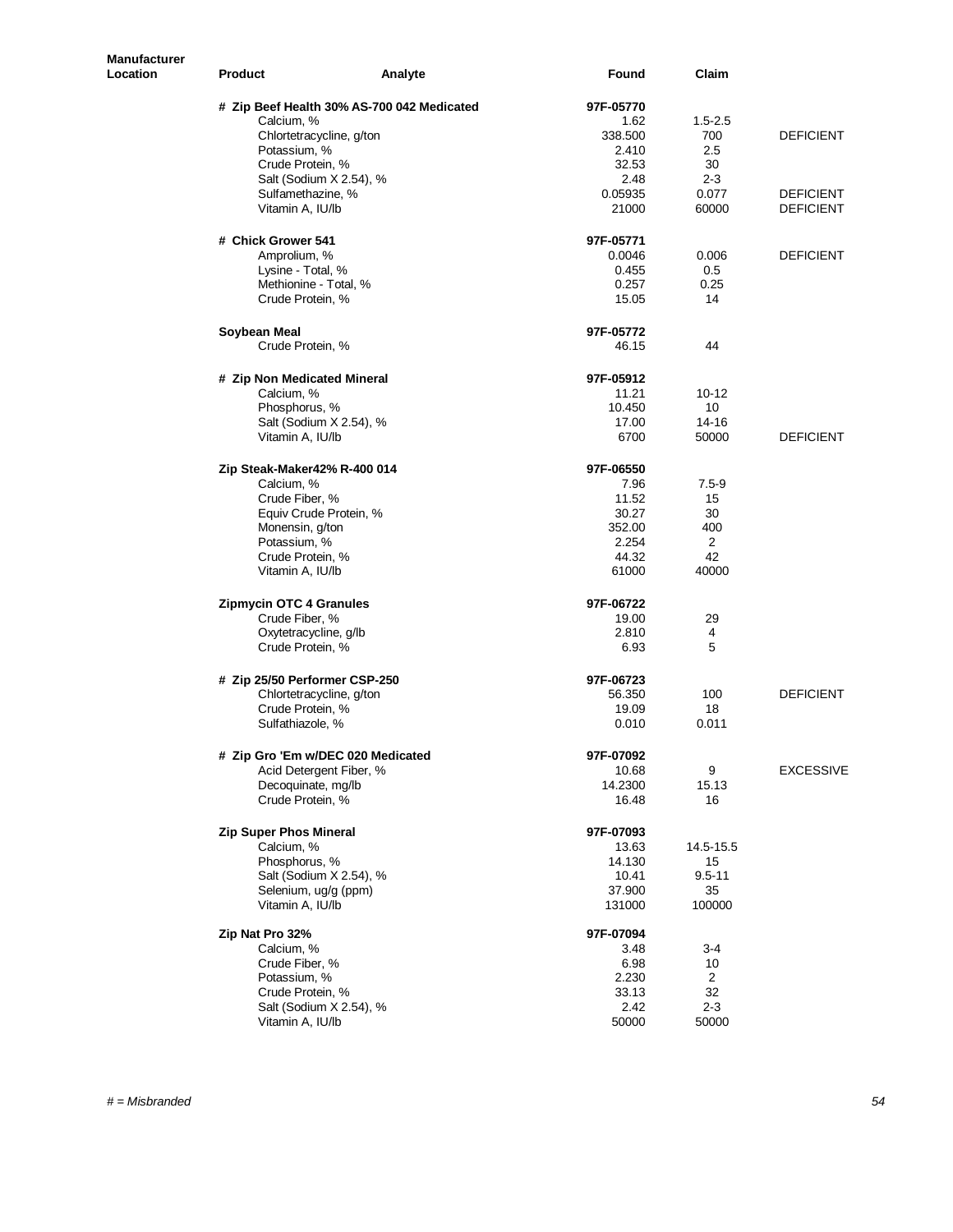| Manufacturer Location | Product | Analyte | Found | Claim | |
|---|---|---|---|---|---|
| | **# Zip Beef Health 30% AS-700 042 Medicated** | | **97F-05770** | | |
| | | Calcium, % | 1.62 | 1.5-2.5 | |
| | | Chlortetracycline, g/ton | 338.500 | 700 | DEFICIENT |
| | | Potassium, % | 2.410 | 2.5 | |
| | | Crude Protein, % | 32.53 | 30 | |
| | | Salt (Sodium X 2.54), % | 2.48 | 2-3 | |
| | | Sulfamethazine, % | 0.05935 | 0.077 | DEFICIENT |
| | | Vitamin A, IU/lb | 21000 | 60000 | DEFICIENT |
| | **# Chick Grower 541** | | **97F-05771** | | |
| | | Amprolium, % | 0.0046 | 0.006 | DEFICIENT |
| | | Lysine - Total, % | 0.455 | 0.5 | |
| | | Methionine - Total, % | 0.257 | 0.25 | |
| | | Crude Protein, % | 15.05 | 14 | |
| | **Soybean Meal** | | **97F-05772** | | |
| | | Crude Protein, % | 46.15 | 44 | |
| | **# Zip Non Medicated Mineral** | | **97F-05912** | | |
| | | Calcium, % | 11.21 | 10-12 | |
| | | Phosphorus, % | 10.450 | 10 | |
| | | Salt (Sodium X 2.54), % | 17.00 | 14-16 | |
| | | Vitamin A, IU/lb | 6700 | 50000 | DEFICIENT |
| | **Zip Steak-Maker42% R-400 014** | | **97F-06550** | | |
| | | Calcium, % | 7.96 | 7.5-9 | |
| | | Crude Fiber, % | 11.52 | 15 | |
| | | Equiv Crude Protein, % | 30.27 | 30 | |
| | | Monensin, g/ton | 352.00 | 400 | |
| | | Potassium, % | 2.254 | 2 | |
| | | Crude Protein, % | 44.32 | 42 | |
| | | Vitamin A, IU/lb | 61000 | 40000 | |
| | **Zipmycin OTC 4 Granules** | | **97F-06722** | | |
| | | Crude Fiber, % | 19.00 | 29 | |
| | | Oxytetracycline, g/lb | 2.810 | 4 | |
| | | Crude Protein, % | 6.93 | 5 | |
| | **# Zip 25/50 Performer CSP-250** | | **97F-06723** | | |
| | | Chlortetracycline, g/ton | 56.350 | 100 | DEFICIENT |
| | | Crude Protein, % | 19.09 | 18 | |
| | | Sulfathiazole, % | 0.010 | 0.011 | |
| | **# Zip Gro 'Em w/DEC 020 Medicated** | | **97F-07092** | | |
| | | Acid Detergent Fiber, % | 10.68 | 9 | EXCESSIVE |
| | | Decoquinate, mg/lb | 14.2300 | 15.13 | |
| | | Crude Protein, % | 16.48 | 16 | |
| | **Zip Super Phos Mineral** | | **97F-07093** | | |
| | | Calcium, % | 13.63 | 14.5-15.5 | |
| | | Phosphorus, % | 14.130 | 15 | |
| | | Salt (Sodium X 2.54), % | 10.41 | 9.5-11 | |
| | | Selenium, ug/g (ppm) | 37.900 | 35 | |
| | | Vitamin A, IU/lb | 131000 | 100000 | |
| | **Zip Nat Pro 32%** | | **97F-07094** | | |
| | | Calcium, % | 3.48 | 3-4 | |
| | | Crude Fiber, % | 6.98 | 10 | |
| | | Potassium, % | 2.230 | 2 | |
| | | Crude Protein, % | 33.13 | 32 | |
| | | Salt (Sodium X 2.54), % | 2.42 | 2-3 | |
| | | Vitamin A, IU/lb | 50000 | 50000 | |

*# = Misbranded*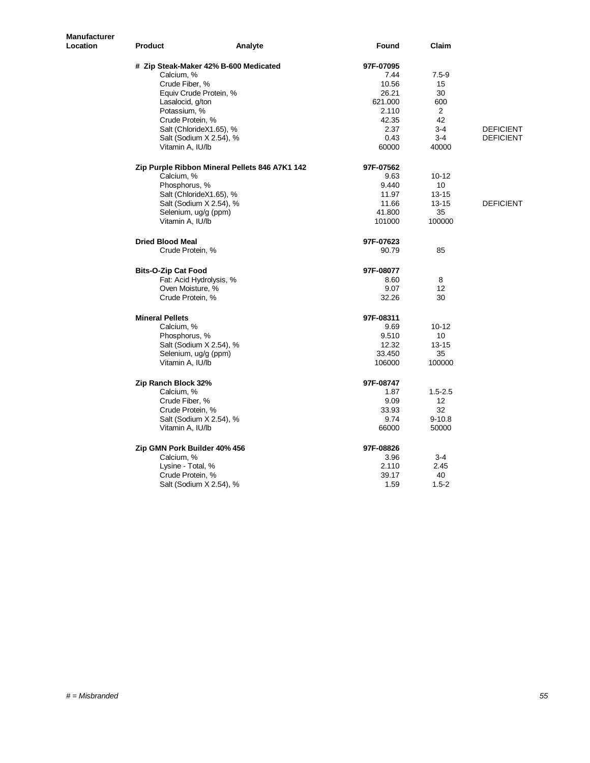| Manufacturer Location | Product | Analyte | Found | Claim | |
|---|---|---|---|---|---|
| | **# Zip Steak-Maker 42% B-600 Medicated** | | **97F-07095** | | |
| | | Calcium, % | 7.44 | 7.5-9 | |
| | | Crude Fiber, % | 10.56 | 15 | |
| | | Equiv Crude Protein, % | 26.21 | 30 | |
| | | Lasalocid, g/ton | 621.000 | 600 | |
| | | Potassium, % | 2.110 | 2 | |
| | | Crude Protein, % | 42.35 | 42 | |
| | | Salt (ChlorideX1.65), % | 2.37 | 3-4 | DEFICIENT |
| | | Salt (Sodium X 2.54), % | 0.43 | 3-4 | DEFICIENT |
| | | Vitamin A, IU/lb | 60000 | 40000 | |
| | **Zip Purple Ribbon Mineral Pellets 846 A7K1 142** | | **97F-07562** | | |
| | | Calcium, % | 9.63 | 10-12 | |
| | | Phosphorus, % | 9.440 | 10 | |
| | | Salt (ChlorideX1.65), % | 11.97 | 13-15 | |
| | | Salt (Sodium X 2.54), % | 11.66 | 13-15 | DEFICIENT |
| | | Selenium, ug/g (ppm) | 41.800 | 35 | |
| | | Vitamin A, IU/lb | 101000 | 100000 | |
| | **Dried Blood Meal** | | **97F-07623** | | |
| | | Crude Protein, % | 90.79 | 85 | |
| | **Bits-O-Zip Cat Food** | | **97F-08077** | | |
| | | Fat: Acid Hydrolysis, % | 8.60 | 8 | |
| | | Oven Moisture, % | 9.07 | 12 | |
| | | Crude Protein, % | 32.26 | 30 | |
| | **Mineral Pellets** | | **97F-08311** | | |
| | | Calcium, % | 9.69 | 10-12 | |
| | | Phosphorus, % | 9.510 | 10 | |
| | | Salt (Sodium X 2.54), % | 12.32 | 13-15 | |
| | | Selenium, ug/g (ppm) | 33.450 | 35 | |
| | | Vitamin A, IU/lb | 106000 | 100000 | |
| | **Zip Ranch Block 32%** | | **97F-08747** | | |
| | | Calcium, % | 1.87 | 1.5-2.5 | |
| | | Crude Fiber, % | 9.09 | 12 | |
| | | Crude Protein, % | 33.93 | 32 | |
| | | Salt (Sodium X 2.54), % | 9.74 | 9-10.8 | |
| | | Vitamin A, IU/lb | 66000 | 50000 | |
| | **Zip GMN Pork Builder 40% 456** | | **97F-08826** | | |
| | | Calcium, % | 3.96 | 3-4 | |
| | | Lysine - Total, % | 2.110 | 2.45 | |
| | | Crude Protein, % | 39.17 | 40 | |
| | | Salt (Sodium X 2.54), % | 1.59 | 1.5-2 | |

*# = Misbranded*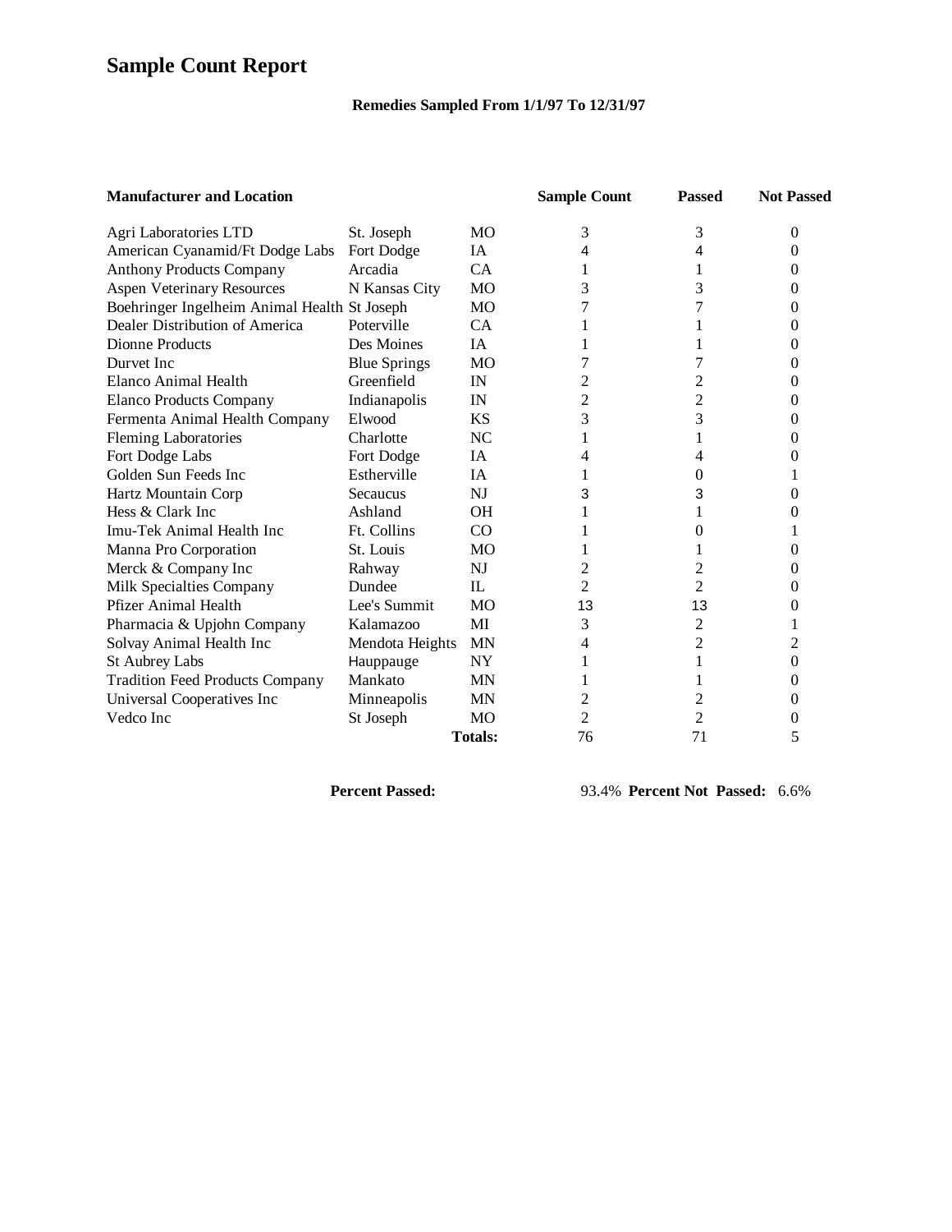# Sample Count Report

**Remedies Sampled From 1/1/97 To 12/31/97**

| **Manufacturer and Location** | | | **Sample Count** | **Passed** | **Not Passed** |
|---|---|---|---|---|---|
| Agri Laboratories LTD | St. Joseph | MO | 3 | 3 | 0 |
| American Cyanamid/Ft Dodge Labs | Fort Dodge | IA | 4 | 4 | 0 |
| Anthony Products Company | Arcadia | CA | 1 | 1 | 0 |
| Aspen Veterinary Resources | N Kansas City | MO | 3 | 3 | 0 |
| Boehringer Ingelheim Animal Health | St Joseph | MO | 7 | 7 | 0 |
| Dealer Distribution of America | Poterville | CA | 1 | 1 | 0 |
| Dionne Products | Des Moines | IA | 1 | 1 | 0 |
| Durvet Inc | Blue Springs | MO | 7 | 7 | 0 |
| Elanco Animal Health | Greenfield | IN | 2 | 2 | 0 |
| Elanco Products Company | Indianapolis | IN | 2 | 2 | 0 |
| Fermenta Animal Health Company | Elwood | KS | 3 | 3 | 0 |
| Fleming Laboratories | Charlotte | NC | 1 | 1 | 0 |
| Fort Dodge Labs | Fort Dodge | IA | 4 | 4 | 0 |
| Golden Sun Feeds Inc | Estherville | IA | 1 | 0 | 1 |
| Hartz Mountain Corp | Secaucus | NJ | 3 | 3 | 0 |
| Hess & Clark Inc | Ashland | OH | 1 | 1 | 0 |
| Imu-Tek Animal Health Inc | Ft. Collins | CO | 1 | 0 | 1 |
| Manna Pro Corporation | St. Louis | MO | 1 | 1 | 0 |
| Merck & Company Inc | Rahway | NJ | 2 | 2 | 0 |
| Milk Specialties Company | Dundee | IL | 2 | 2 | 0 |
| Pfizer Animal Health | Lee's Summit | MO | 13 | 13 | 0 |
| Pharmacia & Upjohn Company | Kalamazoo | MI | 3 | 2 | 1 |
| Solvay Animal Health Inc | Mendota Heights | MN | 4 | 2 | 2 |
| St Aubrey Labs | Hauppauge | NY | 1 | 1 | 0 |
| Tradition Feed Products Company | Mankato | MN | 1 | 1 | 0 |
| Universal Cooperatives Inc | Minneapolis | MN | 2 | 2 | 0 |
| Vedco Inc | St Joseph | MO | 2 | 2 | 0 |
| | | **Totals:** | 76 | 71 | 5 |

**Percent Passed:** 93.4% **Percent Not Passed:** 6.6%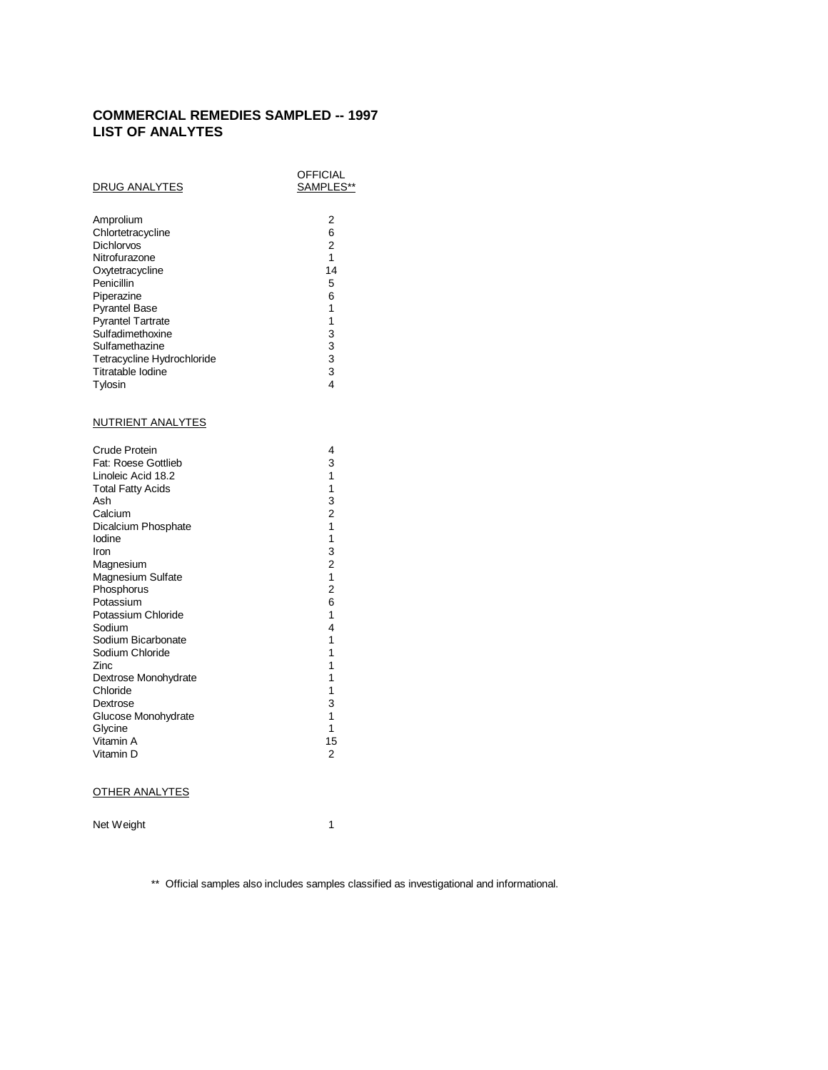## COMMERCIAL REMEDIES SAMPLED -- 1997
## LIST OF ANALYTES

| DRUG ANALYTES | OFFICIAL SAMPLES** |
|---|---|
| Amprolium | 2 |
| Chlortetracycline | 6 |
| Dichlorvos | 2 |
| Nitrofurazone | 1 |
| Oxytetracycline | 14 |
| Penicillin | 5 |
| Piperazine | 6 |
| Pyrantel Base | 1 |
| Pyrantel Tartrate | 1 |
| Sulfadimethoxine | 3 |
| Sulfamethazine | 3 |
| Tetracycline Hydrochloride | 3 |
| Titratable Iodine | 3 |
| Tylosin | 4 |
| **NUTRIENT ANALYTES** | |
| Crude Protein | 4 |
| Fat: Roese Gottlieb | 3 |
| Linoleic Acid 18.2 | 1 |
| Total Fatty Acids | 1 |
| Ash | 3 |
| Calcium | 2 |
| Dicalcium Phosphate | 1 |
| Iodine | 1 |
| Iron | 3 |
| Magnesium | 2 |
| Magnesium Sulfate | 1 |
| Phosphorus | 2 |
| Potassium | 6 |
| Potassium Chloride | 1 |
| Sodium | 4 |
| Sodium Bicarbonate | 1 |
| Sodium Chloride | 1 |
| Zinc | 1 |
| Dextrose Monohydrate | 1 |
| Chloride | 1 |
| Dextrose | 3 |
| Glucose Monohydrate | 1 |
| Glycine | 1 |
| Vitamin A | 15 |
| Vitamin D | 2 |
| **OTHER ANALYTES** | |
| Net Weight | 1 |

** Official samples also includes samples classified as investigational and informational.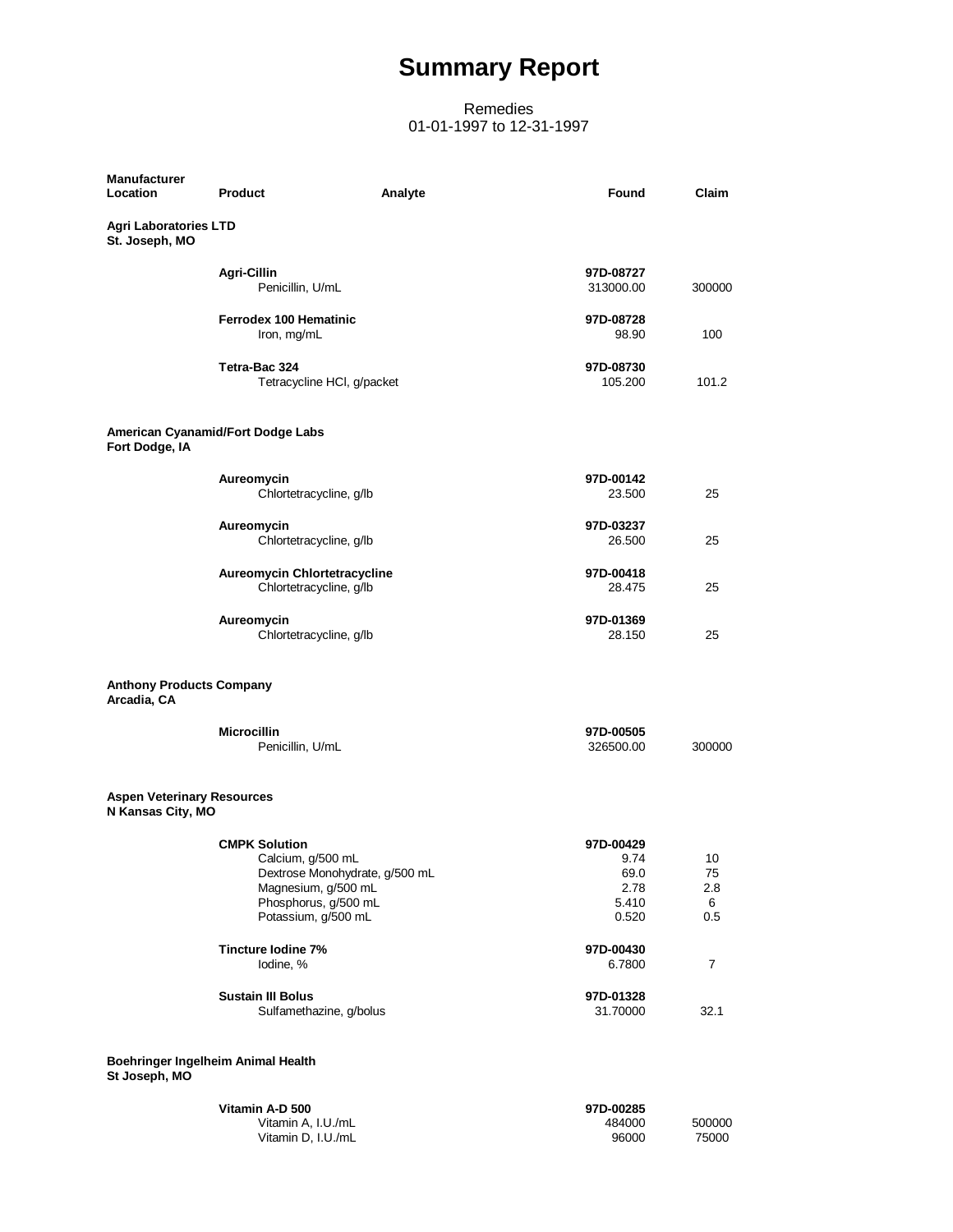# Summary Report

Remedies
01-01-1997 to 12-31-1997

| Manufacturer Location | Product | Analyte | Found | Claim |
|---|---|---|---|---|
| **Agri Laboratories LTD** **St. Joseph, MO** | | | | |
| | **Agri-Cillin** | | **97D-08727** | |
| | | Penicillin, U/mL | 313000.00 | 300000 |
| | **Ferrodex 100 Hematinic** | | **97D-08728** | |
| | | Iron, mg/mL | 98.90 | 100 |
| | **Tetra-Bac 324** | | **97D-08730** | |
| | | Tetracycline HCl, g/packet | 105.200 | 101.2 |
| **American Cyanamid/Fort Dodge Labs** **Fort Dodge, IA** | | | | |
| | **Aureomycin** | | **97D-00142** | |
| | | Chlortetracycline, g/lb | 23.500 | 25 |
| | **Aureomycin** | | **97D-03237** | |
| | | Chlortetracycline, g/lb | 26.500 | 25 |
| | **Aureomycin Chlortetracycline** | | **97D-00418** | |
| | | Chlortetracycline, g/lb | 28.475 | 25 |
| | **Aureomycin** | | **97D-01369** | |
| | | Chlortetracycline, g/lb | 28.150 | 25 |
| **Anthony Products Company** **Arcadia, CA** | | | | |
| | **Microcillin** | | **97D-00505** | |
| | | Penicillin, U/mL | 326500.00 | 300000 |
| **Aspen Veterinary Resources** **N Kansas City, MO** | | | | |
| | **CMPK Solution** | | **97D-00429** | |
| | | Calcium, g/500 mL | 9.74 | 10 |
| | | Dextrose Monohydrate, g/500 mL | 69.0 | 75 |
| | | Magnesium, g/500 mL | 2.78 | 2.8 |
| | | Phosphorus, g/500 mL | 5.410 | 6 |
| | | Potassium, g/500 mL | 0.520 | 0.5 |
| | **Tincture Iodine 7%** | | **97D-00430** | |
| | | Iodine, % | 6.7800 | 7 |
| | **Sustain III Bolus** | | **97D-01328** | |
| | | Sulfamethazine, g/bolus | 31.70000 | 32.1 |
| **Boehringer Ingelheim Animal Health** **St Joseph, MO** | | | | |
| | **Vitamin A-D 500** | | **97D-00285** | |
| | | Vitamin A, I.U./mL | 484000 | 500000 |
| | | Vitamin D, I.U./mL | 96000 | 75000 |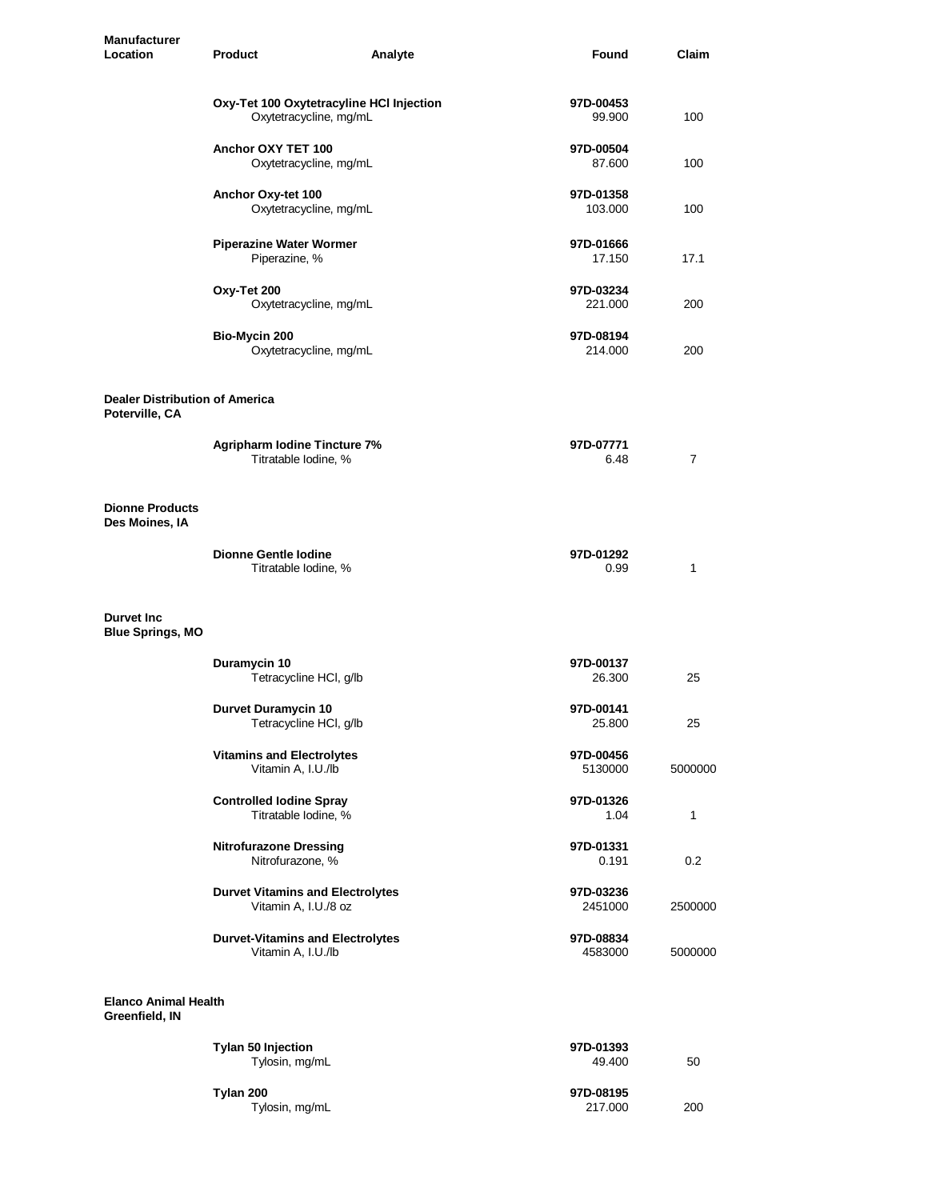| Manufacturer Location | Product | Analyte | Found | Claim |
|---|---|---|---|---|
| | **Oxy-Tet 100 Oxytetracyline HCl Injection** | | **97D-00453** | |
| | | Oxytetracycline, mg/mL | 99.900 | 100 |
| | **Anchor OXY TET 100** | | **97D-00504** | |
| | | Oxytetracycline, mg/mL | 87.600 | 100 |
| | **Anchor Oxy-tet 100** | | **97D-01358** | |
| | | Oxytetracycline, mg/mL | 103.000 | 100 |
| | **Piperazine Water Wormer** | | **97D-01666** | |
| | | Piperazine, % | 17.150 | 17.1 |
| | **Oxy-Tet 200** | | **97D-03234** | |
| | | Oxytetracycline, mg/mL | 221.000 | 200 |
| | **Bio-Mycin 200** | | **97D-08194** | |
| | | Oxytetracycline, mg/mL | 214.000 | 200 |
| **Dealer Distribution of America Poterville, CA** | | | | |
| | **Agripharm Iodine Tincture 7%** | | **97D-07771** | |
| | | Titratable Iodine, % | 6.48 | 7 |
| **Dionne Products Des Moines, IA** | | | | |
| | **Dionne Gentle Iodine** | | **97D-01292** | |
| | | Titratable Iodine, % | 0.99 | 1 |
| **Durvet Inc Blue Springs, MO** | | | | |
| | **Duramycin 10** | | **97D-00137** | |
| | | Tetracycline HCl, g/lb | 26.300 | 25 |
| | **Durvet Duramycin 10** | | **97D-00141** | |
| | | Tetracycline HCl, g/lb | 25.800 | 25 |
| | **Vitamins and Electrolytes** | | **97D-00456** | |
| | | Vitamin A, I.U./lb | 5130000 | 5000000 |
| | **Controlled Iodine Spray** | | **97D-01326** | |
| | | Titratable Iodine, % | 1.04 | 1 |
| | **Nitrofurazone Dressing** | | **97D-01331** | |
| | | Nitrofurazone, % | 0.191 | 0.2 |
| | **Durvet Vitamins and Electrolytes** | | **97D-03236** | |
| | | Vitamin A, I.U./8 oz | 2451000 | 2500000 |
| | **Durvet-Vitamins and Electrolytes** | | **97D-08834** | |
| | | Vitamin A, I.U./lb | 4583000 | 5000000 |
| **Elanco Animal Health Greenfield, IN** | | | | |
| | **Tylan 50 Injection** | | **97D-01393** | |
| | | Tylosin, mg/mL | 49.400 | 50 |
| | **Tylan 200** | | **97D-08195** | |
| | | Tylosin, mg/mL | 217.000 | 200 |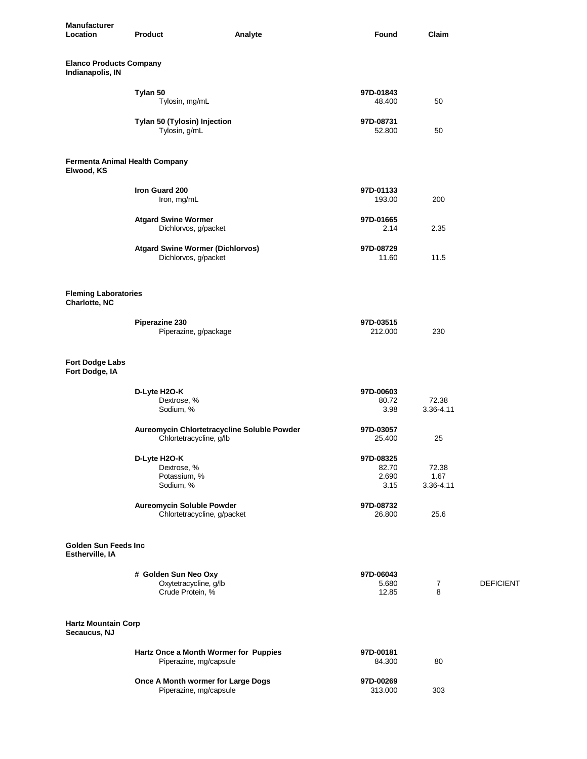| Manufacturer Location | Product | Analyte | Found | Claim | |
|---|---|---|---|---|---|
| **Elanco Products Company Indianapolis, IN** | | | | | |
| | **Tylan 50** | | **97D-01843** | | |
| | | Tylosin, mg/mL | 48.400 | 50 | |
| | **Tylan 50 (Tylosin) Injection** | | **97D-08731** | | |
| | | Tylosin, g/mL | 52.800 | 50 | |
| **Fermenta Animal Health Company Elwood, KS** | | | | | |
| | **Iron Guard 200** | | **97D-01133** | | |
| | | Iron, mg/mL | 193.00 | 200 | |
| | **Atgard Swine Wormer** | | **97D-01665** | | |
| | | Dichlorvos, g/packet | 2.14 | 2.35 | |
| | **Atgard Swine Wormer (Dichlorvos)** | | **97D-08729** | | |
| | | Dichlorvos, g/packet | 11.60 | 11.5 | |
| **Fleming Laboratories Charlotte, NC** | | | | | |
| | **Piperazine 230** | | **97D-03515** | | |
| | | Piperazine, g/package | 212.000 | 230 | |
| **Fort Dodge Labs Fort Dodge, IA** | | | | | |
| | **D-Lyte H2O-K** | | **97D-00603** | | |
| | | Dextrose, % | 80.72 | 72.38 | |
| | | Sodium, % | 3.98 | 3.36-4.11 | |
| | **Aureomycin Chlortetracycline Soluble Powder** | | **97D-03057** | | |
| | | Chlortetracycline, g/lb | 25.400 | 25 | |
| | **D-Lyte H2O-K** | | **97D-08325** | | |
| | | Dextrose, % | 82.70 | 72.38 | |
| | | Potassium, % | 2.690 | 1.67 | |
| | | Sodium, % | 3.15 | 3.36-4.11 | |
| | **Aureomycin Soluble Powder** | | **97D-08732** | | |
| | | Chlortetracycline, g/packet | 26.800 | 25.6 | |
| **Golden Sun Feeds Inc Estherville, IA** | | | | | |
| | **# Golden Sun Neo Oxy** | | **97D-06043** | | |
| | | Oxytetracycline, g/lb | 5.680 | 7 | DEFICIENT |
| | | Crude Protein, % | 12.85 | 8 | |
| **Hartz Mountain Corp Secaucus, NJ** | | | | | |
| | **Hartz Once a Month Wormer for Puppies** | | **97D-00181** | | |
| | | Piperazine, mg/capsule | 84.300 | 80 | |
| | **Once A Month wormer for Large Dogs** | | **97D-00269** | | |
| | | Piperazine, mg/capsule | 313.000 | 303 | |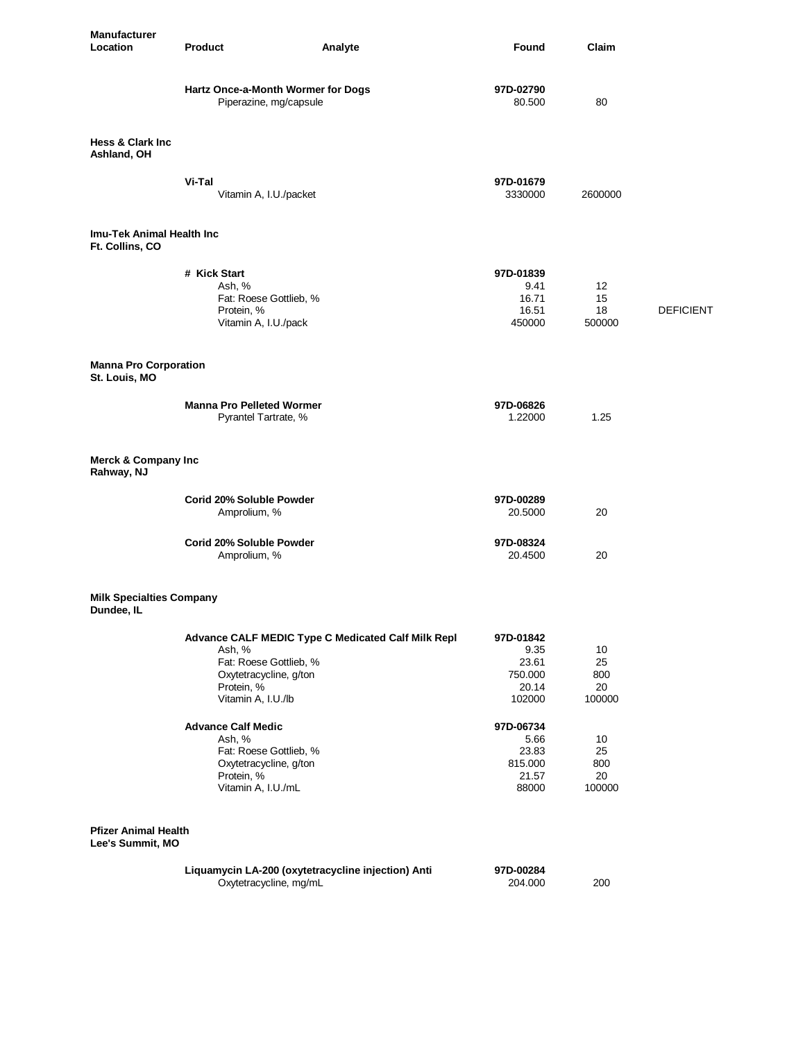| Manufacturer Location | Product | Analyte | Found | Claim | |
|---|---|---|---|---|---|
| | **Hartz Once-a-Month Wormer for Dogs** | | **97D-02790** | | |
| | | Piperazine, mg/capsule | 80.500 | 80 | |
| **Hess & Clark Inc Ashland, OH** | | | | | |
| | **Vi-Tal** | | **97D-01679** | | |
| | | Vitamin A, I.U./packet | 3330000 | 2600000 | |
| **Imu-Tek Animal Health Inc Ft. Collins, CO** | | | | | |
| | **# Kick Start** | | **97D-01839** | | |
| | | Ash, % | 9.41 | 12 | |
| | | Fat: Roese Gottlieb, % | 16.71 | 15 | |
| | | Protein, % | 16.51 | 18 | DEFICIENT |
| | | Vitamin A, I.U./pack | 450000 | 500000 | |
| **Manna Pro Corporation St. Louis, MO** | | | | | |
| | **Manna Pro Pelleted Wormer** | | **97D-06826** | | |
| | | Pyrantel Tartrate, % | 1.22000 | 1.25 | |
| **Merck & Company Inc Rahway, NJ** | | | | | |
| | **Corid 20% Soluble Powder** | | **97D-00289** | | |
| | | Amprolium, % | 20.5000 | 20 | |
| | **Corid 20% Soluble Powder** | | **97D-08324** | | |
| | | Amprolium, % | 20.4500 | 20 | |
| **Milk Specialties Company Dundee, IL** | | | | | |
| | **Advance CALF MEDIC Type C Medicated Calf Milk Repl** | | **97D-01842** | | |
| | | Ash, % | 9.35 | 10 | |
| | | Fat: Roese Gottlieb, % | 23.61 | 25 | |
| | | Oxytetracycline, g/ton | 750.000 | 800 | |
| | | Protein, % | 20.14 | 20 | |
| | | Vitamin A, I.U./lb | 102000 | 100000 | |
| | **Advance Calf Medic** | | **97D-06734** | | |
| | | Ash, % | 5.66 | 10 | |
| | | Fat: Roese Gottlieb, % | 23.83 | 25 | |
| | | Oxytetracycline, g/ton | 815.000 | 800 | |
| | | Protein, % | 21.57 | 20 | |
| | | Vitamin A, I.U./mL | 88000 | 100000 | |
| **Pfizer Animal Health Lee's Summit, MO** | | | | | |
| | **Liquamycin LA-200 (oxytetracycline injection) Anti** | | **97D-00284** | | |
| | | Oxytetracycline, mg/mL | 204.000 | 200 | |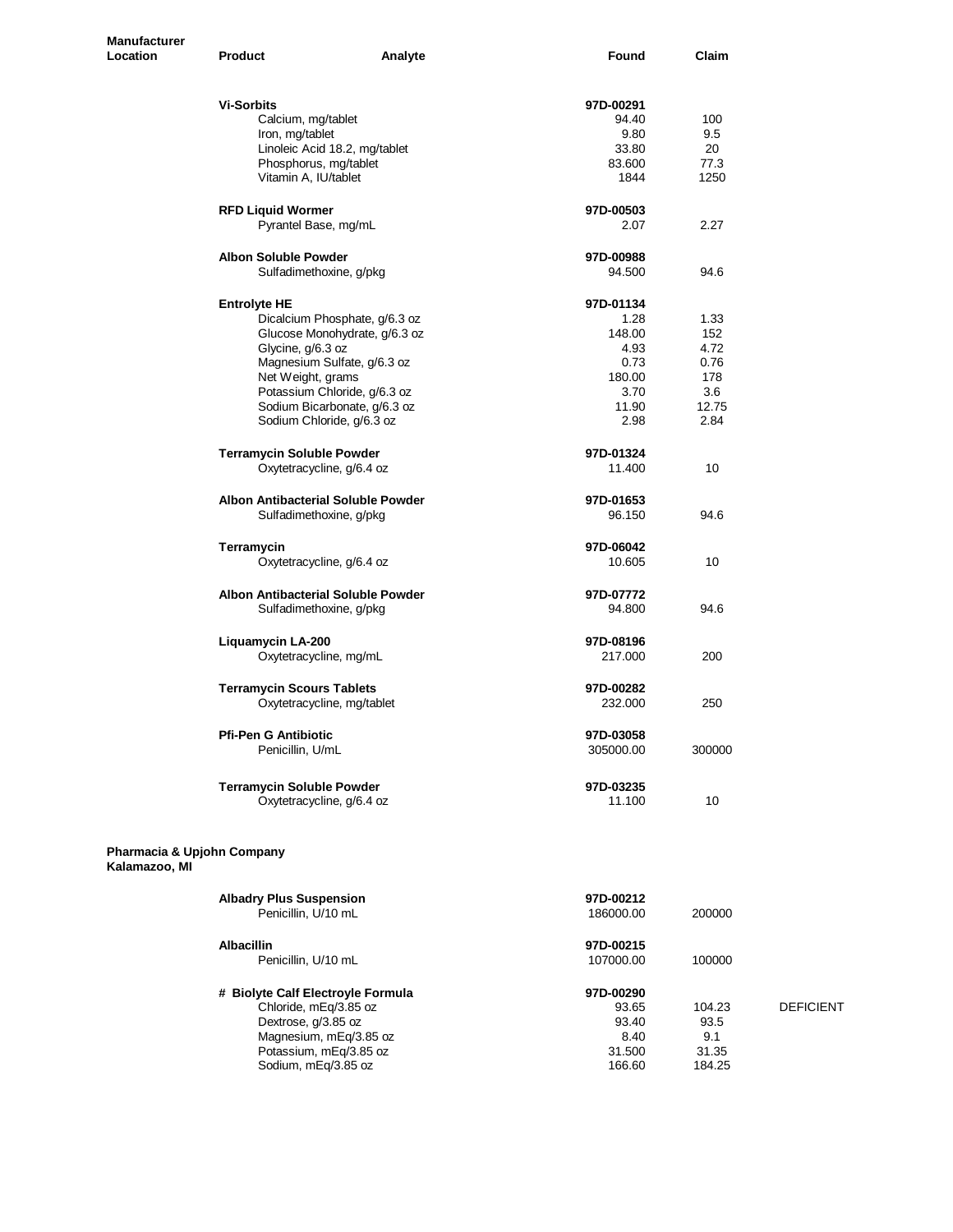| Manufacturer Location | Product | Analyte | Found | Claim | |
|---|---|---|---|---|---|
| | **Vi-Sorbits** | | **97D-00291** | | |
| | | Calcium, mg/tablet | 94.40 | 100 | |
| | | Iron, mg/tablet | 9.80 | 9.5 | |
| | | Linoleic Acid 18.2, mg/tablet | 33.80 | 20 | |
| | | Phosphorus, mg/tablet | 83.600 | 77.3 | |
| | | Vitamin A, IU/tablet | 1844 | 1250 | |
| | **RFD Liquid Wormer** | | **97D-00503** | | |
| | | Pyrantel Base, mg/mL | 2.07 | 2.27 | |
| | **Albon Soluble Powder** | | **97D-00988** | | |
| | | Sulfadimethoxine, g/pkg | 94.500 | 94.6 | |
| | **Entrolyte HE** | | **97D-01134** | | |
| | | Dicalcium Phosphate, g/6.3 oz | 1.28 | 1.33 | |
| | | Glucose Monohydrate, g/6.3 oz | 148.00 | 152 | |
| | | Glycine, g/6.3 oz | 4.93 | 4.72 | |
| | | Magnesium Sulfate, g/6.3 oz | 0.73 | 0.76 | |
| | | Net Weight, grams | 180.00 | 178 | |
| | | Potassium Chloride, g/6.3 oz | 3.70 | 3.6 | |
| | | Sodium Bicarbonate, g/6.3 oz | 11.90 | 12.75 | |
| | | Sodium Chloride, g/6.3 oz | 2.98 | 2.84 | |
| | **Terramycin Soluble Powder** | | **97D-01324** | | |
| | | Oxytetracycline, g/6.4 oz | 11.400 | 10 | |
| | **Albon Antibacterial Soluble Powder** | | **97D-01653** | | |
| | | Sulfadimethoxine, g/pkg | 96.150 | 94.6 | |
| | **Terramycin** | | **97D-06042** | | |
| | | Oxytetracycline, g/6.4 oz | 10.605 | 10 | |
| | **Albon Antibacterial Soluble Powder** | | **97D-07772** | | |
| | | Sulfadimethoxine, g/pkg | 94.800 | 94.6 | |
| | **Liquamycin LA-200** | | **97D-08196** | | |
| | | Oxytetracycline, mg/mL | 217.000 | 200 | |
| | **Terramycin Scours Tablets** | | **97D-00282** | | |
| | | Oxytetracycline, mg/tablet | 232.000 | 250 | |
| | **Pfi-Pen G Antibiotic** | | **97D-03058** | | |
| | | Penicillin, U/mL | 305000.00 | 300000 | |
| | **Terramycin Soluble Powder** | | **97D-03235** | | |
| | | Oxytetracycline, g/6.4 oz | 11.100 | 10 | |
| **Pharmacia & Upjohn Company Kalamazoo, MI** | | | | | |
| | **Albadry Plus Suspension** | | **97D-00212** | | |
| | | Penicillin, U/10 mL | 186000.00 | 200000 | |
| | **Albacillin** | | **97D-00215** | | |
| | | Penicillin, U/10 mL | 107000.00 | 100000 | |
| | **# Biolyte Calf Electroyle Formula** | | **97D-00290** | | |
| | | Chloride, mEq/3.85 oz | 93.65 | 104.23 | DEFICIENT |
| | | Dextrose, g/3.85 oz | 93.40 | 93.5 | |
| | | Magnesium, mEq/3.85 oz | 8.40 | 9.1 | |
| | | Potassium, mEq/3.85 oz | 31.500 | 31.35 | |
| | | Sodium, mEq/3.85 oz | 166.60 | 184.25 | |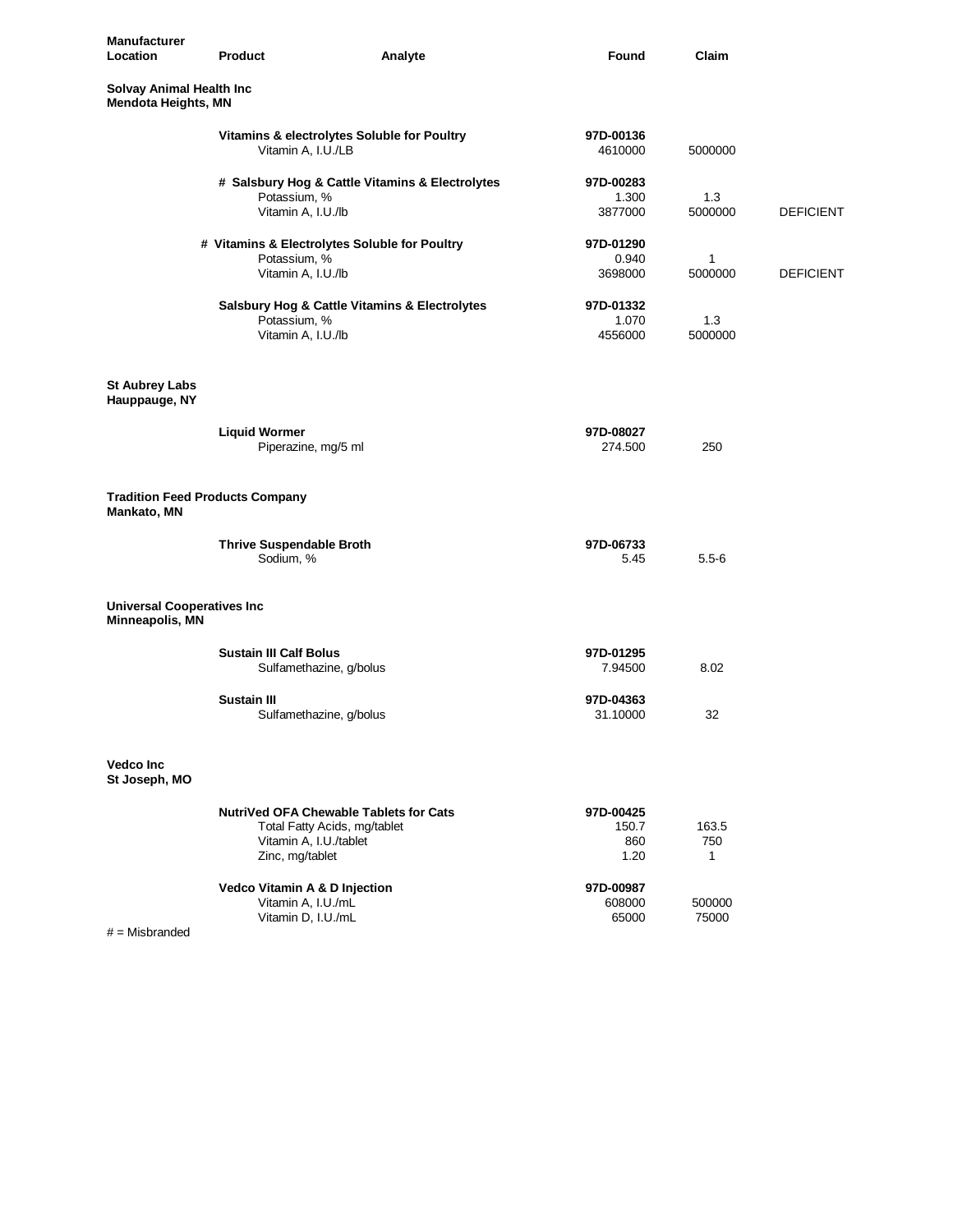| Manufacturer Location | Product | Analyte | Found | Claim | |
|---|---|---|---|---|---|
| **Solvay Animal Health Inc Mendota Heights, MN** | | | | | |
| | **Vitamins & electrolytes Soluble for Poultry** | | **97D-00136** | | |
| | | Vitamin A, I.U./LB | 4610000 | 5000000 | |
| | **# Salsbury Hog & Cattle Vitamins & Electrolytes** | | **97D-00283** | | |
| | | Potassium, % | 1.300 | 1.3 | |
| | | Vitamin A, I.U./lb | 3877000 | 5000000 | DEFICIENT |
| | **# Vitamins & Electrolytes Soluble for Poultry** | | **97D-01290** | | |
| | | Potassium, % | 0.940 | 1 | |
| | | Vitamin A, I.U./lb | 3698000 | 5000000 | DEFICIENT |
| | **Salsbury Hog & Cattle Vitamins & Electrolytes** | | **97D-01332** | | |
| | | Potassium, % | 1.070 | 1.3 | |
| | | Vitamin A, I.U./lb | 4556000 | 5000000 | |
| **St Aubrey Labs Hauppauge, NY** | | | | | |
| | **Liquid Wormer** | | **97D-08027** | | |
| | | Piperazine, mg/5 ml | 274.500 | 250 | |
| **Tradition Feed Products Company Mankato, MN** | | | | | |
| | **Thrive Suspendable Broth** | | **97D-06733** | | |
| | | Sodium, % | 5.45 | 5.5-6 | |
| **Universal Cooperatives Inc Minneapolis, MN** | | | | | |
| | **Sustain III Calf Bolus** | | **97D-01295** | | |
| | | Sulfamethazine, g/bolus | 7.94500 | 8.02 | |
| | **Sustain III** | | **97D-04363** | | |
| | | Sulfamethazine, g/bolus | 31.10000 | 32 | |
| **Vedco Inc St Joseph, MO** | | | | | |
| | **NutriVed OFA Chewable Tablets for Cats** | | **97D-00425** | | |
| | | Total Fatty Acids, mg/tablet | 150.7 | 163.5 | |
| | | Vitamin A, I.U./tablet | 860 | 750 | |
| | | Zinc, mg/tablet | 1.20 | 1 | |
| | **Vedco Vitamin A & D Injection** | | **97D-00987** | | |
| | | Vitamin A, I.U./mL | 608000 | 500000 | |
| | | Vitamin D, I.U./mL | 65000 | 75000 | |

# = Misbranded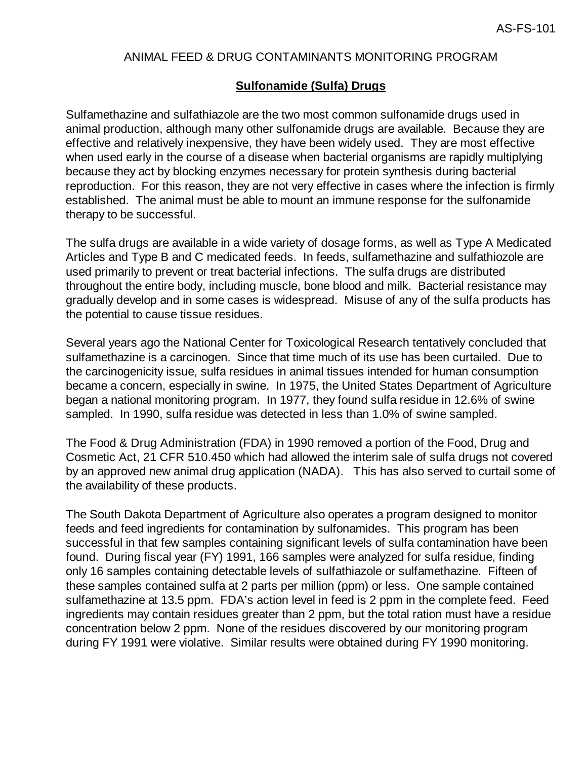AS-FS-101

ANIMAL FEED & DRUG CONTAMINANTS MONITORING PROGRAM

## Sulfonamide (Sulfa) Drugs

Sulfamethazine and sulfathiazole are the two most common sulfonamide drugs used in animal production, although many other sulfonamide drugs are available. Because they are effective and relatively inexpensive, they have been widely used. They are most effective when used early in the course of a disease when bacterial organisms are rapidly multiplying because they act by blocking enzymes necessary for protein synthesis during bacterial reproduction. For this reason, they are not very effective in cases where the infection is firmly established. The animal must be able to mount an immune response for the sulfonamide therapy to be successful.

The sulfa drugs are available in a wide variety of dosage forms, as well as Type A Medicated Articles and Type B and C medicated feeds. In feeds, sulfamethazine and sulfathiozole are used primarily to prevent or treat bacterial infections. The sulfa drugs are distributed throughout the entire body, including muscle, bone blood and milk. Bacterial resistance may gradually develop and in some cases is widespread. Misuse of any of the sulfa products has the potential to cause tissue residues.

Several years ago the National Center for Toxicological Research tentatively concluded that sulfamethazine is a carcinogen. Since that time much of its use has been curtailed. Due to the carcinogenicity issue, sulfa residues in animal tissues intended for human consumption became a concern, especially in swine. In 1975, the United States Department of Agriculture began a national monitoring program. In 1977, they found sulfa residue in 12.6% of swine sampled. In 1990, sulfa residue was detected in less than 1.0% of swine sampled.

The Food & Drug Administration (FDA) in 1990 removed a portion of the Food, Drug and Cosmetic Act, 21 CFR 510.450 which had allowed the interim sale of sulfa drugs not covered by an approved new animal drug application (NADA). This has also served to curtail some of the availability of these products.

The South Dakota Department of Agriculture also operates a program designed to monitor feeds and feed ingredients for contamination by sulfonamides. This program has been successful in that few samples containing significant levels of sulfa contamination have been found. During fiscal year (FY) 1991, 166 samples were analyzed for sulfa residue, finding only 16 samples containing detectable levels of sulfathiazole or sulfamethazine. Fifteen of these samples contained sulfa at 2 parts per million (ppm) or less. One sample contained sulfamethazine at 13.5 ppm. FDA's action level in feed is 2 ppm in the complete feed. Feed ingredients may contain residues greater than 2 ppm, but the total ration must have a residue concentration below 2 ppm. None of the residues discovered by our monitoring program during FY 1991 were violative. Similar results were obtained during FY 1990 monitoring.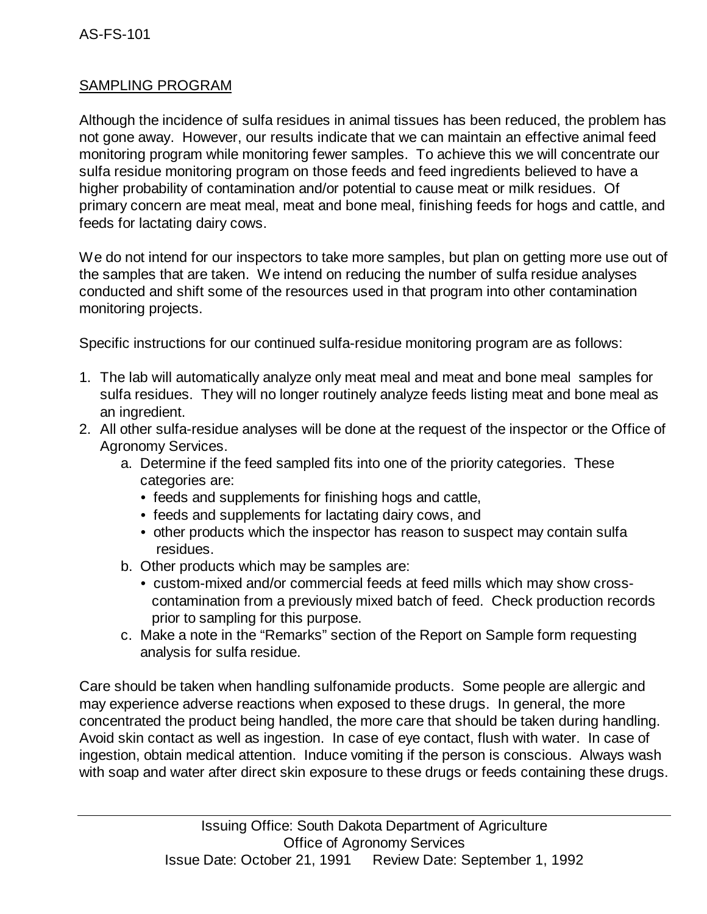SAMPLING PROGRAM

Although the incidence of sulfa residues in animal tissues has been reduced, the problem has not gone away. However, our results indicate that we can maintain an effective animal feed monitoring program while monitoring fewer samples. To achieve this we will concentrate our sulfa residue monitoring program on those feeds and feed ingredients believed to have a higher probability of contamination and/or potential to cause meat or milk residues. Of primary concern are meat meal, meat and bone meal, finishing feeds for hogs and cattle, and feeds for lactating dairy cows.

We do not intend for our inspectors to take more samples, but plan on getting more use out of the samples that are taken. We intend on reducing the number of sulfa residue analyses conducted and shift some of the resources used in that program into other contamination monitoring projects.

Specific instructions for our continued sulfa-residue monitoring program are as follows:

1. The lab will automatically analyze only meat meal and meat and bone meal samples for sulfa residues. They will no longer routinely analyze feeds listing meat and bone meal as an ingredient.
2. All other sulfa-residue analyses will be done at the request of the inspector or the Office of Agronomy Services.
   a. Determine if the feed sampled fits into one of the priority categories. These categories are:
      - feeds and supplements for finishing hogs and cattle,
      - feeds and supplements for lactating dairy cows, and
      - other products which the inspector has reason to suspect may contain sulfa residues.
   b. Other products which may be samples are:
      - custom-mixed and/or commercial feeds at feed mills which may show cross-contamination from a previously mixed batch of feed. Check production records prior to sampling for this purpose.
   c. Make a note in the "Remarks" section of the Report on Sample form requesting analysis for sulfa residue.

Care should be taken when handling sulfonamide products. Some people are allergic and may experience adverse reactions when exposed to these drugs. In general, the more concentrated the product being handled, the more care that should be taken during handling. Avoid skin contact as well as ingestion. In case of eye contact, flush with water. In case of ingestion, obtain medical attention. Induce vomiting if the person is conscious. Always wash with soap and water after direct skin exposure to these drugs or feeds containing these drugs.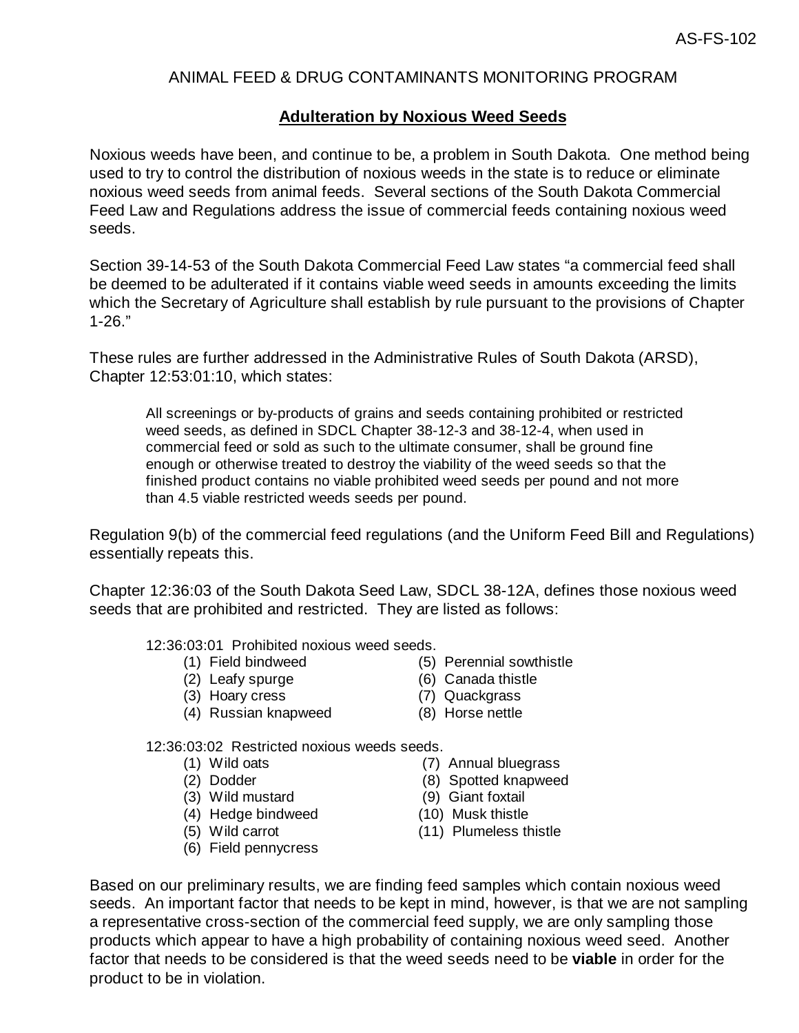AS-FS-102

ANIMAL FEED & DRUG CONTAMINANTS MONITORING PROGRAM

## Adulteration by Noxious Weed Seeds

Noxious weeds have been, and continue to be, a problem in South Dakota. One method being used to try to control the distribution of noxious weeds in the state is to reduce or eliminate noxious weed seeds from animal feeds. Several sections of the South Dakota Commercial Feed Law and Regulations address the issue of commercial feeds containing noxious weed seeds.

Section 39-14-53 of the South Dakota Commercial Feed Law states "a commercial feed shall be deemed to be adulterated if it contains viable weed seeds in amounts exceeding the limits which the Secretary of Agriculture shall establish by rule pursuant to the provisions of Chapter 1-26."

These rules are further addressed in the Administrative Rules of South Dakota (ARSD), Chapter 12:53:01:10, which states:

> All screenings or by-products of grains and seeds containing prohibited or restricted weed seeds, as defined in SDCL Chapter 38-12-3 and 38-12-4, when used in commercial feed or sold as such to the ultimate consumer, shall be ground fine enough or otherwise treated to destroy the viability of the weed seeds so that the finished product contains no viable prohibited weed seeds per pound and not more than 4.5 viable restricted weeds seeds per pound.

Regulation 9(b) of the commercial feed regulations (and the Uniform Feed Bill and Regulations) essentially repeats this.

Chapter 12:36:03 of the South Dakota Seed Law, SDCL 38-12A, defines those noxious weed seeds that are prohibited and restricted. They are listed as follows:

12:36:03:01 Prohibited noxious weed seeds.

(1) Field bindweed
(2) Leafy spurge
(3) Hoary cress
(4) Russian knapweed
(5) Perennial sowthistle
(6) Canada thistle
(7) Quackgrass
(8) Horse nettle

12:36:03:02 Restricted noxious weeds seeds.

(1) Wild oats
(2) Dodder
(3) Wild mustard
(4) Hedge bindweed
(5) Wild carrot
(6) Field pennycress
(7) Annual bluegrass
(8) Spotted knapweed
(9) Giant foxtail
(10) Musk thistle
(11) Plumeless thistle

Based on our preliminary results, we are finding feed samples which contain noxious weed seeds. An important factor that needs to be kept in mind, however, is that we are not sampling a representative cross-section of the commercial feed supply, we are only sampling those products which appear to have a high probability of containing noxious weed seed. Another factor that needs to be considered is that the weed seeds need to be **viable** in order for the product to be in violation.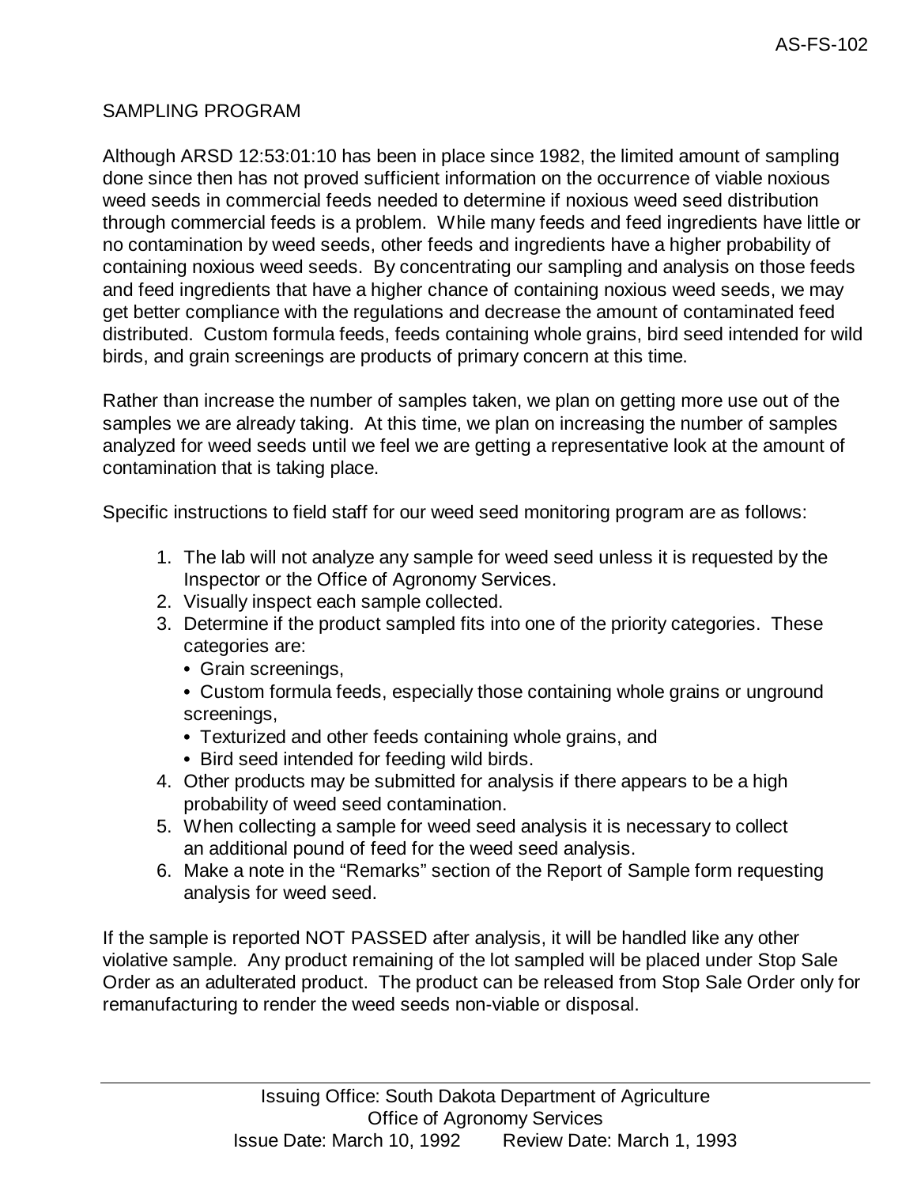SAMPLING PROGRAM

Although ARSD 12:53:01:10 has been in place since 1982, the limited amount of sampling done since then has not proved sufficient information on the occurrence of viable noxious weed seeds in commercial feeds needed to determine if noxious weed seed distribution through commercial feeds is a problem. While many feeds and feed ingredients have little or no contamination by weed seeds, other feeds and ingredients have a higher probability of containing noxious weed seeds. By concentrating our sampling and analysis on those feeds and feed ingredients that have a higher chance of containing noxious weed seeds, we may get better compliance with the regulations and decrease the amount of contaminated feed distributed. Custom formula feeds, feeds containing whole grains, bird seed intended for wild birds, and grain screenings are products of primary concern at this time.

Rather than increase the number of samples taken, we plan on getting more use out of the samples we are already taking. At this time, we plan on increasing the number of samples analyzed for weed seeds until we feel we are getting a representative look at the amount of contamination that is taking place.

Specific instructions to field staff for our weed seed monitoring program are as follows:

1. The lab will not analyze any sample for weed seed unless it is requested by the Inspector or the Office of Agronomy Services.
2. Visually inspect each sample collected.
3. Determine if the product sampled fits into one of the priority categories. These categories are:
   - Grain screenings,
   - Custom formula feeds, especially those containing whole grains or unground screenings,
   - Texturized and other feeds containing whole grains, and
   - Bird seed intended for feeding wild birds.
4. Other products may be submitted for analysis if there appears to be a high probability of weed seed contamination.
5. When collecting a sample for weed seed analysis it is necessary to collect an additional pound of feed for the weed seed analysis.
6. Make a note in the "Remarks" section of the Report of Sample form requesting analysis for weed seed.

If the sample is reported NOT PASSED after analysis, it will be handled like any other violative sample. Any product remaining of the lot sampled will be placed under Stop Sale Order as an adulterated product. The product can be released from Stop Sale Order only for remanufacturing to render the weed seeds non-viable or disposal.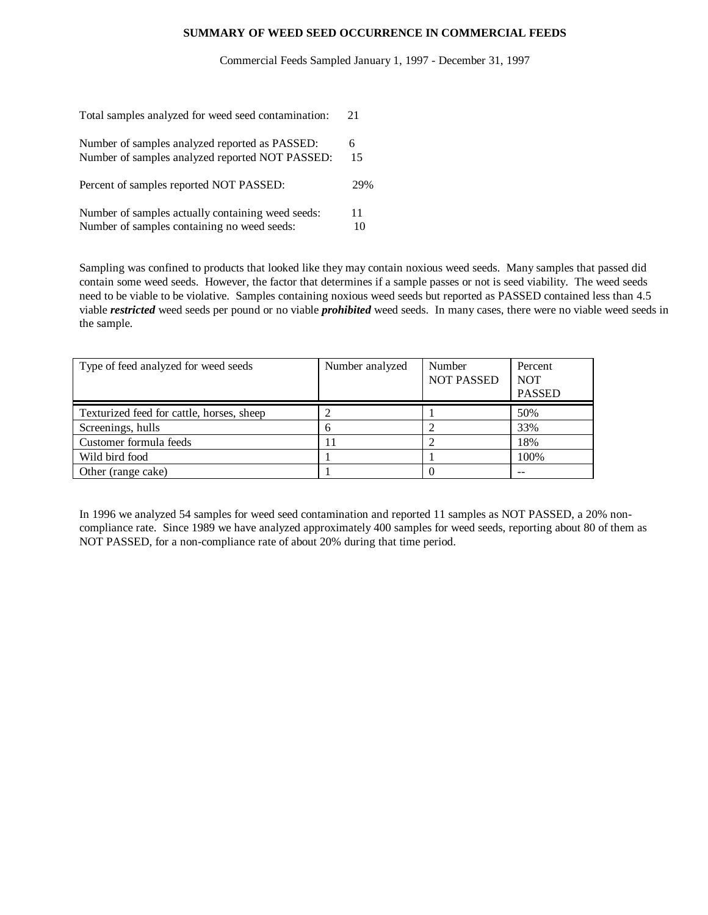# SUMMARY OF WEED SEED OCCURRENCE IN COMMERCIAL FEEDS

Commercial Feeds Sampled January 1, 1997 - December 31, 1997

Total samples analyzed for weed seed contamination: 21

Number of samples analyzed reported as PASSED: 6
Number of samples analyzed reported NOT PASSED: 15

Percent of samples reported NOT PASSED: 29%

Number of samples actually containing weed seeds: 11
Number of samples containing no weed seeds: 10

Sampling was confined to products that looked like they may contain noxious weed seeds. Many samples that passed did contain some weed seeds. However, the factor that determines if a sample passes or not is seed viability. The weed seeds need to be viable to be violative. Samples containing noxious weed seeds but reported as PASSED contained less than 4.5 viable ***restricted*** weed seeds per pound or no viable ***prohibited*** weed seeds. In many cases, there were no viable weed seeds in the sample.

| Type of feed analyzed for weed seeds | Number analyzed | Number NOT PASSED | Percent NOT PASSED |
|---|---|---|---|
| Texturized feed for cattle, horses, sheep | 2 | 1 | 50% |
| Screenings, hulls | 6 | 2 | 33% |
| Customer formula feeds | 11 | 2 | 18% |
| Wild bird food | 1 | 1 | 100% |
| Other (range cake) | 1 | 0 | -- |

In 1996 we analyzed 54 samples for weed seed contamination and reported 11 samples as NOT PASSED, a 20% non-compliance rate. Since 1989 we have analyzed approximately 400 samples for weed seeds, reporting about 80 of them as NOT PASSED, for a non-compliance rate of about 20% during that time period.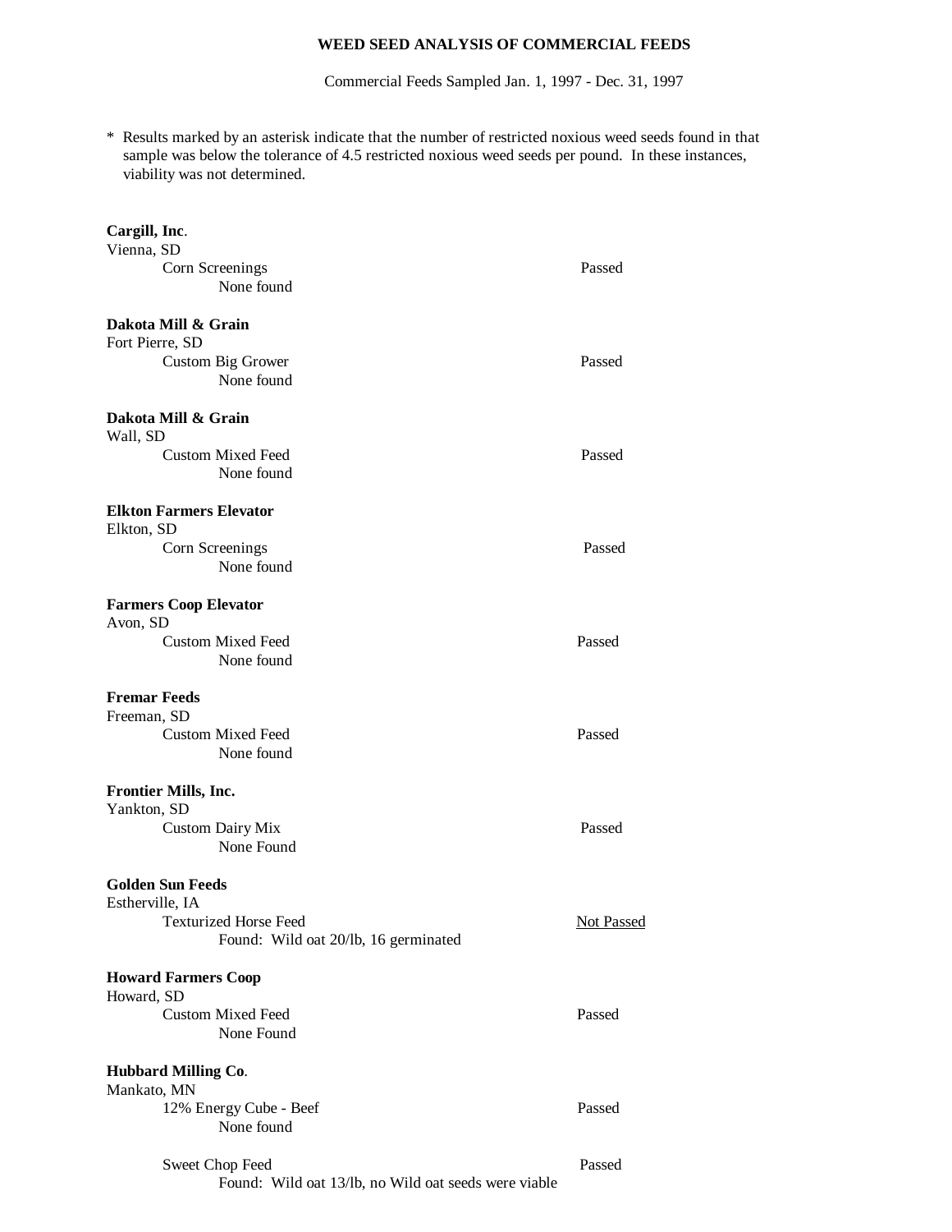**WEED SEED ANALYSIS OF COMMERCIAL FEEDS**

Commercial Feeds Sampled Jan. 1, 1997 - Dec. 31, 1997

* Results marked by an asterisk indicate that the number of restricted noxious weed seeds found in that sample was below the tolerance of 4.5 restricted noxious weed seeds per pound. In these instances, viability was not determined.

**Cargill, Inc**.
Vienna, SD

| | |
|---|---|
| Corn Screenings | Passed |
| None found | |

**Dakota Mill & Grain**
Fort Pierre, SD

| | |
|---|---|
| Custom Big Grower | Passed |
| None found | |

**Dakota Mill & Grain**
Wall, SD

| | |
|---|---|
| Custom Mixed Feed | Passed |
| None found | |

**Elkton Farmers Elevator**
Elkton, SD

| | |
|---|---|
| Corn Screenings | Passed |
| None found | |

**Farmers Coop Elevator**
Avon, SD

| | |
|---|---|
| Custom Mixed Feed | Passed |
| None found | |

**Fremar Feeds**
Freeman, SD

| | |
|---|---|
| Custom Mixed Feed | Passed |
| None found | |

**Frontier Mills, Inc.**
Yankton, SD

| | |
|---|---|
| Custom Dairy Mix | Passed |
| None Found | |

**Golden Sun Feeds**
Estherville, IA

| | |
|---|---|
| Texturized Horse Feed | <u>Not Passed</u> |
| Found: Wild oat 20/lb, 16 germinated | |

**Howard Farmers Coop**
Howard, SD

| | |
|---|---|
| Custom Mixed Feed | Passed |
| None Found | |

**Hubbard Milling Co**.
Mankato, MN

| | |
|---|---|
| 12% Energy Cube - Beef | Passed |
| None found | |
| Sweet Chop Feed | Passed |
| Found: Wild oat 13/lb, no Wild oat seeds were viable | |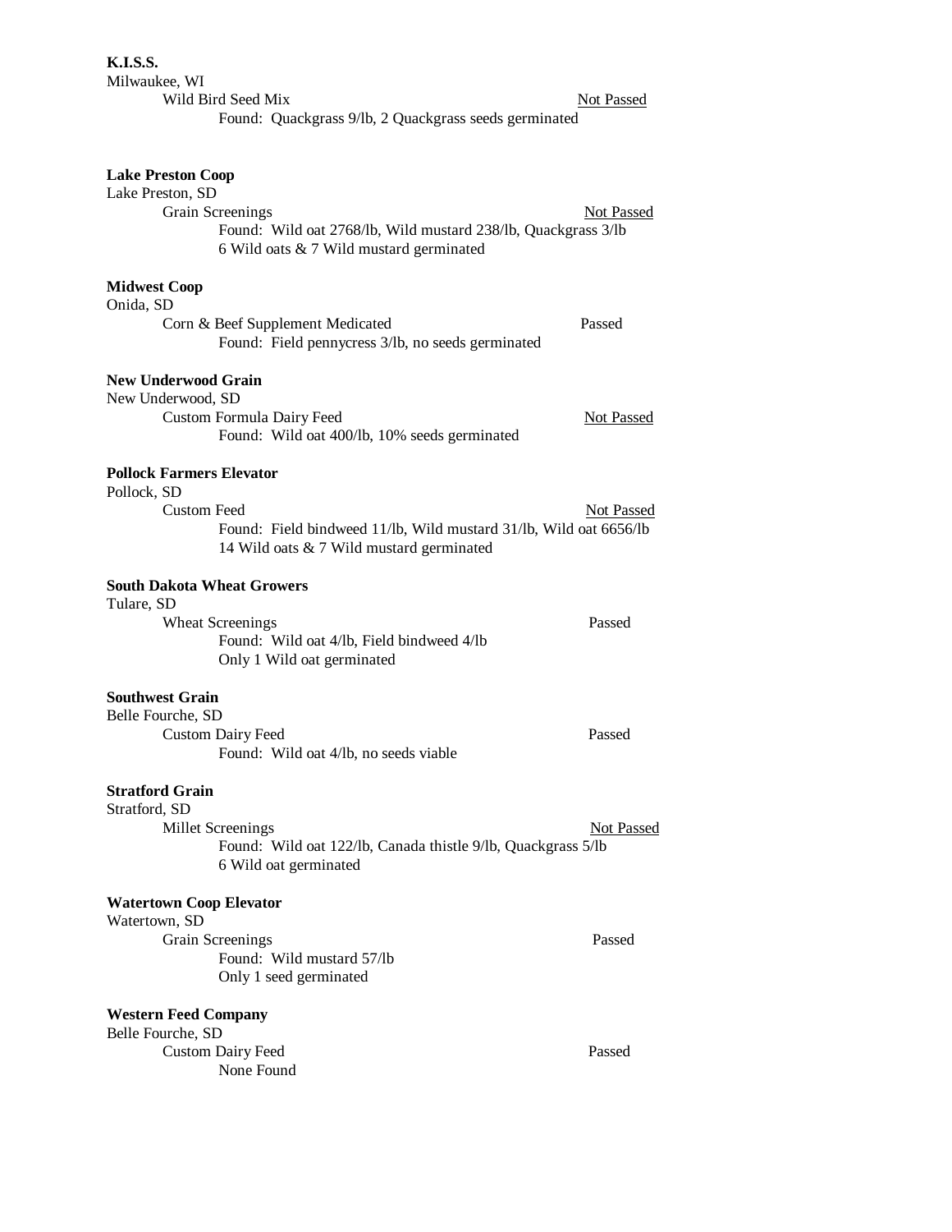**K.I.S.S.**
Milwaukee, WI

Wild Bird Seed Mix — Not Passed

Found: Quackgrass 9/lb, 2 Quackgrass seeds germinated

**Lake Preston Coop**
Lake Preston, SD

Grain Screenings — Not Passed

Found: Wild oat 2768/lb, Wild mustard 238/lb, Quackgrass 3/lb
6 Wild oats & 7 Wild mustard germinated

**Midwest Coop**
Onida, SD

Corn & Beef Supplement Medicated — Passed

Found: Field pennycress 3/lb, no seeds germinated

**New Underwood Grain**
New Underwood, SD

Custom Formula Dairy Feed — Not Passed

Found: Wild oat 400/lb, 10% seeds germinated

**Pollock Farmers Elevator**
Pollock, SD

Custom Feed — Not Passed

Found: Field bindweed 11/lb, Wild mustard 31/lb, Wild oat 6656/lb
14 Wild oats & 7 Wild mustard germinated

**South Dakota Wheat Growers**
Tulare, SD

Wheat Screenings — Passed

Found: Wild oat 4/lb, Field bindweed 4/lb
Only 1 Wild oat germinated

**Southwest Grain**
Belle Fourche, SD

Custom Dairy Feed — Passed

Found: Wild oat 4/lb, no seeds viable

**Stratford Grain**
Stratford, SD

Millet Screenings — Not Passed

Found: Wild oat 122/lb, Canada thistle 9/lb, Quackgrass 5/lb
6 Wild oat germinated

**Watertown Coop Elevator**
Watertown, SD

Grain Screenings — Passed

Found: Wild mustard 57/lb
Only 1 seed germinated

**Western Feed Company**
Belle Fourche, SD

Custom Dairy Feed — Passed

None Found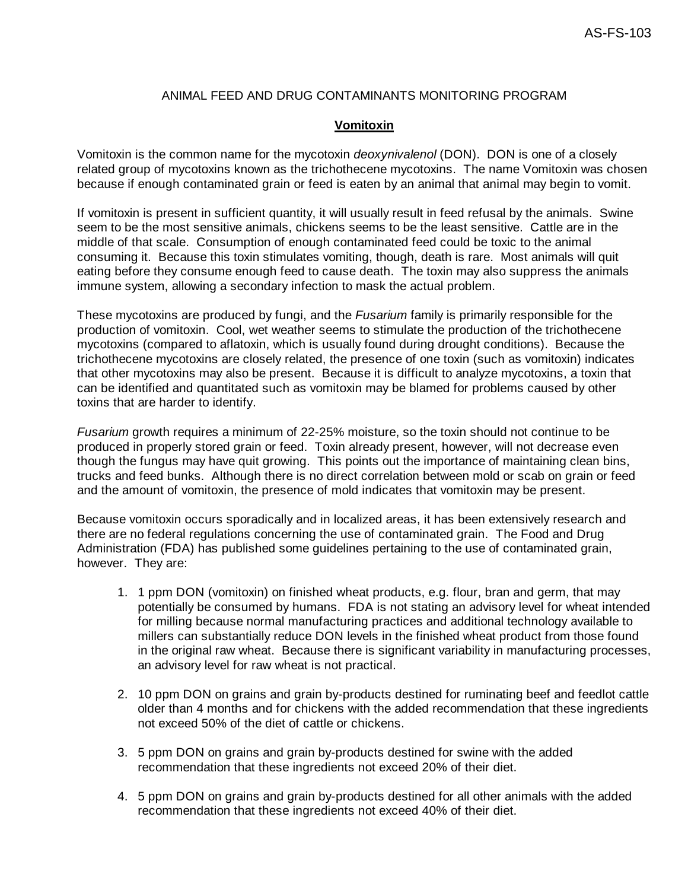ANIMAL FEED AND DRUG CONTAMINANTS MONITORING PROGRAM

## Vomitoxin

Vomitoxin is the common name for the mycotoxin *deoxynivalenol* (DON). DON is one of a closely related group of mycotoxins known as the trichothecene mycotoxins. The name Vomitoxin was chosen because if enough contaminated grain or feed is eaten by an animal that animal may begin to vomit.

If vomitoxin is present in sufficient quantity, it will usually result in feed refusal by the animals. Swine seem to be the most sensitive animals, chickens seems to be the least sensitive. Cattle are in the middle of that scale. Consumption of enough contaminated feed could be toxic to the animal consuming it. Because this toxin stimulates vomiting, though, death is rare. Most animals will quit eating before they consume enough feed to cause death. The toxin may also suppress the animals immune system, allowing a secondary infection to mask the actual problem.

These mycotoxins are produced by fungi, and the *Fusarium* family is primarily responsible for the production of vomitoxin. Cool, wet weather seems to stimulate the production of the trichothecene mycotoxins (compared to aflatoxin, which is usually found during drought conditions). Because the trichothecene mycotoxins are closely related, the presence of one toxin (such as vomitoxin) indicates that other mycotoxins may also be present. Because it is difficult to analyze mycotoxins, a toxin that can be identified and quantitated such as vomitoxin may be blamed for problems caused by other toxins that are harder to identify.

*Fusarium* growth requires a minimum of 22-25% moisture, so the toxin should not continue to be produced in properly stored grain or feed. Toxin already present, however, will not decrease even though the fungus may have quit growing. This points out the importance of maintaining clean bins, trucks and feed bunks. Although there is no direct correlation between mold or scab on grain or feed and the amount of vomitoxin, the presence of mold indicates that vomitoxin may be present.

Because vomitoxin occurs sporadically and in localized areas, it has been extensively research and there are no federal regulations concerning the use of contaminated grain. The Food and Drug Administration (FDA) has published some guidelines pertaining to the use of contaminated grain, however. They are:

1. 1 ppm DON (vomitoxin) on finished wheat products, e.g. flour, bran and germ, that may potentially be consumed by humans. FDA is not stating an advisory level for wheat intended for milling because normal manufacturing practices and additional technology available to millers can substantially reduce DON levels in the finished wheat product from those found in the original raw wheat. Because there is significant variability in manufacturing processes, an advisory level for raw wheat is not practical.

2. 10 ppm DON on grains and grain by-products destined for ruminating beef and feedlot cattle older than 4 months and for chickens with the added recommendation that these ingredients not exceed 50% of the diet of cattle or chickens.

3. 5 ppm DON on grains and grain by-products destined for swine with the added recommendation that these ingredients not exceed 20% of their diet.

4. 5 ppm DON on grains and grain by-products destined for all other animals with the added recommendation that these ingredients not exceed 40% of their diet.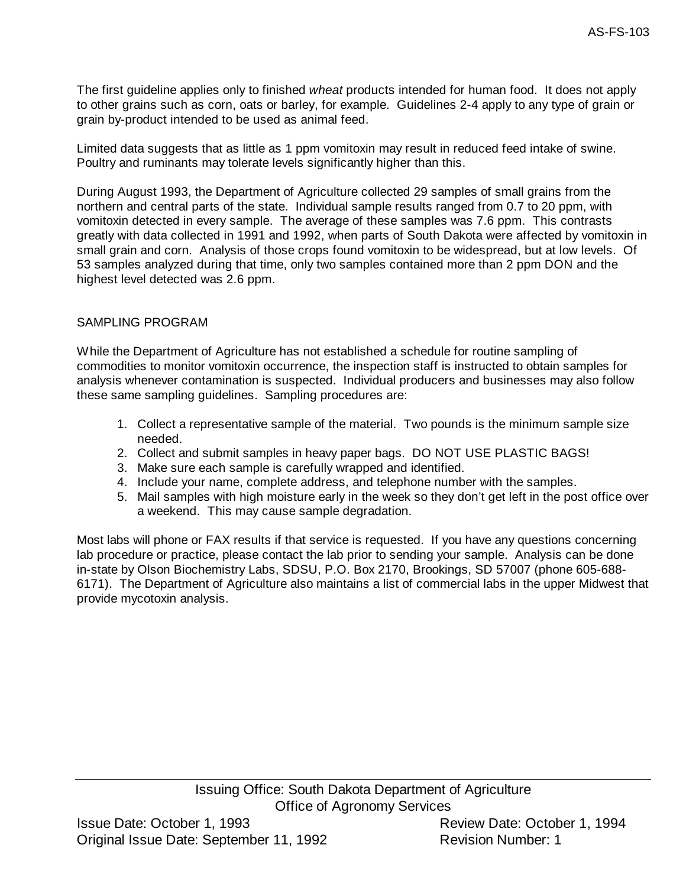The first guideline applies only to finished *wheat* products intended for human food. It does not apply to other grains such as corn, oats or barley, for example. Guidelines 2-4 apply to any type of grain or grain by-product intended to be used as animal feed.

Limited data suggests that as little as 1 ppm vomitoxin may result in reduced feed intake of swine. Poultry and ruminants may tolerate levels significantly higher than this.

During August 1993, the Department of Agriculture collected 29 samples of small grains from the northern and central parts of the state. Individual sample results ranged from 0.7 to 20 ppm, with vomitoxin detected in every sample. The average of these samples was 7.6 ppm. This contrasts greatly with data collected in 1991 and 1992, when parts of South Dakota were affected by vomitoxin in small grain and corn. Analysis of those crops found vomitoxin to be widespread, but at low levels. Of 53 samples analyzed during that time, only two samples contained more than 2 ppm DON and the highest level detected was 2.6 ppm.

## SAMPLING PROGRAM

While the Department of Agriculture has not established a schedule for routine sampling of commodities to monitor vomitoxin occurrence, the inspection staff is instructed to obtain samples for analysis whenever contamination is suspected. Individual producers and businesses may also follow these same sampling guidelines. Sampling procedures are:

1. Collect a representative sample of the material. Two pounds is the minimum sample size needed.
2. Collect and submit samples in heavy paper bags. DO NOT USE PLASTIC BAGS!
3. Make sure each sample is carefully wrapped and identified.
4. Include your name, complete address, and telephone number with the samples.
5. Mail samples with high moisture early in the week so they don't get left in the post office over a weekend. This may cause sample degradation.

Most labs will phone or FAX results if that service is requested. If you have any questions concerning lab procedure or practice, please contact the lab prior to sending your sample. Analysis can be done in-state by Olson Biochemistry Labs, SDSU, P.O. Box 2170, Brookings, SD 57007 (phone 605-688-6171). The Department of Agriculture also maintains a list of commercial labs in the upper Midwest that provide mycotoxin analysis.

Issuing Office: South Dakota Department of Agriculture
Office of Agronomy Services

Issue Date: October 1, 1993 — Review Date: October 1, 1994
Original Issue Date: September 11, 1992 — Revision Number: 1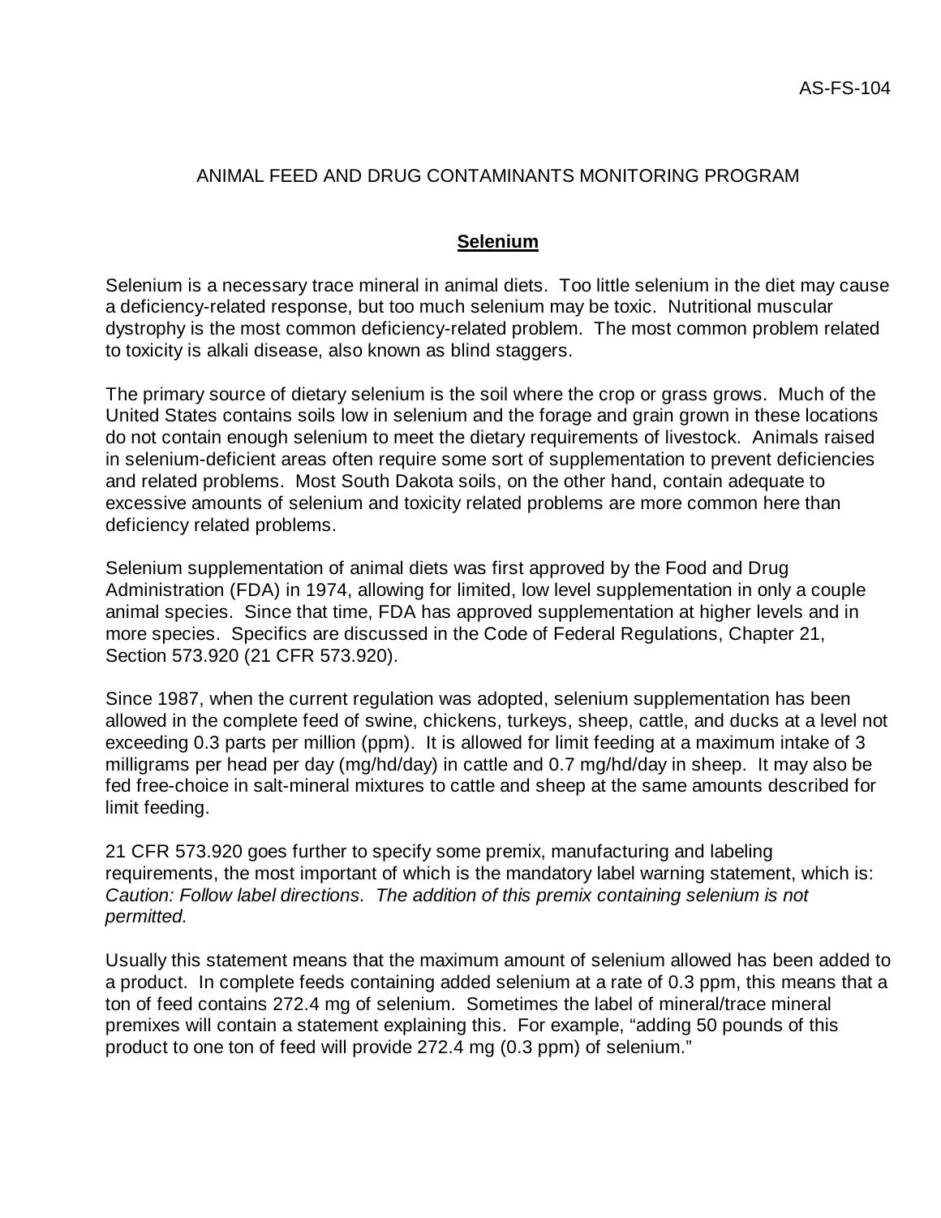AS-FS-104

## ANIMAL FEED AND DRUG CONTAMINANTS MONITORING PROGRAM

### **Selenium**

Selenium is a necessary trace mineral in animal diets. Too little selenium in the diet may cause a deficiency-related response, but too much selenium may be toxic. Nutritional muscular dystrophy is the most common deficiency-related problem. The most common problem related to toxicity is alkali disease, also known as blind staggers.

The primary source of dietary selenium is the soil where the crop or grass grows. Much of the United States contains soils low in selenium and the forage and grain grown in these locations do not contain enough selenium to meet the dietary requirements of livestock. Animals raised in selenium-deficient areas often require some sort of supplementation to prevent deficiencies and related problems. Most South Dakota soils, on the other hand, contain adequate to excessive amounts of selenium and toxicity related problems are more common here than deficiency related problems.

Selenium supplementation of animal diets was first approved by the Food and Drug Administration (FDA) in 1974, allowing for limited, low level supplementation in only a couple animal species. Since that time, FDA has approved supplementation at higher levels and in more species. Specifics are discussed in the Code of Federal Regulations, Chapter 21, Section 573.920 (21 CFR 573.920).

Since 1987, when the current regulation was adopted, selenium supplementation has been allowed in the complete feed of swine, chickens, turkeys, sheep, cattle, and ducks at a level not exceeding 0.3 parts per million (ppm). It is allowed for limit feeding at a maximum intake of 3 milligrams per head per day (mg/hd/day) in cattle and 0.7 mg/hd/day in sheep. It may also be fed free-choice in salt-mineral mixtures to cattle and sheep at the same amounts described for limit feeding.

21 CFR 573.920 goes further to specify some premix, manufacturing and labeling requirements, the most important of which is the mandatory label warning statement, which is: *Caution: Follow label directions. The addition of this premix containing selenium is not permitted.*

Usually this statement means that the maximum amount of selenium allowed has been added to a product. In complete feeds containing added selenium at a rate of 0.3 ppm, this means that a ton of feed contains 272.4 mg of selenium. Sometimes the label of mineral/trace mineral premixes will contain a statement explaining this. For example, "adding 50 pounds of this product to one ton of feed will provide 272.4 mg (0.3 ppm) of selenium."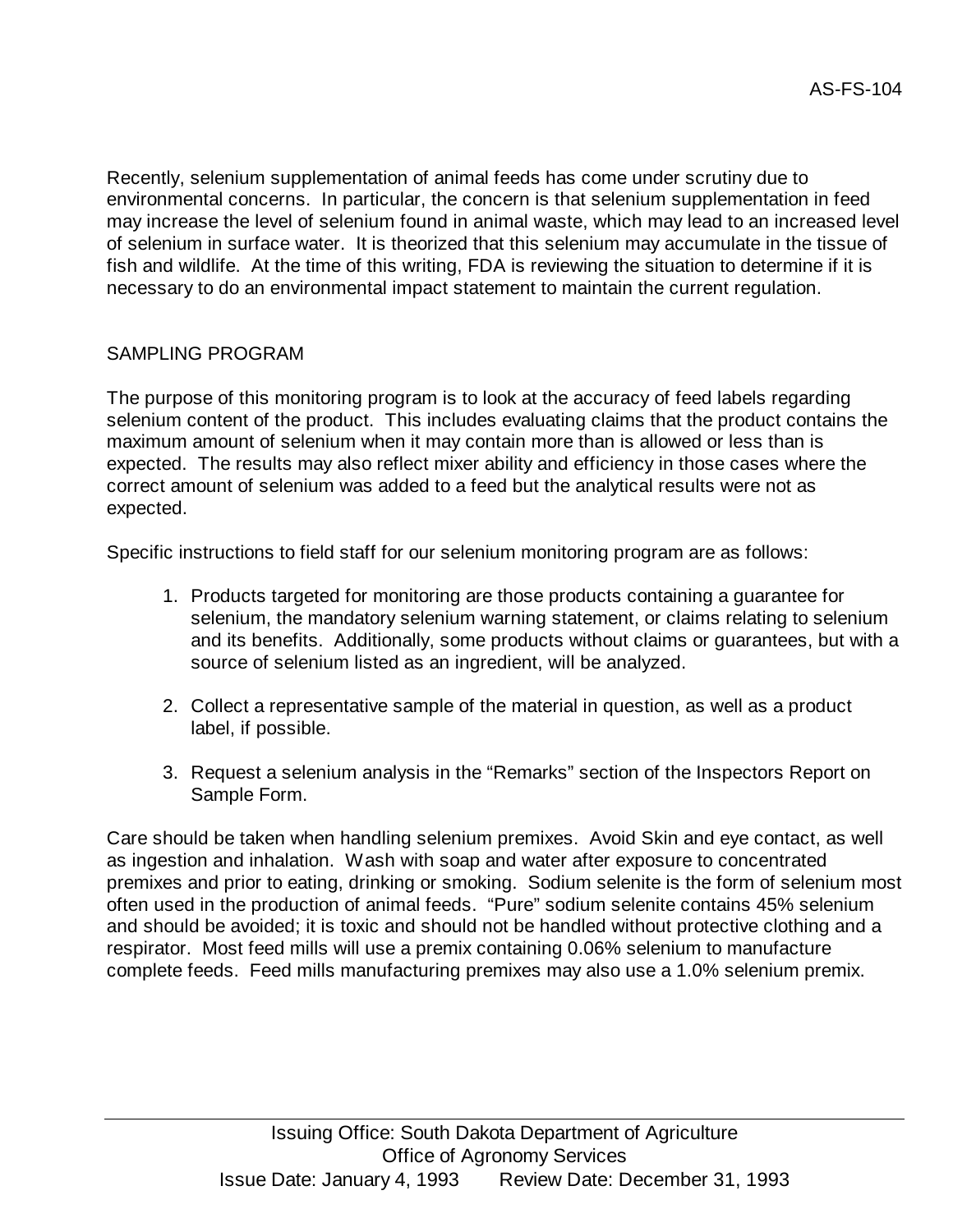Recently, selenium supplementation of animal feeds has come under scrutiny due to environmental concerns. In particular, the concern is that selenium supplementation in feed may increase the level of selenium found in animal waste, which may lead to an increased level of selenium in surface water. It is theorized that this selenium may accumulate in the tissue of fish and wildlife. At the time of this writing, FDA is reviewing the situation to determine if it is necessary to do an environmental impact statement to maintain the current regulation.

## SAMPLING PROGRAM

The purpose of this monitoring program is to look at the accuracy of feed labels regarding selenium content of the product. This includes evaluating claims that the product contains the maximum amount of selenium when it may contain more than is allowed or less than is expected. The results may also reflect mixer ability and efficiency in those cases where the correct amount of selenium was added to a feed but the analytical results were not as expected.

Specific instructions to field staff for our selenium monitoring program are as follows:

1. Products targeted for monitoring are those products containing a guarantee for selenium, the mandatory selenium warning statement, or claims relating to selenium and its benefits. Additionally, some products without claims or guarantees, but with a source of selenium listed as an ingredient, will be analyzed.

2. Collect a representative sample of the material in question, as well as a product label, if possible.

3. Request a selenium analysis in the "Remarks" section of the Inspectors Report on Sample Form.

Care should be taken when handling selenium premixes. Avoid Skin and eye contact, as well as ingestion and inhalation. Wash with soap and water after exposure to concentrated premixes and prior to eating, drinking or smoking. Sodium selenite is the form of selenium most often used in the production of animal feeds. "Pure" sodium selenite contains 45% selenium and should be avoided; it is toxic and should not be handled without protective clothing and a respirator. Most feed mills will use a premix containing 0.06% selenium to manufacture complete feeds. Feed mills manufacturing premixes may also use a 1.0% selenium premix.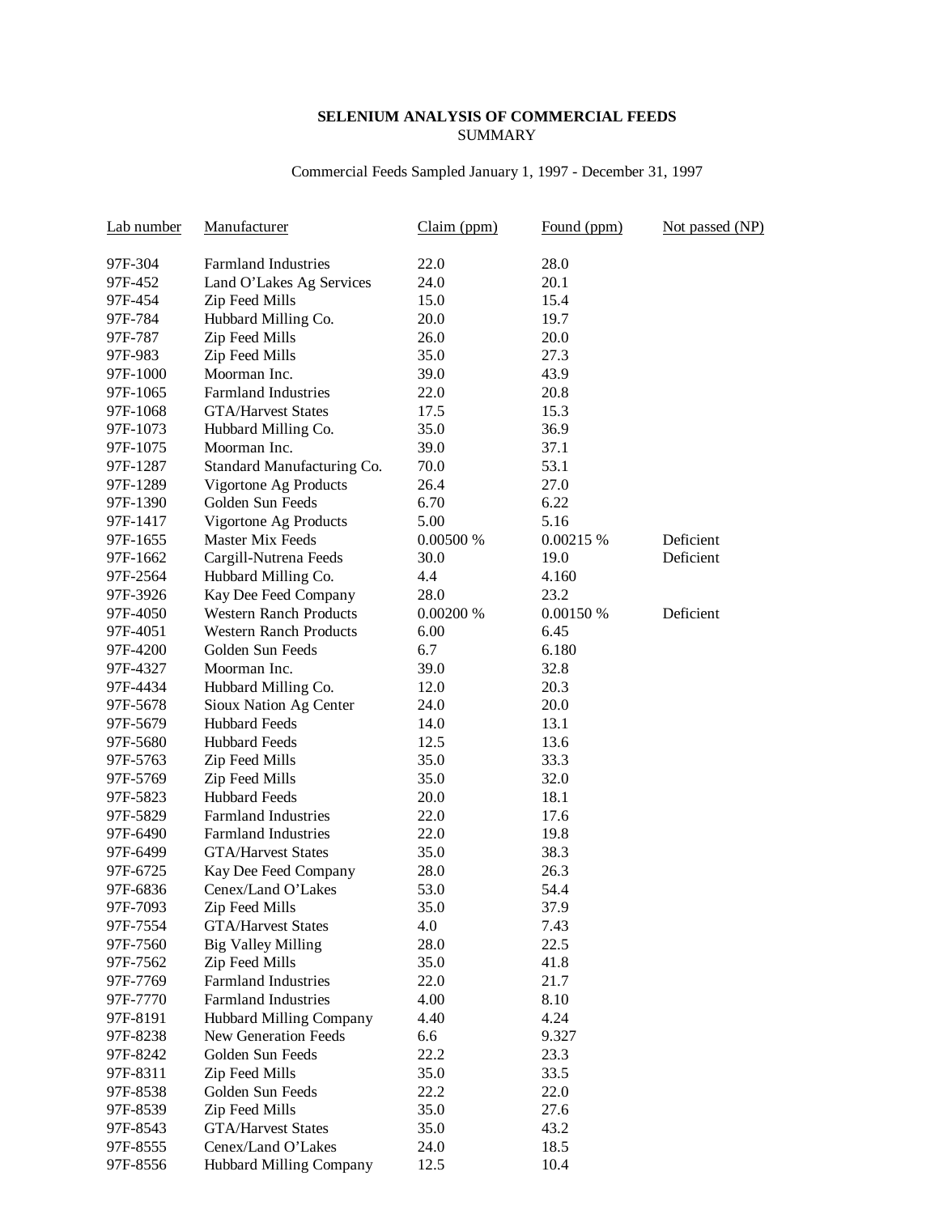**SELENIUM ANALYSIS OF COMMERCIAL FEEDS**
SUMMARY

Commercial Feeds Sampled January 1, 1997 - December 31, 1997

| Lab number | Manufacturer | Claim (ppm) | Found (ppm) | Not passed (NP) |
|---|---|---|---|---|
| 97F-304 | Farmland Industries | 22.0 | 28.0 | |
| 97F-452 | Land O'Lakes Ag Services | 24.0 | 20.1 | |
| 97F-454 | Zip Feed Mills | 15.0 | 15.4 | |
| 97F-784 | Hubbard Milling Co. | 20.0 | 19.7 | |
| 97F-787 | Zip Feed Mills | 26.0 | 20.0 | |
| 97F-983 | Zip Feed Mills | 35.0 | 27.3 | |
| 97F-1000 | Moorman Inc. | 39.0 | 43.9 | |
| 97F-1065 | Farmland Industries | 22.0 | 20.8 | |
| 97F-1068 | GTA/Harvest States | 17.5 | 15.3 | |
| 97F-1073 | Hubbard Milling Co. | 35.0 | 36.9 | |
| 97F-1075 | Moorman Inc. | 39.0 | 37.1 | |
| 97F-1287 | Standard Manufacturing Co. | 70.0 | 53.1 | |
| 97F-1289 | Vigortone Ag Products | 26.4 | 27.0 | |
| 97F-1390 | Golden Sun Feeds | 6.70 | 6.22 | |
| 97F-1417 | Vigortone Ag Products | 5.00 | 5.16 | |
| 97F-1655 | Master Mix Feeds | 0.00500 % | 0.00215 % | Deficient |
| 97F-1662 | Cargill-Nutrena Feeds | 30.0 | 19.0 | Deficient |
| 97F-2564 | Hubbard Milling Co. | 4.4 | 4.160 | |
| 97F-3926 | Kay Dee Feed Company | 28.0 | 23.2 | |
| 97F-4050 | Western Ranch Products | 0.00200 % | 0.00150 % | Deficient |
| 97F-4051 | Western Ranch Products | 6.00 | 6.45 | |
| 97F-4200 | Golden Sun Feeds | 6.7 | 6.180 | |
| 97F-4327 | Moorman Inc. | 39.0 | 32.8 | |
| 97F-4434 | Hubbard Milling Co. | 12.0 | 20.3 | |
| 97F-5678 | Sioux Nation Ag Center | 24.0 | 20.0 | |
| 97F-5679 | Hubbard Feeds | 14.0 | 13.1 | |
| 97F-5680 | Hubbard Feeds | 12.5 | 13.6 | |
| 97F-5763 | Zip Feed Mills | 35.0 | 33.3 | |
| 97F-5769 | Zip Feed Mills | 35.0 | 32.0 | |
| 97F-5823 | Hubbard Feeds | 20.0 | 18.1 | |
| 97F-5829 | Farmland Industries | 22.0 | 17.6 | |
| 97F-6490 | Farmland Industries | 22.0 | 19.8 | |
| 97F-6499 | GTA/Harvest States | 35.0 | 38.3 | |
| 97F-6725 | Kay Dee Feed Company | 28.0 | 26.3 | |
| 97F-6836 | Cenex/Land O'Lakes | 53.0 | 54.4 | |
| 97F-7093 | Zip Feed Mills | 35.0 | 37.9 | |
| 97F-7554 | GTA/Harvest States | 4.0 | 7.43 | |
| 97F-7560 | Big Valley Milling | 28.0 | 22.5 | |
| 97F-7562 | Zip Feed Mills | 35.0 | 41.8 | |
| 97F-7769 | Farmland Industries | 22.0 | 21.7 | |
| 97F-7770 | Farmland Industries | 4.00 | 8.10 | |
| 97F-8191 | Hubbard Milling Company | 4.40 | 4.24 | |
| 97F-8238 | New Generation Feeds | 6.6 | 9.327 | |
| 97F-8242 | Golden Sun Feeds | 22.2 | 23.3 | |
| 97F-8311 | Zip Feed Mills | 35.0 | 33.5 | |
| 97F-8538 | Golden Sun Feeds | 22.2 | 22.0 | |
| 97F-8539 | Zip Feed Mills | 35.0 | 27.6 | |
| 97F-8543 | GTA/Harvest States | 35.0 | 43.2 | |
| 97F-8555 | Cenex/Land O'Lakes | 24.0 | 18.5 | |
| 97F-8556 | Hubbard Milling Company | 12.5 | 10.4 | |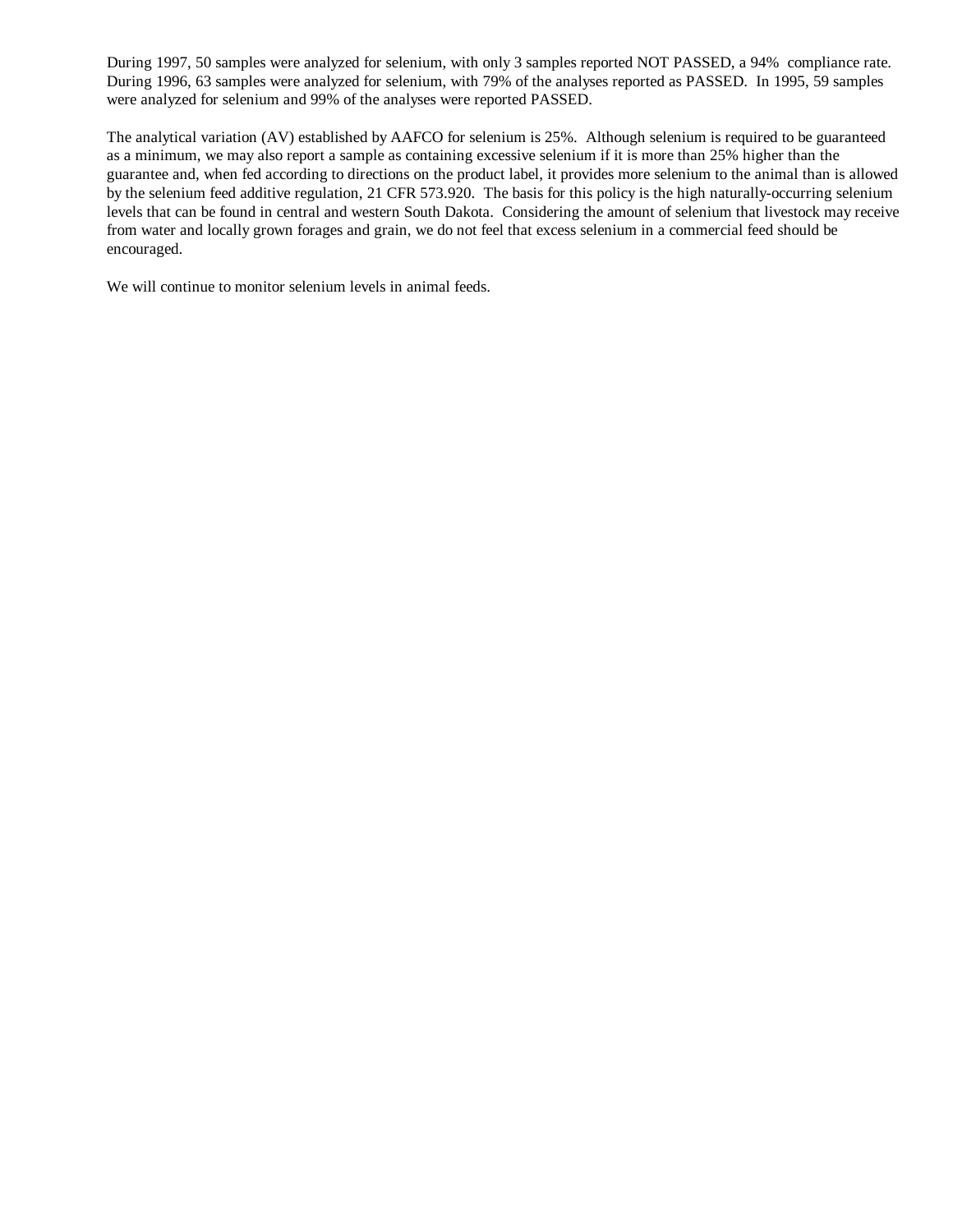During 1997, 50 samples were analyzed for selenium, with only 3 samples reported NOT PASSED, a 94% compliance rate. During 1996, 63 samples were analyzed for selenium, with 79% of the analyses reported as PASSED. In 1995, 59 samples were analyzed for selenium and 99% of the analyses were reported PASSED.

The analytical variation (AV) established by AAFCO for selenium is 25%. Although selenium is required to be guaranteed as a minimum, we may also report a sample as containing excessive selenium if it is more than 25% higher than the guarantee and, when fed according to directions on the product label, it provides more selenium to the animal than is allowed by the selenium feed additive regulation, 21 CFR 573.920. The basis for this policy is the high naturally-occurring selenium levels that can be found in central and western South Dakota. Considering the amount of selenium that livestock may receive from water and locally grown forages and grain, we do not feel that excess selenium in a commercial feed should be encouraged.

We will continue to monitor selenium levels in animal feeds.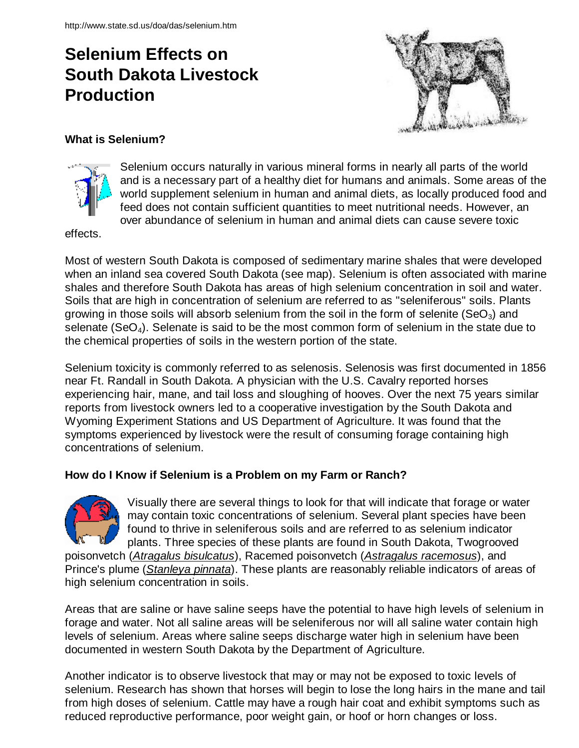http://www.state.sd.us/doa/das/selenium.htm

# Selenium Effects on South Dakota Livestock Production

### What is Selenium?

Selenium occurs naturally in various mineral forms in nearly all parts of the world and is a necessary part of a healthy diet for humans and animals. Some areas of the world supplement selenium in human and animal diets, as locally produced food and feed does not contain sufficient quantities to meet nutritional needs. However, an over abundance of selenium in human and animal diets can cause severe toxic effects.

Most of western South Dakota is composed of sedimentary marine shales that were developed when an inland sea covered South Dakota (see map). Selenium is often associated with marine shales and therefore South Dakota has areas of high selenium concentration in soil and water. Soils that are high in concentration of selenium are referred to as "seleniferous" soils. Plants growing in those soils will absorb selenium from the soil in the form of selenite ($SeO_3$) and selenate ($SeO_4$). Selenate is said to be the most common form of selenium in the state due to the chemical properties of soils in the western portion of the state.

Selenium toxicity is commonly referred to as selenosis. Selenosis was first documented in 1856 near Ft. Randall in South Dakota. A physician with the U.S. Cavalry reported horses experiencing hair, mane, and tail loss and sloughing of hooves. Over the next 75 years similar reports from livestock owners led to a cooperative investigation by the South Dakota and Wyoming Experiment Stations and US Department of Agriculture. It was found that the symptoms experienced by livestock were the result of consuming forage containing high concentrations of selenium.

### How do I Know if Selenium is a Problem on my Farm or Ranch?

Visually there are several things to look for that will indicate that forage or water may contain toxic concentrations of selenium. Several plant species have been found to thrive in seleniferous soils and are referred to as selenium indicator plants. Three species of these plants are found in South Dakota, Twogrooved poisonvetch (*Atragalus bisulcatus*), Racemed poisonvetch (*Astragalus racemosus*), and Prince's plume (*Stanleya pinnata*). These plants are reasonably reliable indicators of areas of high selenium concentration in soils.

Areas that are saline or have saline seeps have the potential to have high levels of selenium in forage and water. Not all saline areas will be seleniferous nor will all saline water contain high levels of selenium. Areas where saline seeps discharge water high in selenium have been documented in western South Dakota by the Department of Agriculture.

Another indicator is to observe livestock that may or may not be exposed to toxic levels of selenium. Research has shown that horses will begin to lose the long hairs in the mane and tail from high doses of selenium. Cattle may have a rough hair coat and exhibit symptoms such as reduced reproductive performance, poor weight gain, or hoof or horn changes or loss.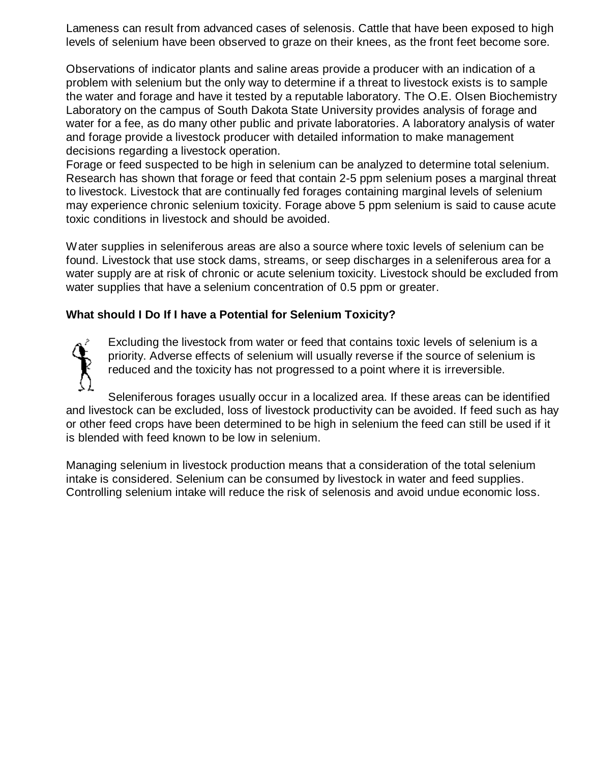Lameness can result from advanced cases of selenosis. Cattle that have been exposed to high levels of selenium have been observed to graze on their knees, as the front feet become sore.

Observations of indicator plants and saline areas provide a producer with an indication of a problem with selenium but the only way to determine if a threat to livestock exists is to sample the water and forage and have it tested by a reputable laboratory. The O.E. Olsen Biochemistry Laboratory on the campus of South Dakota State University provides analysis of forage and water for a fee, as do many other public and private laboratories. A laboratory analysis of water and forage provide a livestock producer with detailed information to make management decisions regarding a livestock operation.
Forage or feed suspected to be high in selenium can be analyzed to determine total selenium. Research has shown that forage or feed that contain 2-5 ppm selenium poses a marginal threat to livestock. Livestock that are continually fed forages containing marginal levels of selenium may experience chronic selenium toxicity. Forage above 5 ppm selenium is said to cause acute toxic conditions in livestock and should be avoided.

Water supplies in seleniferous areas are also a source where toxic levels of selenium can be found. Livestock that use stock dams, streams, or seep discharges in a seleniferous area for a water supply are at risk of chronic or acute selenium toxicity. Livestock should be excluded from water supplies that have a selenium concentration of 0.5 ppm or greater.

**What should I Do If I have a Potential for Selenium Toxicity?**

Excluding the livestock from water or feed that contains toxic levels of selenium is a priority. Adverse effects of selenium will usually reverse if the source of selenium is reduced and the toxicity has not progressed to a point where it is irreversible.

Seleniferous forages usually occur in a localized area. If these areas can be identified and livestock can be excluded, loss of livestock productivity can be avoided. If feed such as hay or other feed crops have been determined to be high in selenium the feed can still be used if it is blended with feed known to be low in selenium.

Managing selenium in livestock production means that a consideration of the total selenium intake is considered. Selenium can be consumed by livestock in water and feed supplies. Controlling selenium intake will reduce the risk of selenosis and avoid undue economic loss.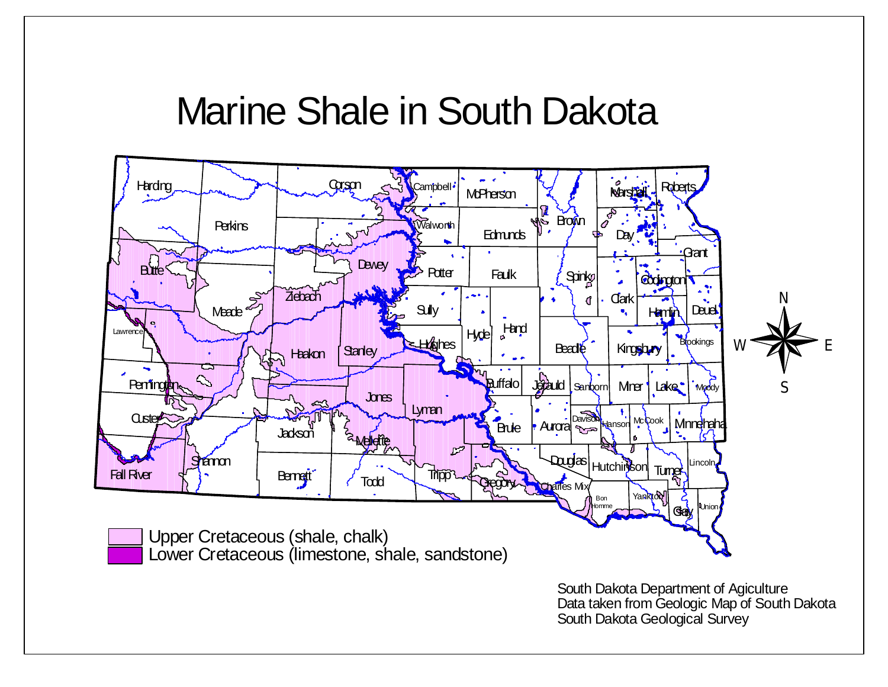# Marine Shale in South Dakota

Harding
Perkins
Corson
Campbell
McPherson
Marshall
Roberts
Walworth
Edmunds
Brown
Day
Butte
Dewey
Potter
Faulk
Spink
Grant
Codington
Clark
Meade
Ziebach
Sully
Hamlin
Deuel
Lawrence
Haakon
Stanley
Hughes
Hyde
Hand
Beadle
Kingsbury
Brookings
Pennington
Buffalo
Jerauld
Sanborn
Miner
Lake
Moody
Jones
Lyman
Custer
Brule
Aurora
Davison
Hanson
McCook
Minnehaha
Jackson
Mellette
Shannon
Douglas
Hutchinson
Turner
Lincoln
Fall River
Bennett
Todd
Tripp
Gregory
Charles Mix
Bon Homme
Yankton
Clay
Union

N
W
E
S

Upper Cretaceous (shale, chalk)
Lower Cretaceous (limestone, shale, sandstone)

South Dakota Department of Agiculture
Data taken from Geologic Map of South Dakota
South Dakota Geological Survey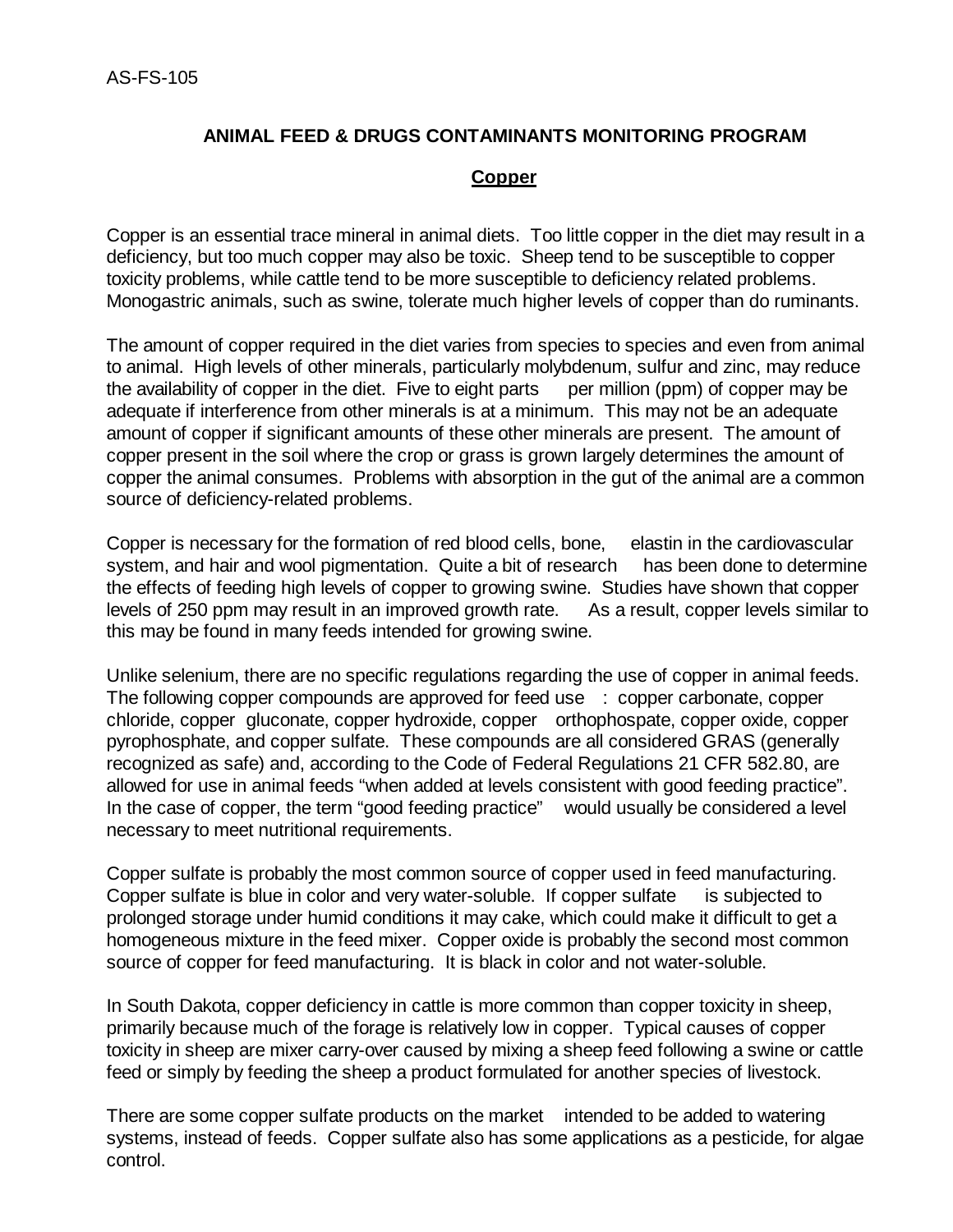AS-FS-105

## ANIMAL FEED & DRUGS CONTAMINANTS MONITORING PROGRAM

### Copper

Copper is an essential trace mineral in animal diets. Too little copper in the diet may result in a deficiency, but too much copper may also be toxic. Sheep tend to be susceptible to copper toxicity problems, while cattle tend to be more susceptible to deficiency related problems. Monogastric animals, such as swine, tolerate much higher levels of copper than do ruminants.

The amount of copper required in the diet varies from species to species and even from animal to animal. High levels of other minerals, particularly molybdenum, sulfur and zinc, may reduce the availability of copper in the diet. Five to eight parts per million (ppm) of copper may be adequate if interference from other minerals is at a minimum. This may not be an adequate amount of copper if significant amounts of these other minerals are present. The amount of copper present in the soil where the crop or grass is grown largely determines the amount of copper the animal consumes. Problems with absorption in the gut of the animal are a common source of deficiency-related problems.

Copper is necessary for the formation of red blood cells, bone, elastin in the cardiovascular system, and hair and wool pigmentation. Quite a bit of research has been done to determine the effects of feeding high levels of copper to growing swine. Studies have shown that copper levels of 250 ppm may result in an improved growth rate. As a result, copper levels similar to this may be found in many feeds intended for growing swine.

Unlike selenium, there are no specific regulations regarding the use of copper in animal feeds. The following copper compounds are approved for feed use : copper carbonate, copper chloride, copper gluconate, copper hydroxide, copper orthophospate, copper oxide, copper pyrophosphate, and copper sulfate. These compounds are all considered GRAS (generally recognized as safe) and, according to the Code of Federal Regulations 21 CFR 582.80, are allowed for use in animal feeds "when added at levels consistent with good feeding practice". In the case of copper, the term "good feeding practice" would usually be considered a level necessary to meet nutritional requirements.

Copper sulfate is probably the most common source of copper used in feed manufacturing. Copper sulfate is blue in color and very water-soluble. If copper sulfate is subjected to prolonged storage under humid conditions it may cake, which could make it difficult to get a homogeneous mixture in the feed mixer. Copper oxide is probably the second most common source of copper for feed manufacturing. It is black in color and not water-soluble.

In South Dakota, copper deficiency in cattle is more common than copper toxicity in sheep, primarily because much of the forage is relatively low in copper. Typical causes of copper toxicity in sheep are mixer carry-over caused by mixing a sheep feed following a swine or cattle feed or simply by feeding the sheep a product formulated for another species of livestock.

There are some copper sulfate products on the market intended to be added to watering systems, instead of feeds. Copper sulfate also has some applications as a pesticide, for algae control.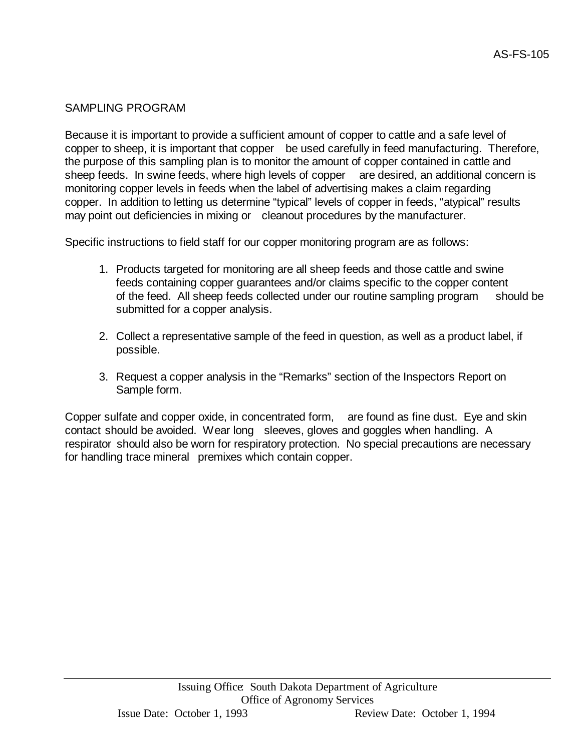## SAMPLING PROGRAM

Because it is important to provide a sufficient amount of copper to cattle and a safe level of copper to sheep, it is important that copper be used carefully in feed manufacturing. Therefore, the purpose of this sampling plan is to monitor the amount of copper contained in cattle and sheep feeds. In swine feeds, where high levels of copper are desired, an additional concern is monitoring copper levels in feeds when the label of advertising makes a claim regarding copper. In addition to letting us determine "typical" levels of copper in feeds, "atypical" results may point out deficiencies in mixing or cleanout procedures by the manufacturer.

Specific instructions to field staff for our copper monitoring program are as follows:

1. Products targeted for monitoring are all sheep feeds and those cattle and swine feeds containing copper guarantees and/or claims specific to the copper content of the feed. All sheep feeds collected under our routine sampling program should be submitted for a copper analysis.

2. Collect a representative sample of the feed in question, as well as a product label, if possible.

3. Request a copper analysis in the "Remarks" section of the Inspectors Report on Sample form.

Copper sulfate and copper oxide, in concentrated form, are found as fine dust. Eye and skin contact should be avoided. Wear long sleeves, gloves and goggles when handling. A respirator should also be worn for respiratory protection. No special precautions are necessary for handling trace mineral premixes which contain copper.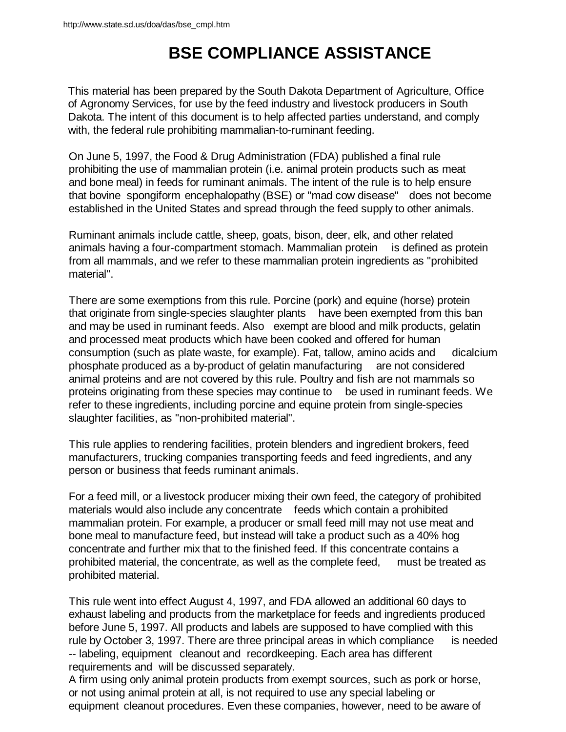http://www.state.sd.us/doa/das/bse_cmpl.htm

# BSE COMPLIANCE ASSISTANCE

This material has been prepared by the South Dakota Department of Agriculture, Office of Agronomy Services, for use by the feed industry and livestock producers in South Dakota. The intent of this document is to help affected parties understand, and comply with, the federal rule prohibiting mammalian-to-ruminant feeding.

On June 5, 1997, the Food & Drug Administration (FDA) published a final rule prohibiting the use of mammalian protein (i.e. animal protein products such as meat and bone meal) in feeds for ruminant animals. The intent of the rule is to help ensure that bovine spongiform encephalopathy (BSE) or "mad cow disease" does not become established in the United States and spread through the feed supply to other animals.

Ruminant animals include cattle, sheep, goats, bison, deer, elk, and other related animals having a four-compartment stomach. Mammalian protein is defined as protein from all mammals, and we refer to these mammalian protein ingredients as "prohibited material".

There are some exemptions from this rule. Porcine (pork) and equine (horse) protein that originate from single-species slaughter plants have been exempted from this ban and may be used in ruminant feeds. Also exempt are blood and milk products, gelatin and processed meat products which have been cooked and offered for human consumption (such as plate waste, for example). Fat, tallow, amino acids and dicalcium phosphate produced as a by-product of gelatin manufacturing are not considered animal proteins and are not covered by this rule. Poultry and fish are not mammals so proteins originating from these species may continue to be used in ruminant feeds. We refer to these ingredients, including porcine and equine protein from single-species slaughter facilities, as "non-prohibited material".

This rule applies to rendering facilities, protein blenders and ingredient brokers, feed manufacturers, trucking companies transporting feeds and feed ingredients, and any person or business that feeds ruminant animals.

For a feed mill, or a livestock producer mixing their own feed, the category of prohibited materials would also include any concentrate feeds which contain a prohibited mammalian protein. For example, a producer or small feed mill may not use meat and bone meal to manufacture feed, but instead will take a product such as a 40% hog concentrate and further mix that to the finished feed. If this concentrate contains a prohibited material, the concentrate, as well as the complete feed, must be treated as prohibited material.

This rule went into effect August 4, 1997, and FDA allowed an additional 60 days to exhaust labeling and products from the marketplace for feeds and ingredients produced before June 5, 1997. All products and labels are supposed to have complied with this rule by October 3, 1997. There are three principal areas in which compliance is needed -- labeling, equipment cleanout and recordkeeping. Each area has different requirements and will be discussed separately.

A firm using only animal protein products from exempt sources, such as pork or horse, or not using animal protein at all, is not required to use any special labeling or equipment cleanout procedures. Even these companies, however, need to be aware of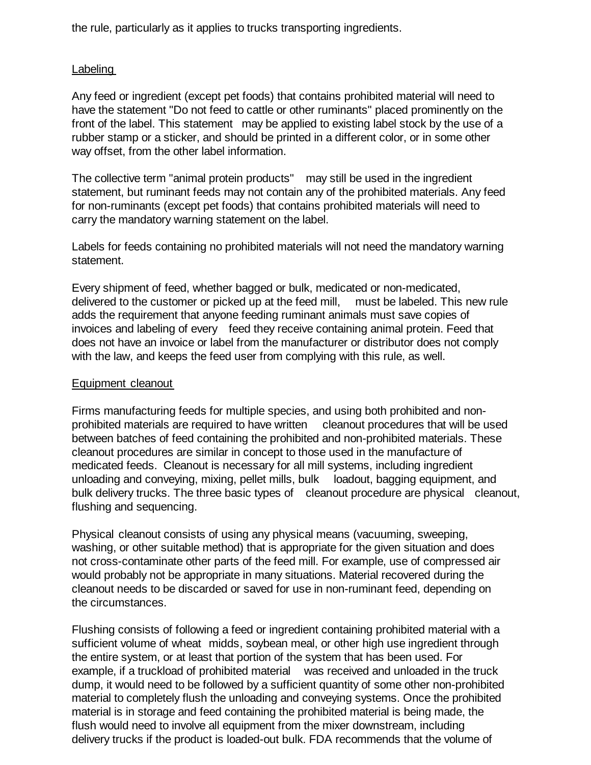the rule, particularly as it applies to trucks transporting ingredients.

## Labeling

Any feed or ingredient (except pet foods) that contains prohibited material will need to have the statement "Do not feed to cattle or other ruminants" placed prominently on the front of the label. This statement may be applied to existing label stock by the use of a rubber stamp or a sticker, and should be printed in a different color, or in some other way offset, from the other label information.

The collective term "animal protein products" may still be used in the ingredient statement, but ruminant feeds may not contain any of the prohibited materials. Any feed for non-ruminants (except pet foods) that contains prohibited materials will need to carry the mandatory warning statement on the label.

Labels for feeds containing no prohibited materials will not need the mandatory warning statement.

Every shipment of feed, whether bagged or bulk, medicated or non-medicated, delivered to the customer or picked up at the feed mill, must be labeled. This new rule adds the requirement that anyone feeding ruminant animals must save copies of invoices and labeling of every feed they receive containing animal protein. Feed that does not have an invoice or label from the manufacturer or distributor does not comply with the law, and keeps the feed user from complying with this rule, as well.

## Equipment cleanout

Firms manufacturing feeds for multiple species, and using both prohibited and non-prohibited materials are required to have written cleanout procedures that will be used between batches of feed containing the prohibited and non-prohibited materials. These cleanout procedures are similar in concept to those used in the manufacture of medicated feeds. Cleanout is necessary for all mill systems, including ingredient unloading and conveying, mixing, pellet mills, bulk loadout, bagging equipment, and bulk delivery trucks. The three basic types of cleanout procedure are physical cleanout, flushing and sequencing.

Physical cleanout consists of using any physical means (vacuuming, sweeping, washing, or other suitable method) that is appropriate for the given situation and does not cross-contaminate other parts of the feed mill. For example, use of compressed air would probably not be appropriate in many situations. Material recovered during the cleanout needs to be discarded or saved for use in non-ruminant feed, depending on the circumstances.

Flushing consists of following a feed or ingredient containing prohibited material with a sufficient volume of wheat midds, soybean meal, or other high use ingredient through the entire system, or at least that portion of the system that has been used. For example, if a truckload of prohibited material was received and unloaded in the truck dump, it would need to be followed by a sufficient quantity of some other non-prohibited material to completely flush the unloading and conveying systems. Once the prohibited material is in storage and feed containing the prohibited material is being made, the flush would need to involve all equipment from the mixer downstream, including delivery trucks if the product is loaded-out bulk. FDA recommends that the volume of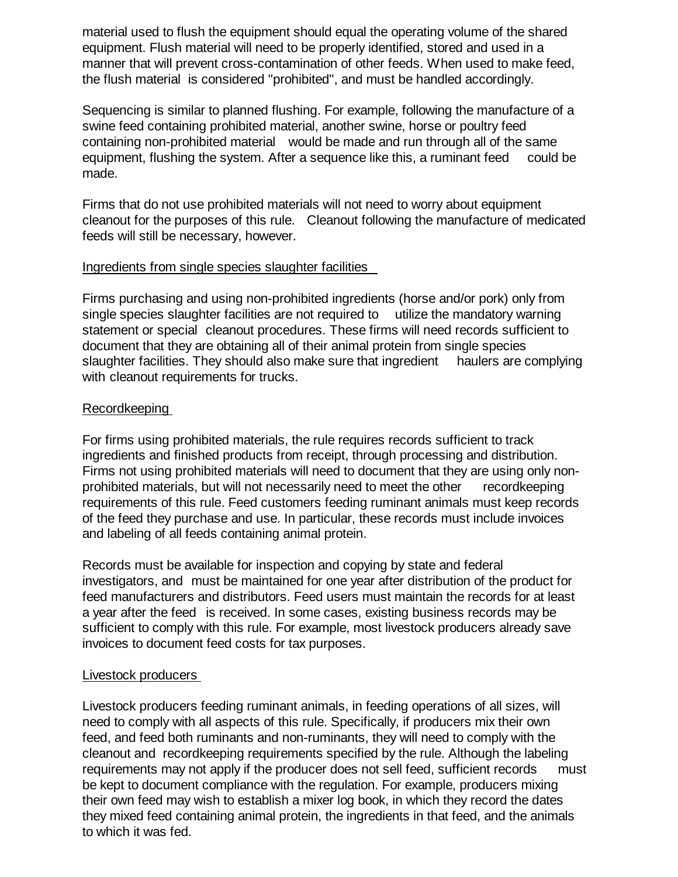material used to flush the equipment should equal the operating volume of the shared equipment. Flush material will need to be properly identified, stored and used in a manner that will prevent cross-contamination of other feeds. When used to make feed, the flush material is considered "prohibited", and must be handled accordingly.

Sequencing is similar to planned flushing. For example, following the manufacture of a swine feed containing prohibited material, another swine, horse or poultry feed containing non-prohibited material would be made and run through all of the same equipment, flushing the system. After a sequence like this, a ruminant feed could be made.

Firms that do not use prohibited materials will not need to worry about equipment cleanout for the purposes of this rule. Cleanout following the manufacture of medicated feeds will still be necessary, however.

<u>Ingredients from single species slaughter facilities</u>

Firms purchasing and using non-prohibited ingredients (horse and/or pork) only from single species slaughter facilities are not required to utilize the mandatory warning statement or special cleanout procedures. These firms will need records sufficient to document that they are obtaining all of their animal protein from single species slaughter facilities. They should also make sure that ingredient haulers are complying with cleanout requirements for trucks.

<u>Recordkeeping</u>

For firms using prohibited materials, the rule requires records sufficient to track ingredients and finished products from receipt, through processing and distribution. Firms not using prohibited materials will need to document that they are using only non-prohibited materials, but will not necessarily need to meet the other recordkeeping requirements of this rule. Feed customers feeding ruminant animals must keep records of the feed they purchase and use. In particular, these records must include invoices and labeling of all feeds containing animal protein.

Records must be available for inspection and copying by state and federal investigators, and must be maintained for one year after distribution of the product for feed manufacturers and distributors. Feed users must maintain the records for at least a year after the feed is received. In some cases, existing business records may be sufficient to comply with this rule. For example, most livestock producers already save invoices to document feed costs for tax purposes.

<u>Livestock producers</u>

Livestock producers feeding ruminant animals, in feeding operations of all sizes, will need to comply with all aspects of this rule. Specifically, if producers mix their own feed, and feed both ruminants and non-ruminants, they will need to comply with the cleanout and recordkeeping requirements specified by the rule. Although the labeling requirements may not apply if the producer does not sell feed, sufficient records must be kept to document compliance with the regulation. For example, producers mixing their own feed may wish to establish a mixer log book, in which they record the dates they mixed feed containing animal protein, the ingredients in that feed, and the animals to which it was fed.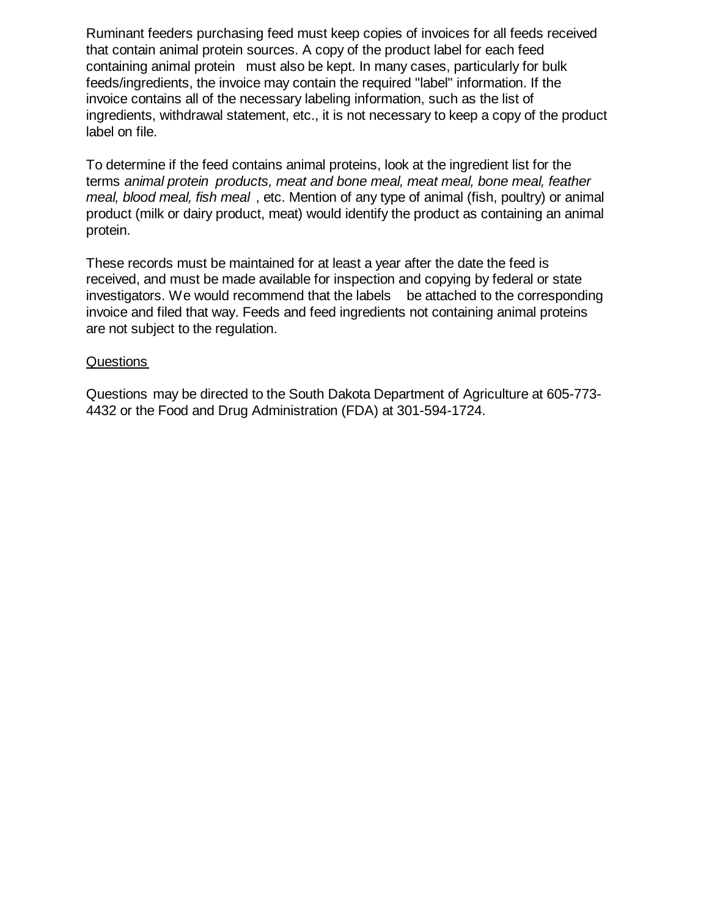Ruminant feeders purchasing feed must keep copies of invoices for all feeds received that contain animal protein sources. A copy of the product label for each feed containing animal protein must also be kept. In many cases, particularly for bulk feeds/ingredients, the invoice may contain the required "label" information. If the invoice contains all of the necessary labeling information, such as the list of ingredients, withdrawal statement, etc., it is not necessary to keep a copy of the product label on file.

To determine if the feed contains animal proteins, look at the ingredient list for the terms *animal protein products, meat and bone meal, meat meal, bone meal, feather meal, blood meal, fish meal* , etc. Mention of any type of animal (fish, poultry) or animal product (milk or dairy product, meat) would identify the product as containing an animal protein.

These records must be maintained for at least a year after the date the feed is received, and must be made available for inspection and copying by federal or state investigators. We would recommend that the labels be attached to the corresponding invoice and filed that way. Feeds and feed ingredients not containing animal proteins are not subject to the regulation.

<u>Questions</u>

Questions may be directed to the South Dakota Department of Agriculture at 605-773-4432 or the Food and Drug Administration (FDA) at 301-594-1724.